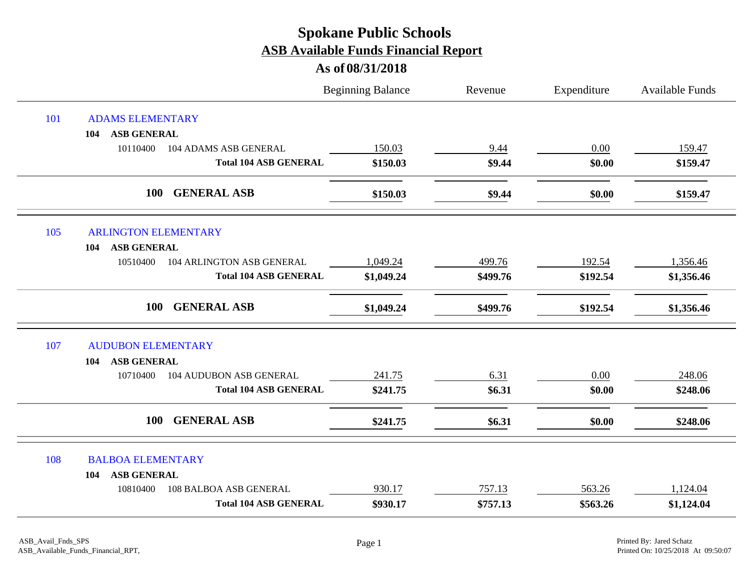# Spokane Public Schools

## ASB Available Funds Financial Report

### As of 08/31/2018

| | | Beginning Balance | Revenue | Expenditure | Available Funds |
|---|---|---|---|---|---|
| **101** | **ADAMS ELEMENTARY** | | | | |
| **104** | **ASB GENERAL** | | | | |
| 10110400 | 104 ADAMS ASB GENERAL | 150.03 | 9.44 | 0.00 | 159.47 |
| | **Total 104 ASB GENERAL** | **$150.03** | **$9.44** | **$0.00** | **$159.47** |
| **100** | **GENERAL ASB** | **$150.03** | **$9.44** | **$0.00** | **$159.47** |
| **105** | **ARLINGTON ELEMENTARY** | | | | |
| **104** | **ASB GENERAL** | | | | |
| 10510400 | 104 ARLINGTON ASB GENERAL | 1,049.24 | 499.76 | 192.54 | 1,356.46 |
| | **Total 104 ASB GENERAL** | **$1,049.24** | **$499.76** | **$192.54** | **$1,356.46** |
| **100** | **GENERAL ASB** | **$1,049.24** | **$499.76** | **$192.54** | **$1,356.46** |
| **107** | **AUDUBON ELEMENTARY** | | | | |
| **104** | **ASB GENERAL** | | | | |
| 10710400 | 104 AUDUBON ASB GENERAL | 241.75 | 6.31 | 0.00 | 248.06 |
| | **Total 104 ASB GENERAL** | **$241.75** | **$6.31** | **$0.00** | **$248.06** |
| **100** | **GENERAL ASB** | **$241.75** | **$6.31** | **$0.00** | **$248.06** |
| **108** | **BALBOA ELEMENTARY** | | | | |
| **104** | **ASB GENERAL** | | | | |
| 10810400 | 108 BALBOA ASB GENERAL | 930.17 | 757.13 | 563.26 | 1,124.04 |
| | **Total 104 ASB GENERAL** | **$930.17** | **$757.13** | **$563.26** | **$1,124.04** |

ASB_Avail_Fnds_SPS
ASB_Available_Funds_Financial_RPT,

Printed By: Jared Schatz
Printed On: 10/25/2018 At 09:50:07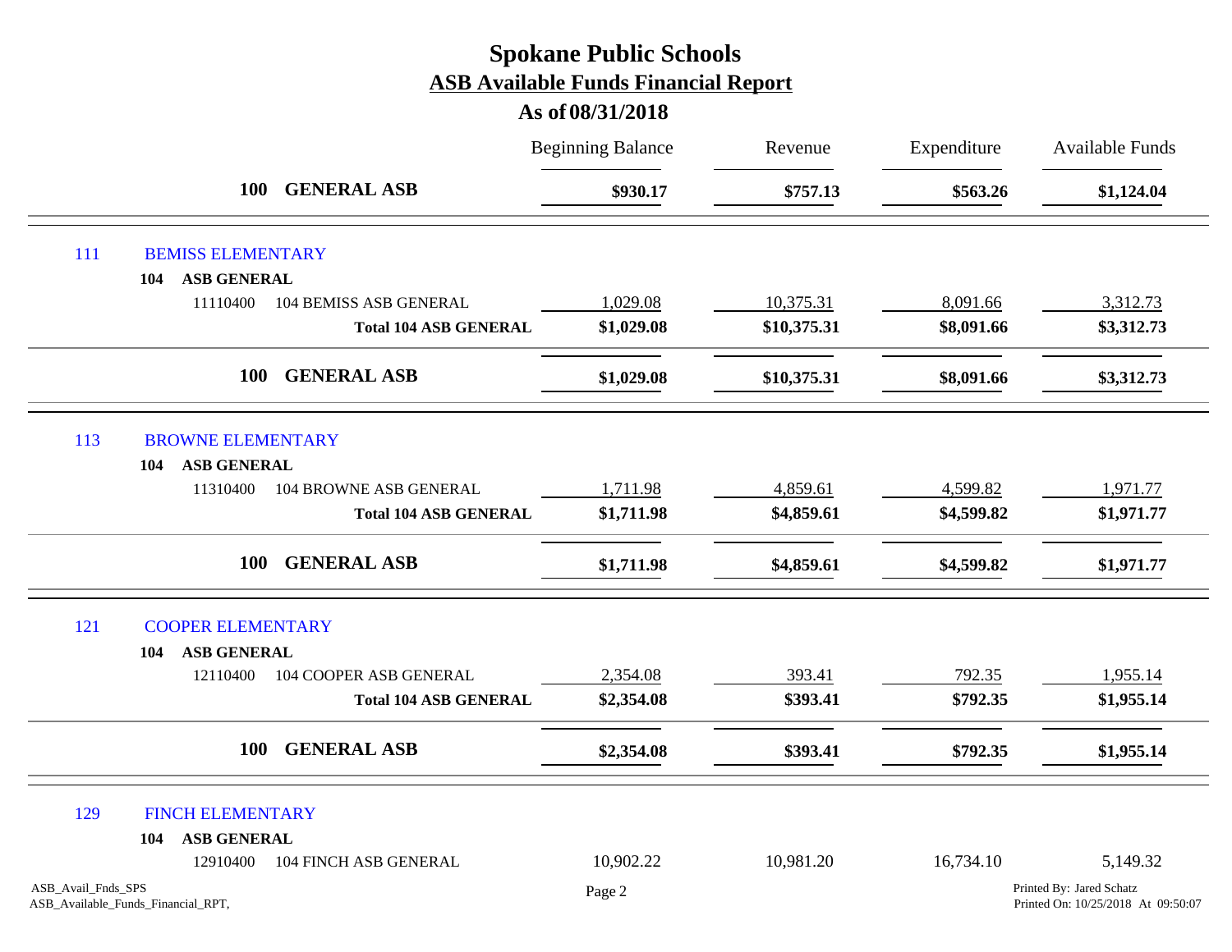# Spokane Public Schools

## ASB Available Funds Financial Report

### As of 08/31/2018

| | | Beginning Balance | Revenue | Expenditure | Available Funds |
|---|---|---|---|---|---|
| **100** | **GENERAL ASB** | **$930.17** | **$757.13** | **$563.26** | **$1,124.04** |
| 111 | BEMISS ELEMENTARY | | | | |
| **104** | **ASB GENERAL** | | | | |
| 11110400 | 104 BEMISS ASB GENERAL | 1,029.08 | 10,375.31 | 8,091.66 | 3,312.73 |
| | **Total 104 ASB GENERAL** | **$1,029.08** | **$10,375.31** | **$8,091.66** | **$3,312.73** |
| **100** | **GENERAL ASB** | **$1,029.08** | **$10,375.31** | **$8,091.66** | **$3,312.73** |
| 113 | BROWNE ELEMENTARY | | | | |
| **104** | **ASB GENERAL** | | | | |
| 11310400 | 104 BROWNE ASB GENERAL | 1,711.98 | 4,859.61 | 4,599.82 | 1,971.77 |
| | **Total 104 ASB GENERAL** | **$1,711.98** | **$4,859.61** | **$4,599.82** | **$1,971.77** |
| **100** | **GENERAL ASB** | **$1,711.98** | **$4,859.61** | **$4,599.82** | **$1,971.77** |
| 121 | COOPER ELEMENTARY | | | | |
| **104** | **ASB GENERAL** | | | | |
| 12110400 | 104 COOPER ASB GENERAL | 2,354.08 | 393.41 | 792.35 | 1,955.14 |
| | **Total 104 ASB GENERAL** | **$2,354.08** | **$393.41** | **$792.35** | **$1,955.14** |
| **100** | **GENERAL ASB** | **$2,354.08** | **$393.41** | **$792.35** | **$1,955.14** |
| 129 | FINCH ELEMENTARY | | | | |
| **104** | **ASB GENERAL** | | | | |
| 12910400 | 104 FINCH ASB GENERAL | 10,902.22 | 10,981.20 | 16,734.10 | 5,149.32 |

ASB_Avail_Fnds_SPS
ASB_Available_Funds_Financial_RPT,

Printed By: Jared Schatz
Printed On: 10/25/2018 At 09:50:07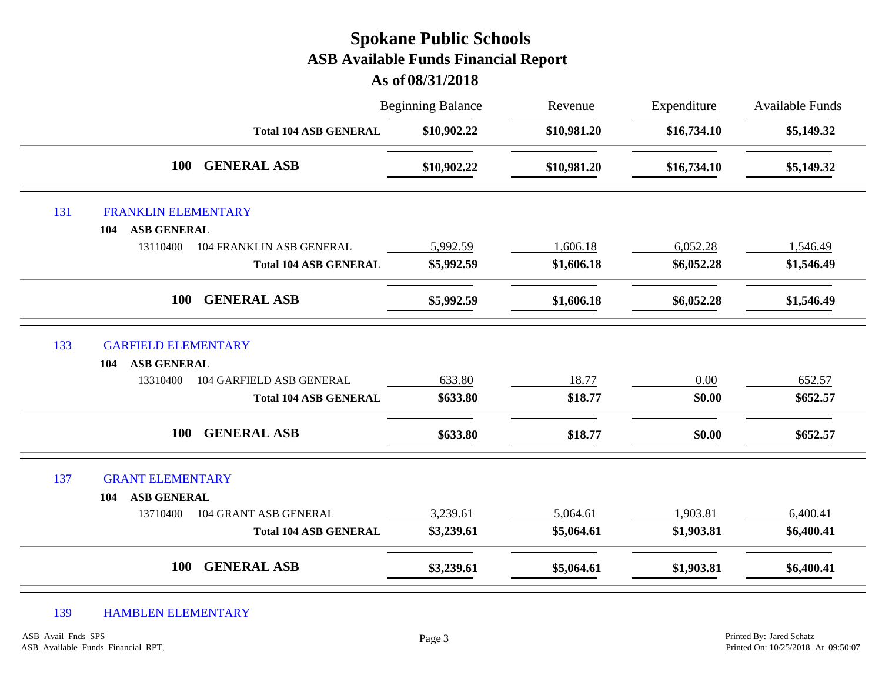# Spokane Public Schools

## ASB Available Funds Financial Report

### As of 08/31/2018

| | | Beginning Balance | Revenue | Expenditure | Available Funds |
|---|---|---|---|---|---|
| | **Total 104 ASB GENERAL** | **$10,902.22** | **$10,981.20** | **$16,734.10** | **$5,149.32** |
| **100** | **GENERAL ASB** | **$10,902.22** | **$10,981.20** | **$16,734.10** | **$5,149.32** |
| 131 | FRANKLIN ELEMENTARY | | | | |
| **104** | **ASB GENERAL** | | | | |
| 13110400 | 104 FRANKLIN ASB GENERAL | 5,992.59 | 1,606.18 | 6,052.28 | 1,546.49 |
| | **Total 104 ASB GENERAL** | **$5,992.59** | **$1,606.18** | **$6,052.28** | **$1,546.49** |
| **100** | **GENERAL ASB** | **$5,992.59** | **$1,606.18** | **$6,052.28** | **$1,546.49** |
| 133 | GARFIELD ELEMENTARY | | | | |
| **104** | **ASB GENERAL** | | | | |
| 13310400 | 104 GARFIELD ASB GENERAL | 633.80 | 18.77 | 0.00 | 652.57 |
| | **Total 104 ASB GENERAL** | **$633.80** | **$18.77** | **$0.00** | **$652.57** |
| **100** | **GENERAL ASB** | **$633.80** | **$18.77** | **$0.00** | **$652.57** |
| 137 | GRANT ELEMENTARY | | | | |
| **104** | **ASB GENERAL** | | | | |
| 13710400 | 104 GRANT ASB GENERAL | 3,239.61 | 5,064.61 | 1,903.81 | 6,400.41 |
| | **Total 104 ASB GENERAL** | **$3,239.61** | **$5,064.61** | **$1,903.81** | **$6,400.41** |
| **100** | **GENERAL ASB** | **$3,239.61** | **$5,064.61** | **$1,903.81** | **$6,400.41** |
| 139 | HAMBLEN ELEMENTARY | | | | |

ASB_Avail_Fnds_SPS
ASB_Available_Funds_Financial_RPT,

Printed By: Jared Schatz
Printed On: 10/25/2018 At 09:50:07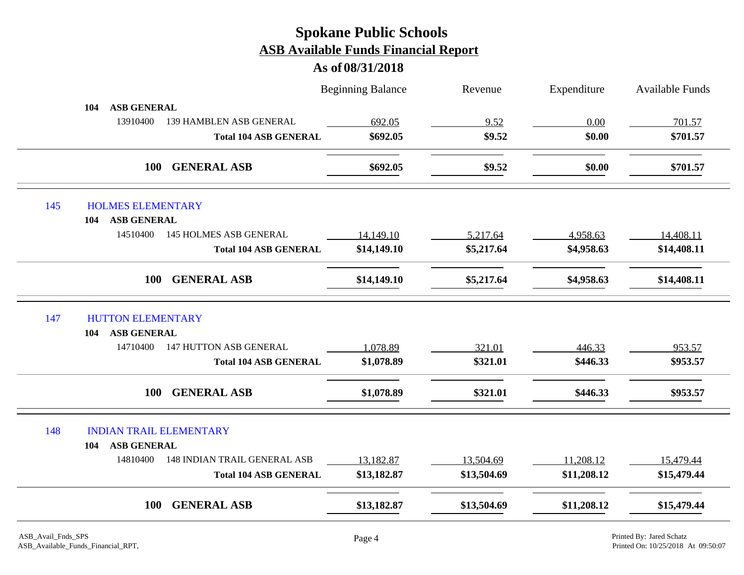# Spokane Public Schools
## ASB Available Funds Financial Report
### As of 08/31/2018

| | Beginning Balance | Revenue | Expenditure | Available Funds |
|---|---|---|---|---|
| **104 ASB GENERAL** | | | | |
| 13910400 139 HAMBLEN ASB GENERAL | 692.05 | 9.52 | 0.00 | 701.57 |
| **Total 104 ASB GENERAL** | **$692.05** | **$9.52** | **$0.00** | **$701.57** |
| **100 GENERAL ASB** | **$692.05** | **$9.52** | **$0.00** | **$701.57** |
| 145 HOLMES ELEMENTARY | | | | |
| **104 ASB GENERAL** | | | | |
| 14510400 145 HOLMES ASB GENERAL | 14,149.10 | 5,217.64 | 4,958.63 | 14,408.11 |
| **Total 104 ASB GENERAL** | **$14,149.10** | **$5,217.64** | **$4,958.63** | **$14,408.11** |
| **100 GENERAL ASB** | **$14,149.10** | **$5,217.64** | **$4,958.63** | **$14,408.11** |
| 147 HUTTON ELEMENTARY | | | | |
| **104 ASB GENERAL** | | | | |
| 14710400 147 HUTTON ASB GENERAL | 1,078.89 | 321.01 | 446.33 | 953.57 |
| **Total 104 ASB GENERAL** | **$1,078.89** | **$321.01** | **$446.33** | **$953.57** |
| **100 GENERAL ASB** | **$1,078.89** | **$321.01** | **$446.33** | **$953.57** |
| 148 INDIAN TRAIL ELEMENTARY | | | | |
| **104 ASB GENERAL** | | | | |
| 14810400 148 INDIAN TRAIL GENERAL ASB | 13,182.87 | 13,504.69 | 11,208.12 | 15,479.44 |
| **Total 104 ASB GENERAL** | **$13,182.87** | **$13,504.69** | **$11,208.12** | **$15,479.44** |
| **100 GENERAL ASB** | **$13,182.87** | **$13,504.69** | **$11,208.12** | **$15,479.44** |

ASB_Avail_Fnds_SPS
ASB_Available_Funds_Financial_RPT,

Printed By: Jared Schatz
Printed On: 10/25/2018 At 09:50:07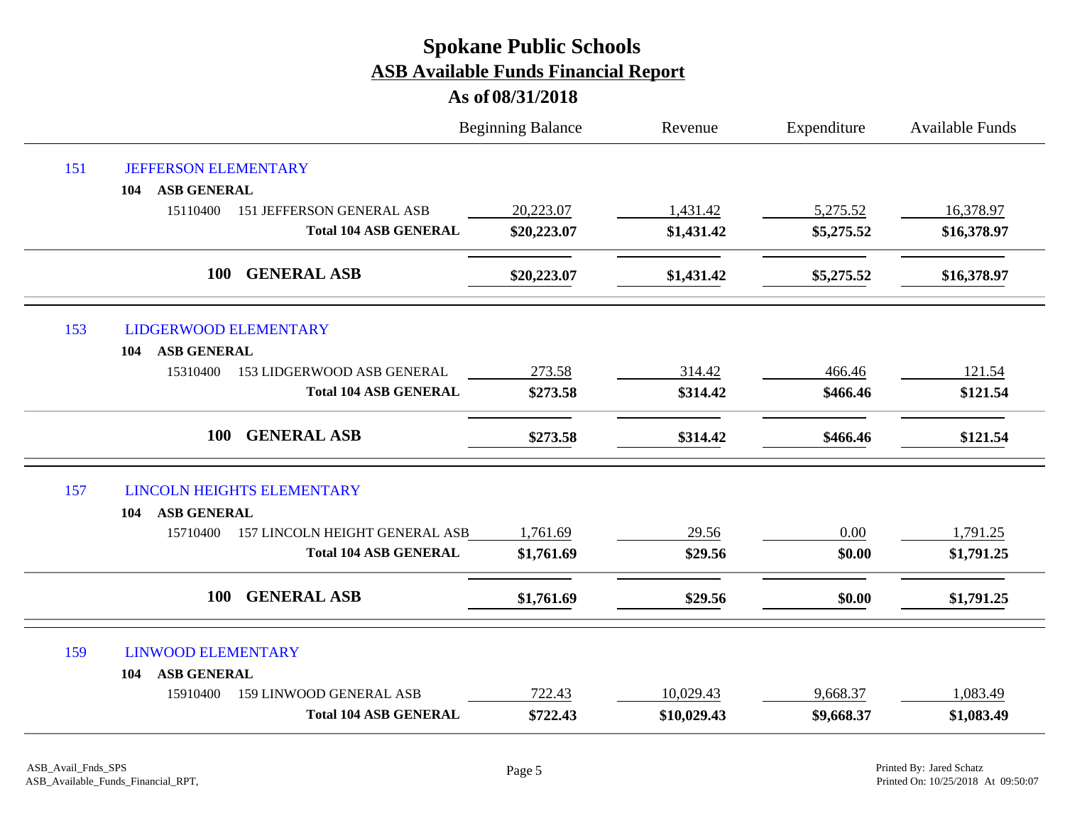# Spokane Public Schools
## ASB Available Funds Financial Report
### As of 08/31/2018

| | | Beginning Balance | Revenue | Expenditure | Available Funds |
|---|---|---|---|---|---|
| 151 | JEFFERSON ELEMENTARY | | | | |
| 104 | **ASB GENERAL** | | | | |
| 15110400 | 151 JEFFERSON GENERAL ASB | 20,223.07 | 1,431.42 | 5,275.52 | 16,378.97 |
| | **Total 104 ASB GENERAL** | **$20,223.07** | **$1,431.42** | **$5,275.52** | **$16,378.97** |
| **100** | **GENERAL ASB** | **$20,223.07** | **$1,431.42** | **$5,275.52** | **$16,378.97** |
| 153 | LIDGERWOOD ELEMENTARY | | | | |
| 104 | **ASB GENERAL** | | | | |
| 15310400 | 153 LIDGERWOOD ASB GENERAL | 273.58 | 314.42 | 466.46 | 121.54 |
| | **Total 104 ASB GENERAL** | **$273.58** | **$314.42** | **$466.46** | **$121.54** |
| **100** | **GENERAL ASB** | **$273.58** | **$314.42** | **$466.46** | **$121.54** |
| 157 | LINCOLN HEIGHTS ELEMENTARY | | | | |
| 104 | **ASB GENERAL** | | | | |
| 15710400 | 157 LINCOLN HEIGHT GENERAL ASB | 1,761.69 | 29.56 | 0.00 | 1,791.25 |
| | **Total 104 ASB GENERAL** | **$1,761.69** | **$29.56** | **$0.00** | **$1,791.25** |
| **100** | **GENERAL ASB** | **$1,761.69** | **$29.56** | **$0.00** | **$1,791.25** |
| 159 | LINWOOD ELEMENTARY | | | | |
| 104 | **ASB GENERAL** | | | | |
| 15910400 | 159 LINWOOD GENERAL ASB | 722.43 | 10,029.43 | 9,668.37 | 1,083.49 |
| | **Total 104 ASB GENERAL** | **$722.43** | **$10,029.43** | **$9,668.37** | **$1,083.49** |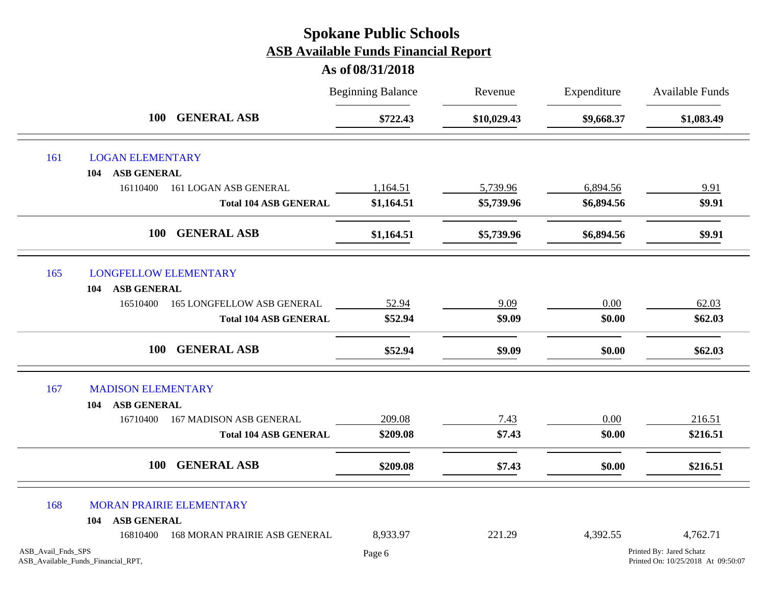# Spokane Public Schools

## ASB Available Funds Financial Report

### As of 08/31/2018

| | Beginning Balance | Revenue | Expenditure | Available Funds |
|---|---|---|---|---|
| **100 GENERAL ASB** | **$722.43** | **$10,029.43** | **$9,668.37** | **$1,083.49** |
| **161 LOGAN ELEMENTARY** | | | | |
| **104 ASB GENERAL** | | | | |
| 16110400 161 LOGAN ASB GENERAL | 1,164.51 | 5,739.96 | 6,894.56 | 9.91 |
| **Total 104 ASB GENERAL** | **$1,164.51** | **$5,739.96** | **$6,894.56** | **$9.91** |
| **100 GENERAL ASB** | **$1,164.51** | **$5,739.96** | **$6,894.56** | **$9.91** |
| **165 LONGFELLOW ELEMENTARY** | | | | |
| **104 ASB GENERAL** | | | | |
| 16510400 165 LONGFELLOW ASB GENERAL | 52.94 | 9.09 | 0.00 | 62.03 |
| **Total 104 ASB GENERAL** | **$52.94** | **$9.09** | **$0.00** | **$62.03** |
| **100 GENERAL ASB** | **$52.94** | **$9.09** | **$0.00** | **$62.03** |
| **167 MADISON ELEMENTARY** | | | | |
| **104 ASB GENERAL** | | | | |
| 16710400 167 MADISON ASB GENERAL | 209.08 | 7.43 | 0.00 | 216.51 |
| **Total 104 ASB GENERAL** | **$209.08** | **$7.43** | **$0.00** | **$216.51** |
| **100 GENERAL ASB** | **$209.08** | **$7.43** | **$0.00** | **$216.51** |
| **168 MORAN PRAIRIE ELEMENTARY** | | | | |
| **104 ASB GENERAL** | | | | |
| 16810400 168 MORAN PRAIRIE ASB GENERAL | 8,933.97 | 221.29 | 4,392.55 | 4,762.71 |

ASB_Avail_Fnds_SPS
ASB_Available_Funds_Financial_RPT,

Printed By: Jared Schatz
Printed On: 10/25/2018 At 09:50:07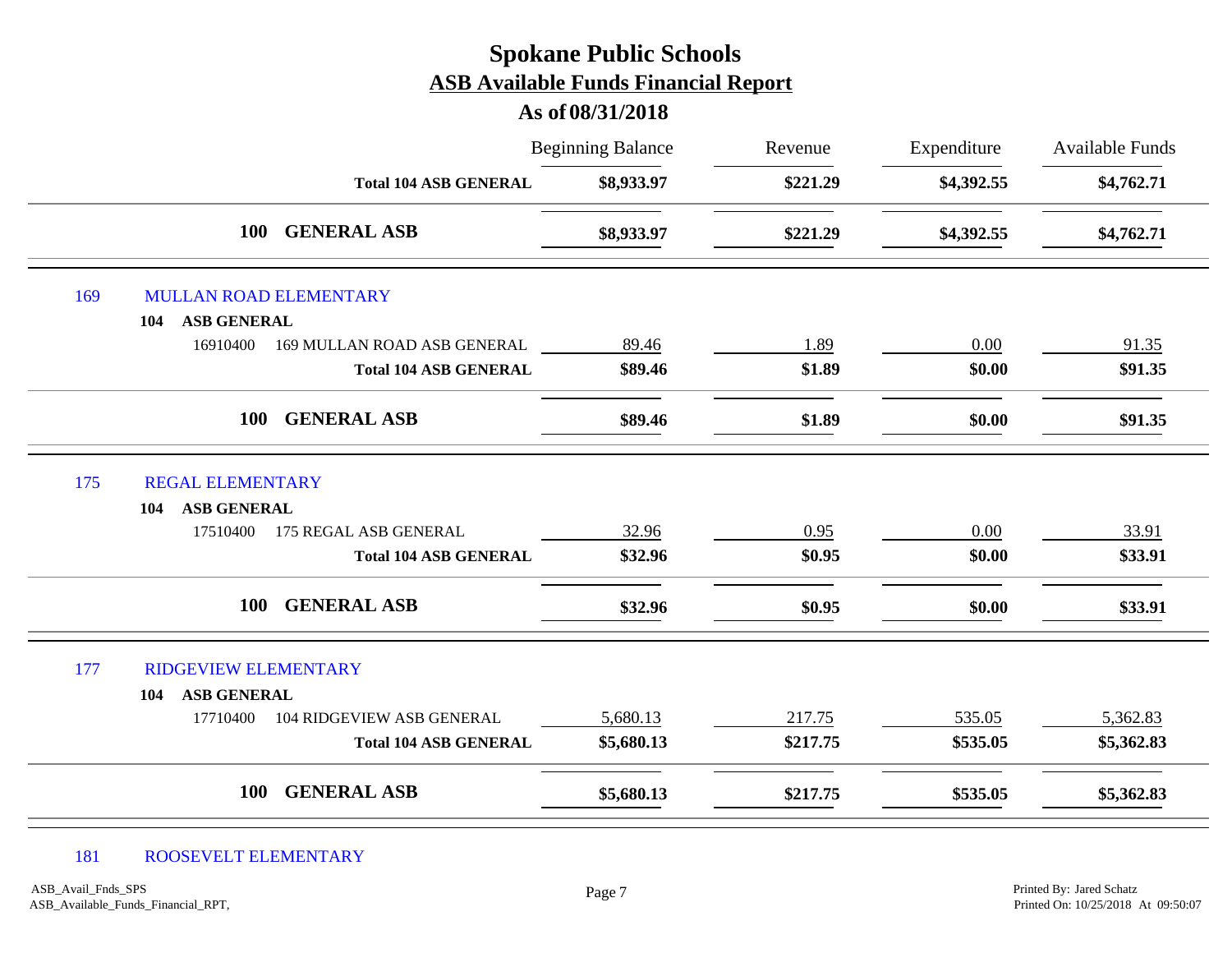# Spokane Public Schools

## ASB Available Funds Financial Report

### As of 08/31/2018

| | | Beginning Balance | Revenue | Expenditure | Available Funds |
|---|---|---|---|---|---|
| | **Total 104 ASB GENERAL** | **$8,933.97** | **$221.29** | **$4,392.55** | **$4,762.71** |
| | **100 GENERAL ASB** | **$8,933.97** | **$221.29** | **$4,392.55** | **$4,762.71** |
| 169 | MULLAN ROAD ELEMENTARY | | | | |
| 104 | **ASB GENERAL** | | | | |
| 16910400 | 169 MULLAN ROAD ASB GENERAL | 89.46 | 1.89 | 0.00 | 91.35 |
| | **Total 104 ASB GENERAL** | **$89.46** | **$1.89** | **$0.00** | **$91.35** |
| | **100 GENERAL ASB** | **$89.46** | **$1.89** | **$0.00** | **$91.35** |
| 175 | REGAL ELEMENTARY | | | | |
| 104 | **ASB GENERAL** | | | | |
| 17510400 | 175 REGAL ASB GENERAL | 32.96 | 0.95 | 0.00 | 33.91 |
| | **Total 104 ASB GENERAL** | **$32.96** | **$0.95** | **$0.00** | **$33.91** |
| | **100 GENERAL ASB** | **$32.96** | **$0.95** | **$0.00** | **$33.91** |
| 177 | RIDGEVIEW ELEMENTARY | | | | |
| 104 | **ASB GENERAL** | | | | |
| 17710400 | 104 RIDGEVIEW ASB GENERAL | 5,680.13 | 217.75 | 535.05 | 5,362.83 |
| | **Total 104 ASB GENERAL** | **$5,680.13** | **$217.75** | **$535.05** | **$5,362.83** |
| | **100 GENERAL ASB** | **$5,680.13** | **$217.75** | **$535.05** | **$5,362.83** |
| 181 | ROOSEVELT ELEMENTARY | | | | |

ASB_Avail_Fnds_SPS
ASB_Available_Funds_Financial_RPT,

Printed By: Jared Schatz
Printed On: 10/25/2018 At 09:50:07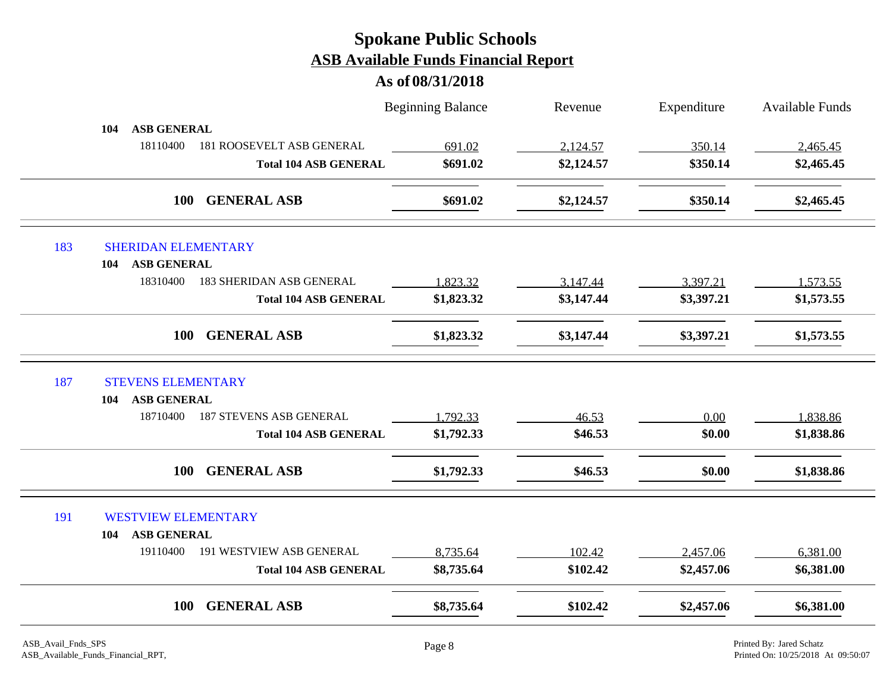# Spokane Public Schools

## ASB Available Funds Financial Report

### As of 08/31/2018

| | | Beginning Balance | Revenue | Expenditure | Available Funds |
|---|---|---|---|---|---|
| **104 ASB GENERAL** | | | | | |
| 18110400 | 181 ROOSEVELT ASB GENERAL | 691.02 | 2,124.57 | 350.14 | 2,465.45 |
| | **Total 104 ASB GENERAL** | **$691.02** | **$2,124.57** | **$350.14** | **$2,465.45** |
| **100 GENERAL ASB** | | **$691.02** | **$2,124.57** | **$350.14** | **$2,465.45** |
| **183 SHERIDAN ELEMENTARY** | | | | | |
| **104 ASB GENERAL** | | | | | |
| 18310400 | 183 SHERIDAN ASB GENERAL | 1,823.32 | 3,147.44 | 3,397.21 | 1,573.55 |
| | **Total 104 ASB GENERAL** | **$1,823.32** | **$3,147.44** | **$3,397.21** | **$1,573.55** |
| **100 GENERAL ASB** | | **$1,823.32** | **$3,147.44** | **$3,397.21** | **$1,573.55** |
| **187 STEVENS ELEMENTARY** | | | | | |
| **104 ASB GENERAL** | | | | | |
| 18710400 | 187 STEVENS ASB GENERAL | 1,792.33 | 46.53 | 0.00 | 1,838.86 |
| | **Total 104 ASB GENERAL** | **$1,792.33** | **$46.53** | **$0.00** | **$1,838.86** |
| **100 GENERAL ASB** | | **$1,792.33** | **$46.53** | **$0.00** | **$1,838.86** |
| **191 WESTVIEW ELEMENTARY** | | | | | |
| **104 ASB GENERAL** | | | | | |
| 19110400 | 191 WESTVIEW ASB GENERAL | 8,735.64 | 102.42 | 2,457.06 | 6,381.00 |
| | **Total 104 ASB GENERAL** | **$8,735.64** | **$102.42** | **$2,457.06** | **$6,381.00** |
| **100 GENERAL ASB** | | **$8,735.64** | **$102.42** | **$2,457.06** | **$6,381.00** |

ASB_Avail_Fnds_SPS
ASB_Available_Funds_Financial_RPT,

Printed By: Jared Schatz
Printed On: 10/25/2018 At 09:50:07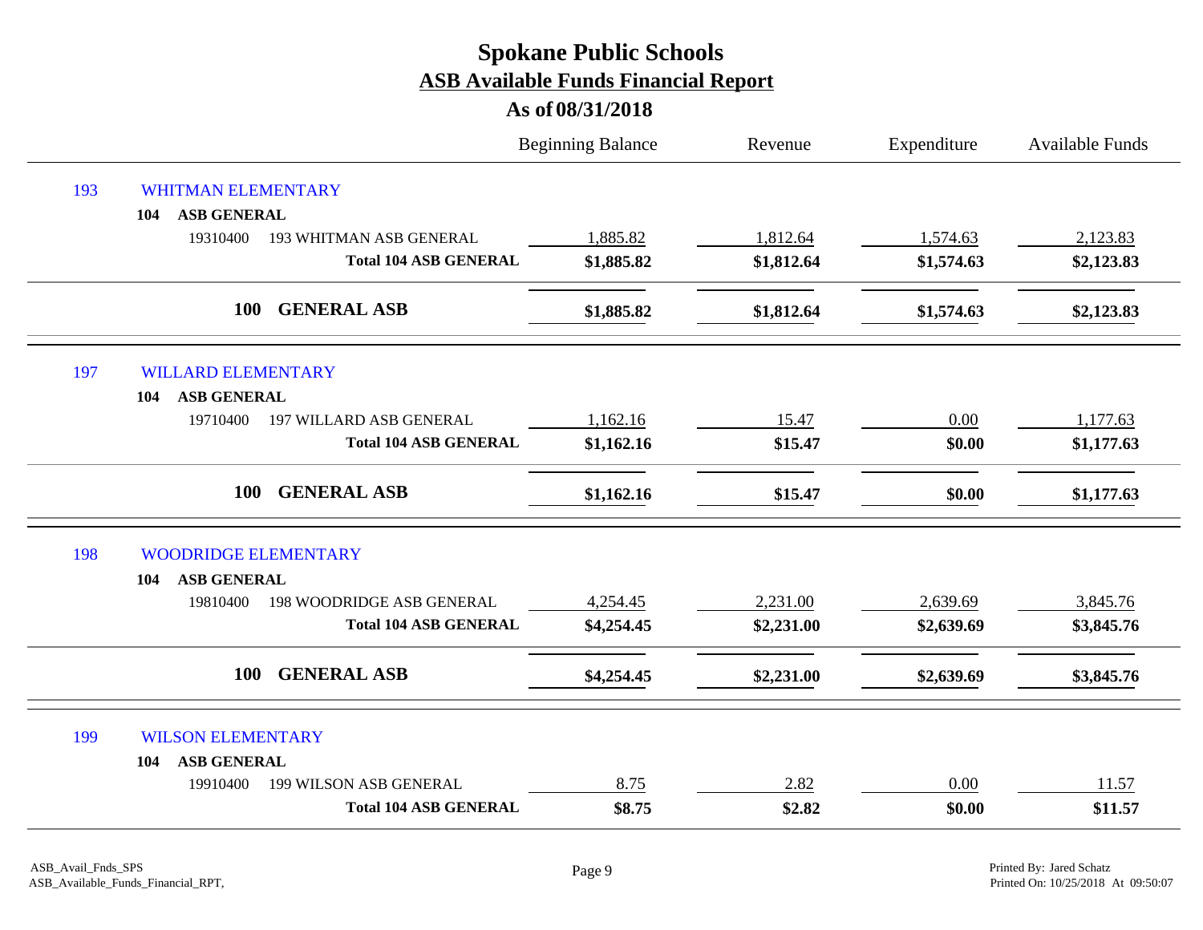# Spokane Public Schools

## ASB Available Funds Financial Report

### As of 08/31/2018

| | | Beginning Balance | Revenue | Expenditure | Available Funds |
|---|---|---|---|---|---|
| **193** | **WHITMAN ELEMENTARY** | | | | |
| **104** | **ASB GENERAL** | | | | |
| 19310400 | 193 WHITMAN ASB GENERAL | 1,885.82 | 1,812.64 | 1,574.63 | 2,123.83 |
| | **Total 104 ASB GENERAL** | **$1,885.82** | **$1,812.64** | **$1,574.63** | **$2,123.83** |
| **100** | **GENERAL ASB** | **$1,885.82** | **$1,812.64** | **$1,574.63** | **$2,123.83** |
| **197** | **WILLARD ELEMENTARY** | | | | |
| **104** | **ASB GENERAL** | | | | |
| 19710400 | 197 WILLARD ASB GENERAL | 1,162.16 | 15.47 | 0.00 | 1,177.63 |
| | **Total 104 ASB GENERAL** | **$1,162.16** | **$15.47** | **$0.00** | **$1,177.63** |
| **100** | **GENERAL ASB** | **$1,162.16** | **$15.47** | **$0.00** | **$1,177.63** |
| **198** | **WOODRIDGE ELEMENTARY** | | | | |
| **104** | **ASB GENERAL** | | | | |
| 19810400 | 198 WOODRIDGE ASB GENERAL | 4,254.45 | 2,231.00 | 2,639.69 | 3,845.76 |
| | **Total 104 ASB GENERAL** | **$4,254.45** | **$2,231.00** | **$2,639.69** | **$3,845.76** |
| **100** | **GENERAL ASB** | **$4,254.45** | **$2,231.00** | **$2,639.69** | **$3,845.76** |
| **199** | **WILSON ELEMENTARY** | | | | |
| **104** | **ASB GENERAL** | | | | |
| 19910400 | 199 WILSON ASB GENERAL | 8.75 | 2.82 | 0.00 | 11.57 |
| | **Total 104 ASB GENERAL** | **$8.75** | **$2.82** | **$0.00** | **$11.57** |

ASB_Avail_Fnds_SPS
ASB_Available_Funds_Financial_RPT,

Printed By: Jared Schatz
Printed On: 10/25/2018 At 09:50:07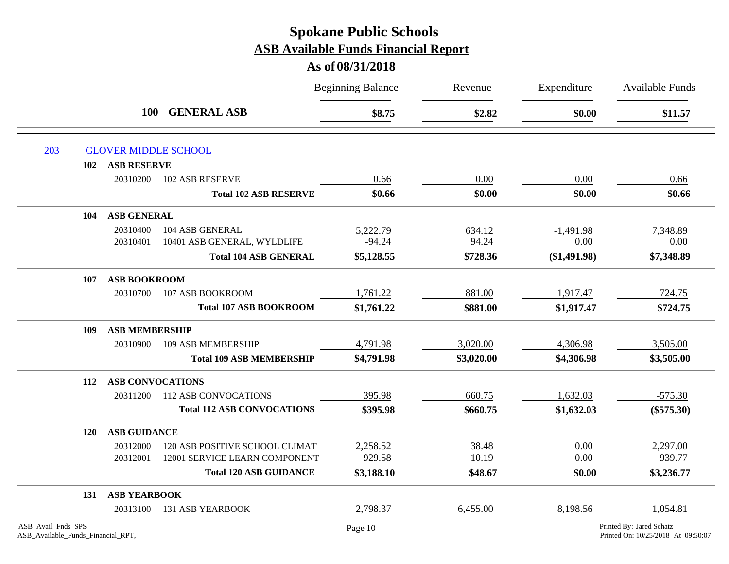# Spokane Public Schools
## ASB Available Funds Financial Report
### As of 08/31/2018

| | | Beginning Balance | Revenue | Expenditure | Available Funds |
|---|---|---|---|---|---|
| **100** | **GENERAL ASB** | **$8.75** | **$2.82** | **$0.00** | **$11.57** |
| **203** | **GLOVER MIDDLE SCHOOL** | | | | |
| **102** | **ASB RESERVE** | | | | |
| 20310200 | 102 ASB RESERVE | 0.66 | 0.00 | 0.00 | 0.66 |
| | **Total 102 ASB RESERVE** | **$0.66** | **$0.00** | **$0.00** | **$0.66** |
| **104** | **ASB GENERAL** | | | | |
| 20310400 | 104 ASB GENERAL | 5,222.79 | 634.12 | -1,491.98 | 7,348.89 |
| 20310401 | 10401 ASB GENERAL, WYLDLIFE | -94.24 | 94.24 | 0.00 | 0.00 |
| | **Total 104 ASB GENERAL** | **$5,128.55** | **$728.36** | **($1,491.98)** | **$7,348.89** |
| **107** | **ASB BOOKROOM** | | | | |
| 20310700 | 107 ASB BOOKROOM | 1,761.22 | 881.00 | 1,917.47 | 724.75 |
| | **Total 107 ASB BOOKROOM** | **$1,761.22** | **$881.00** | **$1,917.47** | **$724.75** |
| **109** | **ASB MEMBERSHIP** | | | | |
| 20310900 | 109 ASB MEMBERSHIP | 4,791.98 | 3,020.00 | 4,306.98 | 3,505.00 |
| | **Total 109 ASB MEMBERSHIP** | **$4,791.98** | **$3,020.00** | **$4,306.98** | **$3,505.00** |
| **112** | **ASB CONVOCATIONS** | | | | |
| 20311200 | 112 ASB CONVOCATIONS | 395.98 | 660.75 | 1,632.03 | -575.30 |
| | **Total 112 ASB CONVOCATIONS** | **$395.98** | **$660.75** | **$1,632.03** | **($575.30)** |
| **120** | **ASB GUIDANCE** | | | | |
| 20312000 | 120 ASB POSITIVE SCHOOL CLIMAT | 2,258.52 | 38.48 | 0.00 | 2,297.00 |
| 20312001 | 12001 SERVICE LEARN COMPONENT | 929.58 | 10.19 | 0.00 | 939.77 |
| | **Total 120 ASB GUIDANCE** | **$3,188.10** | **$48.67** | **$0.00** | **$3,236.77** |
| **131** | **ASB YEARBOOK** | | | | |
| 20313100 | 131 ASB YEARBOOK | 2,798.37 | 6,455.00 | 8,198.56 | 1,054.81 |

ASB_Avail_Fnds_SPS
ASB_Available_Funds_Financial_RPT,

Printed By: Jared Schatz
Printed On: 10/25/2018 At 09:50:07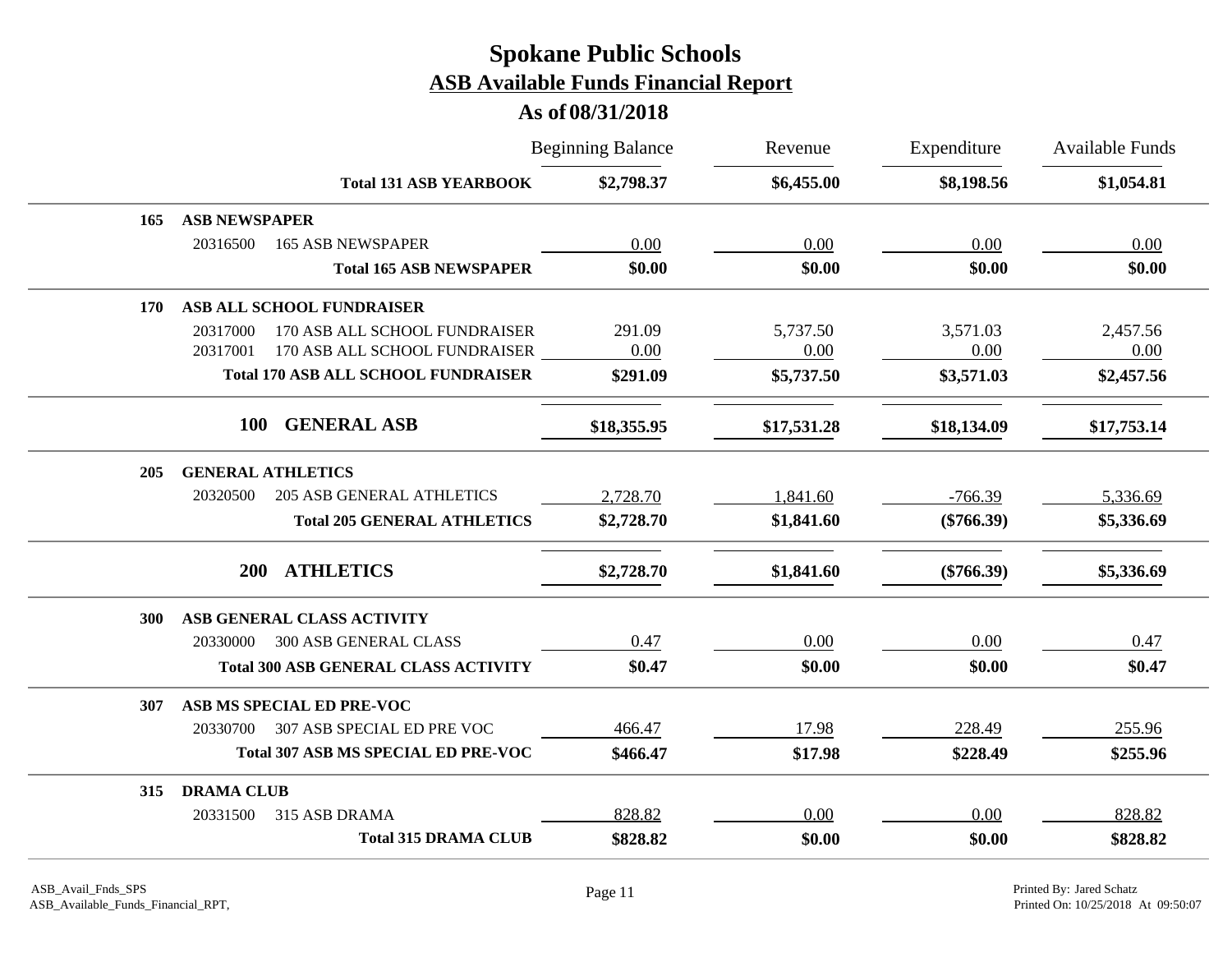# Spokane Public Schools
## ASB Available Funds Financial Report
### As of 08/31/2018

| | | Beginning Balance | Revenue | Expenditure | Available Funds |
|---|---|---|---|---|---|
| | **Total 131 ASB YEARBOOK** | **$2,798.37** | **$6,455.00** | **$8,198.56** | **$1,054.81** |
| **165** | **ASB NEWSPAPER** | | | | |
| 20316500 | 165 ASB NEWSPAPER | 0.00 | 0.00 | 0.00 | 0.00 |
| | **Total 165 ASB NEWSPAPER** | **$0.00** | **$0.00** | **$0.00** | **$0.00** |
| **170** | **ASB ALL SCHOOL FUNDRAISER** | | | | |
| 20317000 | 170 ASB ALL SCHOOL FUNDRAISER | 291.09 | 5,737.50 | 3,571.03 | 2,457.56 |
| 20317001 | 170 ASB ALL SCHOOL FUNDRAISER | 0.00 | 0.00 | 0.00 | 0.00 |
| | **Total 170 ASB ALL SCHOOL FUNDRAISER** | **$291.09** | **$5,737.50** | **$3,571.03** | **$2,457.56** |
| **100** | **GENERAL ASB** | **$18,355.95** | **$17,531.28** | **$18,134.09** | **$17,753.14** |
| **205** | **GENERAL ATHLETICS** | | | | |
| 20320500 | 205 ASB GENERAL ATHLETICS | 2,728.70 | 1,841.60 | -766.39 | 5,336.69 |
| | **Total 205 GENERAL ATHLETICS** | **$2,728.70** | **$1,841.60** | **($766.39)** | **$5,336.69** |
| **200** | **ATHLETICS** | **$2,728.70** | **$1,841.60** | **($766.39)** | **$5,336.69** |
| **300** | **ASB GENERAL CLASS ACTIVITY** | | | | |
| 20330000 | 300 ASB GENERAL CLASS | 0.47 | 0.00 | 0.00 | 0.47 |
| | **Total 300 ASB GENERAL CLASS ACTIVITY** | **$0.47** | **$0.00** | **$0.00** | **$0.47** |
| **307** | **ASB MS SPECIAL ED PRE-VOC** | | | | |
| 20330700 | 307 ASB SPECIAL ED PRE VOC | 466.47 | 17.98 | 228.49 | 255.96 |
| | **Total 307 ASB MS SPECIAL ED PRE-VOC** | **$466.47** | **$17.98** | **$228.49** | **$255.96** |
| **315** | **DRAMA CLUB** | | | | |
| 20331500 | 315 ASB DRAMA | 828.82 | 0.00 | 0.00 | 828.82 |
| | **Total 315 DRAMA CLUB** | **$828.82** | **$0.00** | **$0.00** | **$828.82** |

ASB_Avail_Fnds_SPS
ASB_Available_Funds_Financial_RPT,

Printed By: Jared Schatz
Printed On: 10/25/2018 At 09:50:07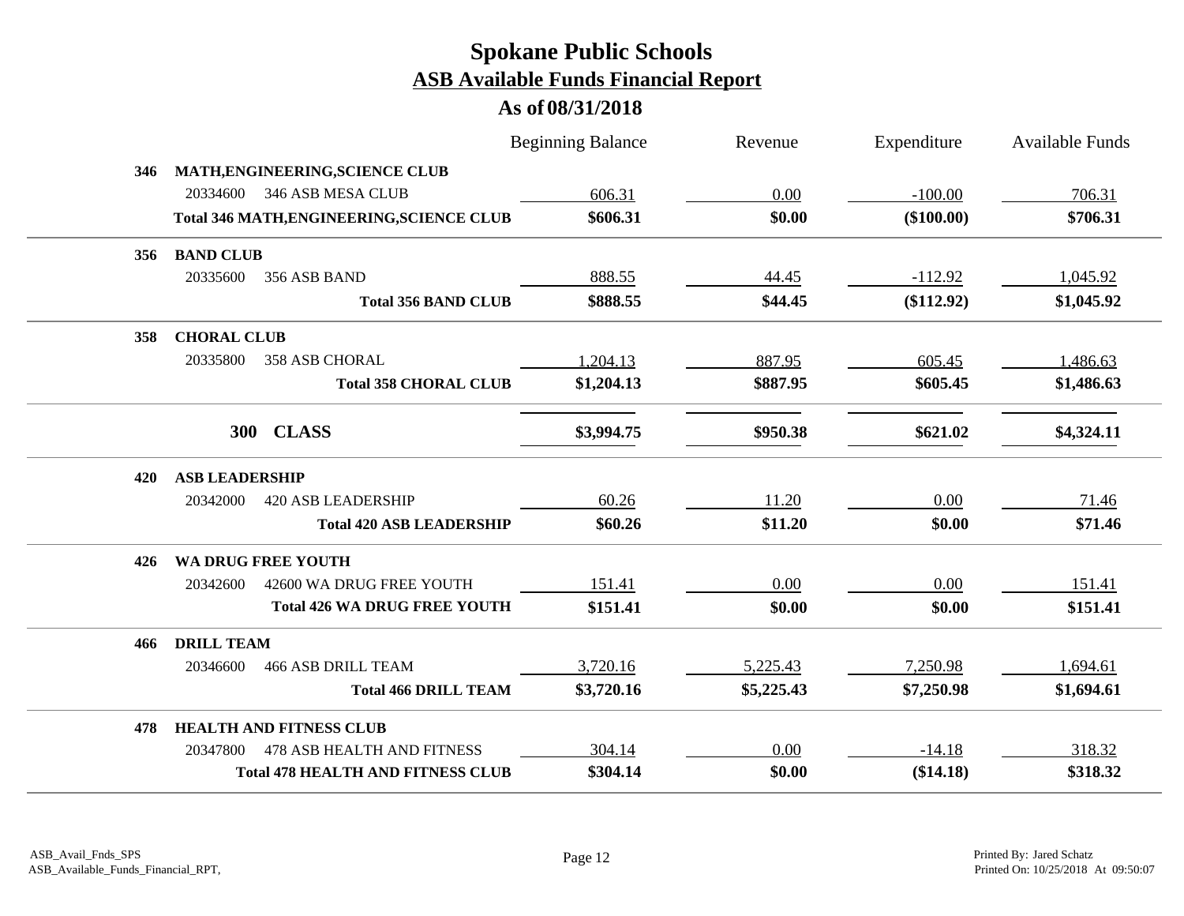# Spokane Public Schools

## ASB Available Funds Financial Report

### As of 08/31/2018

| | | Beginning Balance | Revenue | Expenditure | Available Funds |
|---|---|---|---|---|---|
| **346** | **MATH,ENGINEERING,SCIENCE CLUB** | | | | |
| | 20334600 346 ASB MESA CLUB | 606.31 | 0.00 | -100.00 | 706.31 |
| | **Total 346 MATH,ENGINEERING,SCIENCE CLUB** | **$606.31** | **$0.00** | **($100.00)** | **$706.31** |
| **356** | **BAND CLUB** | | | | |
| | 20335600 356 ASB BAND | 888.55 | 44.45 | -112.92 | 1,045.92 |
| | **Total 356 BAND CLUB** | **$888.55** | **$44.45** | **($112.92)** | **$1,045.92** |
| **358** | **CHORAL CLUB** | | | | |
| | 20335800 358 ASB CHORAL | 1,204.13 | 887.95 | 605.45 | 1,486.63 |
| | **Total 358 CHORAL CLUB** | **$1,204.13** | **$887.95** | **$605.45** | **$1,486.63** |
| | **300 CLASS** | **$3,994.75** | **$950.38** | **$621.02** | **$4,324.11** |
| **420** | **ASB LEADERSHIP** | | | | |
| | 20342000 420 ASB LEADERSHIP | 60.26 | 11.20 | 0.00 | 71.46 |
| | **Total 420 ASB LEADERSHIP** | **$60.26** | **$11.20** | **$0.00** | **$71.46** |
| **426** | **WA DRUG FREE YOUTH** | | | | |
| | 20342600 42600 WA DRUG FREE YOUTH | 151.41 | 0.00 | 0.00 | 151.41 |
| | **Total 426 WA DRUG FREE YOUTH** | **$151.41** | **$0.00** | **$0.00** | **$151.41** |
| **466** | **DRILL TEAM** | | | | |
| | 20346600 466 ASB DRILL TEAM | 3,720.16 | 5,225.43 | 7,250.98 | 1,694.61 |
| | **Total 466 DRILL TEAM** | **$3,720.16** | **$5,225.43** | **$7,250.98** | **$1,694.61** |
| **478** | **HEALTH AND FITNESS CLUB** | | | | |
| | 20347800 478 ASB HEALTH AND FITNESS | 304.14 | 0.00 | -14.18 | 318.32 |
| | **Total 478 HEALTH AND FITNESS CLUB** | **$304.14** | **$0.00** | **($14.18)** | **$318.32** |

ASB_Avail_Fnds_SPS
ASB_Available_Funds_Financial_RPT,

Printed By: Jared Schatz
Printed On: 10/25/2018 At 09:50:07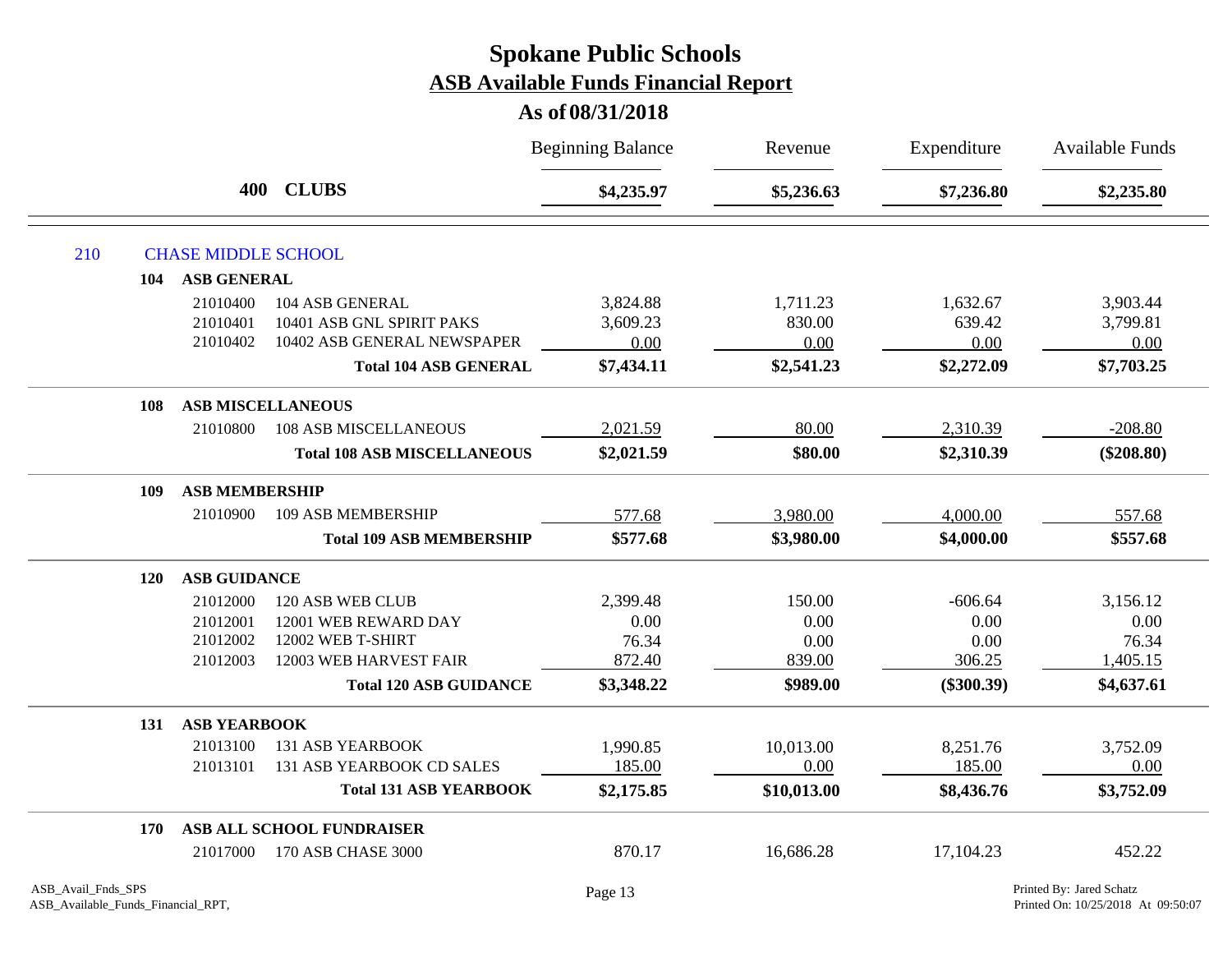# Spokane Public Schools

## ASB Available Funds Financial Report

### As of 08/31/2018

| | | | Beginning Balance | Revenue | Expenditure | Available Funds |
|---|---|---|---|---|---|---|
| | **400** | **CLUBS** | **$4,235.97** | **$5,236.63** | **$7,236.80** | **$2,235.80** |
| 210 | CHASE MIDDLE SCHOOL | | | | | |
| 104 | **ASB GENERAL** | | | | | |
| | 21010400 | 104 ASB GENERAL | 3,824.88 | 1,711.23 | 1,632.67 | 3,903.44 |
| | 21010401 | 10401 ASB GNL SPIRIT PAKS | 3,609.23 | 830.00 | 639.42 | 3,799.81 |
| | 21010402 | 10402 ASB GENERAL NEWSPAPER | 0.00 | 0.00 | 0.00 | 0.00 |
| | | **Total 104 ASB GENERAL** | **$7,434.11** | **$2,541.23** | **$2,272.09** | **$7,703.25** |
| 108 | **ASB MISCELLANEOUS** | | | | | |
| | 21010800 | 108 ASB MISCELLANEOUS | 2,021.59 | 80.00 | 2,310.39 | -208.80 |
| | | **Total 108 ASB MISCELLANEOUS** | **$2,021.59** | **$80.00** | **$2,310.39** | **($208.80)** |
| 109 | **ASB MEMBERSHIP** | | | | | |
| | 21010900 | 109 ASB MEMBERSHIP | 577.68 | 3,980.00 | 4,000.00 | 557.68 |
| | | **Total 109 ASB MEMBERSHIP** | **$577.68** | **$3,980.00** | **$4,000.00** | **$557.68** |
| 120 | **ASB GUIDANCE** | | | | | |
| | 21012000 | 120 ASB WEB CLUB | 2,399.48 | 150.00 | -606.64 | 3,156.12 |
| | 21012001 | 12001 WEB REWARD DAY | 0.00 | 0.00 | 0.00 | 0.00 |
| | 21012002 | 12002 WEB T-SHIRT | 76.34 | 0.00 | 0.00 | 76.34 |
| | 21012003 | 12003 WEB HARVEST FAIR | 872.40 | 839.00 | 306.25 | 1,405.15 |
| | | **Total 120 ASB GUIDANCE** | **$3,348.22** | **$989.00** | **($300.39)** | **$4,637.61** |
| 131 | **ASB YEARBOOK** | | | | | |
| | 21013100 | 131 ASB YEARBOOK | 1,990.85 | 10,013.00 | 8,251.76 | 3,752.09 |
| | 21013101 | 131 ASB YEARBOOK CD SALES | 185.00 | 0.00 | 185.00 | 0.00 |
| | | **Total 131 ASB YEARBOOK** | **$2,175.85** | **$10,013.00** | **$8,436.76** | **$3,752.09** |
| 170 | **ASB ALL SCHOOL FUNDRAISER** | | | | | |
| | 21017000 | 170 ASB CHASE 3000 | 870.17 | 16,686.28 | 17,104.23 | 452.22 |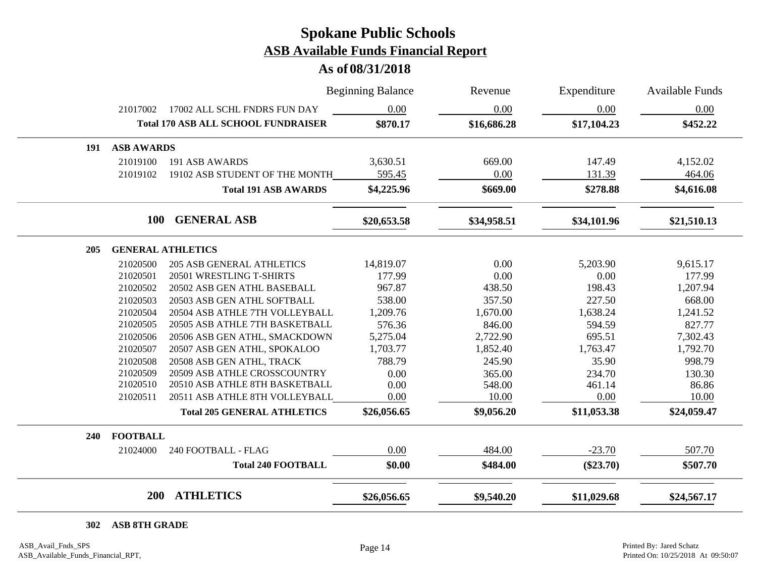# Spokane Public Schools

## ASB Available Funds Financial Report

### As of 08/31/2018

| | | Beginning Balance | Revenue | Expenditure | Available Funds |
|---|---|---|---|---|---|
| 21017002 | 17002 ALL SCHL FNDRS FUN DAY | 0.00 | 0.00 | 0.00 | 0.00 |
| | **Total 170 ASB ALL SCHOOL FUNDRAISER** | **$870.17** | **$16,686.28** | **$17,104.23** | **$452.22** |
| **191** | **ASB AWARDS** | | | | |
| 21019100 | 191 ASB AWARDS | 3,630.51 | 669.00 | 147.49 | 4,152.02 |
| 21019102 | 19102 ASB STUDENT OF THE MONTH | 595.45 | 0.00 | 131.39 | 464.06 |
| | **Total 191 ASB AWARDS** | **$4,225.96** | **$669.00** | **$278.88** | **$4,616.08** |
| **100** | **GENERAL ASB** | **$20,653.58** | **$34,958.51** | **$34,101.96** | **$21,510.13** |
| **205** | **GENERAL ATHLETICS** | | | | |
| 21020500 | 205 ASB GENERAL ATHLETICS | 14,819.07 | 0.00 | 5,203.90 | 9,615.17 |
| 21020501 | 20501 WRESTLING T-SHIRTS | 177.99 | 0.00 | 0.00 | 177.99 |
| 21020502 | 20502 ASB GEN ATHL BASEBALL | 967.87 | 438.50 | 198.43 | 1,207.94 |
| 21020503 | 20503 ASB GEN ATHL SOFTBALL | 538.00 | 357.50 | 227.50 | 668.00 |
| 21020504 | 20504 ASB ATHLE 7TH VOLLEYBALL | 1,209.76 | 1,670.00 | 1,638.24 | 1,241.52 |
| 21020505 | 20505 ASB ATHLE 7TH BASKETBALL | 576.36 | 846.00 | 594.59 | 827.77 |
| 21020506 | 20506 ASB GEN ATHL, SMACKDOWN | 5,275.04 | 2,722.90 | 695.51 | 7,302.43 |
| 21020507 | 20507 ASB GEN ATHL, SPOKALOO | 1,703.77 | 1,852.40 | 1,763.47 | 1,792.70 |
| 21020508 | 20508 ASB GEN ATHL, TRACK | 788.79 | 245.90 | 35.90 | 998.79 |
| 21020509 | 20509 ASB ATHLE CROSSCOUNTRY | 0.00 | 365.00 | 234.70 | 130.30 |
| 21020510 | 20510 ASB ATHLE 8TH BASKETBALL | 0.00 | 548.00 | 461.14 | 86.86 |
| 21020511 | 20511 ASB ATHLE 8TH VOLLEYBALL | 0.00 | 10.00 | 0.00 | 10.00 |
| | **Total 205 GENERAL ATHLETICS** | **$26,056.65** | **$9,056.20** | **$11,053.38** | **$24,059.47** |
| **240** | **FOOTBALL** | | | | |
| 21024000 | 240 FOOTBALL - FLAG | 0.00 | 484.00 | -23.70 | 507.70 |
| | **Total 240 FOOTBALL** | **$0.00** | **$484.00** | **($23.70)** | **$507.70** |
| **200** | **ATHLETICS** | **$26,056.65** | **$9,540.20** | **$11,029.68** | **$24,567.17** |
| **302** | **ASB 8TH GRADE** | | | | |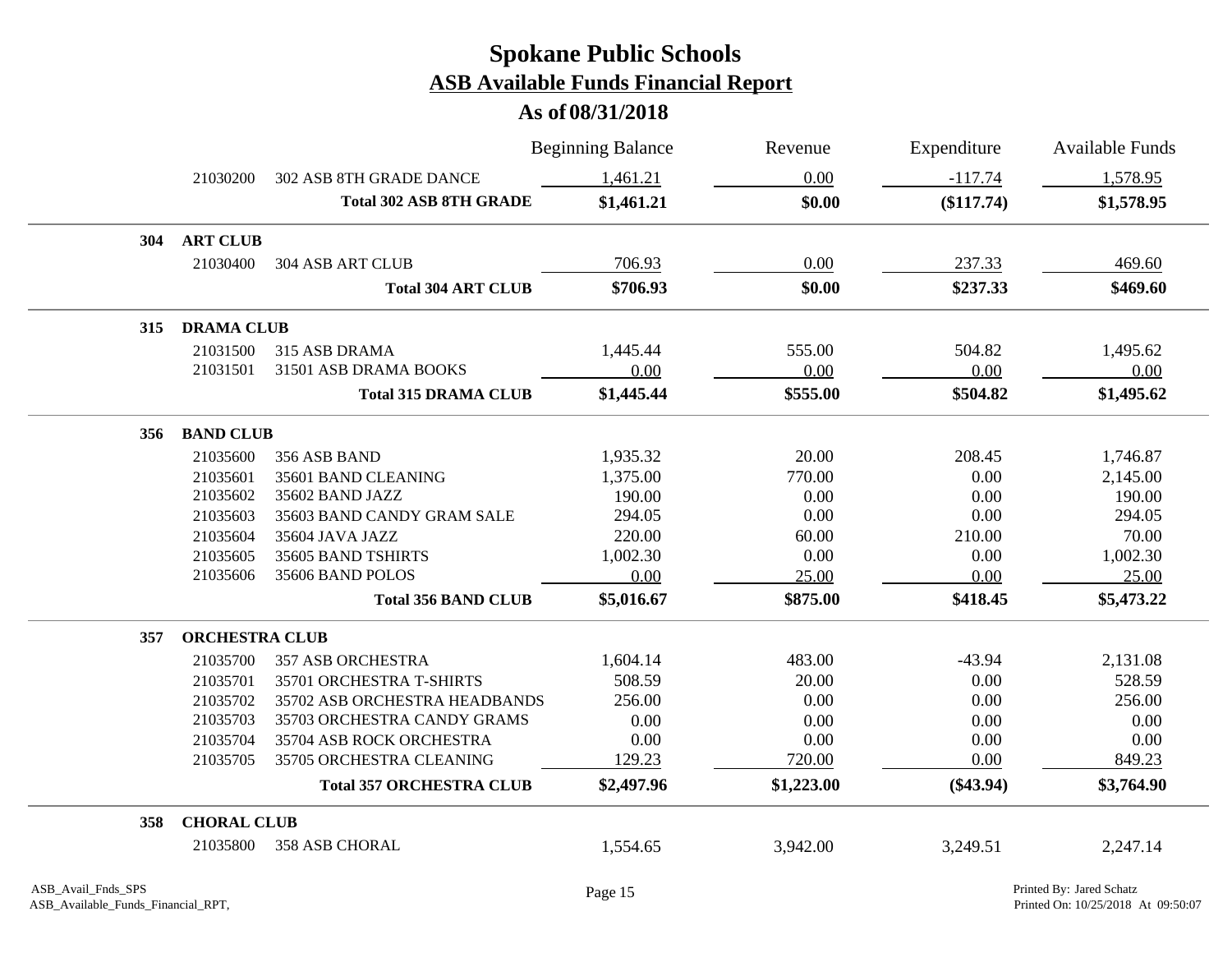# Spokane Public Schools

## ASB Available Funds Financial Report

### As of 08/31/2018

| | | | Beginning Balance | Revenue | Expenditure | Available Funds |
|---|---|---|---|---|---|---|
| | 21030200 | 302 ASB 8TH GRADE DANCE | 1,461.21 | 0.00 | -117.74 | 1,578.95 |
| | | **Total 302 ASB 8TH GRADE** | **$1,461.21** | **$0.00** | **($117.74)** | **$1,578.95** |
| **304** | **ART CLUB** | | | | | |
| | 21030400 | 304 ASB ART CLUB | 706.93 | 0.00 | 237.33 | 469.60 |
| | | **Total 304 ART CLUB** | **$706.93** | **$0.00** | **$237.33** | **$469.60** |
| **315** | **DRAMA CLUB** | | | | | |
| | 21031500 | 315 ASB DRAMA | 1,445.44 | 555.00 | 504.82 | 1,495.62 |
| | 21031501 | 31501 ASB DRAMA BOOKS | 0.00 | 0.00 | 0.00 | 0.00 |
| | | **Total 315 DRAMA CLUB** | **$1,445.44** | **$555.00** | **$504.82** | **$1,495.62** |
| **356** | **BAND CLUB** | | | | | |
| | 21035600 | 356 ASB BAND | 1,935.32 | 20.00 | 208.45 | 1,746.87 |
| | 21035601 | 35601 BAND CLEANING | 1,375.00 | 770.00 | 0.00 | 2,145.00 |
| | 21035602 | 35602 BAND JAZZ | 190.00 | 0.00 | 0.00 | 190.00 |
| | 21035603 | 35603 BAND CANDY GRAM SALE | 294.05 | 0.00 | 0.00 | 294.05 |
| | 21035604 | 35604 JAVA JAZZ | 220.00 | 60.00 | 210.00 | 70.00 |
| | 21035605 | 35605 BAND TSHIRTS | 1,002.30 | 0.00 | 0.00 | 1,002.30 |
| | 21035606 | 35606 BAND POLOS | 0.00 | 25.00 | 0.00 | 25.00 |
| | | **Total 356 BAND CLUB** | **$5,016.67** | **$875.00** | **$418.45** | **$5,473.22** |
| **357** | **ORCHESTRA CLUB** | | | | | |
| | 21035700 | 357 ASB ORCHESTRA | 1,604.14 | 483.00 | -43.94 | 2,131.08 |
| | 21035701 | 35701 ORCHESTRA T-SHIRTS | 508.59 | 20.00 | 0.00 | 528.59 |
| | 21035702 | 35702 ASB ORCHESTRA HEADBANDS | 256.00 | 0.00 | 0.00 | 256.00 |
| | 21035703 | 35703 ORCHESTRA CANDY GRAMS | 0.00 | 0.00 | 0.00 | 0.00 |
| | 21035704 | 35704 ASB ROCK ORCHESTRA | 0.00 | 0.00 | 0.00 | 0.00 |
| | 21035705 | 35705 ORCHESTRA CLEANING | 129.23 | 720.00 | 0.00 | 849.23 |
| | | **Total 357 ORCHESTRA CLUB** | **$2,497.96** | **$1,223.00** | **($43.94)** | **$3,764.90** |
| **358** | **CHORAL CLUB** | | | | | |
| | 21035800 | 358 ASB CHORAL | 1,554.65 | 3,942.00 | 3,249.51 | 2,247.14 |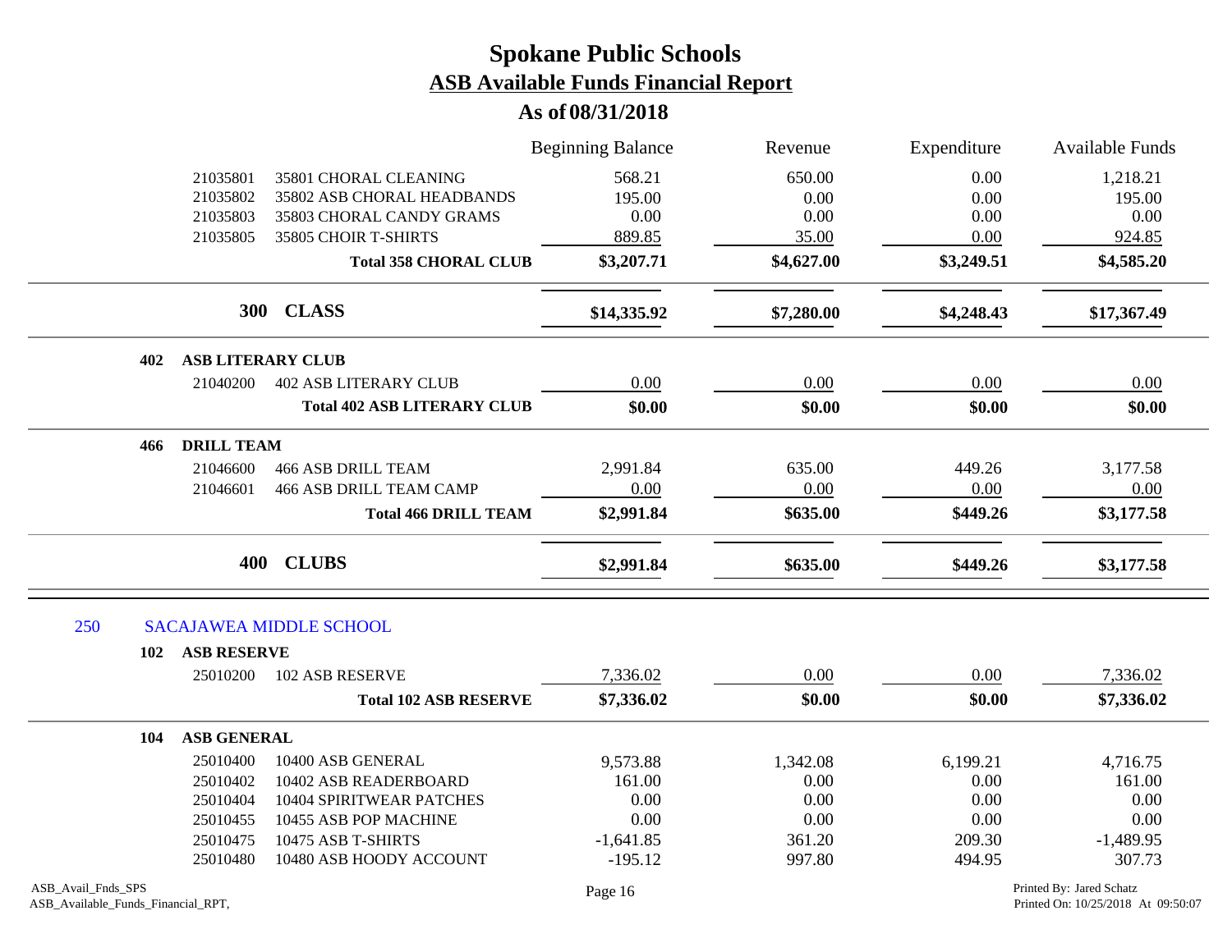# Spokane Public Schools
## ASB Available Funds Financial Report
### As of 08/31/2018

| | | Beginning Balance | Revenue | Expenditure | Available Funds |
|---|---|---|---|---|---|
| 21035801 | 35801 CHORAL CLEANING | 568.21 | 650.00 | 0.00 | 1,218.21 |
| 21035802 | 35802 ASB CHORAL HEADBANDS | 195.00 | 0.00 | 0.00 | 195.00 |
| 21035803 | 35803 CHORAL CANDY GRAMS | 0.00 | 0.00 | 0.00 | 0.00 |
| 21035805 | 35805 CHOIR T-SHIRTS | 889.85 | 35.00 | 0.00 | 924.85 |
| | **Total 358 CHORAL CLUB** | **$3,207.71** | **$4,627.00** | **$3,249.51** | **$4,585.20** |
| **300** | **CLASS** | **$14,335.92** | **$7,280.00** | **$4,248.43** | **$17,367.49** |
| **402** | **ASB LITERARY CLUB** | | | | |
| 21040200 | 402 ASB LITERARY CLUB | 0.00 | 0.00 | 0.00 | 0.00 |
| | **Total 402 ASB LITERARY CLUB** | **$0.00** | **$0.00** | **$0.00** | **$0.00** |
| **466** | **DRILL TEAM** | | | | |
| 21046600 | 466 ASB DRILL TEAM | 2,991.84 | 635.00 | 449.26 | 3,177.58 |
| 21046601 | 466 ASB DRILL TEAM CAMP | 0.00 | 0.00 | 0.00 | 0.00 |
| | **Total 466 DRILL TEAM** | **$2,991.84** | **$635.00** | **$449.26** | **$3,177.58** |
| **400** | **CLUBS** | **$2,991.84** | **$635.00** | **$449.26** | **$3,177.58** |
| 250 | SACAJAWEA MIDDLE SCHOOL | | | | |
| **102** | **ASB RESERVE** | | | | |
| 25010200 | 102 ASB RESERVE | 7,336.02 | 0.00 | 0.00 | 7,336.02 |
| | **Total 102 ASB RESERVE** | **$7,336.02** | **$0.00** | **$0.00** | **$7,336.02** |
| **104** | **ASB GENERAL** | | | | |
| 25010400 | 10400 ASB GENERAL | 9,573.88 | 1,342.08 | 6,199.21 | 4,716.75 |
| 25010402 | 10402 ASB READERBOARD | 161.00 | 0.00 | 0.00 | 161.00 |
| 25010404 | 10404 SPIRITWEAR PATCHES | 0.00 | 0.00 | 0.00 | 0.00 |
| 25010455 | 10455 ASB POP MACHINE | 0.00 | 0.00 | 0.00 | 0.00 |
| 25010475 | 10475 ASB T-SHIRTS | -1,641.85 | 361.20 | 209.30 | -1,489.95 |
| 25010480 | 10480 ASB HOODY ACCOUNT | -195.12 | 997.80 | 494.95 | 307.73 |

ASB_Avail_Fnds_SPS
ASB_Available_Funds_Financial_RPT,

Printed By: Jared Schatz
Printed On: 10/25/2018 At 09:50:07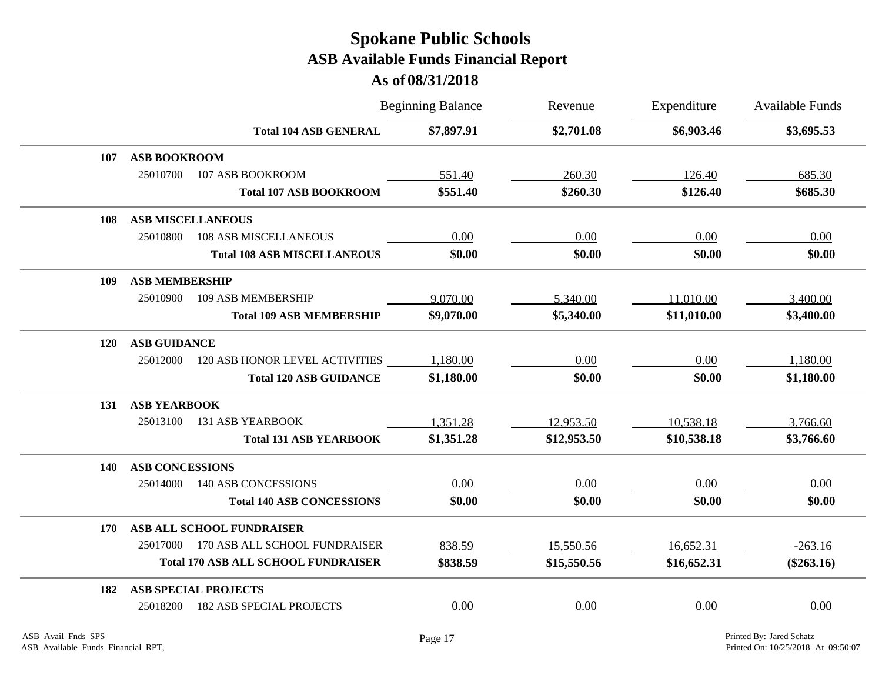# Spokane Public Schools

## ASB Available Funds Financial Report

### As of 08/31/2018

| | | Beginning Balance | Revenue | Expenditure | Available Funds |
|---|---|---|---|---|---|
| | **Total 104 ASB GENERAL** | **$7,897.91** | **$2,701.08** | **$6,903.46** | **$3,695.53** |
| **107** | **ASB BOOKROOM** | | | | |
| 25010700 | 107 ASB BOOKROOM | 551.40 | 260.30 | 126.40 | 685.30 |
| | **Total 107 ASB BOOKROOM** | **$551.40** | **$260.30** | **$126.40** | **$685.30** |
| **108** | **ASB MISCELLANEOUS** | | | | |
| 25010800 | 108 ASB MISCELLANEOUS | 0.00 | 0.00 | 0.00 | 0.00 |
| | **Total 108 ASB MISCELLANEOUS** | **$0.00** | **$0.00** | **$0.00** | **$0.00** |
| **109** | **ASB MEMBERSHIP** | | | | |
| 25010900 | 109 ASB MEMBERSHIP | 9,070.00 | 5,340.00 | 11,010.00 | 3,400.00 |
| | **Total 109 ASB MEMBERSHIP** | **$9,070.00** | **$5,340.00** | **$11,010.00** | **$3,400.00** |
| **120** | **ASB GUIDANCE** | | | | |
| 25012000 | 120 ASB HONOR LEVEL ACTIVITIES | 1,180.00 | 0.00 | 0.00 | 1,180.00 |
| | **Total 120 ASB GUIDANCE** | **$1,180.00** | **$0.00** | **$0.00** | **$1,180.00** |
| **131** | **ASB YEARBOOK** | | | | |
| 25013100 | 131 ASB YEARBOOK | 1,351.28 | 12,953.50 | 10,538.18 | 3,766.60 |
| | **Total 131 ASB YEARBOOK** | **$1,351.28** | **$12,953.50** | **$10,538.18** | **$3,766.60** |
| **140** | **ASB CONCESSIONS** | | | | |
| 25014000 | 140 ASB CONCESSIONS | 0.00 | 0.00 | 0.00 | 0.00 |
| | **Total 140 ASB CONCESSIONS** | **$0.00** | **$0.00** | **$0.00** | **$0.00** |
| **170** | **ASB ALL SCHOOL FUNDRAISER** | | | | |
| 25017000 | 170 ASB ALL SCHOOL FUNDRAISER | 838.59 | 15,550.56 | 16,652.31 | -263.16 |
| | **Total 170 ASB ALL SCHOOL FUNDRAISER** | **$838.59** | **$15,550.56** | **$16,652.31** | **($263.16)** |
| **182** | **ASB SPECIAL PROJECTS** | | | | |
| 25018200 | 182 ASB SPECIAL PROJECTS | 0.00 | 0.00 | 0.00 | 0.00 |

ASB_Avail_Fnds_SPS
ASB_Available_Funds_Financial_RPT,

Printed By: Jared Schatz
Printed On: 10/25/2018 At 09:50:07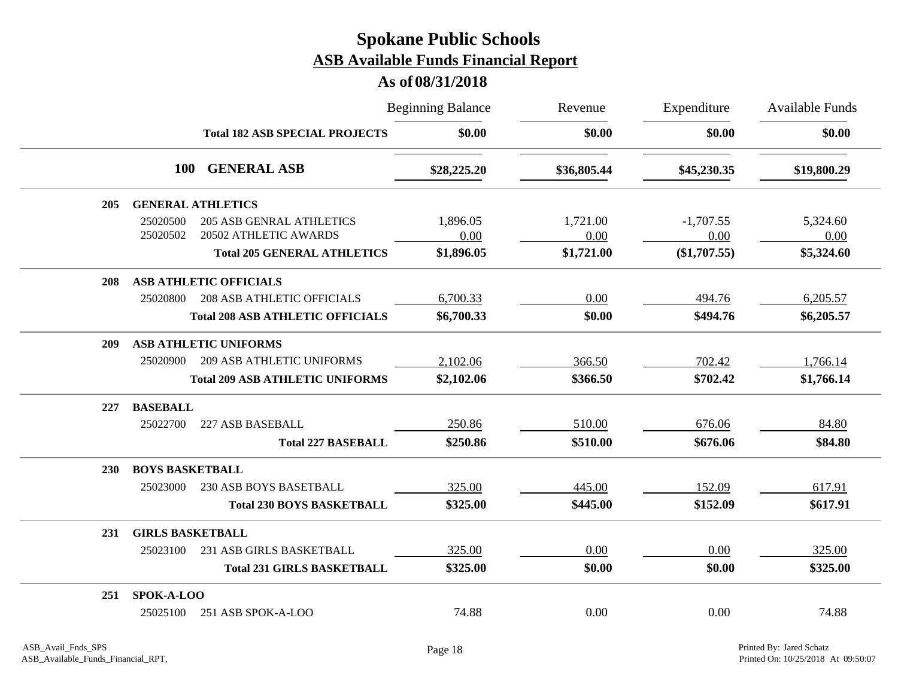# Spokane Public Schools
## ASB Available Funds Financial Report
### As of 08/31/2018

| | | | Beginning Balance | Revenue | Expenditure | Available Funds |
|---|---|---|---|---|---|---|
| | | **Total 182 ASB SPECIAL PROJECTS** | **$0.00** | **$0.00** | **$0.00** | **$0.00** |
| | **100** | **GENERAL ASB** | **$28,225.20** | **$36,805.44** | **$45,230.35** | **$19,800.29** |
| **205** | **GENERAL ATHLETICS** | | | | | |
| | 25020500 | 205 ASB GENRAL ATHLETICS | 1,896.05 | 1,721.00 | -1,707.55 | 5,324.60 |
| | 25020502 | 20502 ATHLETIC AWARDS | 0.00 | 0.00 | 0.00 | 0.00 |
| | | **Total 205 GENERAL ATHLETICS** | **$1,896.05** | **$1,721.00** | **($1,707.55)** | **$5,324.60** |
| **208** | **ASB ATHLETIC OFFICIALS** | | | | | |
| | 25020800 | 208 ASB ATHLETIC OFFICIALS | 6,700.33 | 0.00 | 494.76 | 6,205.57 |
| | | **Total 208 ASB ATHLETIC OFFICIALS** | **$6,700.33** | **$0.00** | **$494.76** | **$6,205.57** |
| **209** | **ASB ATHLETIC UNIFORMS** | | | | | |
| | 25020900 | 209 ASB ATHLETIC UNIFORMS | 2,102.06 | 366.50 | 702.42 | 1,766.14 |
| | | **Total 209 ASB ATHLETIC UNIFORMS** | **$2,102.06** | **$366.50** | **$702.42** | **$1,766.14** |
| **227** | **BASEBALL** | | | | | |
| | 25022700 | 227 ASB BASEBALL | 250.86 | 510.00 | 676.06 | 84.80 |
| | | **Total 227 BASEBALL** | **$250.86** | **$510.00** | **$676.06** | **$84.80** |
| **230** | **BOYS BASKETBALL** | | | | | |
| | 25023000 | 230 ASB BOYS BASETBALL | 325.00 | 445.00 | 152.09 | 617.91 |
| | | **Total 230 BOYS BASKETBALL** | **$325.00** | **$445.00** | **$152.09** | **$617.91** |
| **231** | **GIRLS BASKETBALL** | | | | | |
| | 25023100 | 231 ASB GIRLS BASKETBALL | 325.00 | 0.00 | 0.00 | 325.00 |
| | | **Total 231 GIRLS BASKETBALL** | **$325.00** | **$0.00** | **$0.00** | **$325.00** |
| **251** | **SPOK-A-LOO** | | | | | |
| | 25025100 | 251 ASB SPOK-A-LOO | 74.88 | 0.00 | 0.00 | 74.88 |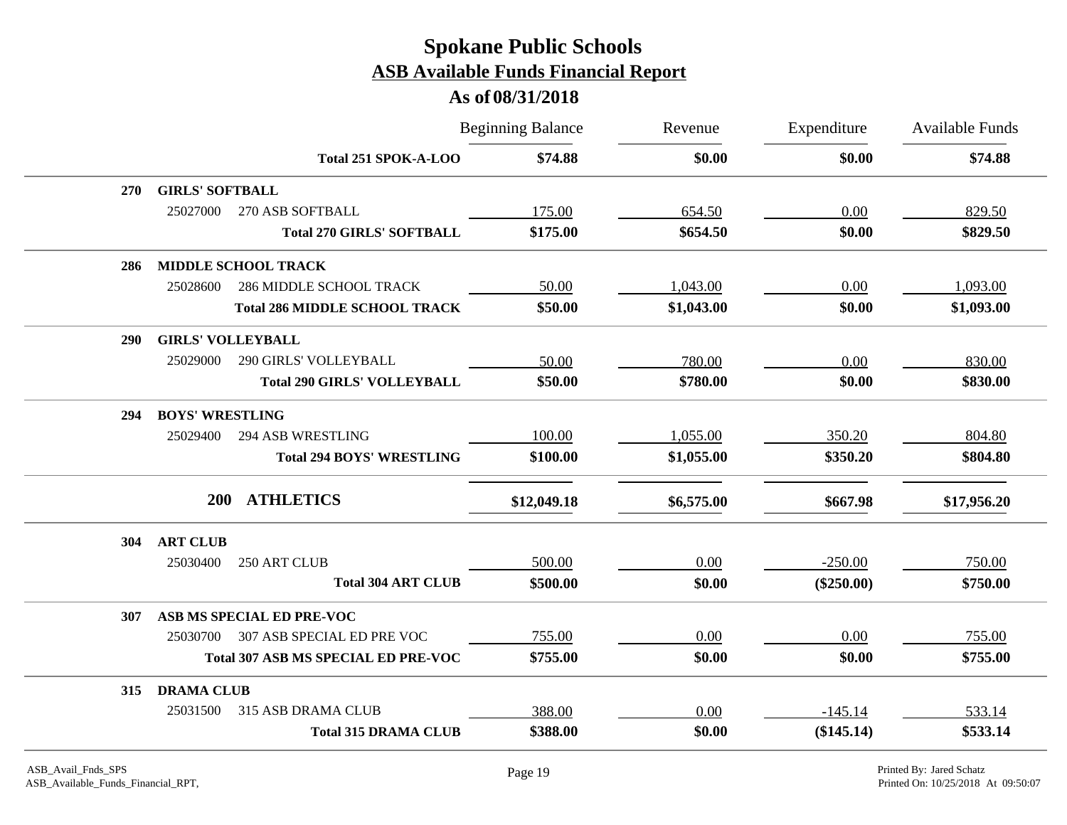# Spokane Public Schools

## ASB Available Funds Financial Report

### As of 08/31/2018

| | | Beginning Balance | Revenue | Expenditure | Available Funds |
|---|---|---|---|---|---|
| | **Total 251 SPOK-A-LOO** | **$74.88** | **$0.00** | **$0.00** | **$74.88** |
| **270** | **GIRLS' SOFTBALL** | | | | |
| 25027000 | 270 ASB SOFTBALL | 175.00 | 654.50 | 0.00 | 829.50 |
| | **Total 270 GIRLS' SOFTBALL** | **$175.00** | **$654.50** | **$0.00** | **$829.50** |
| **286** | **MIDDLE SCHOOL TRACK** | | | | |
| 25028600 | 286 MIDDLE SCHOOL TRACK | 50.00 | 1,043.00 | 0.00 | 1,093.00 |
| | **Total 286 MIDDLE SCHOOL TRACK** | **$50.00** | **$1,043.00** | **$0.00** | **$1,093.00** |
| **290** | **GIRLS' VOLLEYBALL** | | | | |
| 25029000 | 290 GIRLS' VOLLEYBALL | 50.00 | 780.00 | 0.00 | 830.00 |
| | **Total 290 GIRLS' VOLLEYBALL** | **$50.00** | **$780.00** | **$0.00** | **$830.00** |
| **294** | **BOYS' WRESTLING** | | | | |
| 25029400 | 294 ASB WRESTLING | 100.00 | 1,055.00 | 350.20 | 804.80 |
| | **Total 294 BOYS' WRESTLING** | **$100.00** | **$1,055.00** | **$350.20** | **$804.80** |
| **200** | **ATHLETICS** | **$12,049.18** | **$6,575.00** | **$667.98** | **$17,956.20** |
| **304** | **ART CLUB** | | | | |
| 25030400 | 250 ART CLUB | 500.00 | 0.00 | -250.00 | 750.00 |
| | **Total 304 ART CLUB** | **$500.00** | **$0.00** | **($250.00)** | **$750.00** |
| **307** | **ASB MS SPECIAL ED PRE-VOC** | | | | |
| 25030700 | 307 ASB SPECIAL ED PRE VOC | 755.00 | 0.00 | 0.00 | 755.00 |
| | **Total 307 ASB MS SPECIAL ED PRE-VOC** | **$755.00** | **$0.00** | **$0.00** | **$755.00** |
| **315** | **DRAMA CLUB** | | | | |
| 25031500 | 315 ASB DRAMA CLUB | 388.00 | 0.00 | -145.14 | 533.14 |
| | **Total 315 DRAMA CLUB** | **$388.00** | **$0.00** | **($145.14)** | **$533.14** |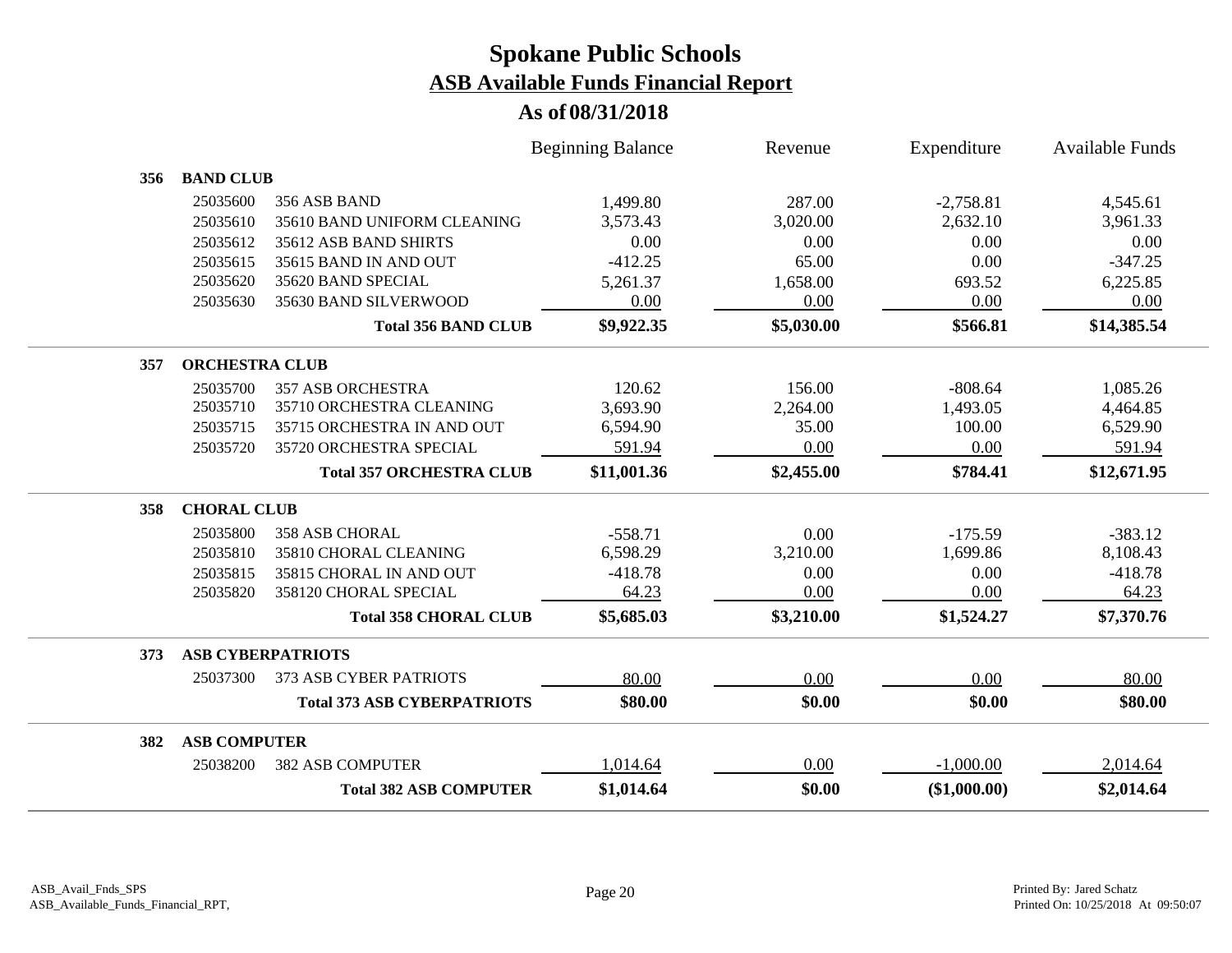# Spokane Public Schools

## ASB Available Funds Financial Report

### As of 08/31/2018

| | | | Beginning Balance | Revenue | Expenditure | Available Funds |
|---|---|---|---|---|---|---|
| **356** | **BAND CLUB** | | | | | |
| | 25035600 | 356 ASB BAND | 1,499.80 | 287.00 | -2,758.81 | 4,545.61 |
| | 25035610 | 35610 BAND UNIFORM CLEANING | 3,573.43 | 3,020.00 | 2,632.10 | 3,961.33 |
| | 25035612 | 35612 ASB BAND SHIRTS | 0.00 | 0.00 | 0.00 | 0.00 |
| | 25035615 | 35615 BAND IN AND OUT | -412.25 | 65.00 | 0.00 | -347.25 |
| | 25035620 | 35620 BAND SPECIAL | 5,261.37 | 1,658.00 | 693.52 | 6,225.85 |
| | 25035630 | 35630 BAND SILVERWOOD | 0.00 | 0.00 | 0.00 | 0.00 |
| | | **Total 356 BAND CLUB** | **$9,922.35** | **$5,030.00** | **$566.81** | **$14,385.54** |
| **357** | **ORCHESTRA CLUB** | | | | | |
| | 25035700 | 357 ASB ORCHESTRA | 120.62 | 156.00 | -808.64 | 1,085.26 |
| | 25035710 | 35710 ORCHESTRA CLEANING | 3,693.90 | 2,264.00 | 1,493.05 | 4,464.85 |
| | 25035715 | 35715 ORCHESTRA IN AND OUT | 6,594.90 | 35.00 | 100.00 | 6,529.90 |
| | 25035720 | 35720 ORCHESTRA SPECIAL | 591.94 | 0.00 | 0.00 | 591.94 |
| | | **Total 357 ORCHESTRA CLUB** | **$11,001.36** | **$2,455.00** | **$784.41** | **$12,671.95** |
| **358** | **CHORAL CLUB** | | | | | |
| | 25035800 | 358 ASB CHORAL | -558.71 | 0.00 | -175.59 | -383.12 |
| | 25035810 | 35810 CHORAL CLEANING | 6,598.29 | 3,210.00 | 1,699.86 | 8,108.43 |
| | 25035815 | 35815 CHORAL IN AND OUT | -418.78 | 0.00 | 0.00 | -418.78 |
| | 25035820 | 358120 CHORAL SPECIAL | 64.23 | 0.00 | 0.00 | 64.23 |
| | | **Total 358 CHORAL CLUB** | **$5,685.03** | **$3,210.00** | **$1,524.27** | **$7,370.76** |
| **373** | **ASB CYBERPATRIOTS** | | | | | |
| | 25037300 | 373 ASB CYBER PATRIOTS | 80.00 | 0.00 | 0.00 | 80.00 |
| | | **Total 373 ASB CYBERPATRIOTS** | **$80.00** | **$0.00** | **$0.00** | **$80.00** |
| **382** | **ASB COMPUTER** | | | | | |
| | 25038200 | 382 ASB COMPUTER | 1,014.64 | 0.00 | -1,000.00 | 2,014.64 |
| | | **Total 382 ASB COMPUTER** | **$1,014.64** | **$0.00** | **($1,000.00)** | **$2,014.64** |

ASB_Avail_Fnds_SPS
ASB_Available_Funds_Financial_RPT,

Printed By: Jared Schatz
Printed On: 10/25/2018 At 09:50:07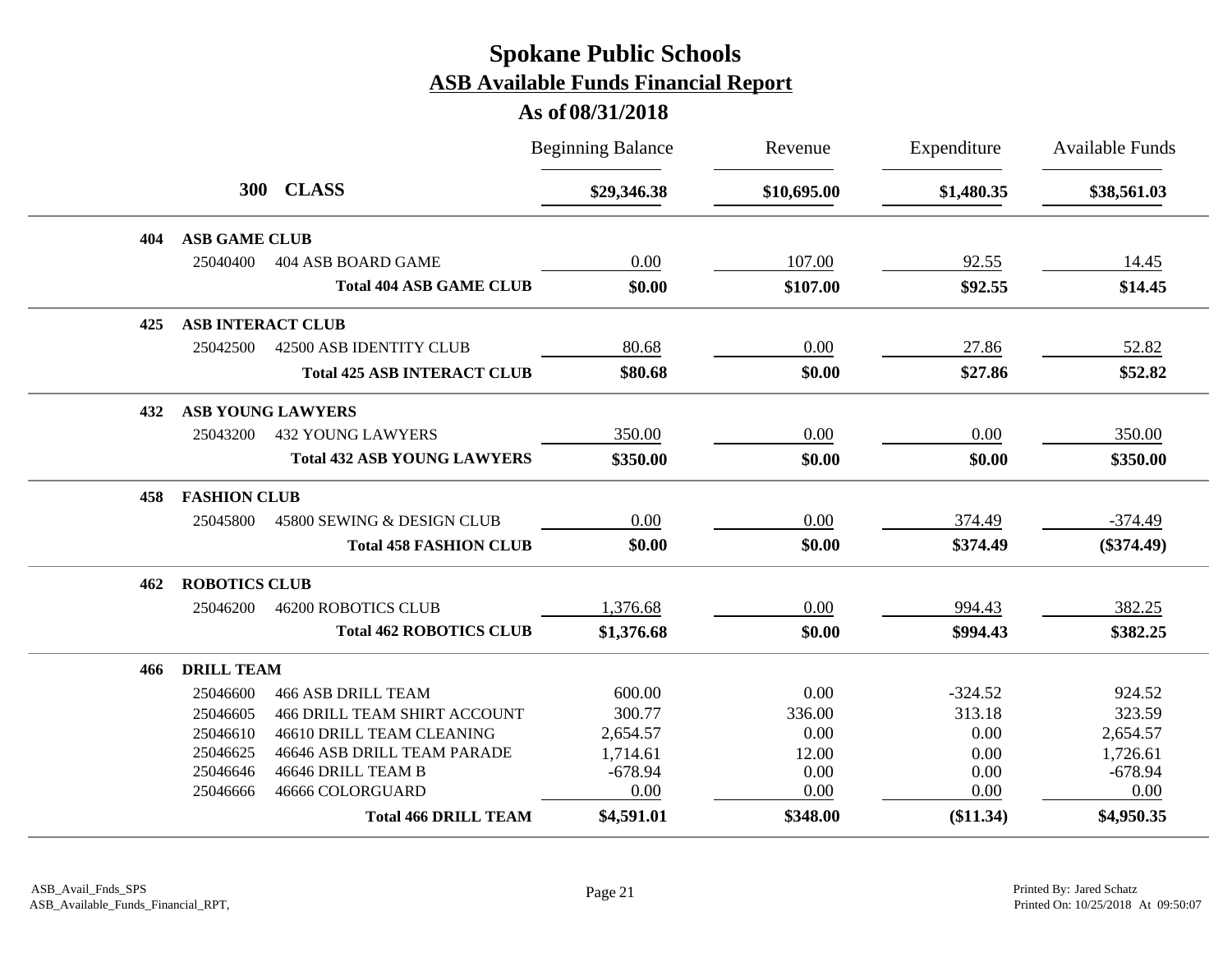# Spokane Public Schools

## ASB Available Funds Financial Report

### As of 08/31/2018

| | | Beginning Balance | Revenue | Expenditure | Available Funds |
|---|---|---|---|---|---|
| **300 CLASS** | | **$29,346.38** | **$10,695.00** | **$1,480.35** | **$38,561.03** |
| **404 ASB GAME CLUB** | | | | | |
| 25040400 | 404 ASB BOARD GAME | 0.00 | 107.00 | 92.55 | 14.45 |
| | **Total 404 ASB GAME CLUB** | **$0.00** | **$107.00** | **$92.55** | **$14.45** |
| **425 ASB INTERACT CLUB** | | | | | |
| 25042500 | 42500 ASB IDENTITY CLUB | 80.68 | 0.00 | 27.86 | 52.82 |
| | **Total 425 ASB INTERACT CLUB** | **$80.68** | **$0.00** | **$27.86** | **$52.82** |
| **432 ASB YOUNG LAWYERS** | | | | | |
| 25043200 | 432 YOUNG LAWYERS | 350.00 | 0.00 | 0.00 | 350.00 |
| | **Total 432 ASB YOUNG LAWYERS** | **$350.00** | **$0.00** | **$0.00** | **$350.00** |
| **458 FASHION CLUB** | | | | | |
| 25045800 | 45800 SEWING & DESIGN CLUB | 0.00 | 0.00 | 374.49 | -374.49 |
| | **Total 458 FASHION CLUB** | **$0.00** | **$0.00** | **$374.49** | **($374.49)** |
| **462 ROBOTICS CLUB** | | | | | |
| 25046200 | 46200 ROBOTICS CLUB | 1,376.68 | 0.00 | 994.43 | 382.25 |
| | **Total 462 ROBOTICS CLUB** | **$1,376.68** | **$0.00** | **$994.43** | **$382.25** |
| **466 DRILL TEAM** | | | | | |
| 25046600 | 466 ASB DRILL TEAM | 600.00 | 0.00 | -324.52 | 924.52 |
| 25046605 | 466 DRILL TEAM SHIRT ACCOUNT | 300.77 | 336.00 | 313.18 | 323.59 |
| 25046610 | 46610 DRILL TEAM CLEANING | 2,654.57 | 0.00 | 0.00 | 2,654.57 |
| 25046625 | 46646 ASB DRILL TEAM PARADE | 1,714.61 | 12.00 | 0.00 | 1,726.61 |
| 25046646 | 46646 DRILL TEAM B | -678.94 | 0.00 | 0.00 | -678.94 |
| 25046666 | 46666 COLORGUARD | 0.00 | 0.00 | 0.00 | 0.00 |
| | **Total 466 DRILL TEAM** | **$4,591.01** | **$348.00** | **($11.34)** | **$4,950.35** |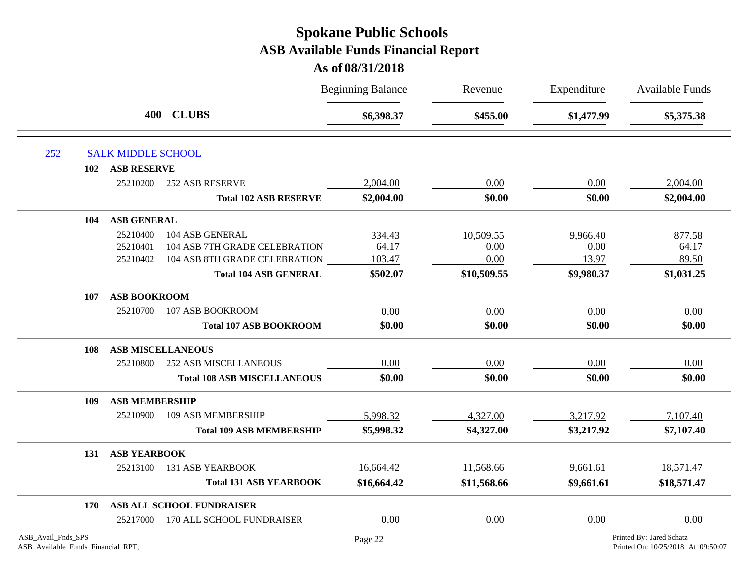# Spokane Public Schools
## ASB Available Funds Financial Report
### As of 08/31/2018

| | | Beginning Balance | Revenue | Expenditure | Available Funds |
|---|---|---|---|---|---|
| **400 CLUBS** | | **$6,398.37** | **$455.00** | **$1,477.99** | **$5,375.38** |

## 252 SALK MIDDLE SCHOOL

| | | Beginning Balance | Revenue | Expenditure | Available Funds |
|---|---|---|---|---|---|
| **102 ASB RESERVE** | | | | | |
| 25210200 | 252 ASB RESERVE | 2,004.00 | 0.00 | 0.00 | 2,004.00 |
| | **Total 102 ASB RESERVE** | **$2,004.00** | **$0.00** | **$0.00** | **$2,004.00** |
| **104 ASB GENERAL** | | | | | |
| 25210400 | 104 ASB GENERAL | 334.43 | 10,509.55 | 9,966.40 | 877.58 |
| 25210401 | 104 ASB 7TH GRADE CELEBRATION | 64.17 | 0.00 | 0.00 | 64.17 |
| 25210402 | 104 ASB 8TH GRADE CELEBRATION | 103.47 | 0.00 | 13.97 | 89.50 |
| | **Total 104 ASB GENERAL** | **$502.07** | **$10,509.55** | **$9,980.37** | **$1,031.25** |
| **107 ASB BOOKROOM** | | | | | |
| 25210700 | 107 ASB BOOKROOM | 0.00 | 0.00 | 0.00 | 0.00 |
| | **Total 107 ASB BOOKROOM** | **$0.00** | **$0.00** | **$0.00** | **$0.00** |
| **108 ASB MISCELLANEOUS** | | | | | |
| 25210800 | 252 ASB MISCELLANEOUS | 0.00 | 0.00 | 0.00 | 0.00 |
| | **Total 108 ASB MISCELLANEOUS** | **$0.00** | **$0.00** | **$0.00** | **$0.00** |
| **109 ASB MEMBERSHIP** | | | | | |
| 25210900 | 109 ASB MEMBERSHIP | 5,998.32 | 4,327.00 | 3,217.92 | 7,107.40 |
| | **Total 109 ASB MEMBERSHIP** | **$5,998.32** | **$4,327.00** | **$3,217.92** | **$7,107.40** |
| **131 ASB YEARBOOK** | | | | | |
| 25213100 | 131 ASB YEARBOOK | 16,664.42 | 11,568.66 | 9,661.61 | 18,571.47 |
| | **Total 131 ASB YEARBOOK** | **$16,664.42** | **$11,568.66** | **$9,661.61** | **$18,571.47** |
| **170 ASB ALL SCHOOL FUNDRAISER** | | | | | |
| 25217000 | 170 ALL SCHOOL FUNDRAISER | 0.00 | 0.00 | 0.00 | 0.00 |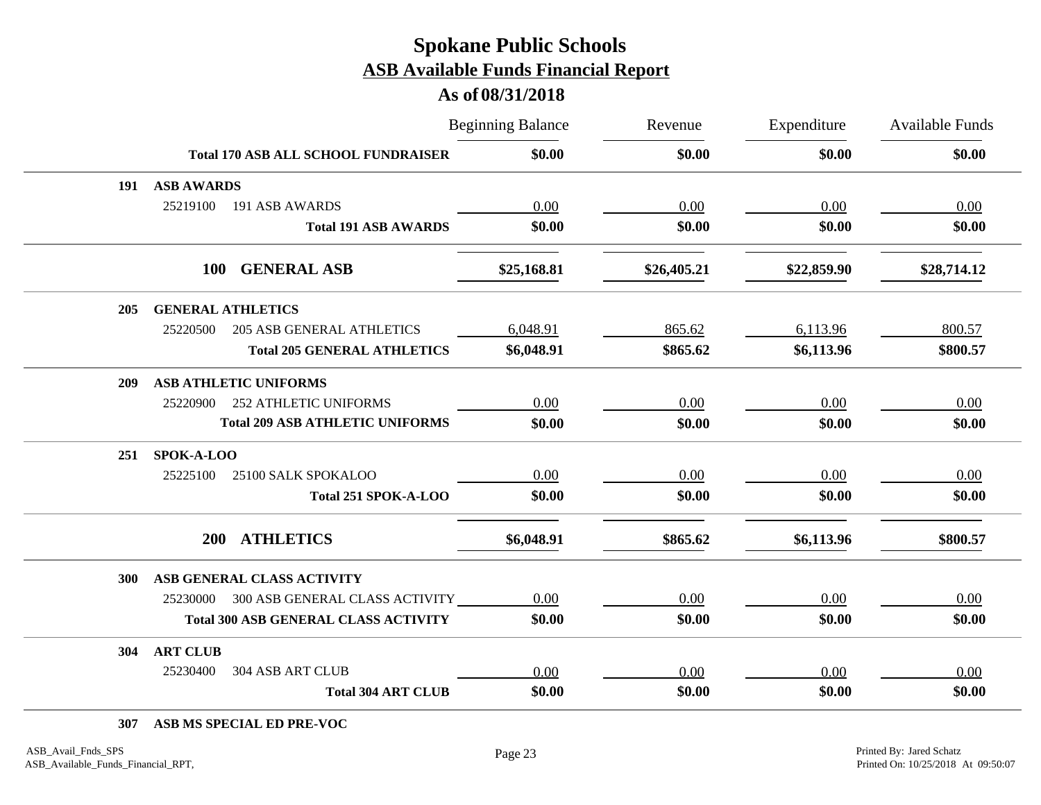# Spokane Public Schools
## ASB Available Funds Financial Report
### As of 08/31/2018

| | | Beginning Balance | Revenue | Expenditure | Available Funds |
|---|---|---|---|---|---|
| | **Total 170 ASB ALL SCHOOL FUNDRAISER** | **$0.00** | **$0.00** | **$0.00** | **$0.00** |
| **191** | **ASB AWARDS** | | | | |
| 25219100 | 191 ASB AWARDS | 0.00 | 0.00 | 0.00 | 0.00 |
| | **Total 191 ASB AWARDS** | **$0.00** | **$0.00** | **$0.00** | **$0.00** |
| **100** | **GENERAL ASB** | **$25,168.81** | **$26,405.21** | **$22,859.90** | **$28,714.12** |
| **205** | **GENERAL ATHLETICS** | | | | |
| 25220500 | 205 ASB GENERAL ATHLETICS | 6,048.91 | 865.62 | 6,113.96 | 800.57 |
| | **Total 205 GENERAL ATHLETICS** | **$6,048.91** | **$865.62** | **$6,113.96** | **$800.57** |
| **209** | **ASB ATHLETIC UNIFORMS** | | | | |
| 25220900 | 252 ATHLETIC UNIFORMS | 0.00 | 0.00 | 0.00 | 0.00 |
| | **Total 209 ASB ATHLETIC UNIFORMS** | **$0.00** | **$0.00** | **$0.00** | **$0.00** |
| **251** | **SPOK-A-LOO** | | | | |
| 25225100 | 25100 SALK SPOKALOO | 0.00 | 0.00 | 0.00 | 0.00 |
| | **Total 251 SPOK-A-LOO** | **$0.00** | **$0.00** | **$0.00** | **$0.00** |
| **200** | **ATHLETICS** | **$6,048.91** | **$865.62** | **$6,113.96** | **$800.57** |
| **300** | **ASB GENERAL CLASS ACTIVITY** | | | | |
| 25230000 | 300 ASB GENERAL CLASS ACTIVITY | 0.00 | 0.00 | 0.00 | 0.00 |
| | **Total 300 ASB GENERAL CLASS ACTIVITY** | **$0.00** | **$0.00** | **$0.00** | **$0.00** |
| **304** | **ART CLUB** | | | | |
| 25230400 | 304 ASB ART CLUB | 0.00 | 0.00 | 0.00 | 0.00 |
| | **Total 304 ART CLUB** | **$0.00** | **$0.00** | **$0.00** | **$0.00** |
| **307** | **ASB MS SPECIAL ED PRE-VOC** | | | | |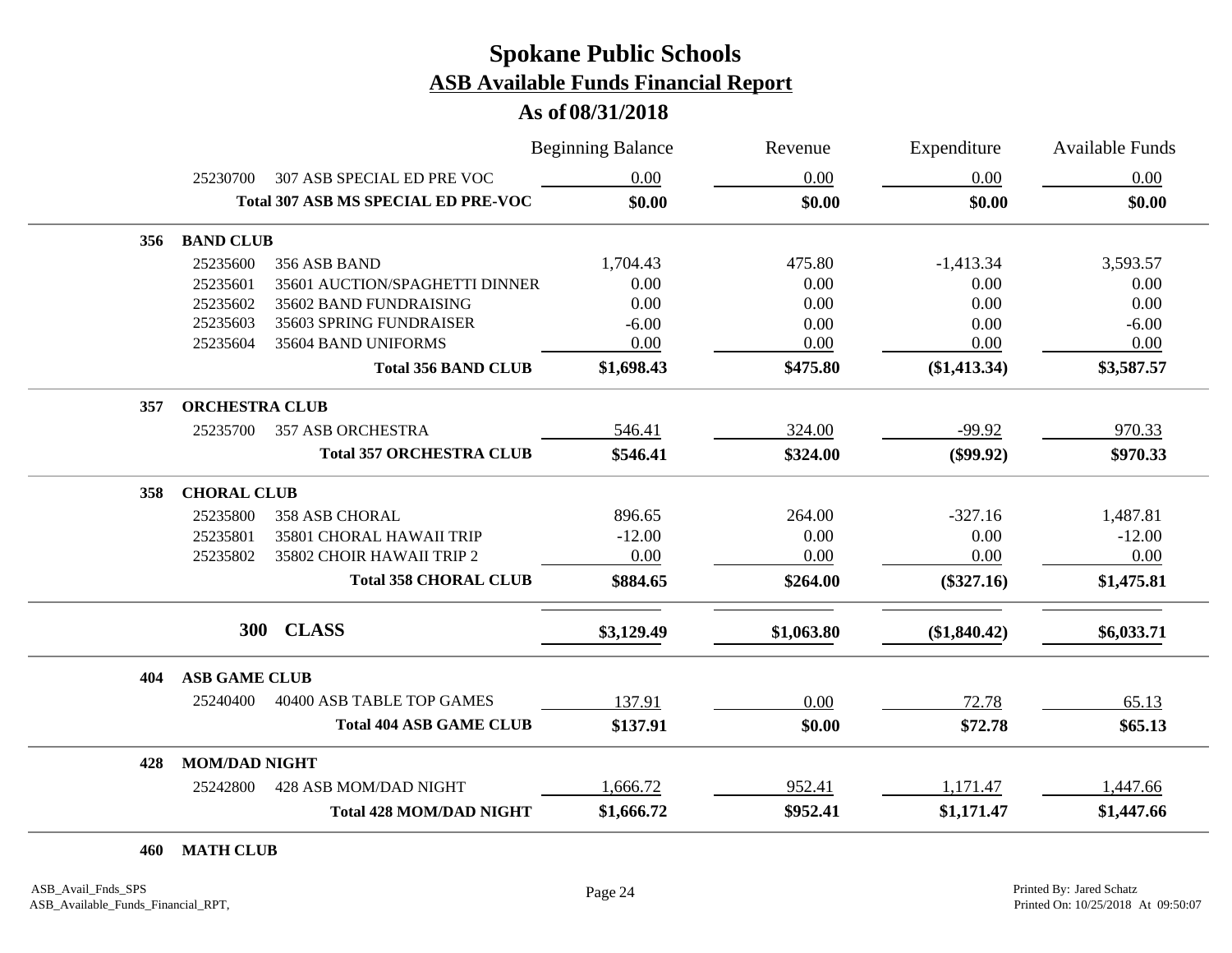# Spokane Public Schools

## ASB Available Funds Financial Report

### As of 08/31/2018

| | | | Beginning Balance | Revenue | Expenditure | Available Funds |
|---|---|---|---|---|---|---|
| | 25230700 | 307 ASB SPECIAL ED PRE VOC | 0.00 | 0.00 | 0.00 | 0.00 |
| | | **Total 307 ASB MS SPECIAL ED PRE-VOC** | **$0.00** | **$0.00** | **$0.00** | **$0.00** |
| **356** | **BAND CLUB** | | | | | |
| | 25235600 | 356 ASB BAND | 1,704.43 | 475.80 | -1,413.34 | 3,593.57 |
| | 25235601 | 35601 AUCTION/SPAGHETTI DINNER | 0.00 | 0.00 | 0.00 | 0.00 |
| | 25235602 | 35602 BAND FUNDRAISING | 0.00 | 0.00 | 0.00 | 0.00 |
| | 25235603 | 35603 SPRING FUNDRAISER | -6.00 | 0.00 | 0.00 | -6.00 |
| | 25235604 | 35604 BAND UNIFORMS | 0.00 | 0.00 | 0.00 | 0.00 |
| | | **Total 356 BAND CLUB** | **$1,698.43** | **$475.80** | **($1,413.34)** | **$3,587.57** |
| **357** | **ORCHESTRA CLUB** | | | | | |
| | 25235700 | 357 ASB ORCHESTRA | 546.41 | 324.00 | -99.92 | 970.33 |
| | | **Total 357 ORCHESTRA CLUB** | **$546.41** | **$324.00** | **($99.92)** | **$970.33** |
| **358** | **CHORAL CLUB** | | | | | |
| | 25235800 | 358 ASB CHORAL | 896.65 | 264.00 | -327.16 | 1,487.81 |
| | 25235801 | 35801 CHORAL HAWAII TRIP | -12.00 | 0.00 | 0.00 | -12.00 |
| | 25235802 | 35802 CHOIR HAWAII TRIP 2 | 0.00 | 0.00 | 0.00 | 0.00 |
| | | **Total 358 CHORAL CLUB** | **$884.65** | **$264.00** | **($327.16)** | **$1,475.81** |
| | **300** | **CLASS** | **$3,129.49** | **$1,063.80** | **($1,840.42)** | **$6,033.71** |
| **404** | **ASB GAME CLUB** | | | | | |
| | 25240400 | 40400 ASB TABLE TOP GAMES | 137.91 | 0.00 | 72.78 | 65.13 |
| | | **Total 404 ASB GAME CLUB** | **$137.91** | **$0.00** | **$72.78** | **$65.13** |
| **428** | **MOM/DAD NIGHT** | | | | | |
| | 25242800 | 428 ASB MOM/DAD NIGHT | 1,666.72 | 952.41 | 1,171.47 | 1,447.66 |
| | | **Total 428 MOM/DAD NIGHT** | **$1,666.72** | **$952.41** | **$1,171.47** | **$1,447.66** |
| **460** | **MATH CLUB** | | | | | |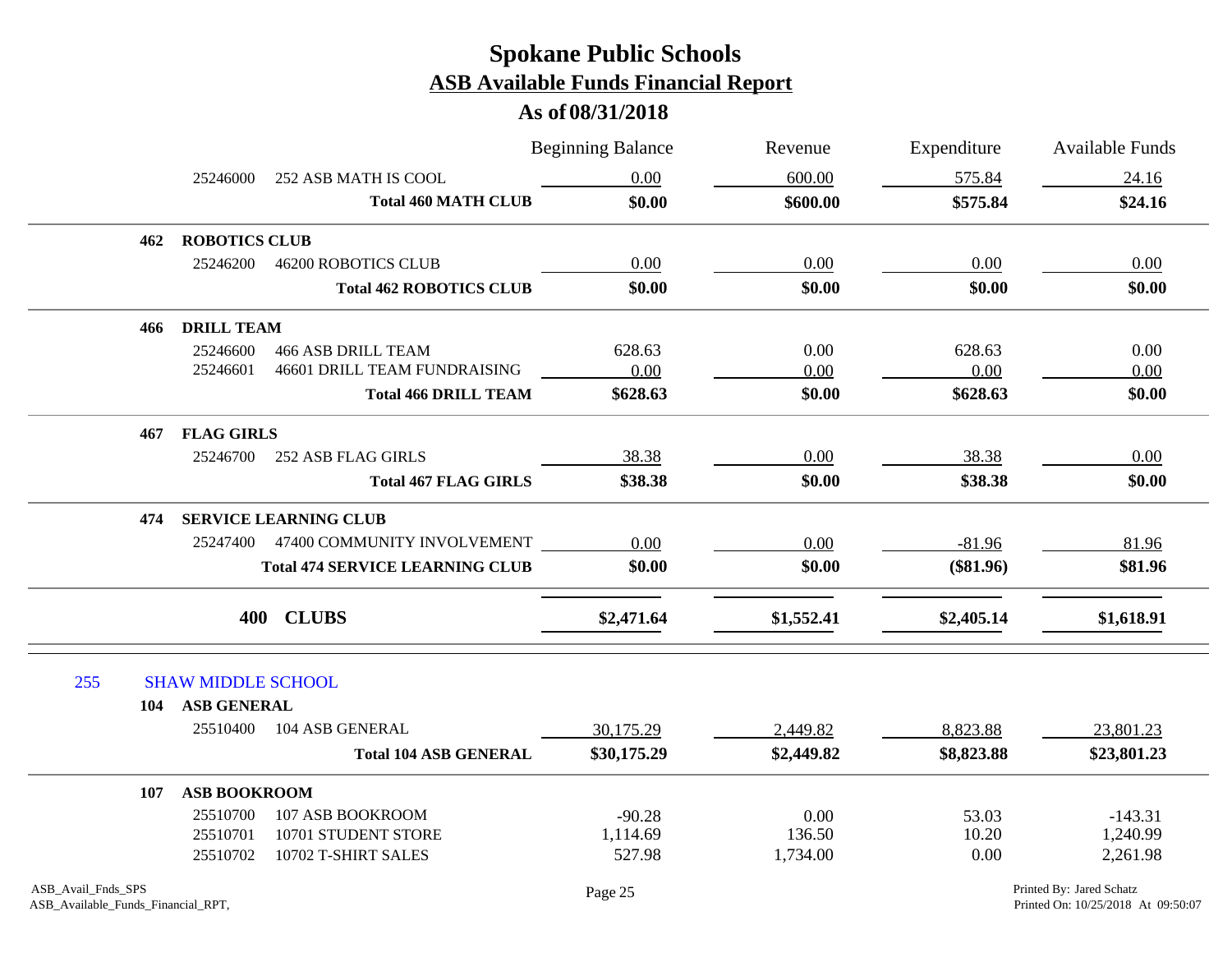# Spokane Public Schools
## ASB Available Funds Financial Report
### As of 08/31/2018

| | | Beginning Balance | Revenue | Expenditure | Available Funds |
|---|---|---|---|---|---|
| 25246000 | 252 ASB MATH IS COOL | 0.00 | 600.00 | 575.84 | 24.16 |
| | **Total 460 MATH CLUB** | **$0.00** | **$600.00** | **$575.84** | **$24.16** |
| **462** | **ROBOTICS CLUB** | | | | |
| 25246200 | 46200 ROBOTICS CLUB | 0.00 | 0.00 | 0.00 | 0.00 |
| | **Total 462 ROBOTICS CLUB** | **$0.00** | **$0.00** | **$0.00** | **$0.00** |
| **466** | **DRILL TEAM** | | | | |
| 25246600 | 466 ASB DRILL TEAM | 628.63 | 0.00 | 628.63 | 0.00 |
| 25246601 | 46601 DRILL TEAM FUNDRAISING | 0.00 | 0.00 | 0.00 | 0.00 |
| | **Total 466 DRILL TEAM** | **$628.63** | **$0.00** | **$628.63** | **$0.00** |
| **467** | **FLAG GIRLS** | | | | |
| 25246700 | 252 ASB FLAG GIRLS | 38.38 | 0.00 | 38.38 | 0.00 |
| | **Total 467 FLAG GIRLS** | **$38.38** | **$0.00** | **$38.38** | **$0.00** |
| **474** | **SERVICE LEARNING CLUB** | | | | |
| 25247400 | 47400 COMMUNITY INVOLVEMENT | 0.00 | 0.00 | -81.96 | 81.96 |
| | **Total 474 SERVICE LEARNING CLUB** | **$0.00** | **$0.00** | **($81.96)** | **$81.96** |
| **400** | **CLUBS** | **$2,471.64** | **$1,552.41** | **$2,405.14** | **$1,618.91** |

## 255 SHAW MIDDLE SCHOOL

| | | Beginning Balance | Revenue | Expenditure | Available Funds |
|---|---|---|---|---|---|
| **104** | **ASB GENERAL** | | | | |
| 25510400 | 104 ASB GENERAL | 30,175.29 | 2,449.82 | 8,823.88 | 23,801.23 |
| | **Total 104 ASB GENERAL** | **$30,175.29** | **$2,449.82** | **$8,823.88** | **$23,801.23** |
| **107** | **ASB BOOKROOM** | | | | |
| 25510700 | 107 ASB BOOKROOM | -90.28 | 0.00 | 53.03 | -143.31 |
| 25510701 | 10701 STUDENT STORE | 1,114.69 | 136.50 | 10.20 | 1,240.99 |
| 25510702 | 10702 T-SHIRT SALES | 527.98 | 1,734.00 | 0.00 | 2,261.98 |

ASB_Avail_Fnds_SPS
ASB_Available_Funds_Financial_RPT,

Printed By: Jared Schatz
Printed On: 10/25/2018 At 09:50:07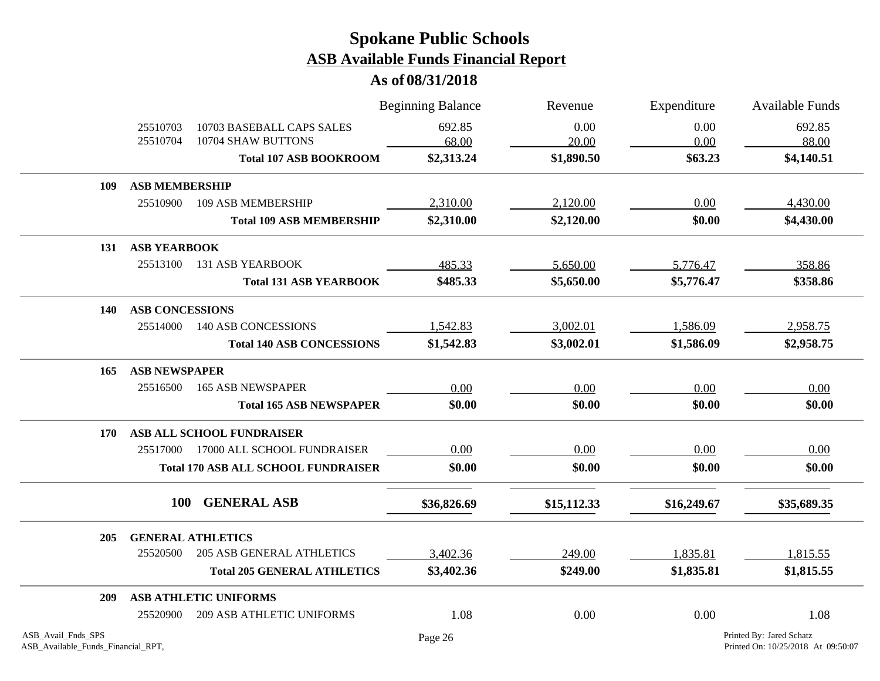# Spokane Public Schools

## ASB Available Funds Financial Report

### As of 08/31/2018

| | | Beginning Balance | Revenue | Expenditure | Available Funds |
|---|---|---|---|---|---|
| 25510703 | 10703 BASEBALL CAPS SALES | 692.85 | 0.00 | 0.00 | 692.85 |
| 25510704 | 10704 SHAW BUTTONS | 68.00 | 20.00 | 0.00 | 88.00 |
| | **Total 107 ASB BOOKROOM** | **$2,313.24** | **$1,890.50** | **$63.23** | **$4,140.51** |
| **109** | **ASB MEMBERSHIP** | | | | |
| 25510900 | 109 ASB MEMBERSHIP | 2,310.00 | 2,120.00 | 0.00 | 4,430.00 |
| | **Total 109 ASB MEMBERSHIP** | **$2,310.00** | **$2,120.00** | **$0.00** | **$4,430.00** |
| **131** | **ASB YEARBOOK** | | | | |
| 25513100 | 131 ASB YEARBOOK | 485.33 | 5,650.00 | 5,776.47 | 358.86 |
| | **Total 131 ASB YEARBOOK** | **$485.33** | **$5,650.00** | **$5,776.47** | **$358.86** |
| **140** | **ASB CONCESSIONS** | | | | |
| 25514000 | 140 ASB CONCESSIONS | 1,542.83 | 3,002.01 | 1,586.09 | 2,958.75 |
| | **Total 140 ASB CONCESSIONS** | **$1,542.83** | **$3,002.01** | **$1,586.09** | **$2,958.75** |
| **165** | **ASB NEWSPAPER** | | | | |
| 25516500 | 165 ASB NEWSPAPER | 0.00 | 0.00 | 0.00 | 0.00 |
| | **Total 165 ASB NEWSPAPER** | **$0.00** | **$0.00** | **$0.00** | **$0.00** |
| **170** | **ASB ALL SCHOOL FUNDRAISER** | | | | |
| 25517000 | 17000 ALL SCHOOL FUNDRAISER | 0.00 | 0.00 | 0.00 | 0.00 |
| | **Total 170 ASB ALL SCHOOL FUNDRAISER** | **$0.00** | **$0.00** | **$0.00** | **$0.00** |
| **100** | **GENERAL ASB** | **$36,826.69** | **$15,112.33** | **$16,249.67** | **$35,689.35** |
| **205** | **GENERAL ATHLETICS** | | | | |
| 25520500 | 205 ASB GENERAL ATHLETICS | 3,402.36 | 249.00 | 1,835.81 | 1,815.55 |
| | **Total 205 GENERAL ATHLETICS** | **$3,402.36** | **$249.00** | **$1,835.81** | **$1,815.55** |
| **209** | **ASB ATHLETIC UNIFORMS** | | | | |
| 25520900 | 209 ASB ATHLETIC UNIFORMS | 1.08 | 0.00 | 0.00 | 1.08 |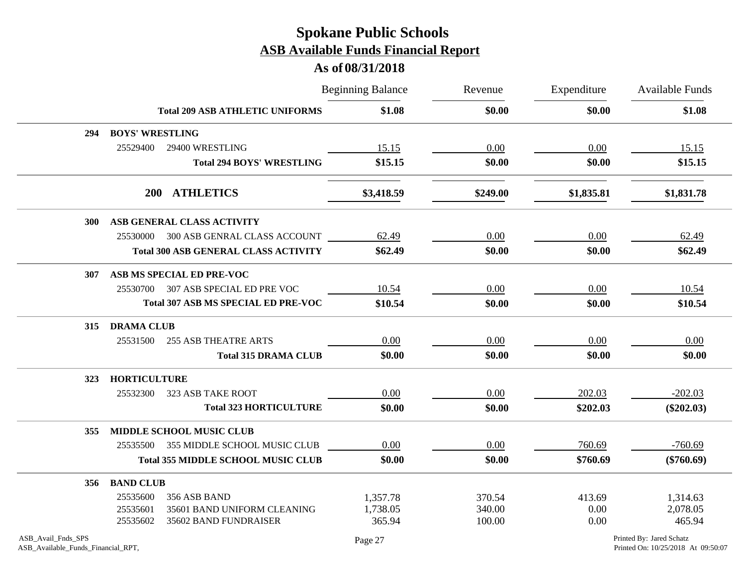# Spokane Public Schools

## ASB Available Funds Financial Report

### As of 08/31/2018

| | | Beginning Balance | Revenue | Expenditure | Available Funds |
|---|---|---|---|---|---|
| | **Total 209 ASB ATHLETIC UNIFORMS** | **$1.08** | **$0.00** | **$0.00** | **$1.08** |
| **294** | **BOYS' WRESTLING** | | | | |
| 25529400 | 29400 WRESTLING | 15.15 | 0.00 | 0.00 | 15.15 |
| | **Total 294 BOYS' WRESTLING** | **$15.15** | **$0.00** | **$0.00** | **$15.15** |
| **200** | **ATHLETICS** | **$3,418.59** | **$249.00** | **$1,835.81** | **$1,831.78** |
| **300** | **ASB GENERAL CLASS ACTIVITY** | | | | |
| 25530000 | 300 ASB GENRAL CLASS ACCOUNT | 62.49 | 0.00 | 0.00 | 62.49 |
| | **Total 300 ASB GENERAL CLASS ACTIVITY** | **$62.49** | **$0.00** | **$0.00** | **$62.49** |
| **307** | **ASB MS SPECIAL ED PRE-VOC** | | | | |
| 25530700 | 307 ASB SPECIAL ED PRE VOC | 10.54 | 0.00 | 0.00 | 10.54 |
| | **Total 307 ASB MS SPECIAL ED PRE-VOC** | **$10.54** | **$0.00** | **$0.00** | **$10.54** |
| **315** | **DRAMA CLUB** | | | | |
| 25531500 | 255 ASB THEATRE ARTS | 0.00 | 0.00 | 0.00 | 0.00 |
| | **Total 315 DRAMA CLUB** | **$0.00** | **$0.00** | **$0.00** | **$0.00** |
| **323** | **HORTICULTURE** | | | | |
| 25532300 | 323 ASB TAKE ROOT | 0.00 | 0.00 | 202.03 | -202.03 |
| | **Total 323 HORTICULTURE** | **$0.00** | **$0.00** | **$202.03** | **($202.03)** |
| **355** | **MIDDLE SCHOOL MUSIC CLUB** | | | | |
| 25535500 | 355 MIDDLE SCHOOL MUSIC CLUB | 0.00 | 0.00 | 760.69 | -760.69 |
| | **Total 355 MIDDLE SCHOOL MUSIC CLUB** | **$0.00** | **$0.00** | **$760.69** | **($760.69)** |
| **356** | **BAND CLUB** | | | | |
| 25535600 | 356 ASB BAND | 1,357.78 | 370.54 | 413.69 | 1,314.63 |
| 25535601 | 35601 BAND UNIFORM CLEANING | 1,738.05 | 340.00 | 0.00 | 2,078.05 |
| 25535602 | 35602 BAND FUNDRAISER | 365.94 | 100.00 | 0.00 | 465.94 |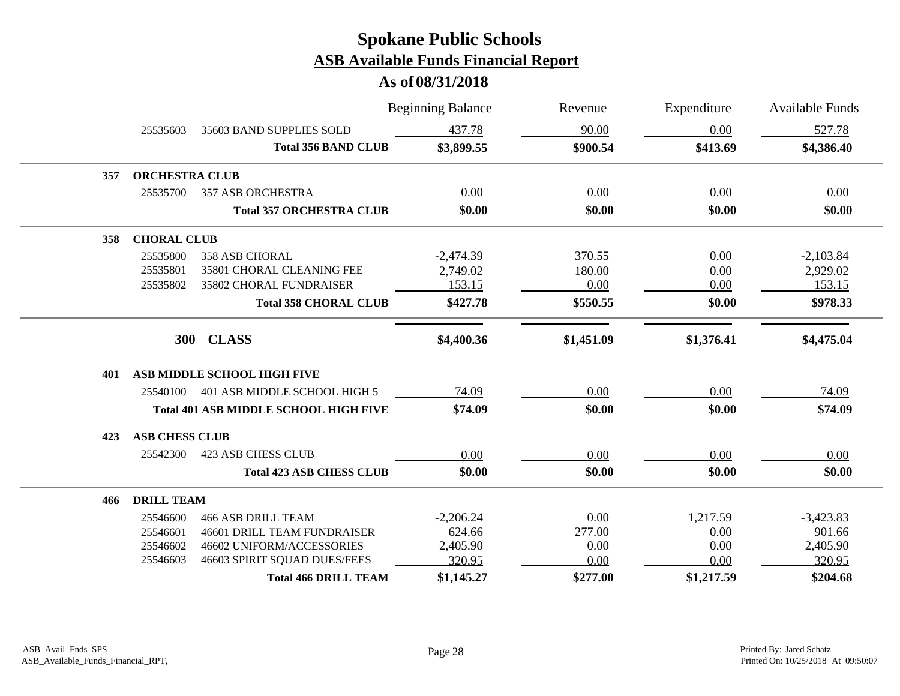# Spokane Public Schools

## ASB Available Funds Financial Report

### As of 08/31/2018

| | | | Beginning Balance | Revenue | Expenditure | Available Funds |
|---|---|---|---|---|---|---|
| | 25535603 | 35603 BAND SUPPLIES SOLD | 437.78 | 90.00 | 0.00 | 527.78 |
| | | **Total 356 BAND CLUB** | **$3,899.55** | **$900.54** | **$413.69** | **$4,386.40** |
| **357** | **ORCHESTRA CLUB** | | | | | |
| | 25535700 | 357 ASB ORCHESTRA | 0.00 | 0.00 | 0.00 | 0.00 |
| | | **Total 357 ORCHESTRA CLUB** | **$0.00** | **$0.00** | **$0.00** | **$0.00** |
| **358** | **CHORAL CLUB** | | | | | |
| | 25535800 | 358 ASB CHORAL | -2,474.39 | 370.55 | 0.00 | -2,103.84 |
| | 25535801 | 35801 CHORAL CLEANING FEE | 2,749.02 | 180.00 | 0.00 | 2,929.02 |
| | 25535802 | 35802 CHORAL FUNDRAISER | 153.15 | 0.00 | 0.00 | 153.15 |
| | | **Total 358 CHORAL CLUB** | **$427.78** | **$550.55** | **$0.00** | **$978.33** |
| | **300** | **CLASS** | **$4,400.36** | **$1,451.09** | **$1,376.41** | **$4,475.04** |
| **401** | **ASB MIDDLE SCHOOL HIGH FIVE** | | | | | |
| | 25540100 | 401 ASB MIDDLE SCHOOL HIGH 5 | 74.09 | 0.00 | 0.00 | 74.09 |
| | | **Total 401 ASB MIDDLE SCHOOL HIGH FIVE** | **$74.09** | **$0.00** | **$0.00** | **$74.09** |
| **423** | **ASB CHESS CLUB** | | | | | |
| | 25542300 | 423 ASB CHESS CLUB | 0.00 | 0.00 | 0.00 | 0.00 |
| | | **Total 423 ASB CHESS CLUB** | **$0.00** | **$0.00** | **$0.00** | **$0.00** |
| **466** | **DRILL TEAM** | | | | | |
| | 25546600 | 466 ASB DRILL TEAM | -2,206.24 | 0.00 | 1,217.59 | -3,423.83 |
| | 25546601 | 46601 DRILL TEAM FUNDRAISER | 624.66 | 277.00 | 0.00 | 901.66 |
| | 25546602 | 46602 UNIFORM/ACCESSORIES | 2,405.90 | 0.00 | 0.00 | 2,405.90 |
| | 25546603 | 46603 SPIRIT SQUAD DUES/FEES | 320.95 | 0.00 | 0.00 | 320.95 |
| | | **Total 466 DRILL TEAM** | **$1,145.27** | **$277.00** | **$1,217.59** | **$204.68** |

ASB_Avail_Fnds_SPS
ASB_Available_Funds_Financial_RPT,

Printed By: Jared Schatz
Printed On: 10/25/2018 At 09:50:07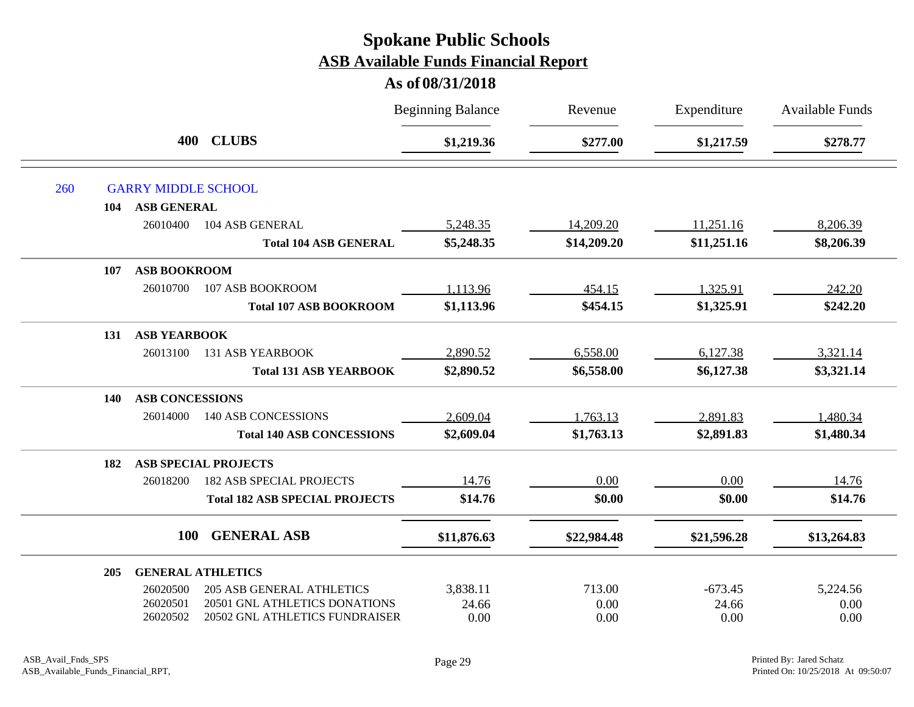# Spokane Public Schools
## ASB Available Funds Financial Report
### As of 08/31/2018

| | | Beginning Balance | Revenue | Expenditure | Available Funds |
|---|---|---|---|---|---|
| **400** | **CLUBS** | **$1,219.36** | **$277.00** | **$1,217.59** | **$278.77** |
| **260** | **GARRY MIDDLE SCHOOL** | | | | |
| **104** | **ASB GENERAL** | | | | |
| 26010400 | 104 ASB GENERAL | 5,248.35 | 14,209.20 | 11,251.16 | 8,206.39 |
| | **Total 104 ASB GENERAL** | **$5,248.35** | **$14,209.20** | **$11,251.16** | **$8,206.39** |
| **107** | **ASB BOOKROOM** | | | | |
| 26010700 | 107 ASB BOOKROOM | 1,113.96 | 454.15 | 1,325.91 | 242.20 |
| | **Total 107 ASB BOOKROOM** | **$1,113.96** | **$454.15** | **$1,325.91** | **$242.20** |
| **131** | **ASB YEARBOOK** | | | | |
| 26013100 | 131 ASB YEARBOOK | 2,890.52 | 6,558.00 | 6,127.38 | 3,321.14 |
| | **Total 131 ASB YEARBOOK** | **$2,890.52** | **$6,558.00** | **$6,127.38** | **$3,321.14** |
| **140** | **ASB CONCESSIONS** | | | | |
| 26014000 | 140 ASB CONCESSIONS | 2,609.04 | 1,763.13 | 2,891.83 | 1,480.34 |
| | **Total 140 ASB CONCESSIONS** | **$2,609.04** | **$1,763.13** | **$2,891.83** | **$1,480.34** |
| **182** | **ASB SPECIAL PROJECTS** | | | | |
| 26018200 | 182 ASB SPECIAL PROJECTS | 14.76 | 0.00 | 0.00 | 14.76 |
| | **Total 182 ASB SPECIAL PROJECTS** | **$14.76** | **$0.00** | **$0.00** | **$14.76** |
| **100** | **GENERAL ASB** | **$11,876.63** | **$22,984.48** | **$21,596.28** | **$13,264.83** |
| **205** | **GENERAL ATHLETICS** | | | | |
| 26020500 | 205 ASB GENERAL ATHLETICS | 3,838.11 | 713.00 | -673.45 | 5,224.56 |
| 26020501 | 20501 GNL ATHLETICS DONATIONS | 24.66 | 0.00 | 24.66 | 0.00 |
| 26020502 | 20502 GNL ATHLETICS FUNDRAISER | 0.00 | 0.00 | 0.00 | 0.00 |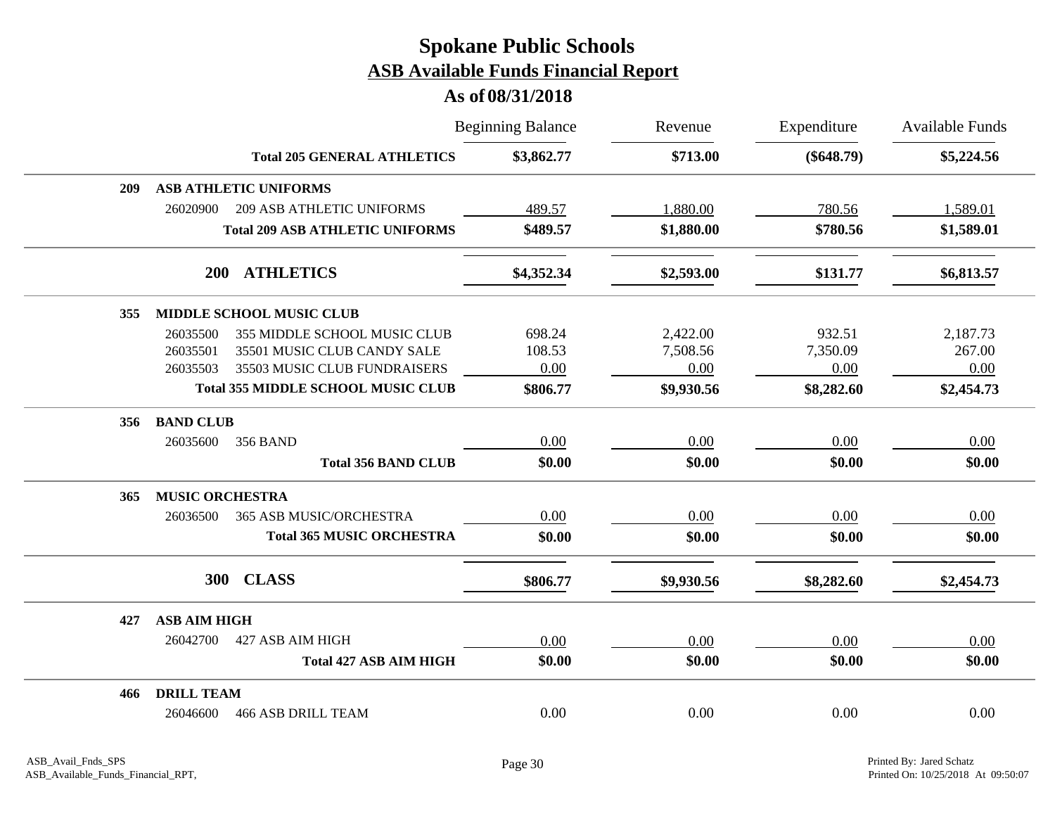# Spokane Public Schools

## ASB Available Funds Financial Report

### As of 08/31/2018

| | | Beginning Balance | Revenue | Expenditure | Available Funds |
|---|---|---|---|---|---|
| | **Total 205 GENERAL ATHLETICS** | **$3,862.77** | **$713.00** | **($648.79)** | **$5,224.56** |
| **209** | **ASB ATHLETIC UNIFORMS** | | | | |
| 26020900 | 209 ASB ATHLETIC UNIFORMS | 489.57 | 1,880.00 | 780.56 | 1,589.01 |
| | **Total 209 ASB ATHLETIC UNIFORMS** | **$489.57** | **$1,880.00** | **$780.56** | **$1,589.01** |
| **200** | **ATHLETICS** | **$4,352.34** | **$2,593.00** | **$131.77** | **$6,813.57** |
| **355** | **MIDDLE SCHOOL MUSIC CLUB** | | | | |
| 26035500 | 355 MIDDLE SCHOOL MUSIC CLUB | 698.24 | 2,422.00 | 932.51 | 2,187.73 |
| 26035501 | 35501 MUSIC CLUB CANDY SALE | 108.53 | 7,508.56 | 7,350.09 | 267.00 |
| 26035503 | 35503 MUSIC CLUB FUNDRAISERS | 0.00 | 0.00 | 0.00 | 0.00 |
| | **Total 355 MIDDLE SCHOOL MUSIC CLUB** | **$806.77** | **$9,930.56** | **$8,282.60** | **$2,454.73** |
| **356** | **BAND CLUB** | | | | |
| 26035600 | 356 BAND | 0.00 | 0.00 | 0.00 | 0.00 |
| | **Total 356 BAND CLUB** | **$0.00** | **$0.00** | **$0.00** | **$0.00** |
| **365** | **MUSIC ORCHESTRA** | | | | |
| 26036500 | 365 ASB MUSIC/ORCHESTRA | 0.00 | 0.00 | 0.00 | 0.00 |
| | **Total 365 MUSIC ORCHESTRA** | **$0.00** | **$0.00** | **$0.00** | **$0.00** |
| **300** | **CLASS** | **$806.77** | **$9,930.56** | **$8,282.60** | **$2,454.73** |
| **427** | **ASB AIM HIGH** | | | | |
| 26042700 | 427 ASB AIM HIGH | 0.00 | 0.00 | 0.00 | 0.00 |
| | **Total 427 ASB AIM HIGH** | **$0.00** | **$0.00** | **$0.00** | **$0.00** |
| **466** | **DRILL TEAM** | | | | |
| 26046600 | 466 ASB DRILL TEAM | 0.00 | 0.00 | 0.00 | 0.00 |

ASB_Avail_Fnds_SPS
ASB_Available_Funds_Financial_RPT,

Printed By: Jared Schatz
Printed On: 10/25/2018 At 09:50:07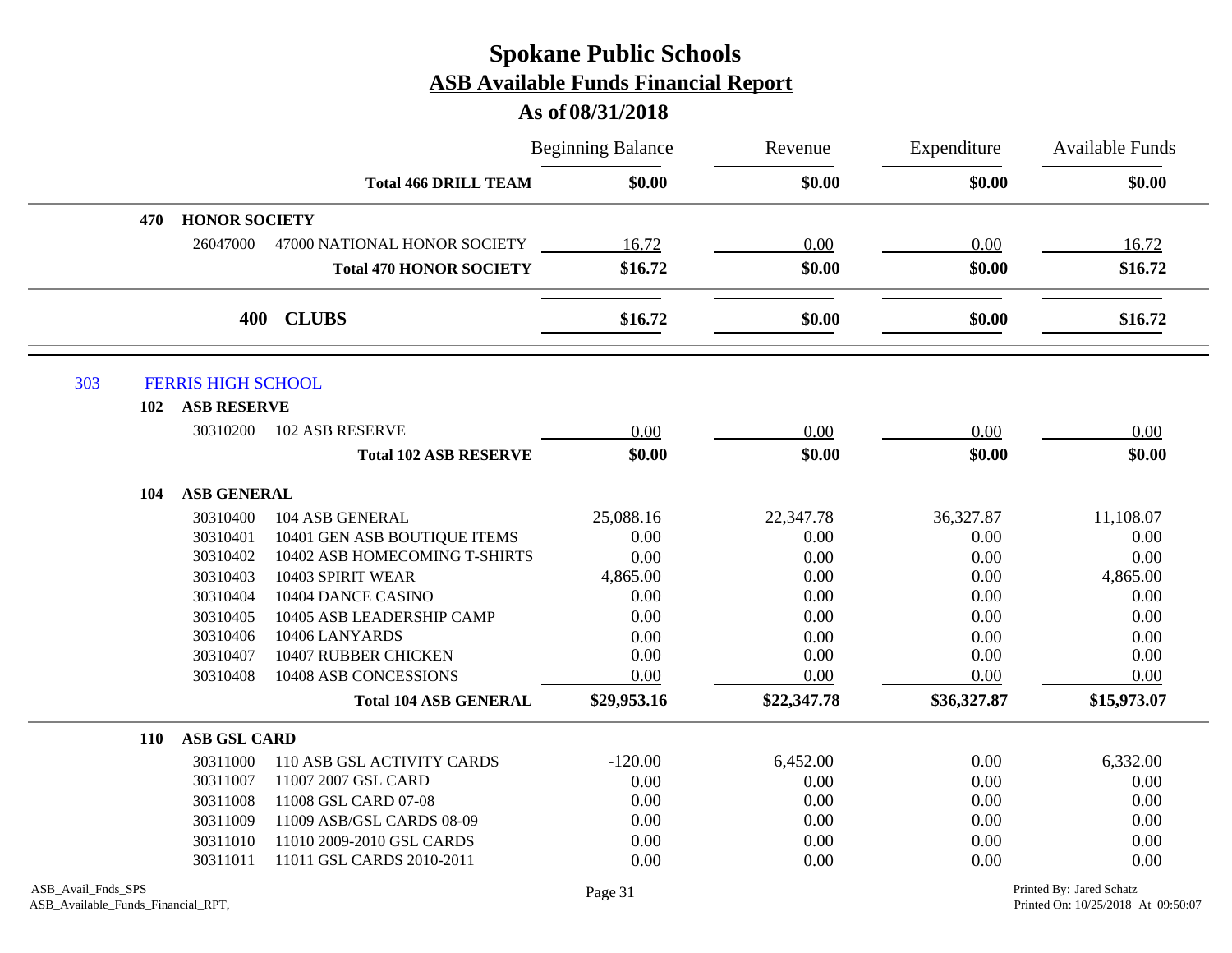# Spokane Public Schools
## ASB Available Funds Financial Report
### As of 08/31/2018

| | | Beginning Balance | Revenue | Expenditure | Available Funds |
|---|---|---|---|---|---|
| | **Total 466 DRILL TEAM** | **$0.00** | **$0.00** | **$0.00** | **$0.00** |
| **470 HONOR SOCIETY** | | | | | |
| 26047000 | 47000 NATIONAL HONOR SOCIETY | 16.72 | 0.00 | 0.00 | 16.72 |
| | **Total 470 HONOR SOCIETY** | **$16.72** | **$0.00** | **$0.00** | **$16.72** |
| **400 CLUBS** | | **$16.72** | **$0.00** | **$0.00** | **$16.72** |
| **303 FERRIS HIGH SCHOOL** | | | | | |
| **102 ASB RESERVE** | | | | | |
| 30310200 | 102 ASB RESERVE | 0.00 | 0.00 | 0.00 | 0.00 |
| | **Total 102 ASB RESERVE** | **$0.00** | **$0.00** | **$0.00** | **$0.00** |
| **104 ASB GENERAL** | | | | | |
| 30310400 | 104 ASB GENERAL | 25,088.16 | 22,347.78 | 36,327.87 | 11,108.07 |
| 30310401 | 10401 GEN ASB BOUTIQUE ITEMS | 0.00 | 0.00 | 0.00 | 0.00 |
| 30310402 | 10402 ASB HOMECOMING T-SHIRTS | 0.00 | 0.00 | 0.00 | 0.00 |
| 30310403 | 10403 SPIRIT WEAR | 4,865.00 | 0.00 | 0.00 | 4,865.00 |
| 30310404 | 10404 DANCE CASINO | 0.00 | 0.00 | 0.00 | 0.00 |
| 30310405 | 10405 ASB LEADERSHIP CAMP | 0.00 | 0.00 | 0.00 | 0.00 |
| 30310406 | 10406 LANYARDS | 0.00 | 0.00 | 0.00 | 0.00 |
| 30310407 | 10407 RUBBER CHICKEN | 0.00 | 0.00 | 0.00 | 0.00 |
| 30310408 | 10408 ASB CONCESSIONS | 0.00 | 0.00 | 0.00 | 0.00 |
| | **Total 104 ASB GENERAL** | **$29,953.16** | **$22,347.78** | **$36,327.87** | **$15,973.07** |
| **110 ASB GSL CARD** | | | | | |
| 30311000 | 110 ASB GSL ACTIVITY CARDS | -120.00 | 6,452.00 | 0.00 | 6,332.00 |
| 30311007 | 11007 2007 GSL CARD | 0.00 | 0.00 | 0.00 | 0.00 |
| 30311008 | 11008 GSL CARD 07-08 | 0.00 | 0.00 | 0.00 | 0.00 |
| 30311009 | 11009 ASB/GSL CARDS 08-09 | 0.00 | 0.00 | 0.00 | 0.00 |
| 30311010 | 11010 2009-2010 GSL CARDS | 0.00 | 0.00 | 0.00 | 0.00 |
| 30311011 | 11011 GSL CARDS 2010-2011 | 0.00 | 0.00 | 0.00 | 0.00 |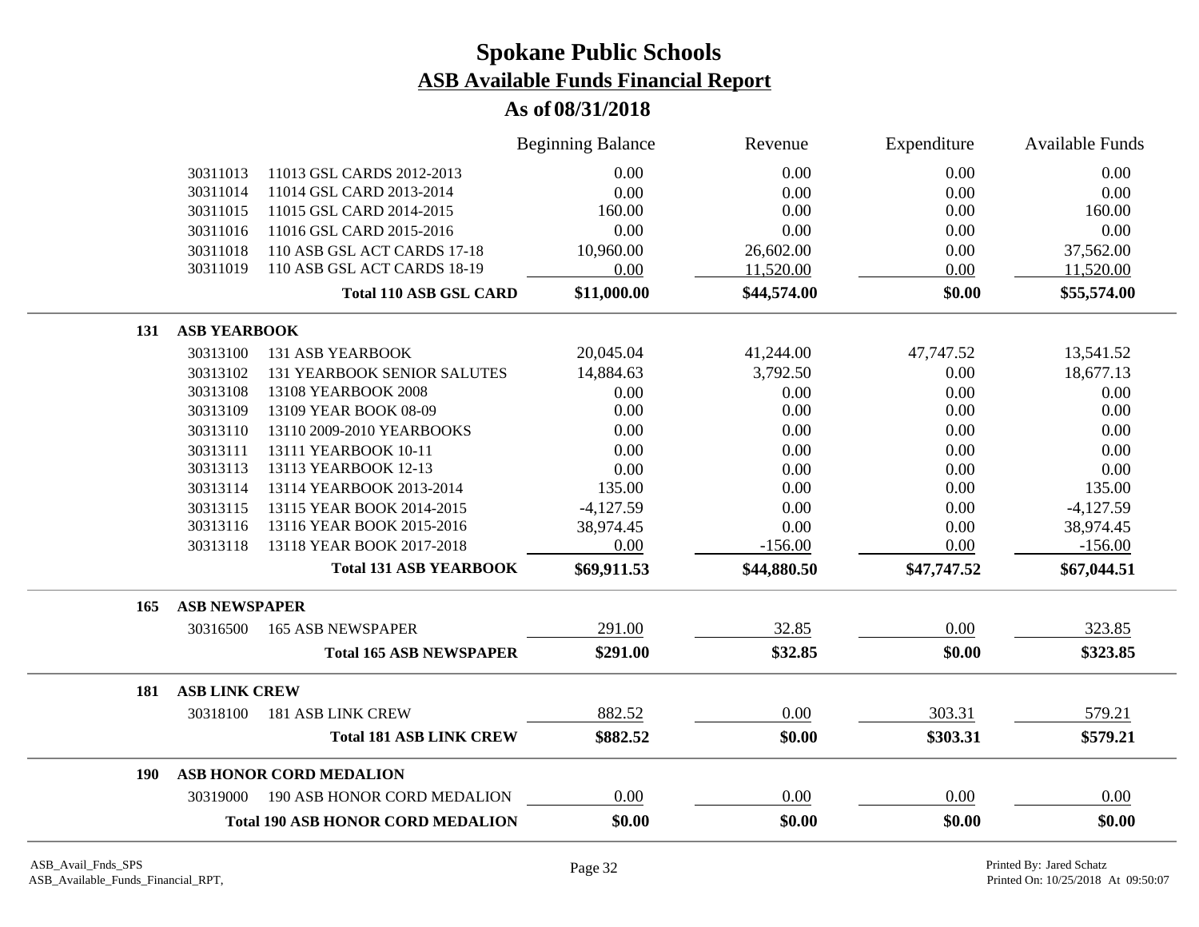# Spokane Public Schools

## ASB Available Funds Financial Report

### As of 08/31/2018

| | | | Beginning Balance | Revenue | Expenditure | Available Funds |
|---|---|---|---|---|---|---|
| | 30311013 | 11013 GSL CARDS 2012-2013 | 0.00 | 0.00 | 0.00 | 0.00 |
| | 30311014 | 11014 GSL CARD 2013-2014 | 0.00 | 0.00 | 0.00 | 0.00 |
| | 30311015 | 11015 GSL CARD 2014-2015 | 160.00 | 0.00 | 0.00 | 160.00 |
| | 30311016 | 11016 GSL CARD 2015-2016 | 0.00 | 0.00 | 0.00 | 0.00 |
| | 30311018 | 110 ASB GSL ACT CARDS 17-18 | 10,960.00 | 26,602.00 | 0.00 | 37,562.00 |
| | 30311019 | 110 ASB GSL ACT CARDS 18-19 | 0.00 | 11,520.00 | 0.00 | 11,520.00 |
| | | **Total 110 ASB GSL CARD** | **$11,000.00** | **$44,574.00** | **$0.00** | **$55,574.00** |
| **131** | **ASB YEARBOOK** | | | | | |
| | 30313100 | 131 ASB YEARBOOK | 20,045.04 | 41,244.00 | 47,747.52 | 13,541.52 |
| | 30313102 | 131 YEARBOOK SENIOR SALUTES | 14,884.63 | 3,792.50 | 0.00 | 18,677.13 |
| | 30313108 | 13108 YEARBOOK 2008 | 0.00 | 0.00 | 0.00 | 0.00 |
| | 30313109 | 13109 YEAR BOOK 08-09 | 0.00 | 0.00 | 0.00 | 0.00 |
| | 30313110 | 13110 2009-2010 YEARBOOKS | 0.00 | 0.00 | 0.00 | 0.00 |
| | 30313111 | 13111 YEARBOOK 10-11 | 0.00 | 0.00 | 0.00 | 0.00 |
| | 30313113 | 13113 YEARBOOK 12-13 | 0.00 | 0.00 | 0.00 | 0.00 |
| | 30313114 | 13114 YEARBOOK 2013-2014 | 135.00 | 0.00 | 0.00 | 135.00 |
| | 30313115 | 13115 YEAR BOOK 2014-2015 | -4,127.59 | 0.00 | 0.00 | -4,127.59 |
| | 30313116 | 13116 YEAR BOOK 2015-2016 | 38,974.45 | 0.00 | 0.00 | 38,974.45 |
| | 30313118 | 13118 YEAR BOOK 2017-2018 | 0.00 | -156.00 | 0.00 | -156.00 |
| | | **Total 131 ASB YEARBOOK** | **$69,911.53** | **$44,880.50** | **$47,747.52** | **$67,044.51** |
| **165** | **ASB NEWSPAPER** | | | | | |
| | 30316500 | 165 ASB NEWSPAPER | 291.00 | 32.85 | 0.00 | 323.85 |
| | | **Total 165 ASB NEWSPAPER** | **$291.00** | **$32.85** | **$0.00** | **$323.85** |
| **181** | **ASB LINK CREW** | | | | | |
| | 30318100 | 181 ASB LINK CREW | 882.52 | 0.00 | 303.31 | 579.21 |
| | | **Total 181 ASB LINK CREW** | **$882.52** | **$0.00** | **$303.31** | **$579.21** |
| **190** | **ASB HONOR CORD MEDALION** | | | | | |
| | 30319000 | 190 ASB HONOR CORD MEDALION | 0.00 | 0.00 | 0.00 | 0.00 |
| | | **Total 190 ASB HONOR CORD MEDALION** | **$0.00** | **$0.00** | **$0.00** | **$0.00** |

ASB_Avail_Fnds_SPS
ASB_Available_Funds_Financial_RPT,

Printed By: Jared Schatz
Printed On: 10/25/2018 At 09:50:07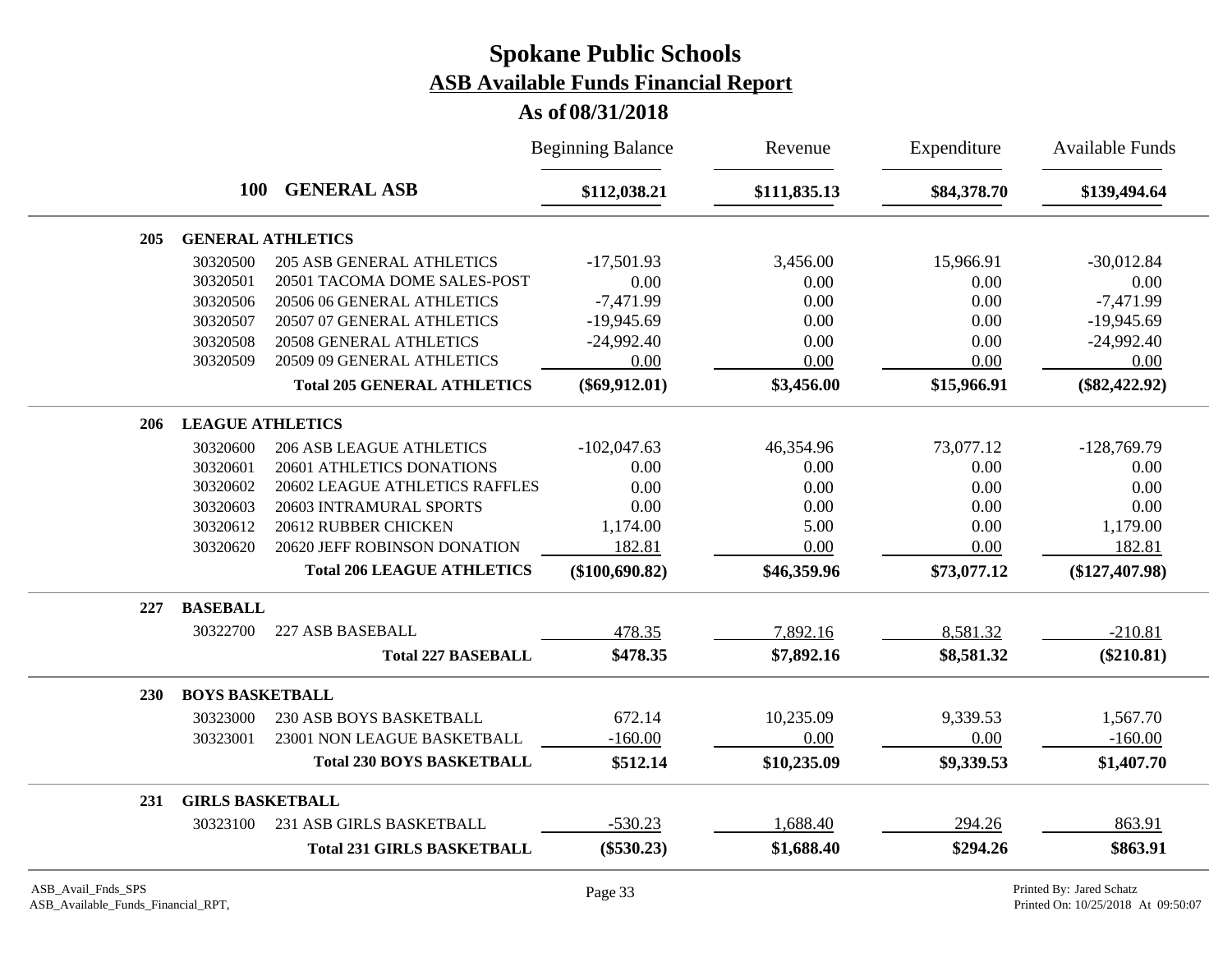# Spokane Public Schools

## ASB Available Funds Financial Report

### As of 08/31/2018

| | | Beginning Balance | Revenue | Expenditure | Available Funds |
|---|---|---|---|---|---|
| **100** | **GENERAL ASB** | **$112,038.21** | **$111,835.13** | **$84,378.70** | **$139,494.64** |
| **205** | **GENERAL ATHLETICS** | | | | |
| 30320500 | 205 ASB GENERAL ATHLETICS | -17,501.93 | 3,456.00 | 15,966.91 | -30,012.84 |
| 30320501 | 20501 TACOMA DOME SALES-POST | 0.00 | 0.00 | 0.00 | 0.00 |
| 30320506 | 20506 06 GENERAL ATHLETICS | -7,471.99 | 0.00 | 0.00 | -7,471.99 |
| 30320507 | 20507 07 GENERAL ATHLETICS | -19,945.69 | 0.00 | 0.00 | -19,945.69 |
| 30320508 | 20508 GENERAL ATHLETICS | -24,992.40 | 0.00 | 0.00 | -24,992.40 |
| 30320509 | 20509 09 GENERAL ATHLETICS | 0.00 | 0.00 | 0.00 | 0.00 |
| | **Total 205 GENERAL ATHLETICS** | **($69,912.01)** | **$3,456.00** | **$15,966.91** | **($82,422.92)** |
| **206** | **LEAGUE ATHLETICS** | | | | |
| 30320600 | 206 ASB LEAGUE ATHLETICS | -102,047.63 | 46,354.96 | 73,077.12 | -128,769.79 |
| 30320601 | 20601 ATHLETICS DONATIONS | 0.00 | 0.00 | 0.00 | 0.00 |
| 30320602 | 20602 LEAGUE ATHLETICS RAFFLES | 0.00 | 0.00 | 0.00 | 0.00 |
| 30320603 | 20603 INTRAMURAL SPORTS | 0.00 | 0.00 | 0.00 | 0.00 |
| 30320612 | 20612 RUBBER CHICKEN | 1,174.00 | 5.00 | 0.00 | 1,179.00 |
| 30320620 | 20620 JEFF ROBINSON DONATION | 182.81 | 0.00 | 0.00 | 182.81 |
| | **Total 206 LEAGUE ATHLETICS** | **($100,690.82)** | **$46,359.96** | **$73,077.12** | **($127,407.98)** |
| **227** | **BASEBALL** | | | | |
| 30322700 | 227 ASB BASEBALL | 478.35 | 7,892.16 | 8,581.32 | -210.81 |
| | **Total 227 BASEBALL** | **$478.35** | **$7,892.16** | **$8,581.32** | **($210.81)** |
| **230** | **BOYS BASKETBALL** | | | | |
| 30323000 | 230 ASB BOYS BASKETBALL | 672.14 | 10,235.09 | 9,339.53 | 1,567.70 |
| 30323001 | 23001 NON LEAGUE BASKETBALL | -160.00 | 0.00 | 0.00 | -160.00 |
| | **Total 230 BOYS BASKETBALL** | **$512.14** | **$10,235.09** | **$9,339.53** | **$1,407.70** |
| **231** | **GIRLS BASKETBALL** | | | | |
| 30323100 | 231 ASB GIRLS BASKETBALL | -530.23 | 1,688.40 | 294.26 | 863.91 |
| | **Total 231 GIRLS BASKETBALL** | **($530.23)** | **$1,688.40** | **$294.26** | **$863.91** |

ASB_Avail_Fnds_SPS
ASB_Available_Funds_Financial_RPT,

Printed By: Jared Schatz
Printed On: 10/25/2018 At 09:50:07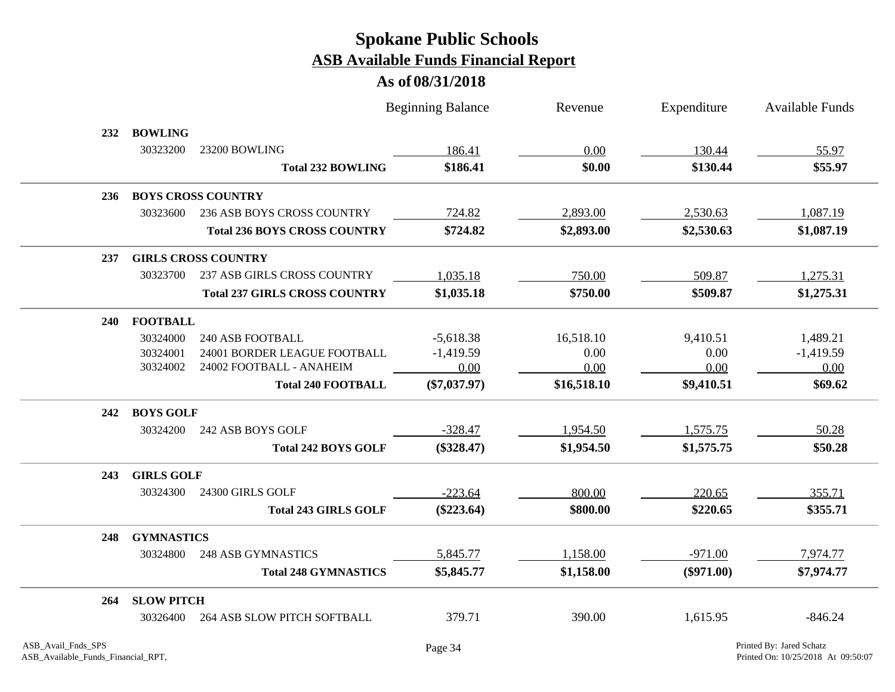# Spokane Public Schools

## ASB Available Funds Financial Report

### As of 08/31/2018

| | | | Beginning Balance | Revenue | Expenditure | Available Funds |
|---|---|---|---|---|---|---|
| **232** | **BOWLING** | | | | | |
| | 30323200 | 23200 BOWLING | 186.41 | 0.00 | 130.44 | 55.97 |
| | | **Total 232 BOWLING** | **$186.41** | **$0.00** | **$130.44** | **$55.97** |
| **236** | **BOYS CROSS COUNTRY** | | | | | |
| | 30323600 | 236 ASB BOYS CROSS COUNTRY | 724.82 | 2,893.00 | 2,530.63 | 1,087.19 |
| | | **Total 236 BOYS CROSS COUNTRY** | **$724.82** | **$2,893.00** | **$2,530.63** | **$1,087.19** |
| **237** | **GIRLS CROSS COUNTRY** | | | | | |
| | 30323700 | 237 ASB GIRLS CROSS COUNTRY | 1,035.18 | 750.00 | 509.87 | 1,275.31 |
| | | **Total 237 GIRLS CROSS COUNTRY** | **$1,035.18** | **$750.00** | **$509.87** | **$1,275.31** |
| **240** | **FOOTBALL** | | | | | |
| | 30324000 | 240 ASB FOOTBALL | -5,618.38 | 16,518.10 | 9,410.51 | 1,489.21 |
| | 30324001 | 24001 BORDER LEAGUE FOOTBALL | -1,419.59 | 0.00 | 0.00 | -1,419.59 |
| | 30324002 | 24002 FOOTBALL - ANAHEIM | 0.00 | 0.00 | 0.00 | 0.00 |
| | | **Total 240 FOOTBALL** | **($7,037.97)** | **$16,518.10** | **$9,410.51** | **$69.62** |
| **242** | **BOYS GOLF** | | | | | |
| | 30324200 | 242 ASB BOYS GOLF | -328.47 | 1,954.50 | 1,575.75 | 50.28 |
| | | **Total 242 BOYS GOLF** | **($328.47)** | **$1,954.50** | **$1,575.75** | **$50.28** |
| **243** | **GIRLS GOLF** | | | | | |
| | 30324300 | 24300 GIRLS GOLF | -223.64 | 800.00 | 220.65 | 355.71 |
| | | **Total 243 GIRLS GOLF** | **($223.64)** | **$800.00** | **$220.65** | **$355.71** |
| **248** | **GYMNASTICS** | | | | | |
| | 30324800 | 248 ASB GYMNASTICS | 5,845.77 | 1,158.00 | -971.00 | 7,974.77 |
| | | **Total 248 GYMNASTICS** | **$5,845.77** | **$1,158.00** | **($971.00)** | **$7,974.77** |
| **264** | **SLOW PITCH** | | | | | |
| | 30326400 | 264 ASB SLOW PITCH SOFTBALL | 379.71 | 390.00 | 1,615.95 | -846.24 |

ASB_Avail_Fnds_SPS
ASB_Available_Funds_Financial_RPT,

Printed By: Jared Schatz
Printed On: 10/25/2018 At 09:50:07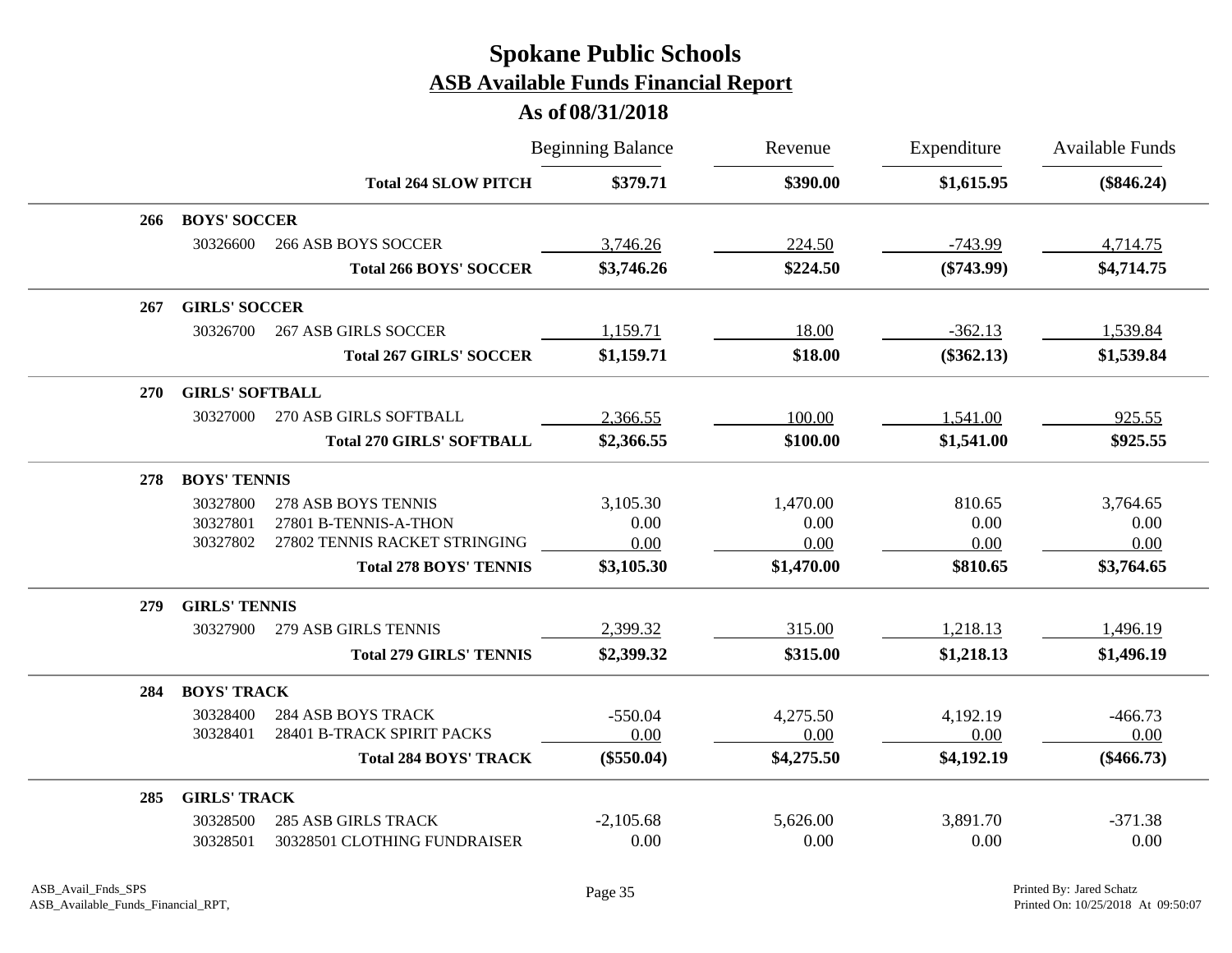# Spokane Public Schools
## ASB Available Funds Financial Report
### As of 08/31/2018

| | | | Beginning Balance | Revenue | Expenditure | Available Funds |
|---|---|---|---|---|---|---|
| | | **Total 264 SLOW PITCH** | **$379.71** | **$390.00** | **$1,615.95** | **($846.24)** |
| **266** | **BOYS' SOCCER** | | | | | |
| | 30326600 | 266 ASB BOYS SOCCER | 3,746.26 | 224.50 | -743.99 | 4,714.75 |
| | | **Total 266 BOYS' SOCCER** | **$3,746.26** | **$224.50** | **($743.99)** | **$4,714.75** |
| **267** | **GIRLS' SOCCER** | | | | | |
| | 30326700 | 267 ASB GIRLS SOCCER | 1,159.71 | 18.00 | -362.13 | 1,539.84 |
| | | **Total 267 GIRLS' SOCCER** | **$1,159.71** | **$18.00** | **($362.13)** | **$1,539.84** |
| **270** | **GIRLS' SOFTBALL** | | | | | |
| | 30327000 | 270 ASB GIRLS SOFTBALL | 2,366.55 | 100.00 | 1,541.00 | 925.55 |
| | | **Total 270 GIRLS' SOFTBALL** | **$2,366.55** | **$100.00** | **$1,541.00** | **$925.55** |
| **278** | **BOYS' TENNIS** | | | | | |
| | 30327800 | 278 ASB BOYS TENNIS | 3,105.30 | 1,470.00 | 810.65 | 3,764.65 |
| | 30327801 | 27801 B-TENNIS-A-THON | 0.00 | 0.00 | 0.00 | 0.00 |
| | 30327802 | 27802 TENNIS RACKET STRINGING | 0.00 | 0.00 | 0.00 | 0.00 |
| | | **Total 278 BOYS' TENNIS** | **$3,105.30** | **$1,470.00** | **$810.65** | **$3,764.65** |
| **279** | **GIRLS' TENNIS** | | | | | |
| | 30327900 | 279 ASB GIRLS TENNIS | 2,399.32 | 315.00 | 1,218.13 | 1,496.19 |
| | | **Total 279 GIRLS' TENNIS** | **$2,399.32** | **$315.00** | **$1,218.13** | **$1,496.19** |
| **284** | **BOYS' TRACK** | | | | | |
| | 30328400 | 284 ASB BOYS TRACK | -550.04 | 4,275.50 | 4,192.19 | -466.73 |
| | 30328401 | 28401 B-TRACK SPIRIT PACKS | 0.00 | 0.00 | 0.00 | 0.00 |
| | | **Total 284 BOYS' TRACK** | **($550.04)** | **$4,275.50** | **$4,192.19** | **($466.73)** |
| **285** | **GIRLS' TRACK** | | | | | |
| | 30328500 | 285 ASB GIRLS TRACK | -2,105.68 | 5,626.00 | 3,891.70 | -371.38 |
| | 30328501 | 30328501 CLOTHING FUNDRAISER | 0.00 | 0.00 | 0.00 | 0.00 |

ASB_Avail_Fnds_SPS
ASB_Available_Funds_Financial_RPT,

Printed By: Jared Schatz
Printed On: 10/25/2018 At 09:50:07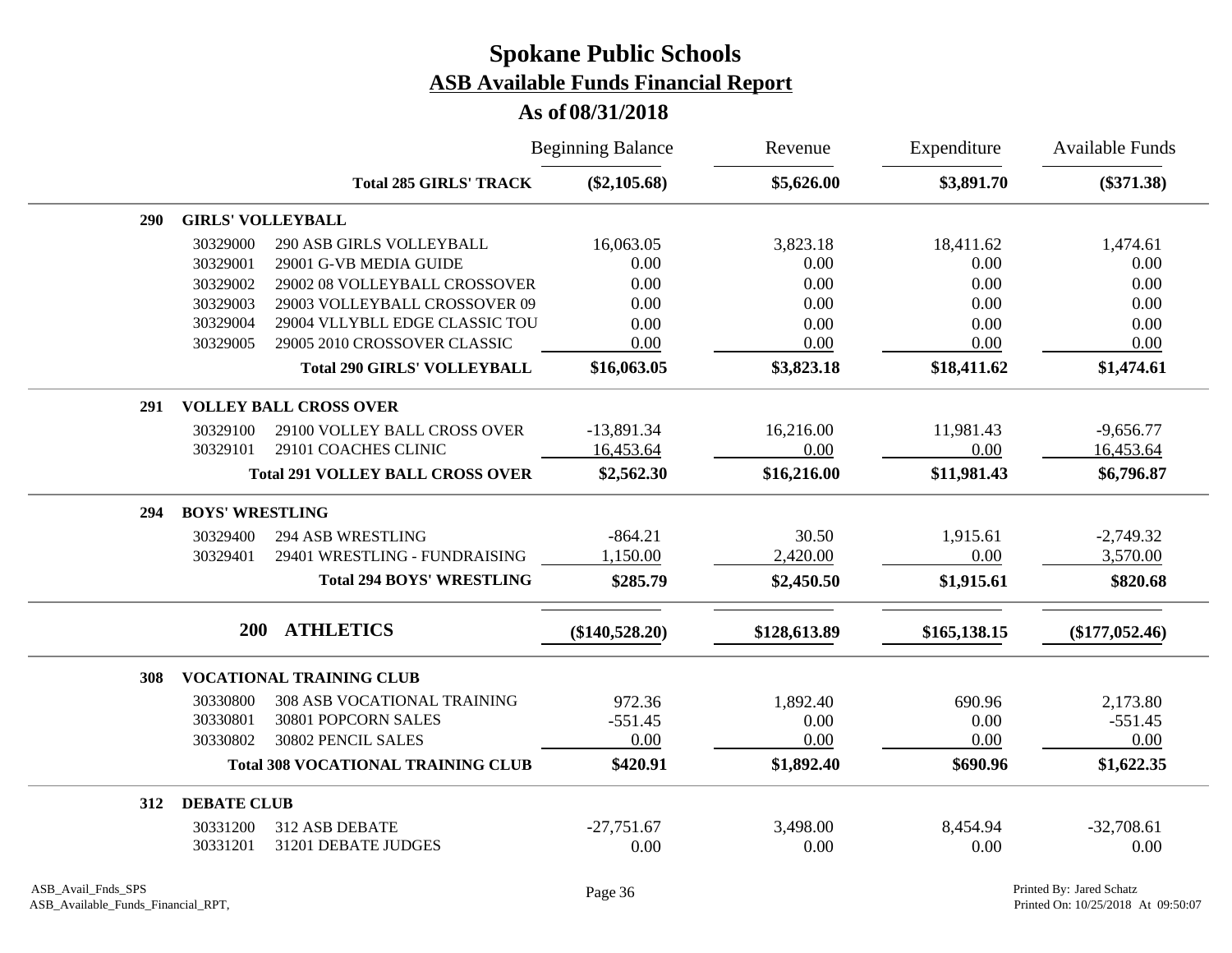# Spokane Public Schools

## ASB Available Funds Financial Report

### As of 08/31/2018

| | | | Beginning Balance | Revenue | Expenditure | Available Funds |
|---|---|---|---|---|---|---|
| | | **Total 285 GIRLS' TRACK** | **($2,105.68)** | **$5,626.00** | **$3,891.70** | **($371.38)** |
| **290** | **GIRLS' VOLLEYBALL** | | | | | |
| | 30329000 | 290 ASB GIRLS VOLLEYBALL | 16,063.05 | 3,823.18 | 18,411.62 | 1,474.61 |
| | 30329001 | 29001 G-VB MEDIA GUIDE | 0.00 | 0.00 | 0.00 | 0.00 |
| | 30329002 | 29002 08 VOLLEYBALL CROSSOVER | 0.00 | 0.00 | 0.00 | 0.00 |
| | 30329003 | 29003 VOLLEYBALL CROSSOVER 09 | 0.00 | 0.00 | 0.00 | 0.00 |
| | 30329004 | 29004 VLLYBLL EDGE CLASSIC TOU | 0.00 | 0.00 | 0.00 | 0.00 |
| | 30329005 | 29005 2010 CROSSOVER CLASSIC | 0.00 | 0.00 | 0.00 | 0.00 |
| | | **Total 290 GIRLS' VOLLEYBALL** | **$16,063.05** | **$3,823.18** | **$18,411.62** | **$1,474.61** |
| **291** | **VOLLEY BALL CROSS OVER** | | | | | |
| | 30329100 | 29100 VOLLEY BALL CROSS OVER | -13,891.34 | 16,216.00 | 11,981.43 | -9,656.77 |
| | 30329101 | 29101 COACHES CLINIC | 16,453.64 | 0.00 | 0.00 | 16,453.64 |
| | | **Total 291 VOLLEY BALL CROSS OVER** | **$2,562.30** | **$16,216.00** | **$11,981.43** | **$6,796.87** |
| **294** | **BOYS' WRESTLING** | | | | | |
| | 30329400 | 294 ASB WRESTLING | -864.21 | 30.50 | 1,915.61 | -2,749.32 |
| | 30329401 | 29401 WRESTLING - FUNDRAISING | 1,150.00 | 2,420.00 | 0.00 | 3,570.00 |
| | | **Total 294 BOYS' WRESTLING** | **$285.79** | **$2,450.50** | **$1,915.61** | **$820.68** |
| **200** | **ATHLETICS** | | **($140,528.20)** | **$128,613.89** | **$165,138.15** | **($177,052.46)** |
| **308** | **VOCATIONAL TRAINING CLUB** | | | | | |
| | 30330800 | 308 ASB VOCATIONAL TRAINING | 972.36 | 1,892.40 | 690.96 | 2,173.80 |
| | 30330801 | 30801 POPCORN SALES | -551.45 | 0.00 | 0.00 | -551.45 |
| | 30330802 | 30802 PENCIL SALES | 0.00 | 0.00 | 0.00 | 0.00 |
| | | **Total 308 VOCATIONAL TRAINING CLUB** | **$420.91** | **$1,892.40** | **$690.96** | **$1,622.35** |
| **312** | **DEBATE CLUB** | | | | | |
| | 30331200 | 312 ASB DEBATE | -27,751.67 | 3,498.00 | 8,454.94 | -32,708.61 |
| | 30331201 | 31201 DEBATE JUDGES | 0.00 | 0.00 | 0.00 | 0.00 |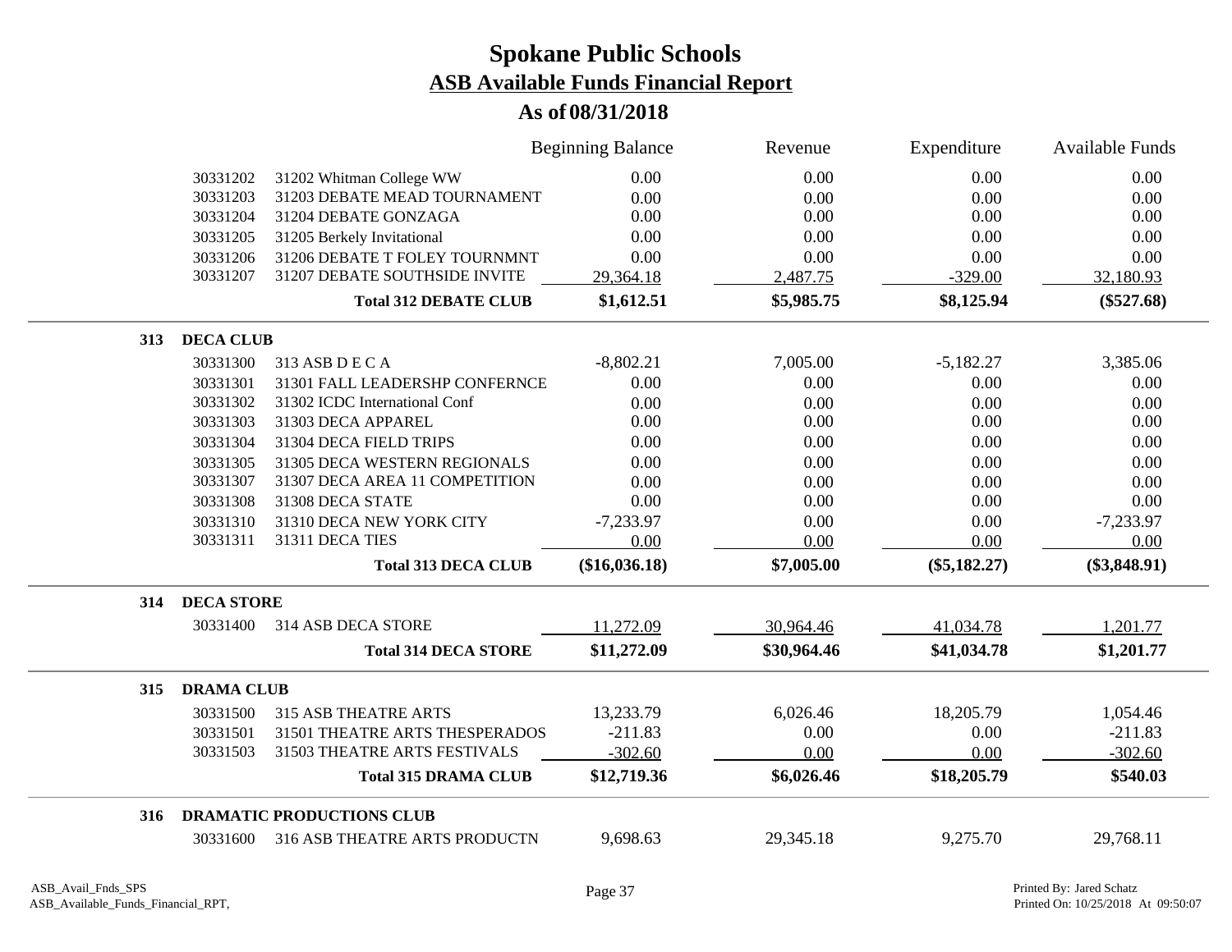# Spokane Public Schools
## ASB Available Funds Financial Report
### As of 08/31/2018

| | | | Beginning Balance | Revenue | Expenditure | Available Funds |
|---|---|---|---|---|---|---|
| | 30331202 | 31202 Whitman College WW | 0.00 | 0.00 | 0.00 | 0.00 |
| | 30331203 | 31203 DEBATE MEAD TOURNAMENT | 0.00 | 0.00 | 0.00 | 0.00 |
| | 30331204 | 31204 DEBATE GONZAGA | 0.00 | 0.00 | 0.00 | 0.00 |
| | 30331205 | 31205 Berkely Invitational | 0.00 | 0.00 | 0.00 | 0.00 |
| | 30331206 | 31206 DEBATE T FOLEY TOURNMNT | 0.00 | 0.00 | 0.00 | 0.00 |
| | 30331207 | 31207 DEBATE SOUTHSIDE INVITE | 29,364.18 | 2,487.75 | -329.00 | 32,180.93 |
| | | **Total 312 DEBATE CLUB** | **$1,612.51** | **$5,985.75** | **$8,125.94** | **($527.68)** |
| **313** | **DECA CLUB** | | | | | |
| | 30331300 | 313 ASB D E C A | -8,802.21 | 7,005.00 | -5,182.27 | 3,385.06 |
| | 30331301 | 31301 FALL LEADERSHP CONFERNCE | 0.00 | 0.00 | 0.00 | 0.00 |
| | 30331302 | 31302 ICDC International Conf | 0.00 | 0.00 | 0.00 | 0.00 |
| | 30331303 | 31303 DECA APPAREL | 0.00 | 0.00 | 0.00 | 0.00 |
| | 30331304 | 31304 DECA FIELD TRIPS | 0.00 | 0.00 | 0.00 | 0.00 |
| | 30331305 | 31305 DECA WESTERN REGIONALS | 0.00 | 0.00 | 0.00 | 0.00 |
| | 30331307 | 31307 DECA AREA 11 COMPETITION | 0.00 | 0.00 | 0.00 | 0.00 |
| | 30331308 | 31308 DECA STATE | 0.00 | 0.00 | 0.00 | 0.00 |
| | 30331310 | 31310 DECA NEW YORK CITY | -7,233.97 | 0.00 | 0.00 | -7,233.97 |
| | 30331311 | 31311 DECA TIES | 0.00 | 0.00 | 0.00 | 0.00 |
| | | **Total 313 DECA CLUB** | **($16,036.18)** | **$7,005.00** | **($5,182.27)** | **($3,848.91)** |
| **314** | **DECA STORE** | | | | | |
| | 30331400 | 314 ASB DECA STORE | 11,272.09 | 30,964.46 | 41,034.78 | 1,201.77 |
| | | **Total 314 DECA STORE** | **$11,272.09** | **$30,964.46** | **$41,034.78** | **$1,201.77** |
| **315** | **DRAMA CLUB** | | | | | |
| | 30331500 | 315 ASB THEATRE ARTS | 13,233.79 | 6,026.46 | 18,205.79 | 1,054.46 |
| | 30331501 | 31501 THEATRE ARTS THESPERADOS | -211.83 | 0.00 | 0.00 | -211.83 |
| | 30331503 | 31503 THEATRE ARTS FESTIVALS | -302.60 | 0.00 | 0.00 | -302.60 |
| | | **Total 315 DRAMA CLUB** | **$12,719.36** | **$6,026.46** | **$18,205.79** | **$540.03** |
| **316** | **DRAMATIC PRODUCTIONS CLUB** | | | | | |
| | 30331600 | 316 ASB THEATRE ARTS PRODUCTN | 9,698.63 | 29,345.18 | 9,275.70 | 29,768.11 |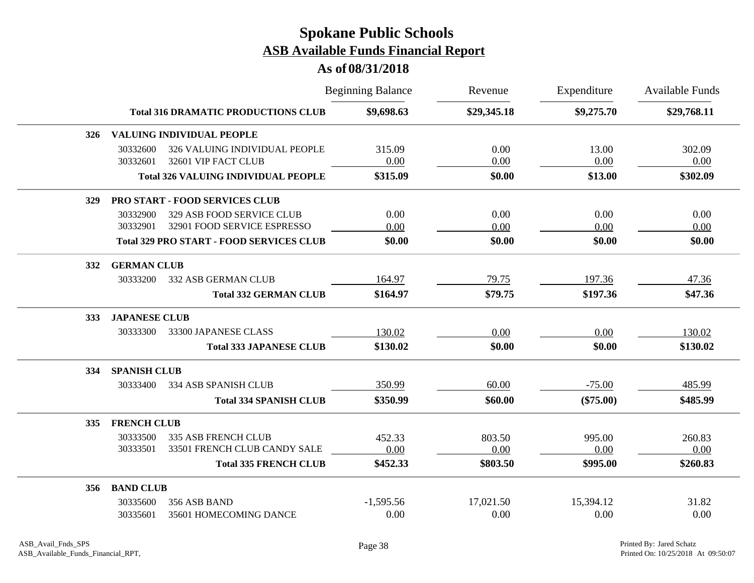# Spokane Public Schools

## ASB Available Funds Financial Report

### As of 08/31/2018

| | | Beginning Balance | Revenue | Expenditure | Available Funds |
|---|---|---|---|---|---|
| | **Total 316 DRAMATIC PRODUCTIONS CLUB** | **$9,698.63** | **$29,345.18** | **$9,275.70** | **$29,768.11** |
| **326** | **VALUING INDIVIDUAL PEOPLE** | | | | |
| 30332600 | 326 VALUING INDIVIDUAL PEOPLE | 315.09 | 0.00 | 13.00 | 302.09 |
| 30332601 | 32601 VIP FACT CLUB | 0.00 | 0.00 | 0.00 | 0.00 |
| | **Total 326 VALUING INDIVIDUAL PEOPLE** | **$315.09** | **$0.00** | **$13.00** | **$302.09** |
| **329** | **PRO START - FOOD SERVICES CLUB** | | | | |
| 30332900 | 329 ASB FOOD SERVICE CLUB | 0.00 | 0.00 | 0.00 | 0.00 |
| 30332901 | 32901 FOOD SERVICE ESPRESSO | 0.00 | 0.00 | 0.00 | 0.00 |
| | **Total 329 PRO START - FOOD SERVICES CLUB** | **$0.00** | **$0.00** | **$0.00** | **$0.00** |
| **332** | **GERMAN CLUB** | | | | |
| 30333200 | 332 ASB GERMAN CLUB | 164.97 | 79.75 | 197.36 | 47.36 |
| | **Total 332 GERMAN CLUB** | **$164.97** | **$79.75** | **$197.36** | **$47.36** |
| **333** | **JAPANESE CLUB** | | | | |
| 30333300 | 33300 JAPANESE CLASS | 130.02 | 0.00 | 0.00 | 130.02 |
| | **Total 333 JAPANESE CLUB** | **$130.02** | **$0.00** | **$0.00** | **$130.02** |
| **334** | **SPANISH CLUB** | | | | |
| 30333400 | 334 ASB SPANISH CLUB | 350.99 | 60.00 | -75.00 | 485.99 |
| | **Total 334 SPANISH CLUB** | **$350.99** | **$60.00** | **($75.00)** | **$485.99** |
| **335** | **FRENCH CLUB** | | | | |
| 30333500 | 335 ASB FRENCH CLUB | 452.33 | 803.50 | 995.00 | 260.83 |
| 30333501 | 33501 FRENCH CLUB CANDY SALE | 0.00 | 0.00 | 0.00 | 0.00 |
| | **Total 335 FRENCH CLUB** | **$452.33** | **$803.50** | **$995.00** | **$260.83** |
| **356** | **BAND CLUB** | | | | |
| 30335600 | 356 ASB BAND | -1,595.56 | 17,021.50 | 15,394.12 | 31.82 |
| 30335601 | 35601 HOMECOMING DANCE | 0.00 | 0.00 | 0.00 | 0.00 |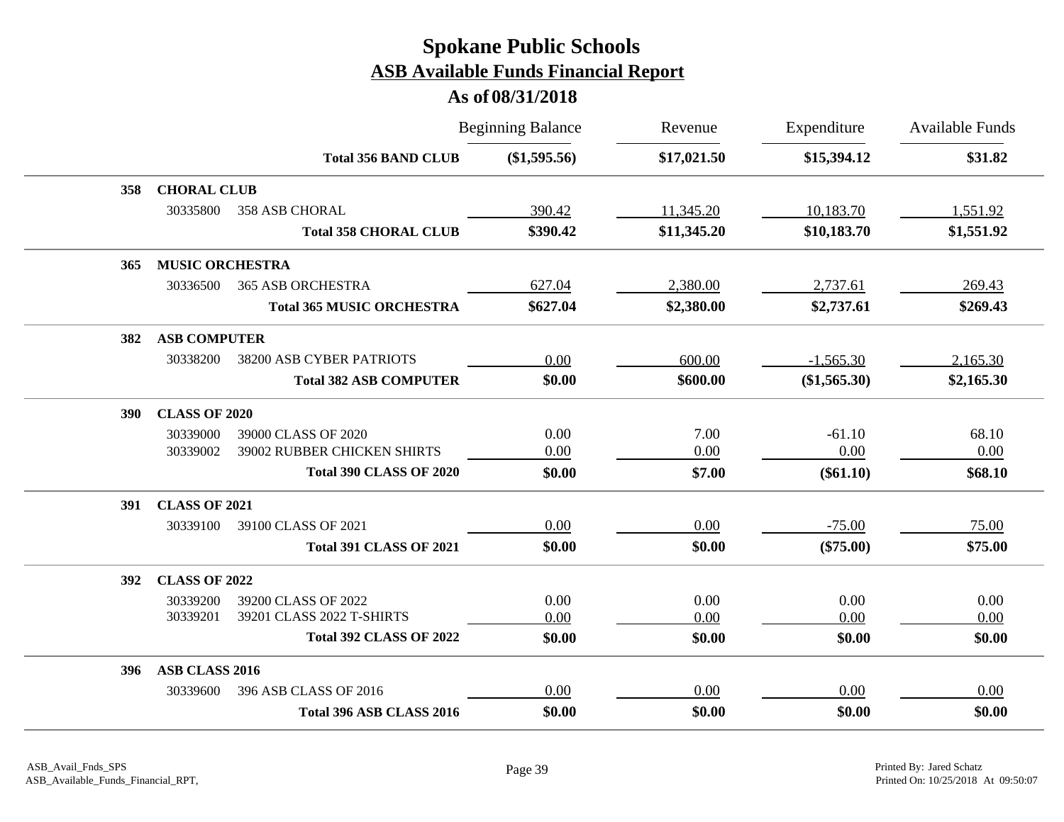# Spokane Public Schools

## ASB Available Funds Financial Report

### As of 08/31/2018

| | | | Beginning Balance | Revenue | Expenditure | Available Funds |
|---|---|---|---|---|---|---|
| | | **Total 356 BAND CLUB** | **($1,595.56)** | **$17,021.50** | **$15,394.12** | **$31.82** |
| **358** | **CHORAL CLUB** | | | | | |
| | 30335800 | 358 ASB CHORAL | 390.42 | 11,345.20 | 10,183.70 | 1,551.92 |
| | | **Total 358 CHORAL CLUB** | **$390.42** | **$11,345.20** | **$10,183.70** | **$1,551.92** |
| **365** | **MUSIC ORCHESTRA** | | | | | |
| | 30336500 | 365 ASB ORCHESTRA | 627.04 | 2,380.00 | 2,737.61 | 269.43 |
| | | **Total 365 MUSIC ORCHESTRA** | **$627.04** | **$2,380.00** | **$2,737.61** | **$269.43** |
| **382** | **ASB COMPUTER** | | | | | |
| | 30338200 | 38200 ASB CYBER PATRIOTS | 0.00 | 600.00 | -1,565.30 | 2,165.30 |
| | | **Total 382 ASB COMPUTER** | **$0.00** | **$600.00** | **($1,565.30)** | **$2,165.30** |
| **390** | **CLASS OF 2020** | | | | | |
| | 30339000 | 39000 CLASS OF 2020 | 0.00 | 7.00 | -61.10 | 68.10 |
| | 30339002 | 39002 RUBBER CHICKEN SHIRTS | 0.00 | 0.00 | 0.00 | 0.00 |
| | | **Total 390 CLASS OF 2020** | **$0.00** | **$7.00** | **($61.10)** | **$68.10** |
| **391** | **CLASS OF 2021** | | | | | |
| | 30339100 | 39100 CLASS OF 2021 | 0.00 | 0.00 | -75.00 | 75.00 |
| | | **Total 391 CLASS OF 2021** | **$0.00** | **$0.00** | **($75.00)** | **$75.00** |
| **392** | **CLASS OF 2022** | | | | | |
| | 30339200 | 39200 CLASS OF 2022 | 0.00 | 0.00 | 0.00 | 0.00 |
| | 30339201 | 39201 CLASS 2022 T-SHIRTS | 0.00 | 0.00 | 0.00 | 0.00 |
| | | **Total 392 CLASS OF 2022** | **$0.00** | **$0.00** | **$0.00** | **$0.00** |
| **396** | **ASB CLASS 2016** | | | | | |
| | 30339600 | 396 ASB CLASS OF 2016 | 0.00 | 0.00 | 0.00 | 0.00 |
| | | **Total 396 ASB CLASS 2016** | **$0.00** | **$0.00** | **$0.00** | **$0.00** |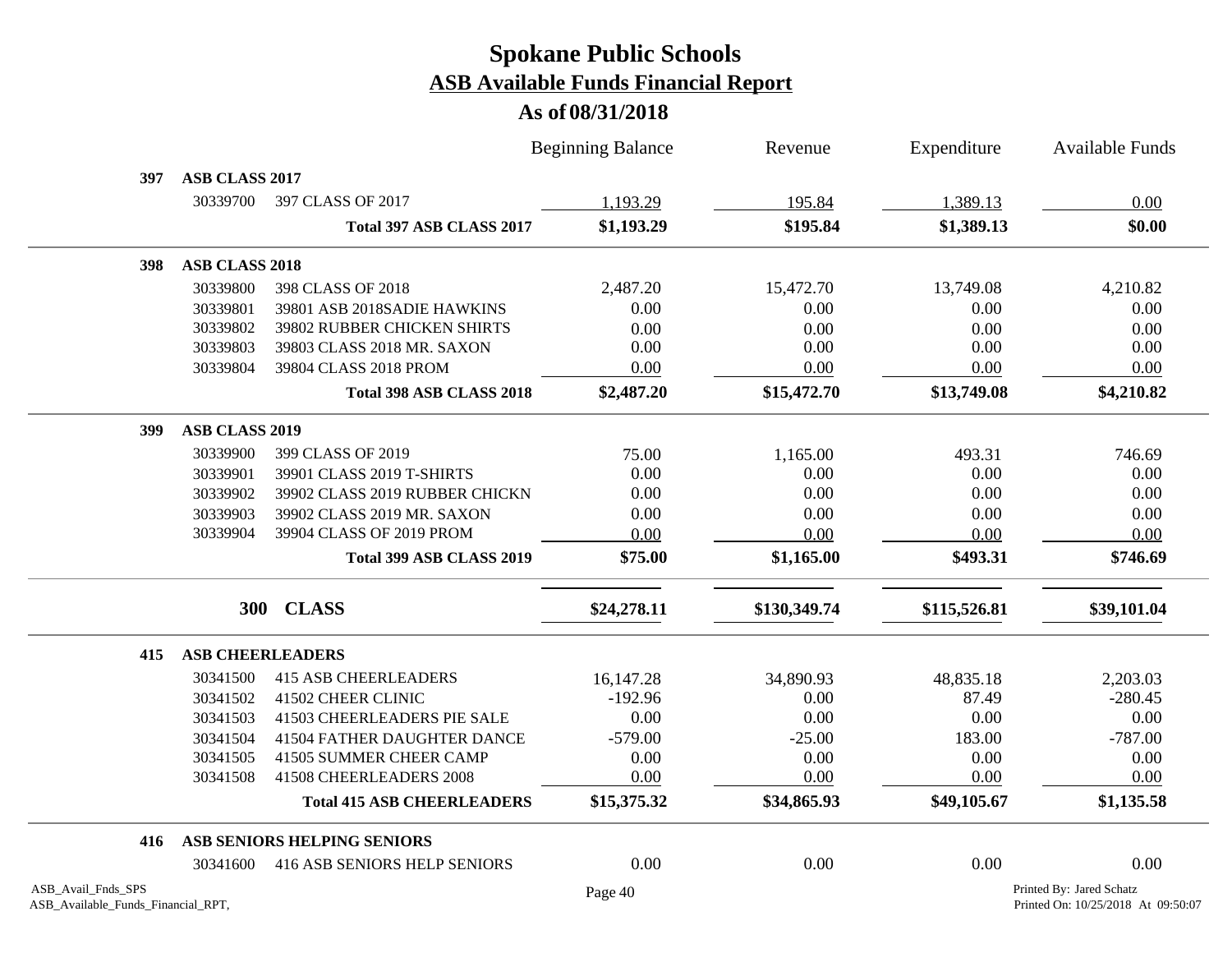# Spokane Public Schools

## ASB Available Funds Financial Report

### As of 08/31/2018

| | | | Beginning Balance | Revenue | Expenditure | Available Funds |
|---|---|---|---|---|---|---|
| **397** | **ASB CLASS 2017** | | | | | |
| | 30339700 | 397 CLASS OF 2017 | 1,193.29 | 195.84 | 1,389.13 | 0.00 |
| | | **Total 397 ASB CLASS 2017** | **$1,193.29** | **$195.84** | **$1,389.13** | **$0.00** |
| **398** | **ASB CLASS 2018** | | | | | |
| | 30339800 | 398 CLASS OF 2018 | 2,487.20 | 15,472.70 | 13,749.08 | 4,210.82 |
| | 30339801 | 39801 ASB 2018SADIE HAWKINS | 0.00 | 0.00 | 0.00 | 0.00 |
| | 30339802 | 39802 RUBBER CHICKEN SHIRTS | 0.00 | 0.00 | 0.00 | 0.00 |
| | 30339803 | 39803 CLASS 2018 MR. SAXON | 0.00 | 0.00 | 0.00 | 0.00 |
| | 30339804 | 39804 CLASS 2018 PROM | 0.00 | 0.00 | 0.00 | 0.00 |
| | | **Total 398 ASB CLASS 2018** | **$2,487.20** | **$15,472.70** | **$13,749.08** | **$4,210.82** |
| **399** | **ASB CLASS 2019** | | | | | |
| | 30339900 | 399 CLASS OF 2019 | 75.00 | 1,165.00 | 493.31 | 746.69 |
| | 30339901 | 39901 CLASS 2019 T-SHIRTS | 0.00 | 0.00 | 0.00 | 0.00 |
| | 30339902 | 39902 CLASS 2019 RUBBER CHICKN | 0.00 | 0.00 | 0.00 | 0.00 |
| | 30339903 | 39902 CLASS 2019 MR. SAXON | 0.00 | 0.00 | 0.00 | 0.00 |
| | 30339904 | 39904 CLASS OF 2019 PROM | 0.00 | 0.00 | 0.00 | 0.00 |
| | | **Total 399 ASB CLASS 2019** | **$75.00** | **$1,165.00** | **$493.31** | **$746.69** |
| | **300** | **CLASS** | **$24,278.11** | **$130,349.74** | **$115,526.81** | **$39,101.04** |
| **415** | **ASB CHEERLEADERS** | | | | | |
| | 30341500 | 415 ASB CHEERLEADERS | 16,147.28 | 34,890.93 | 48,835.18 | 2,203.03 |
| | 30341502 | 41502 CHEER CLINIC | -192.96 | 0.00 | 87.49 | -280.45 |
| | 30341503 | 41503 CHEERLEADERS PIE SALE | 0.00 | 0.00 | 0.00 | 0.00 |
| | 30341504 | 41504 FATHER DAUGHTER DANCE | -579.00 | -25.00 | 183.00 | -787.00 |
| | 30341505 | 41505 SUMMER CHEER CAMP | 0.00 | 0.00 | 0.00 | 0.00 |
| | 30341508 | 41508 CHEERLEADERS 2008 | 0.00 | 0.00 | 0.00 | 0.00 |
| | | **Total 415 ASB CHEERLEADERS** | **$15,375.32** | **$34,865.93** | **$49,105.67** | **$1,135.58** |
| **416** | **ASB SENIORS HELPING SENIORS** | | | | | |
| | 30341600 | 416 ASB SENIORS HELP SENIORS | 0.00 | 0.00 | 0.00 | 0.00 |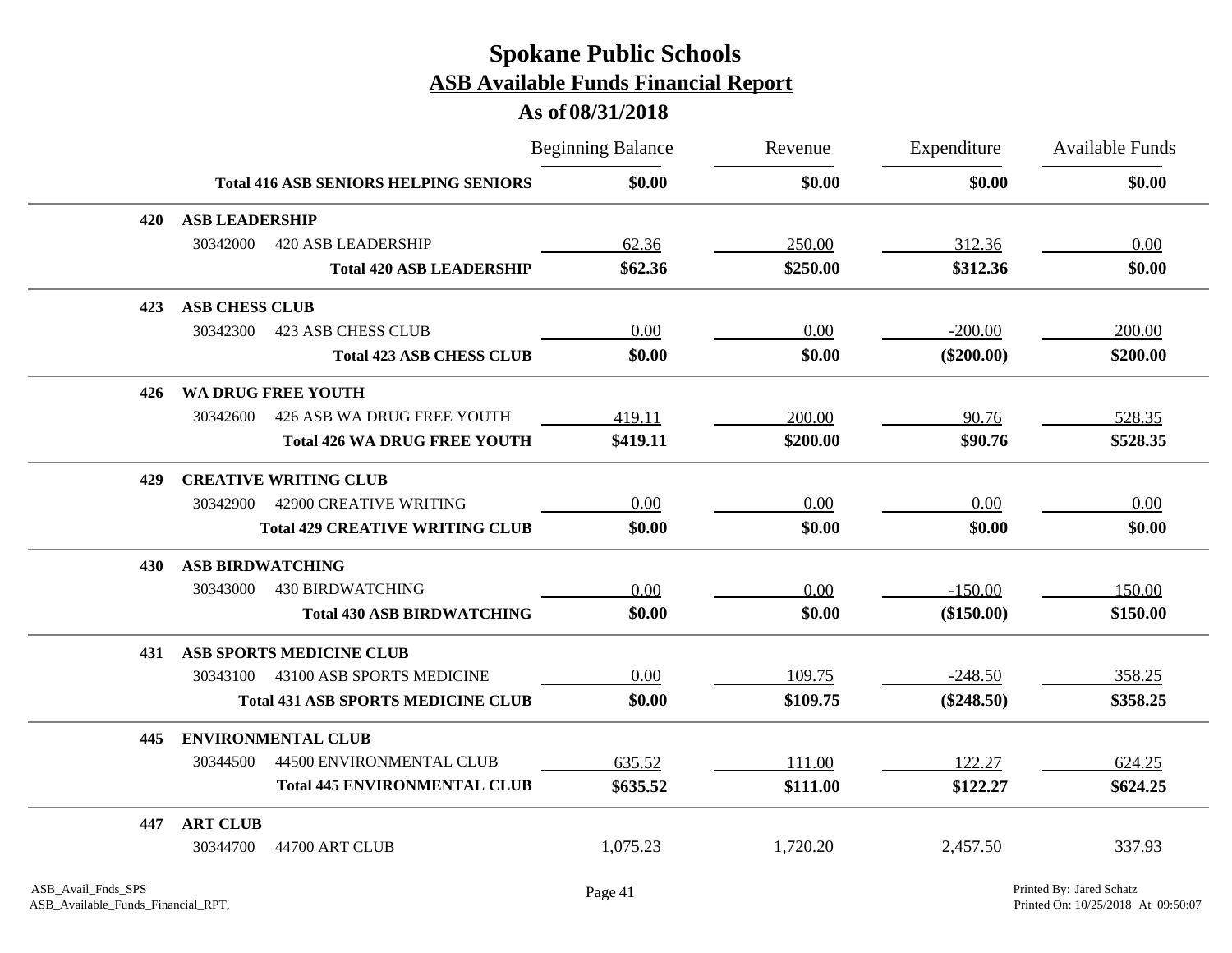# Spokane Public Schools

## ASB Available Funds Financial Report

### As of 08/31/2018

| | | Beginning Balance | Revenue | Expenditure | Available Funds |
|---|---|---|---|---|---|
| | **Total 416 ASB SENIORS HELPING SENIORS** | **$0.00** | **$0.00** | **$0.00** | **$0.00** |
| **420** | **ASB LEADERSHIP** | | | | |
| 30342000 | 420 ASB LEADERSHIP | 62.36 | 250.00 | 312.36 | 0.00 |
| | **Total 420 ASB LEADERSHIP** | **$62.36** | **$250.00** | **$312.36** | **$0.00** |
| **423** | **ASB CHESS CLUB** | | | | |
| 30342300 | 423 ASB CHESS CLUB | 0.00 | 0.00 | -200.00 | 200.00 |
| | **Total 423 ASB CHESS CLUB** | **$0.00** | **$0.00** | **($200.00)** | **$200.00** |
| **426** | **WA DRUG FREE YOUTH** | | | | |
| 30342600 | 426 ASB WA DRUG FREE YOUTH | 419.11 | 200.00 | 90.76 | 528.35 |
| | **Total 426 WA DRUG FREE YOUTH** | **$419.11** | **$200.00** | **$90.76** | **$528.35** |
| **429** | **CREATIVE WRITING CLUB** | | | | |
| 30342900 | 42900 CREATIVE WRITING | 0.00 | 0.00 | 0.00 | 0.00 |
| | **Total 429 CREATIVE WRITING CLUB** | **$0.00** | **$0.00** | **$0.00** | **$0.00** |
| **430** | **ASB BIRDWATCHING** | | | | |
| 30343000 | 430 BIRDWATCHING | 0.00 | 0.00 | -150.00 | 150.00 |
| | **Total 430 ASB BIRDWATCHING** | **$0.00** | **$0.00** | **($150.00)** | **$150.00** |
| **431** | **ASB SPORTS MEDICINE CLUB** | | | | |
| 30343100 | 43100 ASB SPORTS MEDICINE | 0.00 | 109.75 | -248.50 | 358.25 |
| | **Total 431 ASB SPORTS MEDICINE CLUB** | **$0.00** | **$109.75** | **($248.50)** | **$358.25** |
| **445** | **ENVIRONMENTAL CLUB** | | | | |
| 30344500 | 44500 ENVIRONMENTAL CLUB | 635.52 | 111.00 | 122.27 | 624.25 |
| | **Total 445 ENVIRONMENTAL CLUB** | **$635.52** | **$111.00** | **$122.27** | **$624.25** |
| **447** | **ART CLUB** | | | | |
| 30344700 | 44700 ART CLUB | 1,075.23 | 1,720.20 | 2,457.50 | 337.93 |

ASB_Avail_Fnds_SPS
ASB_Available_Funds_Financial_RPT,

Printed By: Jared Schatz
Printed On: 10/25/2018 At 09:50:07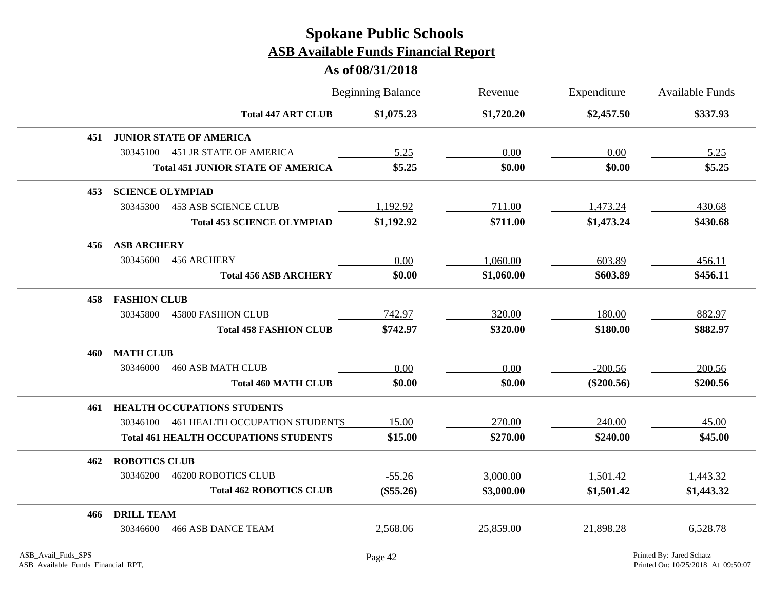# Spokane Public Schools

## ASB Available Funds Financial Report

### As of 08/31/2018

| | | Beginning Balance | Revenue | Expenditure | Available Funds |
|---|---|---|---|---|---|
| | **Total 447 ART CLUB** | **$1,075.23** | **$1,720.20** | **$2,457.50** | **$337.93** |
| **451** | **JUNIOR STATE OF AMERICA** | | | | |
| 30345100 | 451 JR STATE OF AMERICA | 5.25 | 0.00 | 0.00 | 5.25 |
| | **Total 451 JUNIOR STATE OF AMERICA** | **$5.25** | **$0.00** | **$0.00** | **$5.25** |
| **453** | **SCIENCE OLYMPIAD** | | | | |
| 30345300 | 453 ASB SCIENCE CLUB | 1,192.92 | 711.00 | 1,473.24 | 430.68 |
| | **Total 453 SCIENCE OLYMPIAD** | **$1,192.92** | **$711.00** | **$1,473.24** | **$430.68** |
| **456** | **ASB ARCHERY** | | | | |
| 30345600 | 456 ARCHERY | 0.00 | 1,060.00 | 603.89 | 456.11 |
| | **Total 456 ASB ARCHERY** | **$0.00** | **$1,060.00** | **$603.89** | **$456.11** |
| **458** | **FASHION CLUB** | | | | |
| 30345800 | 45800 FASHION CLUB | 742.97 | 320.00 | 180.00 | 882.97 |
| | **Total 458 FASHION CLUB** | **$742.97** | **$320.00** | **$180.00** | **$882.97** |
| **460** | **MATH CLUB** | | | | |
| 30346000 | 460 ASB MATH CLUB | 0.00 | 0.00 | -200.56 | 200.56 |
| | **Total 460 MATH CLUB** | **$0.00** | **$0.00** | **($200.56)** | **$200.56** |
| **461** | **HEALTH OCCUPATIONS STUDENTS** | | | | |
| 30346100 | 461 HEALTH OCCUPATION STUDENTS | 15.00 | 270.00 | 240.00 | 45.00 |
| | **Total 461 HEALTH OCCUPATIONS STUDENTS** | **$15.00** | **$270.00** | **$240.00** | **$45.00** |
| **462** | **ROBOTICS CLUB** | | | | |
| 30346200 | 46200 ROBOTICS CLUB | -55.26 | 3,000.00 | 1,501.42 | 1,443.32 |
| | **Total 462 ROBOTICS CLUB** | **($55.26)** | **$3,000.00** | **$1,501.42** | **$1,443.32** |
| **466** | **DRILL TEAM** | | | | |
| 30346600 | 466 ASB DANCE TEAM | 2,568.06 | 25,859.00 | 21,898.28 | 6,528.78 |

ASB_Avail_Fnds_SPS
ASB_Available_Funds_Financial_RPT,

Printed By: Jared Schatz
Printed On: 10/25/2018 At 09:50:07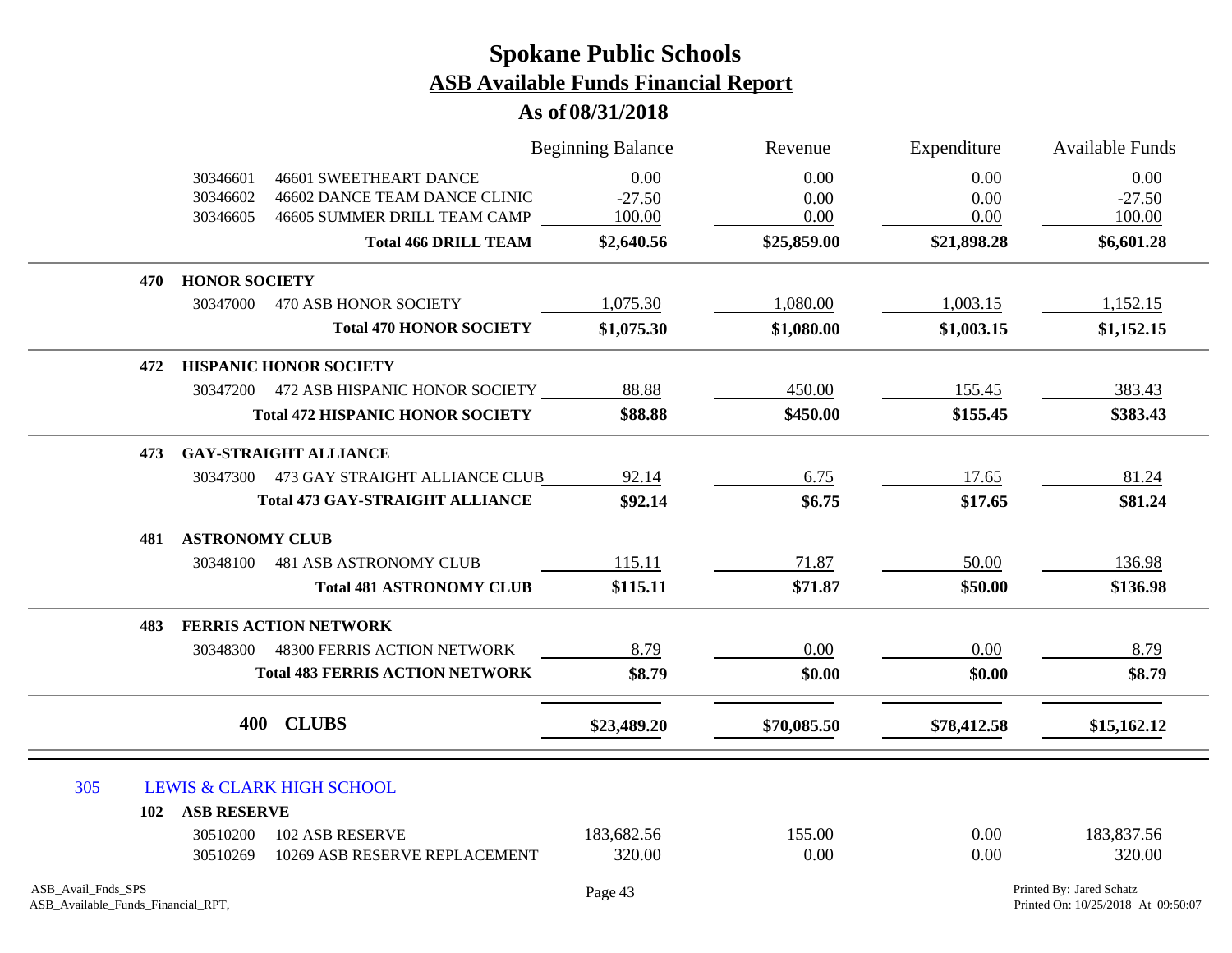# Spokane Public Schools

## ASB Available Funds Financial Report

### As of 08/31/2018

| | | Beginning Balance | Revenue | Expenditure | Available Funds |
|---|---|---|---|---|---|
| 30346601 | 46601 SWEETHEART DANCE | 0.00 | 0.00 | 0.00 | 0.00 |
| 30346602 | 46602 DANCE TEAM DANCE CLINIC | -27.50 | 0.00 | 0.00 | -27.50 |
| 30346605 | 46605 SUMMER DRILL TEAM CAMP | 100.00 | 0.00 | 0.00 | 100.00 |
| | **Total 466 DRILL TEAM** | **$2,640.56** | **$25,859.00** | **$21,898.28** | **$6,601.28** |
| **470** | **HONOR SOCIETY** | | | | |
| 30347000 | 470 ASB HONOR SOCIETY | 1,075.30 | 1,080.00 | 1,003.15 | 1,152.15 |
| | **Total 470 HONOR SOCIETY** | **$1,075.30** | **$1,080.00** | **$1,003.15** | **$1,152.15** |
| **472** | **HISPANIC HONOR SOCIETY** | | | | |
| 30347200 | 472 ASB HISPANIC HONOR SOCIETY | 88.88 | 450.00 | 155.45 | 383.43 |
| | **Total 472 HISPANIC HONOR SOCIETY** | **$88.88** | **$450.00** | **$155.45** | **$383.43** |
| **473** | **GAY-STRAIGHT ALLIANCE** | | | | |
| 30347300 | 473 GAY STRAIGHT ALLIANCE CLUB | 92.14 | 6.75 | 17.65 | 81.24 |
| | **Total 473 GAY-STRAIGHT ALLIANCE** | **$92.14** | **$6.75** | **$17.65** | **$81.24** |
| **481** | **ASTRONOMY CLUB** | | | | |
| 30348100 | 481 ASB ASTRONOMY CLUB | 115.11 | 71.87 | 50.00 | 136.98 |
| | **Total 481 ASTRONOMY CLUB** | **$115.11** | **$71.87** | **$50.00** | **$136.98** |
| **483** | **FERRIS ACTION NETWORK** | | | | |
| 30348300 | 48300 FERRIS ACTION NETWORK | 8.79 | 0.00 | 0.00 | 8.79 |
| | **Total 483 FERRIS ACTION NETWORK** | **$8.79** | **$0.00** | **$0.00** | **$8.79** |
| **400** | **CLUBS** | **$23,489.20** | **$70,085.50** | **$78,412.58** | **$15,162.12** |

## 305 LEWIS & CLARK HIGH SCHOOL

| | | Beginning Balance | Revenue | Expenditure | Available Funds |
|---|---|---|---|---|---|
| **102** | **ASB RESERVE** | | | | |
| 30510200 | 102 ASB RESERVE | 183,682.56 | 155.00 | 0.00 | 183,837.56 |
| 30510269 | 10269 ASB RESERVE REPLACEMENT | 320.00 | 0.00 | 0.00 | 320.00 |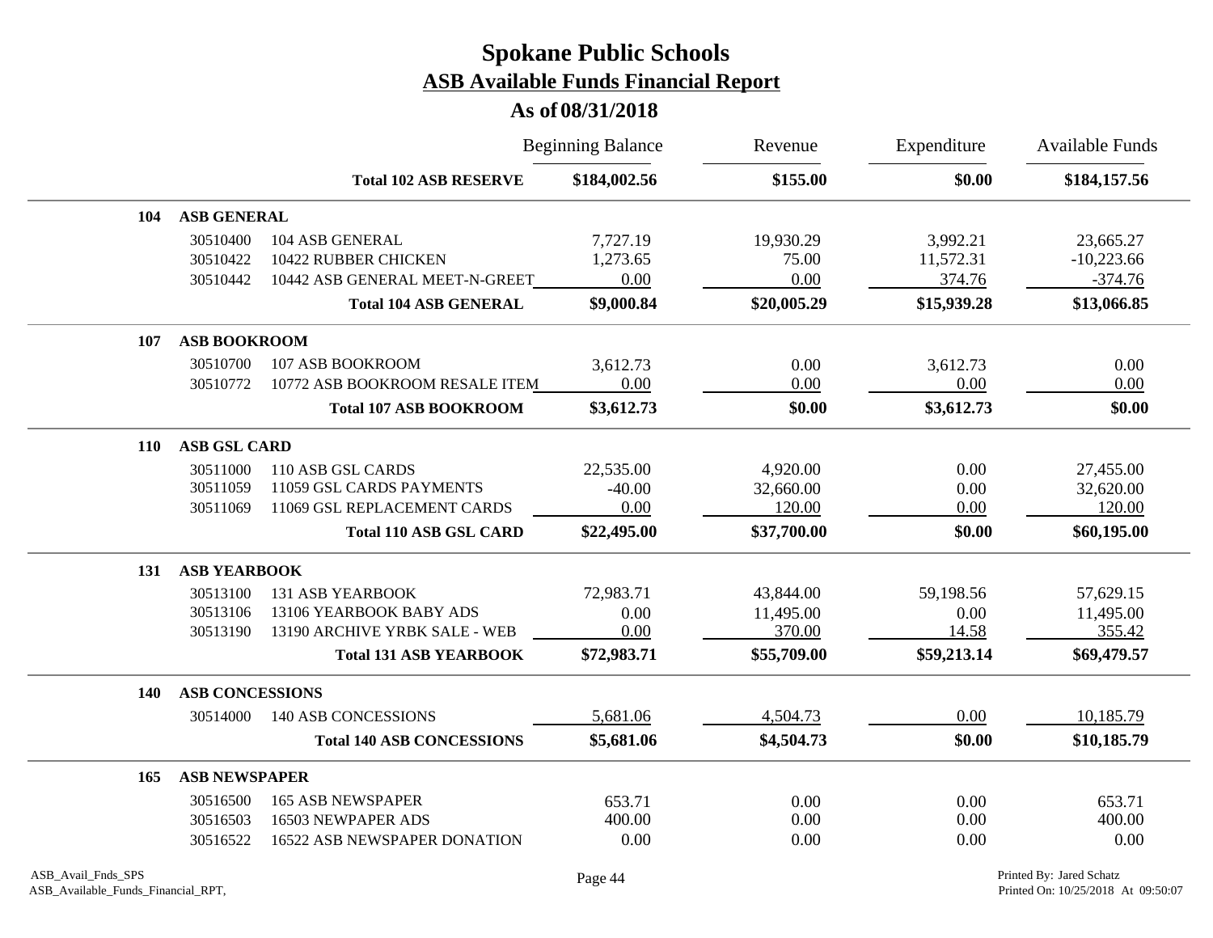# Spokane Public Schools

## ASB Available Funds Financial Report

### As of 08/31/2018

| | | | Beginning Balance | Revenue | Expenditure | Available Funds |
|---|---|---|---|---|---|---|
| | | **Total 102 ASB RESERVE** | **$184,002.56** | **$155.00** | **$0.00** | **$184,157.56** |
| **104** | **ASB GENERAL** | | | | | |
| | 30510400 | 104 ASB GENERAL | 7,727.19 | 19,930.29 | 3,992.21 | 23,665.27 |
| | 30510422 | 10422 RUBBER CHICKEN | 1,273.65 | 75.00 | 11,572.31 | -10,223.66 |
| | 30510442 | 10442 ASB GENERAL MEET-N-GREET | 0.00 | 0.00 | 374.76 | -374.76 |
| | | **Total 104 ASB GENERAL** | **$9,000.84** | **$20,005.29** | **$15,939.28** | **$13,066.85** |
| **107** | **ASB BOOKROOM** | | | | | |
| | 30510700 | 107 ASB BOOKROOM | 3,612.73 | 0.00 | 3,612.73 | 0.00 |
| | 30510772 | 10772 ASB BOOKROOM RESALE ITEM | 0.00 | 0.00 | 0.00 | 0.00 |
| | | **Total 107 ASB BOOKROOM** | **$3,612.73** | **$0.00** | **$3,612.73** | **$0.00** |
| **110** | **ASB GSL CARD** | | | | | |
| | 30511000 | 110 ASB GSL CARDS | 22,535.00 | 4,920.00 | 0.00 | 27,455.00 |
| | 30511059 | 11059 GSL CARDS PAYMENTS | -40.00 | 32,660.00 | 0.00 | 32,620.00 |
| | 30511069 | 11069 GSL REPLACEMENT CARDS | 0.00 | 120.00 | 0.00 | 120.00 |
| | | **Total 110 ASB GSL CARD** | **$22,495.00** | **$37,700.00** | **$0.00** | **$60,195.00** |
| **131** | **ASB YEARBOOK** | | | | | |
| | 30513100 | 131 ASB YEARBOOK | 72,983.71 | 43,844.00 | 59,198.56 | 57,629.15 |
| | 30513106 | 13106 YEARBOOK BABY ADS | 0.00 | 11,495.00 | 0.00 | 11,495.00 |
| | 30513190 | 13190 ARCHIVE YRBK SALE - WEB | 0.00 | 370.00 | 14.58 | 355.42 |
| | | **Total 131 ASB YEARBOOK** | **$72,983.71** | **$55,709.00** | **$59,213.14** | **$69,479.57** |
| **140** | **ASB CONCESSIONS** | | | | | |
| | 30514000 | 140 ASB CONCESSIONS | 5,681.06 | 4,504.73 | 0.00 | 10,185.79 |
| | | **Total 140 ASB CONCESSIONS** | **$5,681.06** | **$4,504.73** | **$0.00** | **$10,185.79** |
| **165** | **ASB NEWSPAPER** | | | | | |
| | 30516500 | 165 ASB NEWSPAPER | 653.71 | 0.00 | 0.00 | 653.71 |
| | 30516503 | 16503 NEWPAPER ADS | 400.00 | 0.00 | 0.00 | 400.00 |
| | 30516522 | 16522 ASB NEWSPAPER DONATION | 0.00 | 0.00 | 0.00 | 0.00 |

ASB_Avail_Fnds_SPS
ASB_Available_Funds_Financial_RPT,

Printed By: Jared Schatz
Printed On: 10/25/2018 At 09:50:07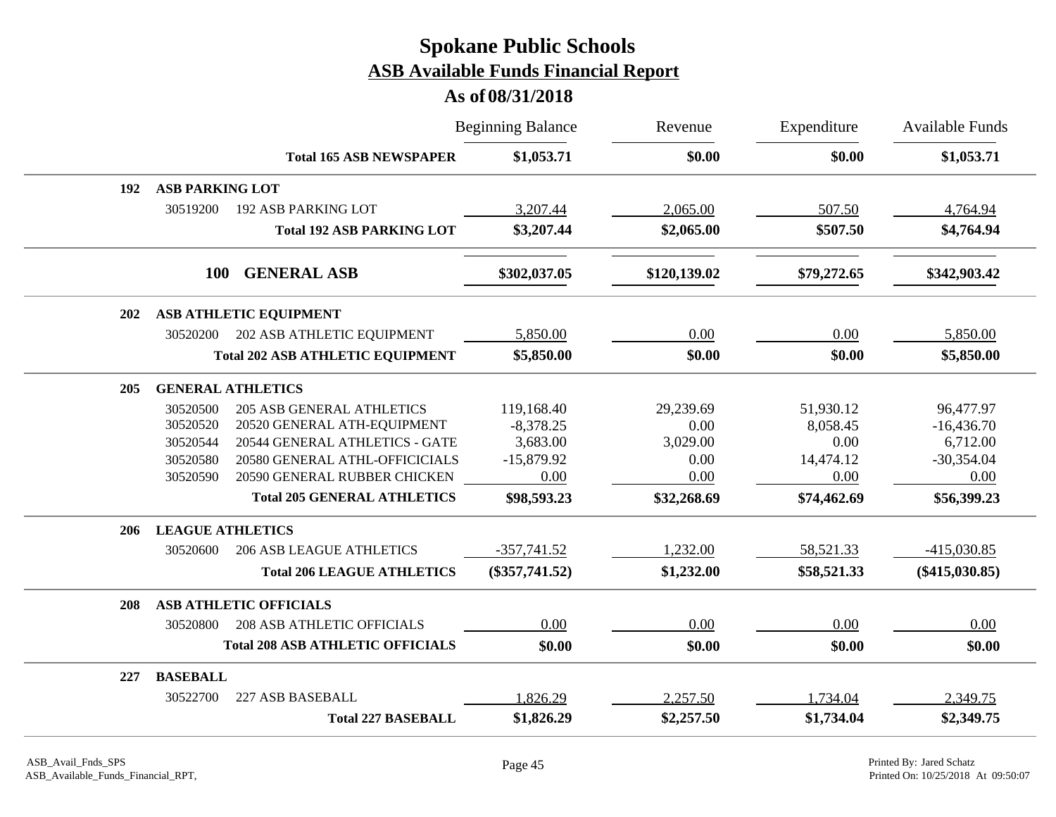# Spokane Public Schools

## ASB Available Funds Financial Report

### As of 08/31/2018

| | | | Beginning Balance | Revenue | Expenditure | Available Funds |
|---|---|---|---|---|---|---|
| | | **Total 165 ASB NEWSPAPER** | **$1,053.71** | **$0.00** | **$0.00** | **$1,053.71** |
| **192** | **ASB PARKING LOT** | | | | | |
| | 30519200 | 192 ASB PARKING LOT | 3,207.44 | 2,065.00 | 507.50 | 4,764.94 |
| | | **Total 192 ASB PARKING LOT** | **$3,207.44** | **$2,065.00** | **$507.50** | **$4,764.94** |
| | **100** | **GENERAL ASB** | **$302,037.05** | **$120,139.02** | **$79,272.65** | **$342,903.42** |
| **202** | **ASB ATHLETIC EQUIPMENT** | | | | | |
| | 30520200 | 202 ASB ATHLETIC EQUIPMENT | 5,850.00 | 0.00 | 0.00 | 5,850.00 |
| | | **Total 202 ASB ATHLETIC EQUIPMENT** | **$5,850.00** | **$0.00** | **$0.00** | **$5,850.00** |
| **205** | **GENERAL ATHLETICS** | | | | | |
| | 30520500 | 205 ASB GENERAL ATHLETICS | 119,168.40 | 29,239.69 | 51,930.12 | 96,477.97 |
| | 30520520 | 20520 GENERAL ATH-EQUIPMENT | -8,378.25 | 0.00 | 8,058.45 | -16,436.70 |
| | 30520544 | 20544 GENERAL ATHLETICS - GATE | 3,683.00 | 3,029.00 | 0.00 | 6,712.00 |
| | 30520580 | 20580 GENERAL ATHL-OFFICICIALS | -15,879.92 | 0.00 | 14,474.12 | -30,354.04 |
| | 30520590 | 20590 GENERAL RUBBER CHICKEN | 0.00 | 0.00 | 0.00 | 0.00 |
| | | **Total 205 GENERAL ATHLETICS** | **$98,593.23** | **$32,268.69** | **$74,462.69** | **$56,399.23** |
| **206** | **LEAGUE ATHLETICS** | | | | | |
| | 30520600 | 206 ASB LEAGUE ATHLETICS | -357,741.52 | 1,232.00 | 58,521.33 | -415,030.85 |
| | | **Total 206 LEAGUE ATHLETICS** | **($357,741.52)** | **$1,232.00** | **$58,521.33** | **($415,030.85)** |
| **208** | **ASB ATHLETIC OFFICIALS** | | | | | |
| | 30520800 | 208 ASB ATHLETIC OFFICIALS | 0.00 | 0.00 | 0.00 | 0.00 |
| | | **Total 208 ASB ATHLETIC OFFICIALS** | **$0.00** | **$0.00** | **$0.00** | **$0.00** |
| **227** | **BASEBALL** | | | | | |
| | 30522700 | 227 ASB BASEBALL | 1,826.29 | 2,257.50 | 1,734.04 | 2,349.75 |
| | | **Total 227 BASEBALL** | **$1,826.29** | **$2,257.50** | **$1,734.04** | **$2,349.75** |

ASB_Avail_Fnds_SPS
ASB_Available_Funds_Financial_RPT,

Printed By: Jared Schatz
Printed On: 10/25/2018 At 09:50:07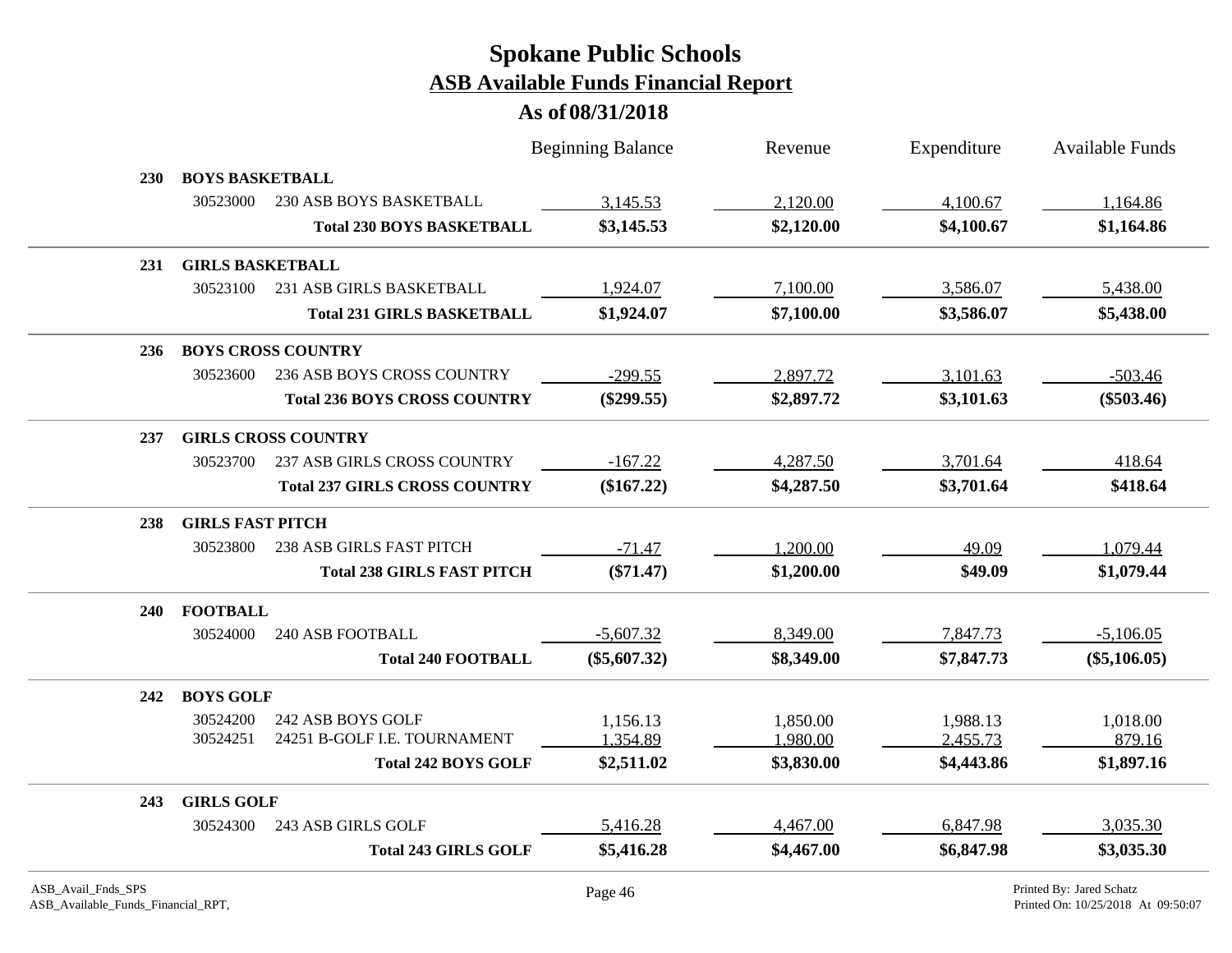# Spokane Public Schools
## ASB Available Funds Financial Report
### As of 08/31/2018

| | | | Beginning Balance | Revenue | Expenditure | Available Funds |
|---|---|---|---|---|---|---|
| **230** | **BOYS BASKETBALL** | | | | | |
| | 30523000 | 230 ASB BOYS BASKETBALL | 3,145.53 | 2,120.00 | 4,100.67 | 1,164.86 |
| | | **Total 230 BOYS BASKETBALL** | **$3,145.53** | **$2,120.00** | **$4,100.67** | **$1,164.86** |
| **231** | **GIRLS BASKETBALL** | | | | | |
| | 30523100 | 231 ASB GIRLS BASKETBALL | 1,924.07 | 7,100.00 | 3,586.07 | 5,438.00 |
| | | **Total 231 GIRLS BASKETBALL** | **$1,924.07** | **$7,100.00** | **$3,586.07** | **$5,438.00** |
| **236** | **BOYS CROSS COUNTRY** | | | | | |
| | 30523600 | 236 ASB BOYS CROSS COUNTRY | -299.55 | 2,897.72 | 3,101.63 | -503.46 |
| | | **Total 236 BOYS CROSS COUNTRY** | **($299.55)** | **$2,897.72** | **$3,101.63** | **($503.46)** |
| **237** | **GIRLS CROSS COUNTRY** | | | | | |
| | 30523700 | 237 ASB GIRLS CROSS COUNTRY | -167.22 | 4,287.50 | 3,701.64 | 418.64 |
| | | **Total 237 GIRLS CROSS COUNTRY** | **($167.22)** | **$4,287.50** | **$3,701.64** | **$418.64** |
| **238** | **GIRLS FAST PITCH** | | | | | |
| | 30523800 | 238 ASB GIRLS FAST PITCH | -71.47 | 1,200.00 | 49.09 | 1,079.44 |
| | | **Total 238 GIRLS FAST PITCH** | **($71.47)** | **$1,200.00** | **$49.09** | **$1,079.44** |
| **240** | **FOOTBALL** | | | | | |
| | 30524000 | 240 ASB FOOTBALL | -5,607.32 | 8,349.00 | 7,847.73 | -5,106.05 |
| | | **Total 240 FOOTBALL** | **($5,607.32)** | **$8,349.00** | **$7,847.73** | **($5,106.05)** |
| **242** | **BOYS GOLF** | | | | | |
| | 30524200 | 242 ASB BOYS GOLF | 1,156.13 | 1,850.00 | 1,988.13 | 1,018.00 |
| | 30524251 | 24251 B-GOLF I.E. TOURNAMENT | 1,354.89 | 1,980.00 | 2,455.73 | 879.16 |
| | | **Total 242 BOYS GOLF** | **$2,511.02** | **$3,830.00** | **$4,443.86** | **$1,897.16** |
| **243** | **GIRLS GOLF** | | | | | |
| | 30524300 | 243 ASB GIRLS GOLF | 5,416.28 | 4,467.00 | 6,847.98 | 3,035.30 |
| | | **Total 243 GIRLS GOLF** | **$5,416.28** | **$4,467.00** | **$6,847.98** | **$3,035.30** |

ASB_Avail_Fnds_SPS
ASB_Available_Funds_Financial_RPT,

Printed By: Jared Schatz
Printed On: 10/25/2018 At 09:50:07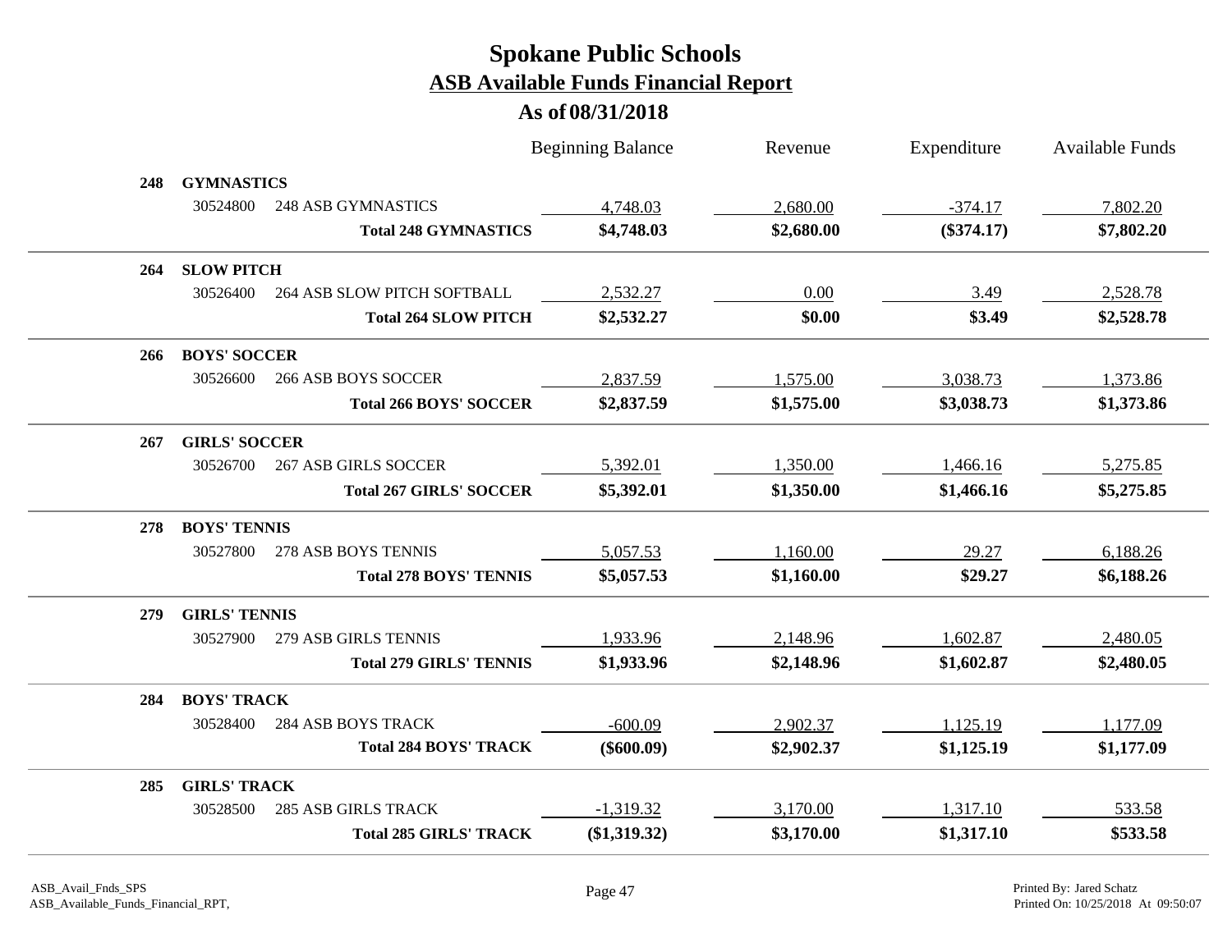# Spokane Public Schools
## ASB Available Funds Financial Report
### As of 08/31/2018

| | | | Beginning Balance | Revenue | Expenditure | Available Funds |
|---|---|---|---|---|---|---|
| **248** | **GYMNASTICS** | | | | | |
| | 30524800 | 248 ASB GYMNASTICS | 4,748.03 | 2,680.00 | -374.17 | 7,802.20 |
| | | **Total 248 GYMNASTICS** | **$4,748.03** | **$2,680.00** | **($374.17)** | **$7,802.20** |
| **264** | **SLOW PITCH** | | | | | |
| | 30526400 | 264 ASB SLOW PITCH SOFTBALL | 2,532.27 | 0.00 | 3.49 | 2,528.78 |
| | | **Total 264 SLOW PITCH** | **$2,532.27** | **$0.00** | **$3.49** | **$2,528.78** |
| **266** | **BOYS' SOCCER** | | | | | |
| | 30526600 | 266 ASB BOYS SOCCER | 2,837.59 | 1,575.00 | 3,038.73 | 1,373.86 |
| | | **Total 266 BOYS' SOCCER** | **$2,837.59** | **$1,575.00** | **$3,038.73** | **$1,373.86** |
| **267** | **GIRLS' SOCCER** | | | | | |
| | 30526700 | 267 ASB GIRLS SOCCER | 5,392.01 | 1,350.00 | 1,466.16 | 5,275.85 |
| | | **Total 267 GIRLS' SOCCER** | **$5,392.01** | **$1,350.00** | **$1,466.16** | **$5,275.85** |
| **278** | **BOYS' TENNIS** | | | | | |
| | 30527800 | 278 ASB BOYS TENNIS | 5,057.53 | 1,160.00 | 29.27 | 6,188.26 |
| | | **Total 278 BOYS' TENNIS** | **$5,057.53** | **$1,160.00** | **$29.27** | **$6,188.26** |
| **279** | **GIRLS' TENNIS** | | | | | |
| | 30527900 | 279 ASB GIRLS TENNIS | 1,933.96 | 2,148.96 | 1,602.87 | 2,480.05 |
| | | **Total 279 GIRLS' TENNIS** | **$1,933.96** | **$2,148.96** | **$1,602.87** | **$2,480.05** |
| **284** | **BOYS' TRACK** | | | | | |
| | 30528400 | 284 ASB BOYS TRACK | -600.09 | 2,902.37 | 1,125.19 | 1,177.09 |
| | | **Total 284 BOYS' TRACK** | **($600.09)** | **$2,902.37** | **$1,125.19** | **$1,177.09** |
| **285** | **GIRLS' TRACK** | | | | | |
| | 30528500 | 285 ASB GIRLS TRACK | -1,319.32 | 3,170.00 | 1,317.10 | 533.58 |
| | | **Total 285 GIRLS' TRACK** | **($1,319.32)** | **$3,170.00** | **$1,317.10** | **$533.58** |

ASB_Avail_Fnds_SPS
ASB_Available_Funds_Financial_RPT,

Printed By: Jared Schatz
Printed On: 10/25/2018 At 09:50:07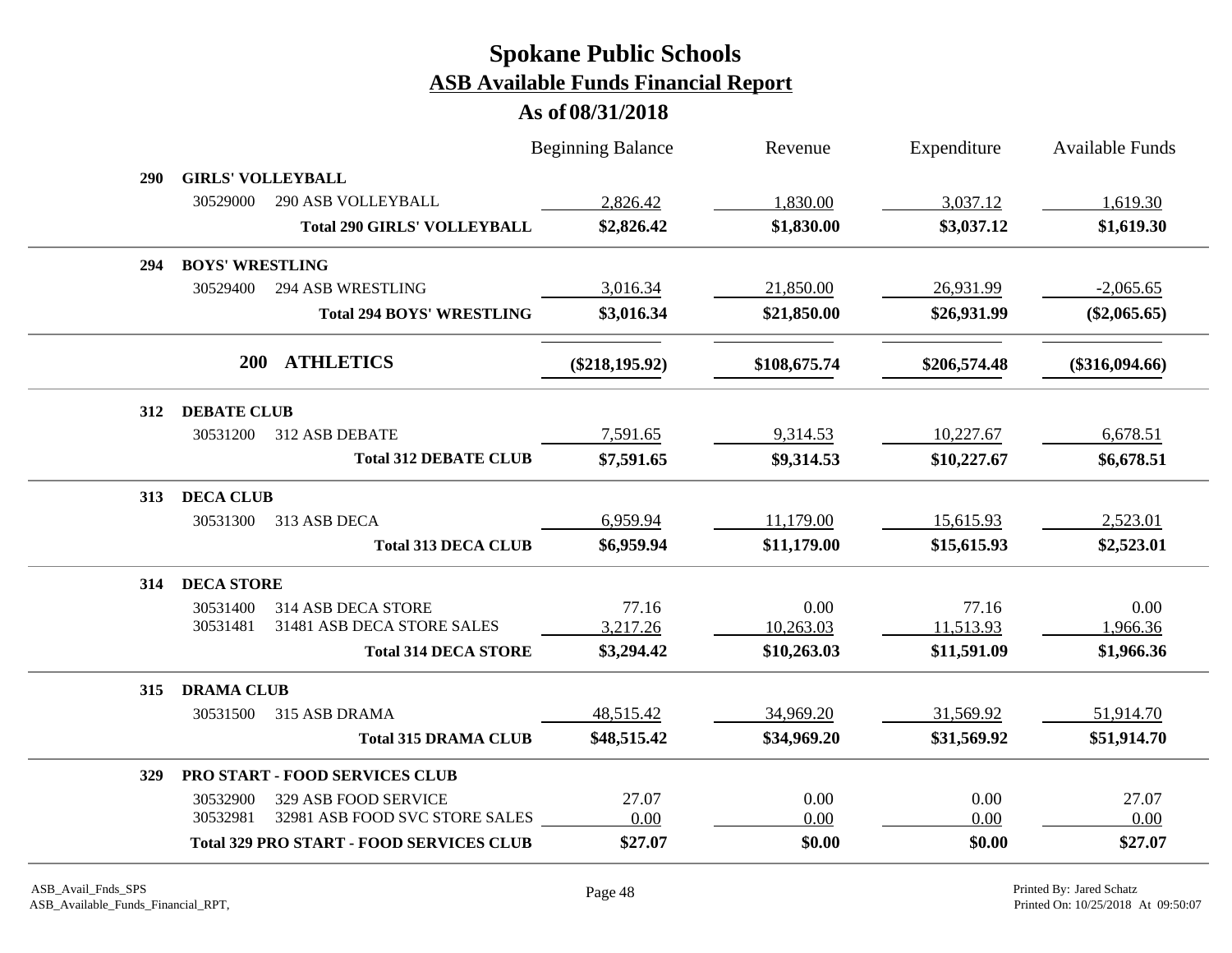# Spokane Public Schools
## ASB Available Funds Financial Report
### As of 08/31/2018

| | | Beginning Balance | Revenue | Expenditure | Available Funds |
|---|---|---|---|---|---|
| **290** | **GIRLS' VOLLEYBALL** | | | | |
| 30529000 | 290 ASB VOLLEYBALL | 2,826.42 | 1,830.00 | 3,037.12 | 1,619.30 |
| | **Total 290 GIRLS' VOLLEYBALL** | **$2,826.42** | **$1,830.00** | **$3,037.12** | **$1,619.30** |
| **294** | **BOYS' WRESTLING** | | | | |
| 30529400 | 294 ASB WRESTLING | 3,016.34 | 21,850.00 | 26,931.99 | -2,065.65 |
| | **Total 294 BOYS' WRESTLING** | **$3,016.34** | **$21,850.00** | **$26,931.99** | **($2,065.65)** |
| **200** | **ATHLETICS** | **($218,195.92)** | **$108,675.74** | **$206,574.48** | **($316,094.66)** |
| **312** | **DEBATE CLUB** | | | | |
| 30531200 | 312 ASB DEBATE | 7,591.65 | 9,314.53 | 10,227.67 | 6,678.51 |
| | **Total 312 DEBATE CLUB** | **$7,591.65** | **$9,314.53** | **$10,227.67** | **$6,678.51** |
| **313** | **DECA CLUB** | | | | |
| 30531300 | 313 ASB DECA | 6,959.94 | 11,179.00 | 15,615.93 | 2,523.01 |
| | **Total 313 DECA CLUB** | **$6,959.94** | **$11,179.00** | **$15,615.93** | **$2,523.01** |
| **314** | **DECA STORE** | | | | |
| 30531400 | 314 ASB DECA STORE | 77.16 | 0.00 | 77.16 | 0.00 |
| 30531481 | 31481 ASB DECA STORE SALES | 3,217.26 | 10,263.03 | 11,513.93 | 1,966.36 |
| | **Total 314 DECA STORE** | **$3,294.42** | **$10,263.03** | **$11,591.09** | **$1,966.36** |
| **315** | **DRAMA CLUB** | | | | |
| 30531500 | 315 ASB DRAMA | 48,515.42 | 34,969.20 | 31,569.92 | 51,914.70 |
| | **Total 315 DRAMA CLUB** | **$48,515.42** | **$34,969.20** | **$31,569.92** | **$51,914.70** |
| **329** | **PRO START - FOOD SERVICES CLUB** | | | | |
| 30532900 | 329 ASB FOOD SERVICE | 27.07 | 0.00 | 0.00 | 27.07 |
| 30532981 | 32981 ASB FOOD SVC STORE SALES | 0.00 | 0.00 | 0.00 | 0.00 |
| | **Total 329 PRO START - FOOD SERVICES CLUB** | **$27.07** | **$0.00** | **$0.00** | **$27.07** |

ASB_Avail_Fnds_SPS
ASB_Available_Funds_Financial_RPT,

Printed By: Jared Schatz
Printed On: 10/25/2018 At 09:50:07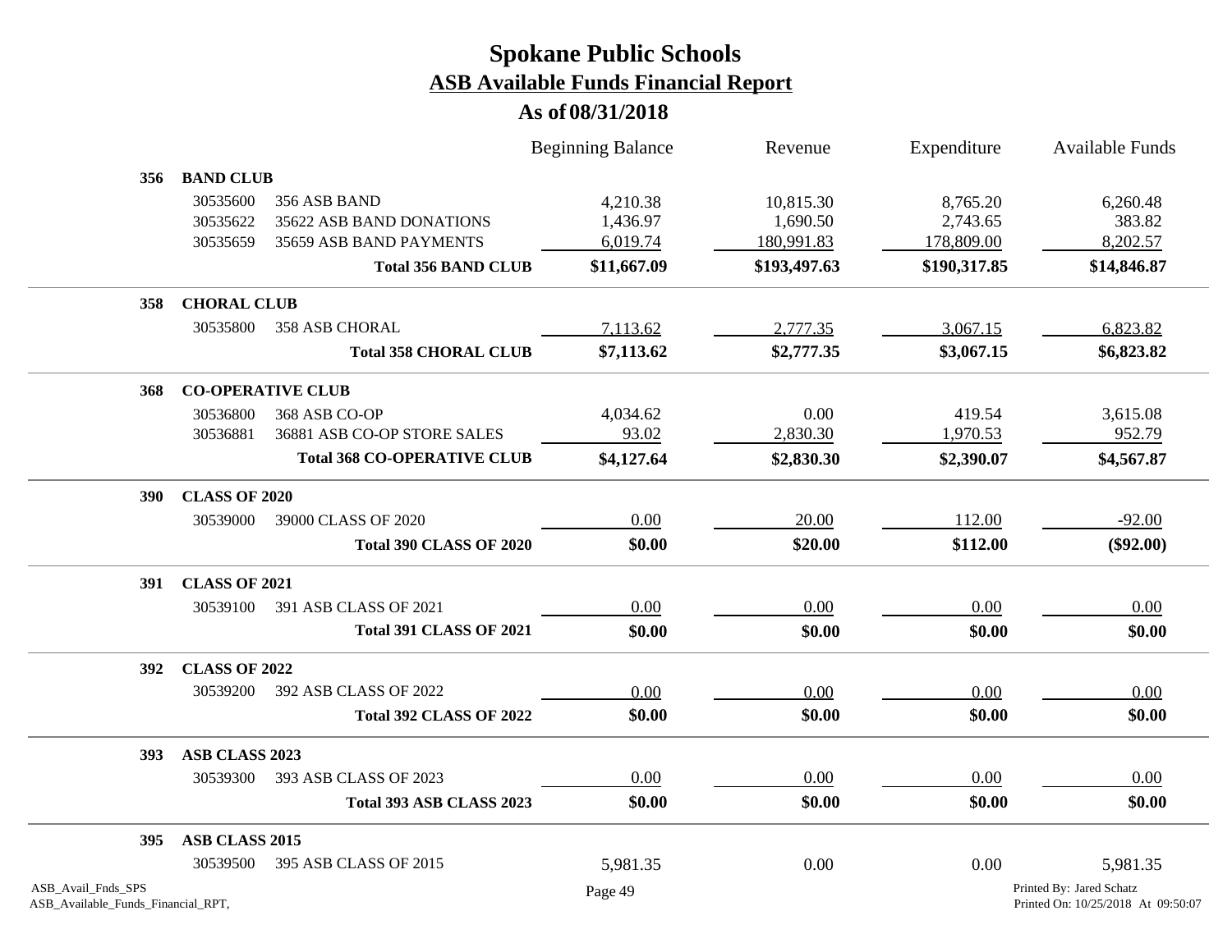# Spokane Public Schools

## ASB Available Funds Financial Report

### As of 08/31/2018

| | | | Beginning Balance | Revenue | Expenditure | Available Funds |
|---|---|---|---|---|---|---|
| **356** | **BAND CLUB** | | | | | |
| | 30535600 | 356 ASB BAND | 4,210.38 | 10,815.30 | 8,765.20 | 6,260.48 |
| | 30535622 | 35622 ASB BAND DONATIONS | 1,436.97 | 1,690.50 | 2,743.65 | 383.82 |
| | 30535659 | 35659 ASB BAND PAYMENTS | 6,019.74 | 180,991.83 | 178,809.00 | 8,202.57 |
| | | **Total 356 BAND CLUB** | **$11,667.09** | **$193,497.63** | **$190,317.85** | **$14,846.87** |
| **358** | **CHORAL CLUB** | | | | | |
| | 30535800 | 358 ASB CHORAL | 7,113.62 | 2,777.35 | 3,067.15 | 6,823.82 |
| | | **Total 358 CHORAL CLUB** | **$7,113.62** | **$2,777.35** | **$3,067.15** | **$6,823.82** |
| **368** | **CO-OPERATIVE CLUB** | | | | | |
| | 30536800 | 368 ASB CO-OP | 4,034.62 | 0.00 | 419.54 | 3,615.08 |
| | 30536881 | 36881 ASB CO-OP STORE SALES | 93.02 | 2,830.30 | 1,970.53 | 952.79 |
| | | **Total 368 CO-OPERATIVE CLUB** | **$4,127.64** | **$2,830.30** | **$2,390.07** | **$4,567.87** |
| **390** | **CLASS OF 2020** | | | | | |
| | 30539000 | 39000 CLASS OF 2020 | 0.00 | 20.00 | 112.00 | -92.00 |
| | | **Total 390 CLASS OF 2020** | **$0.00** | **$20.00** | **$112.00** | **($92.00)** |
| **391** | **CLASS OF 2021** | | | | | |
| | 30539100 | 391 ASB CLASS OF 2021 | 0.00 | 0.00 | 0.00 | 0.00 |
| | | **Total 391 CLASS OF 2021** | **$0.00** | **$0.00** | **$0.00** | **$0.00** |
| **392** | **CLASS OF 2022** | | | | | |
| | 30539200 | 392 ASB CLASS OF 2022 | 0.00 | 0.00 | 0.00 | 0.00 |
| | | **Total 392 CLASS OF 2022** | **$0.00** | **$0.00** | **$0.00** | **$0.00** |
| **393** | **ASB CLASS 2023** | | | | | |
| | 30539300 | 393 ASB CLASS OF 2023 | 0.00 | 0.00 | 0.00 | 0.00 |
| | | **Total 393 ASB CLASS 2023** | **$0.00** | **$0.00** | **$0.00** | **$0.00** |
| **395** | **ASB CLASS 2015** | | | | | |
| | 30539500 | 395 ASB CLASS OF 2015 | 5,981.35 | 0.00 | 0.00 | 5,981.35 |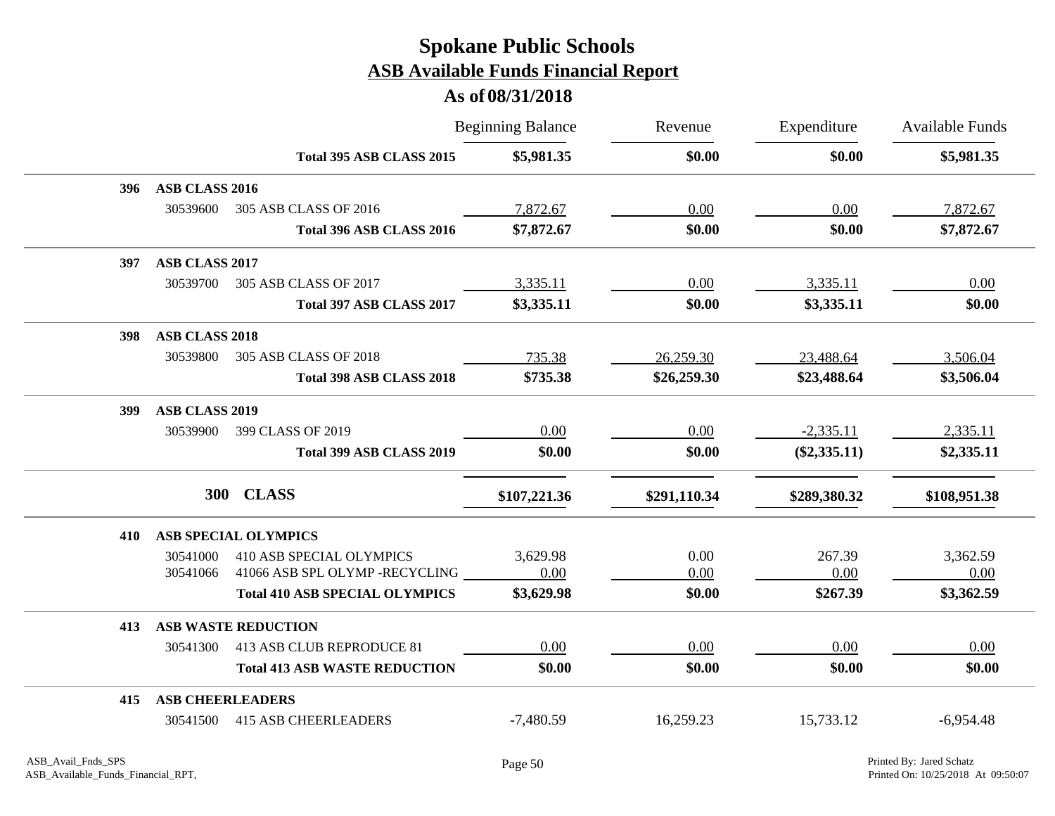# Spokane Public Schools
## ASB Available Funds Financial Report
### As of 08/31/2018

| | | | Beginning Balance | Revenue | Expenditure | Available Funds |
|---|---|---|---|---|---|---|
| | | **Total 395 ASB CLASS 2015** | **$5,981.35** | **$0.00** | **$0.00** | **$5,981.35** |
| **396** | **ASB CLASS 2016** | | | | | |
| | 30539600 | 305 ASB CLASS OF 2016 | 7,872.67 | 0.00 | 0.00 | 7,872.67 |
| | | **Total 396 ASB CLASS 2016** | **$7,872.67** | **$0.00** | **$0.00** | **$7,872.67** |
| **397** | **ASB CLASS 2017** | | | | | |
| | 30539700 | 305 ASB CLASS OF 2017 | 3,335.11 | 0.00 | 3,335.11 | 0.00 |
| | | **Total 397 ASB CLASS 2017** | **$3,335.11** | **$0.00** | **$3,335.11** | **$0.00** |
| **398** | **ASB CLASS 2018** | | | | | |
| | 30539800 | 305 ASB CLASS OF 2018 | 735.38 | 26,259.30 | 23,488.64 | 3,506.04 |
| | | **Total 398 ASB CLASS 2018** | **$735.38** | **$26,259.30** | **$23,488.64** | **$3,506.04** |
| **399** | **ASB CLASS 2019** | | | | | |
| | 30539900 | 399 CLASS OF 2019 | 0.00 | 0.00 | -2,335.11 | 2,335.11 |
| | | **Total 399 ASB CLASS 2019** | **$0.00** | **$0.00** | **($2,335.11)** | **$2,335.11** |
| | **300** | **CLASS** | **$107,221.36** | **$291,110.34** | **$289,380.32** | **$108,951.38** |
| **410** | **ASB SPECIAL OLYMPICS** | | | | | |
| | 30541000 | 410 ASB SPECIAL OLYMPICS | 3,629.98 | 0.00 | 267.39 | 3,362.59 |
| | 30541066 | 41066 ASB SPL OLYMP -RECYCLING | 0.00 | 0.00 | 0.00 | 0.00 |
| | | **Total 410 ASB SPECIAL OLYMPICS** | **$3,629.98** | **$0.00** | **$267.39** | **$3,362.59** |
| **413** | **ASB WASTE REDUCTION** | | | | | |
| | 30541300 | 413 ASB CLUB REPRODUCE 81 | 0.00 | 0.00 | 0.00 | 0.00 |
| | | **Total 413 ASB WASTE REDUCTION** | **$0.00** | **$0.00** | **$0.00** | **$0.00** |
| **415** | **ASB CHEERLEADERS** | | | | | |
| | 30541500 | 415 ASB CHEERLEADERS | -7,480.59 | 16,259.23 | 15,733.12 | -6,954.48 |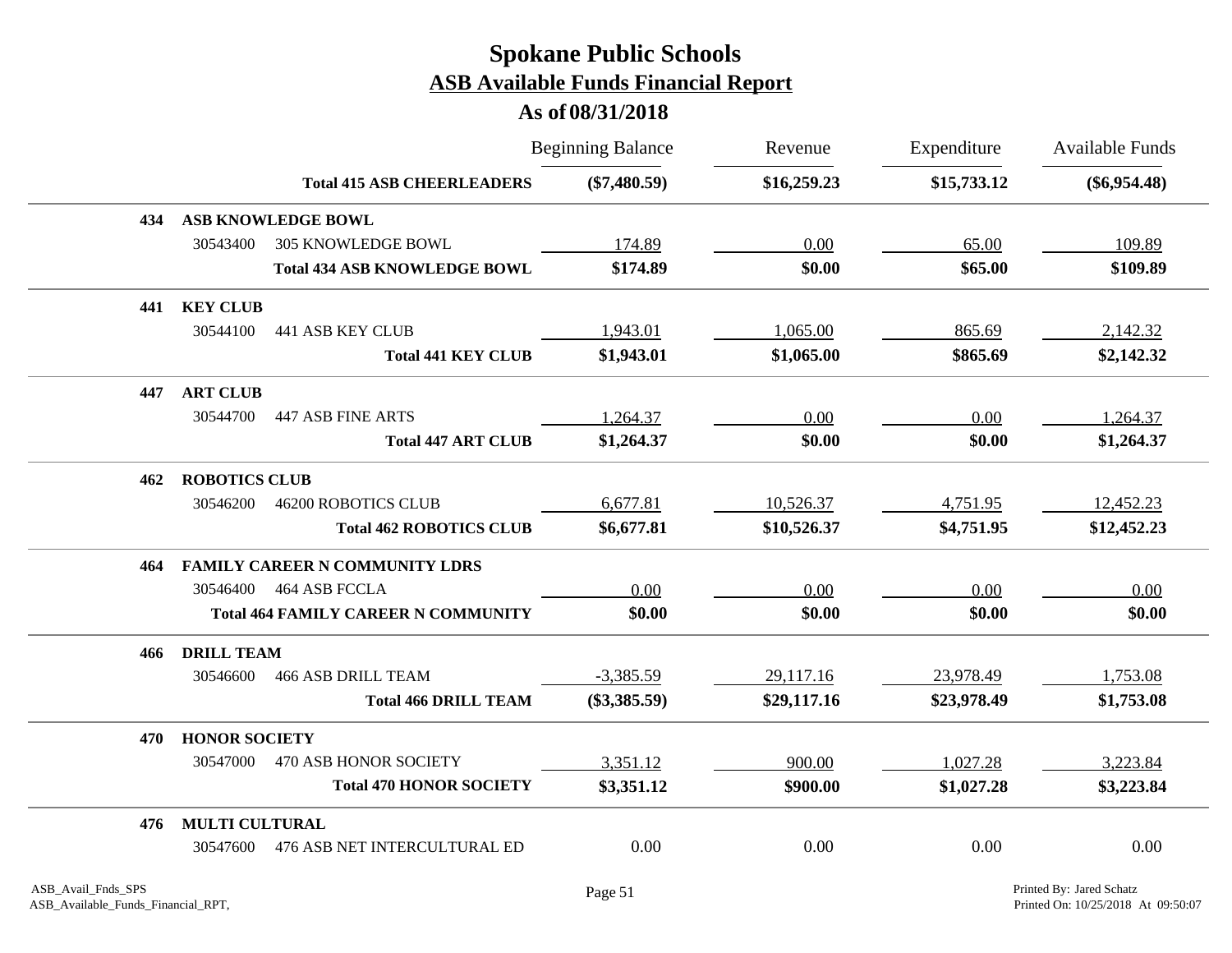# Spokane Public Schools
## ASB Available Funds Financial Report
### As of 08/31/2018

| | | | Beginning Balance | Revenue | Expenditure | Available Funds |
|---|---|---|---|---|---|---|
| | | **Total 415 ASB CHEERLEADERS** | **($7,480.59)** | **$16,259.23** | **$15,733.12** | **($6,954.48)** |
| **434** | **ASB KNOWLEDGE BOWL** | | | | | |
| | 30543400 | 305 KNOWLEDGE BOWL | 174.89 | 0.00 | 65.00 | 109.89 |
| | | **Total 434 ASB KNOWLEDGE BOWL** | **$174.89** | **$0.00** | **$65.00** | **$109.89** |
| **441** | **KEY CLUB** | | | | | |
| | 30544100 | 441 ASB KEY CLUB | 1,943.01 | 1,065.00 | 865.69 | 2,142.32 |
| | | **Total 441 KEY CLUB** | **$1,943.01** | **$1,065.00** | **$865.69** | **$2,142.32** |
| **447** | **ART CLUB** | | | | | |
| | 30544700 | 447 ASB FINE ARTS | 1,264.37 | 0.00 | 0.00 | 1,264.37 |
| | | **Total 447 ART CLUB** | **$1,264.37** | **$0.00** | **$0.00** | **$1,264.37** |
| **462** | **ROBOTICS CLUB** | | | | | |
| | 30546200 | 46200 ROBOTICS CLUB | 6,677.81 | 10,526.37 | 4,751.95 | 12,452.23 |
| | | **Total 462 ROBOTICS CLUB** | **$6,677.81** | **$10,526.37** | **$4,751.95** | **$12,452.23** |
| **464** | **FAMILY CAREER N COMMUNITY LDRS** | | | | | |
| | 30546400 | 464 ASB FCCLA | 0.00 | 0.00 | 0.00 | 0.00 |
| | | **Total 464 FAMILY CAREER N COMMUNITY** | **$0.00** | **$0.00** | **$0.00** | **$0.00** |
| **466** | **DRILL TEAM** | | | | | |
| | 30546600 | 466 ASB DRILL TEAM | -3,385.59 | 29,117.16 | 23,978.49 | 1,753.08 |
| | | **Total 466 DRILL TEAM** | **($3,385.59)** | **$29,117.16** | **$23,978.49** | **$1,753.08** |
| **470** | **HONOR SOCIETY** | | | | | |
| | 30547000 | 470 ASB HONOR SOCIETY | 3,351.12 | 900.00 | 1,027.28 | 3,223.84 |
| | | **Total 470 HONOR SOCIETY** | **$3,351.12** | **$900.00** | **$1,027.28** | **$3,223.84** |
| **476** | **MULTI CULTURAL** | | | | | |
| | 30547600 | 476 ASB NET INTERCULTURAL ED | 0.00 | 0.00 | 0.00 | 0.00 |

ASB_Avail_Fnds_SPS
ASB_Available_Funds_Financial_RPT,

Printed By: Jared Schatz
Printed On: 10/25/2018 At 09:50:07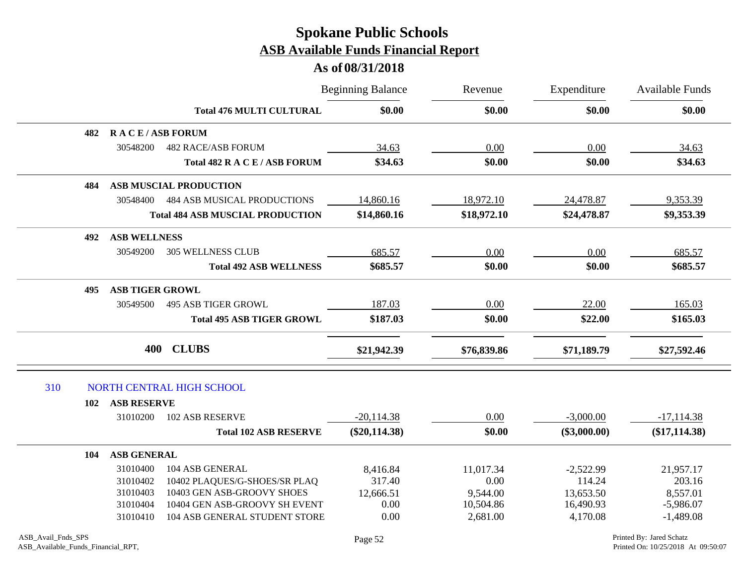# Spokane Public Schools

## ASB Available Funds Financial Report

### As of 08/31/2018

| | | Beginning Balance | Revenue | Expenditure | Available Funds |
|---|---|---|---|---|---|
| | **Total 476 MULTI CULTURAL** | **$0.00** | **$0.00** | **$0.00** | **$0.00** |
| **482** | **R A C E / ASB FORUM** | | | | |
| 30548200 | 482 RACE/ASB FORUM | 34.63 | 0.00 | 0.00 | 34.63 |
| | **Total 482 R A C E / ASB FORUM** | **$34.63** | **$0.00** | **$0.00** | **$34.63** |
| **484** | **ASB MUSCIAL PRODUCTION** | | | | |
| 30548400 | 484 ASB MUSICAL PRODUCTIONS | 14,860.16 | 18,972.10 | 24,478.87 | 9,353.39 |
| | **Total 484 ASB MUSCIAL PRODUCTION** | **$14,860.16** | **$18,972.10** | **$24,478.87** | **$9,353.39** |
| **492** | **ASB WELLNESS** | | | | |
| 30549200 | 305 WELLNESS CLUB | 685.57 | 0.00 | 0.00 | 685.57 |
| | **Total 492 ASB WELLNESS** | **$685.57** | **$0.00** | **$0.00** | **$685.57** |
| **495** | **ASB TIGER GROWL** | | | | |
| 30549500 | 495 ASB TIGER GROWL | 187.03 | 0.00 | 22.00 | 165.03 |
| | **Total 495 ASB TIGER GROWL** | **$187.03** | **$0.00** | **$22.00** | **$165.03** |
| **400** | **CLUBS** | **$21,942.39** | **$76,839.86** | **$71,189.79** | **$27,592.46** |

### 310 NORTH CENTRAL HIGH SCHOOL

| | | Beginning Balance | Revenue | Expenditure | Available Funds |
|---|---|---|---|---|---|
| **102** | **ASB RESERVE** | | | | |
| 31010200 | 102 ASB RESERVE | -20,114.38 | 0.00 | -3,000.00 | -17,114.38 |
| | **Total 102 ASB RESERVE** | **($20,114.38)** | **$0.00** | **($3,000.00)** | **($17,114.38)** |
| **104** | **ASB GENERAL** | | | | |
| 31010400 | 104 ASB GENERAL | 8,416.84 | 11,017.34 | -2,522.99 | 21,957.17 |
| 31010402 | 10402 PLAQUES/G-SHOES/SR PLAQ | 317.40 | 0.00 | 114.24 | 203.16 |
| 31010403 | 10403 GEN ASB-GROOVY SHOES | 12,666.51 | 9,544.00 | 13,653.50 | 8,557.01 |
| 31010404 | 10404 GEN ASB-GROOVY SH EVENT | 0.00 | 10,504.86 | 16,490.93 | -5,986.07 |
| 31010410 | 104 ASB GENERAL STUDENT STORE | 0.00 | 2,681.00 | 4,170.08 | -1,489.08 |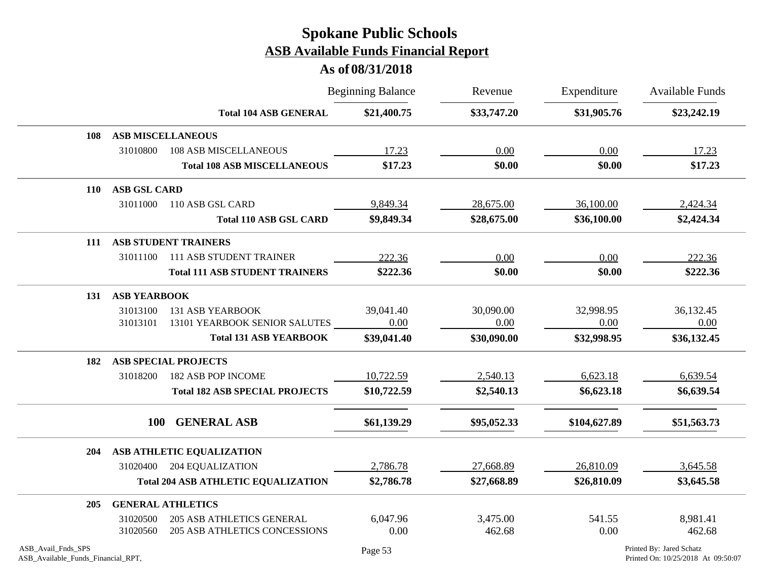# Spokane Public Schools

## ASB Available Funds Financial Report

### As of 08/31/2018

| | | | Beginning Balance | Revenue | Expenditure | Available Funds |
|---|---|---|---|---|---|---|
| | | **Total 104 ASB GENERAL** | **$21,400.75** | **$33,747.20** | **$31,905.76** | **$23,242.19** |
| **108** | **ASB MISCELLANEOUS** | | | | | |
| | 31010800 | 108 ASB MISCELLANEOUS | 17.23 | 0.00 | 0.00 | 17.23 |
| | | **Total 108 ASB MISCELLANEOUS** | **$17.23** | **$0.00** | **$0.00** | **$17.23** |
| **110** | **ASB GSL CARD** | | | | | |
| | 31011000 | 110 ASB GSL CARD | 9,849.34 | 28,675.00 | 36,100.00 | 2,424.34 |
| | | **Total 110 ASB GSL CARD** | **$9,849.34** | **$28,675.00** | **$36,100.00** | **$2,424.34** |
| **111** | **ASB STUDENT TRAINERS** | | | | | |
| | 31011100 | 111 ASB STUDENT TRAINER | 222.36 | 0.00 | 0.00 | 222.36 |
| | | **Total 111 ASB STUDENT TRAINERS** | **$222.36** | **$0.00** | **$0.00** | **$222.36** |
| **131** | **ASB YEARBOOK** | | | | | |
| | 31013100 | 131 ASB YEARBOOK | 39,041.40 | 30,090.00 | 32,998.95 | 36,132.45 |
| | 31013101 | 13101 YEARBOOK SENIOR SALUTES | 0.00 | 0.00 | 0.00 | 0.00 |
| | | **Total 131 ASB YEARBOOK** | **$39,041.40** | **$30,090.00** | **$32,998.95** | **$36,132.45** |
| **182** | **ASB SPECIAL PROJECTS** | | | | | |
| | 31018200 | 182 ASB POP INCOME | 10,722.59 | 2,540.13 | 6,623.18 | 6,639.54 |
| | | **Total 182 ASB SPECIAL PROJECTS** | **$10,722.59** | **$2,540.13** | **$6,623.18** | **$6,639.54** |
| | **100** | **GENERAL ASB** | **$61,139.29** | **$95,052.33** | **$104,627.89** | **$51,563.73** |
| **204** | **ASB ATHLETIC EQUALIZATION** | | | | | |
| | 31020400 | 204 EQUALIZATION | 2,786.78 | 27,668.89 | 26,810.09 | 3,645.58 |
| | | **Total 204 ASB ATHLETIC EQUALIZATION** | **$2,786.78** | **$27,668.89** | **$26,810.09** | **$3,645.58** |
| **205** | **GENERAL ATHLETICS** | | | | | |
| | 31020500 | 205 ASB ATHLETICS GENERAL | 6,047.96 | 3,475.00 | 541.55 | 8,981.41 |
| | 31020560 | 205 ASB ATHLETICS CONCESSIONS | 0.00 | 462.68 | 0.00 | 462.68 |

ASB_Avail_Fnds_SPS
ASB_Available_Funds_Financial_RPT,

Printed By: Jared Schatz
Printed On: 10/25/2018 At 09:50:07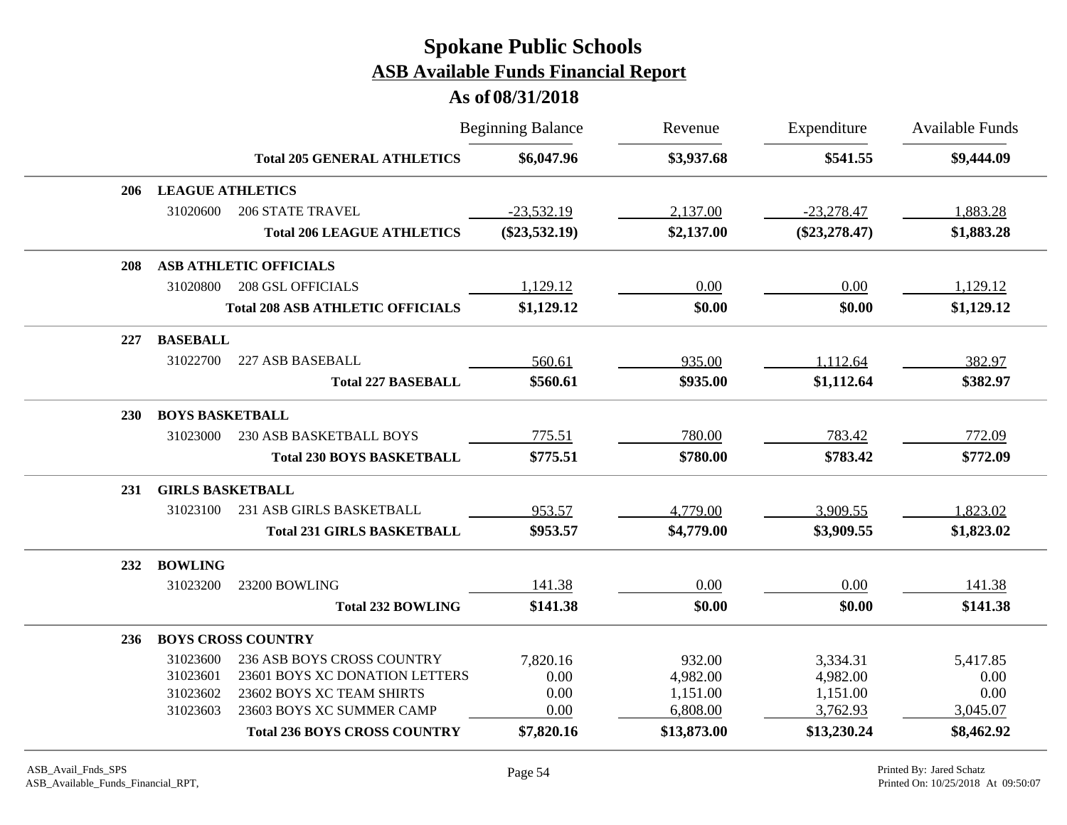# Spokane Public Schools
## ASB Available Funds Financial Report
### As of 08/31/2018

| | | | Beginning Balance | Revenue | Expenditure | Available Funds |
|---|---|---|---|---|---|---|
| | | **Total 205 GENERAL ATHLETICS** | **$6,047.96** | **$3,937.68** | **$541.55** | **$9,444.09** |
| **206** | **LEAGUE ATHLETICS** | | | | | |
| | 31020600 | 206 STATE TRAVEL | -23,532.19 | 2,137.00 | -23,278.47 | 1,883.28 |
| | | **Total 206 LEAGUE ATHLETICS** | **($23,532.19)** | **$2,137.00** | **($23,278.47)** | **$1,883.28** |
| **208** | **ASB ATHLETIC OFFICIALS** | | | | | |
| | 31020800 | 208 GSL OFFICIALS | 1,129.12 | 0.00 | 0.00 | 1,129.12 |
| | | **Total 208 ASB ATHLETIC OFFICIALS** | **$1,129.12** | **$0.00** | **$0.00** | **$1,129.12** |
| **227** | **BASEBALL** | | | | | |
| | 31022700 | 227 ASB BASEBALL | 560.61 | 935.00 | 1,112.64 | 382.97 |
| | | **Total 227 BASEBALL** | **$560.61** | **$935.00** | **$1,112.64** | **$382.97** |
| **230** | **BOYS BASKETBALL** | | | | | |
| | 31023000 | 230 ASB BASKETBALL BOYS | 775.51 | 780.00 | 783.42 | 772.09 |
| | | **Total 230 BOYS BASKETBALL** | **$775.51** | **$780.00** | **$783.42** | **$772.09** |
| **231** | **GIRLS BASKETBALL** | | | | | |
| | 31023100 | 231 ASB GIRLS BASKETBALL | 953.57 | 4,779.00 | 3,909.55 | 1,823.02 |
| | | **Total 231 GIRLS BASKETBALL** | **$953.57** | **$4,779.00** | **$3,909.55** | **$1,823.02** |
| **232** | **BOWLING** | | | | | |
| | 31023200 | 23200 BOWLING | 141.38 | 0.00 | 0.00 | 141.38 |
| | | **Total 232 BOWLING** | **$141.38** | **$0.00** | **$0.00** | **$141.38** |
| **236** | **BOYS CROSS COUNTRY** | | | | | |
| | 31023600 | 236 ASB BOYS CROSS COUNTRY | 7,820.16 | 932.00 | 3,334.31 | 5,417.85 |
| | 31023601 | 23601 BOYS XC DONATION LETTERS | 0.00 | 4,982.00 | 4,982.00 | 0.00 |
| | 31023602 | 23602 BOYS XC TEAM SHIRTS | 0.00 | 1,151.00 | 1,151.00 | 0.00 |
| | 31023603 | 23603 BOYS XC SUMMER CAMP | 0.00 | 6,808.00 | 3,762.93 | 3,045.07 |
| | | **Total 236 BOYS CROSS COUNTRY** | **$7,820.16** | **$13,873.00** | **$13,230.24** | **$8,462.92** |

ASB_Avail_Fnds_SPS
ASB_Available_Funds_Financial_RPT,

Printed By: Jared Schatz
Printed On: 10/25/2018 At 09:50:07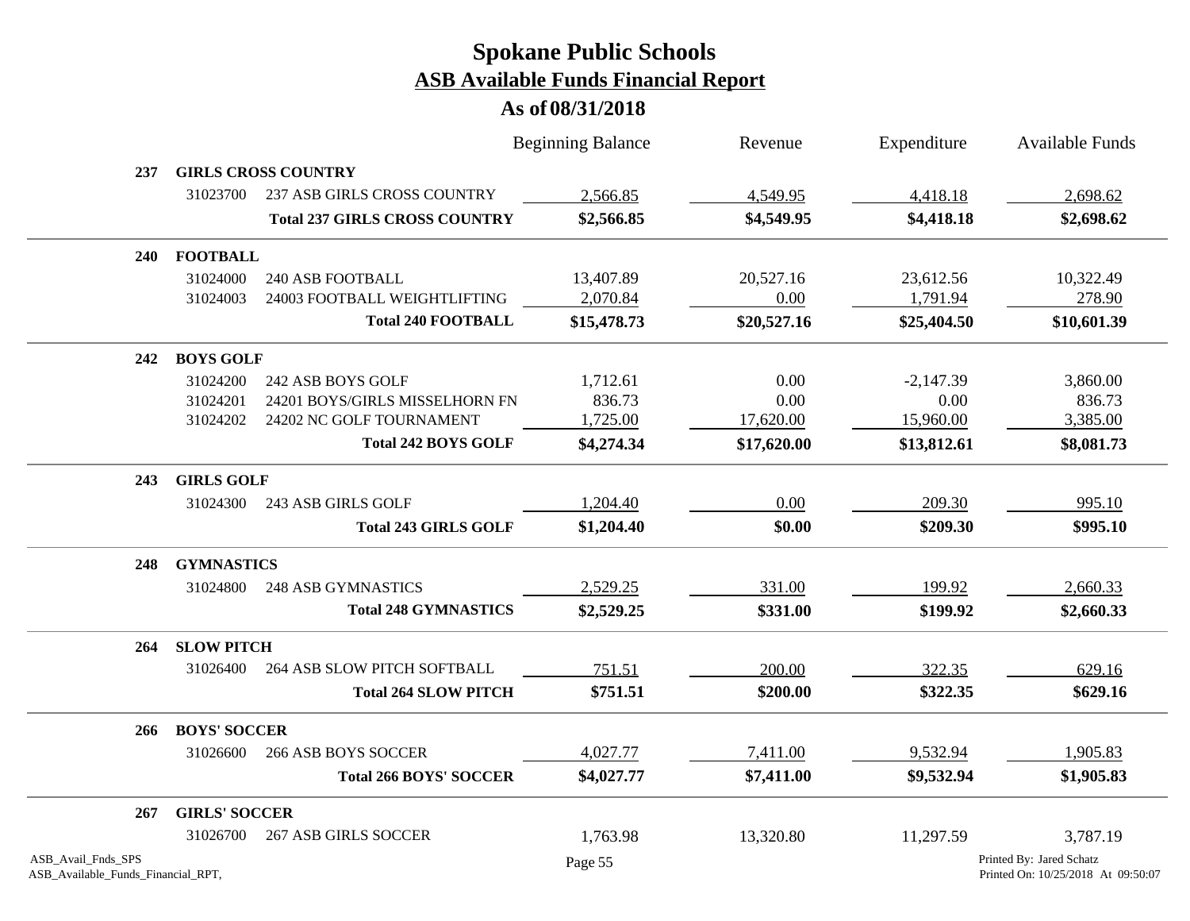# Spokane Public Schools

## ASB Available Funds Financial Report

### As of 08/31/2018

| | | | Beginning Balance | Revenue | Expenditure | Available Funds |
|---|---|---|---|---|---|---|
| **237** | **GIRLS CROSS COUNTRY** | | | | | |
| | 31023700 | 237 ASB GIRLS CROSS COUNTRY | 2,566.85 | 4,549.95 | 4,418.18 | 2,698.62 |
| | | **Total 237 GIRLS CROSS COUNTRY** | **$2,566.85** | **$4,549.95** | **$4,418.18** | **$2,698.62** |
| **240** | **FOOTBALL** | | | | | |
| | 31024000 | 240 ASB FOOTBALL | 13,407.89 | 20,527.16 | 23,612.56 | 10,322.49 |
| | 31024003 | 24003 FOOTBALL WEIGHTLIFTING | 2,070.84 | 0.00 | 1,791.94 | 278.90 |
| | | **Total 240 FOOTBALL** | **$15,478.73** | **$20,527.16** | **$25,404.50** | **$10,601.39** |
| **242** | **BOYS GOLF** | | | | | |
| | 31024200 | 242 ASB BOYS GOLF | 1,712.61 | 0.00 | -2,147.39 | 3,860.00 |
| | 31024201 | 24201 BOYS/GIRLS MISSELHORN FN | 836.73 | 0.00 | 0.00 | 836.73 |
| | 31024202 | 24202 NC GOLF TOURNAMENT | 1,725.00 | 17,620.00 | 15,960.00 | 3,385.00 |
| | | **Total 242 BOYS GOLF** | **$4,274.34** | **$17,620.00** | **$13,812.61** | **$8,081.73** |
| **243** | **GIRLS GOLF** | | | | | |
| | 31024300 | 243 ASB GIRLS GOLF | 1,204.40 | 0.00 | 209.30 | 995.10 |
| | | **Total 243 GIRLS GOLF** | **$1,204.40** | **$0.00** | **$209.30** | **$995.10** |
| **248** | **GYMNASTICS** | | | | | |
| | 31024800 | 248 ASB GYMNASTICS | 2,529.25 | 331.00 | 199.92 | 2,660.33 |
| | | **Total 248 GYMNASTICS** | **$2,529.25** | **$331.00** | **$199.92** | **$2,660.33** |
| **264** | **SLOW PITCH** | | | | | |
| | 31026400 | 264 ASB SLOW PITCH SOFTBALL | 751.51 | 200.00 | 322.35 | 629.16 |
| | | **Total 264 SLOW PITCH** | **$751.51** | **$200.00** | **$322.35** | **$629.16** |
| **266** | **BOYS' SOCCER** | | | | | |
| | 31026600 | 266 ASB BOYS SOCCER | 4,027.77 | 7,411.00 | 9,532.94 | 1,905.83 |
| | | **Total 266 BOYS' SOCCER** | **$4,027.77** | **$7,411.00** | **$9,532.94** | **$1,905.83** |
| **267** | **GIRLS' SOCCER** | | | | | |
| | 31026700 | 267 ASB GIRLS SOCCER | 1,763.98 | 13,320.80 | 11,297.59 | 3,787.19 |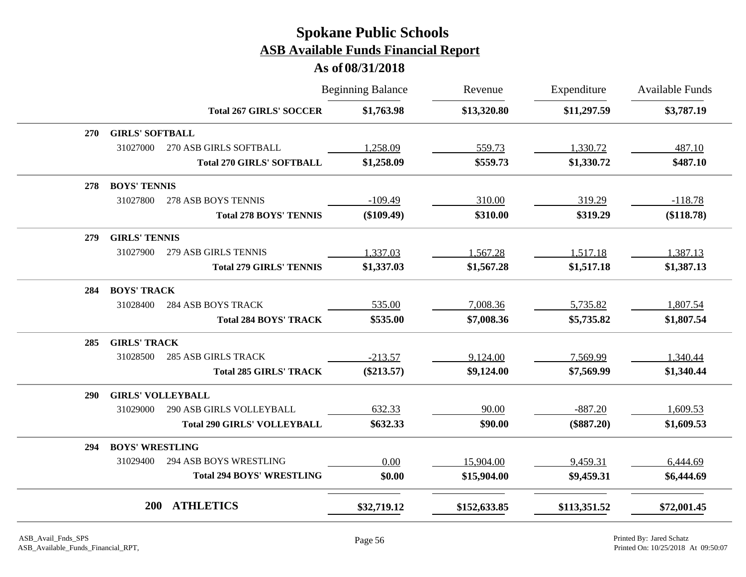# Spokane Public Schools

## ASB Available Funds Financial Report

### As of 08/31/2018

| | | Beginning Balance | Revenue | Expenditure | Available Funds |
|---|---|---|---|---|---|
| | **Total 267 GIRLS' SOCCER** | **$1,763.98** | **$13,320.80** | **$11,297.59** | **$3,787.19** |
| **270** | **GIRLS' SOFTBALL** | | | | |
| 31027000 | 270 ASB GIRLS SOFTBALL | 1,258.09 | 559.73 | 1,330.72 | 487.10 |
| | **Total 270 GIRLS' SOFTBALL** | **$1,258.09** | **$559.73** | **$1,330.72** | **$487.10** |
| **278** | **BOYS' TENNIS** | | | | |
| 31027800 | 278 ASB BOYS TENNIS | -109.49 | 310.00 | 319.29 | -118.78 |
| | **Total 278 BOYS' TENNIS** | **($109.49)** | **$310.00** | **$319.29** | **($118.78)** |
| **279** | **GIRLS' TENNIS** | | | | |
| 31027900 | 279 ASB GIRLS TENNIS | 1,337.03 | 1,567.28 | 1,517.18 | 1,387.13 |
| | **Total 279 GIRLS' TENNIS** | **$1,337.03** | **$1,567.28** | **$1,517.18** | **$1,387.13** |
| **284** | **BOYS' TRACK** | | | | |
| 31028400 | 284 ASB BOYS TRACK | 535.00 | 7,008.36 | 5,735.82 | 1,807.54 |
| | **Total 284 BOYS' TRACK** | **$535.00** | **$7,008.36** | **$5,735.82** | **$1,807.54** |
| **285** | **GIRLS' TRACK** | | | | |
| 31028500 | 285 ASB GIRLS TRACK | -213.57 | 9,124.00 | 7,569.99 | 1,340.44 |
| | **Total 285 GIRLS' TRACK** | **($213.57)** | **$9,124.00** | **$7,569.99** | **$1,340.44** |
| **290** | **GIRLS' VOLLEYBALL** | | | | |
| 31029000 | 290 ASB GIRLS VOLLEYBALL | 632.33 | 90.00 | -887.20 | 1,609.53 |
| | **Total 290 GIRLS' VOLLEYBALL** | **$632.33** | **$90.00** | **($887.20)** | **$1,609.53** |
| **294** | **BOYS' WRESTLING** | | | | |
| 31029400 | 294 ASB BOYS WRESTLING | 0.00 | 15,904.00 | 9,459.31 | 6,444.69 |
| | **Total 294 BOYS' WRESTLING** | **$0.00** | **$15,904.00** | **$9,459.31** | **$6,444.69** |
| **200** | **ATHLETICS** | **$32,719.12** | **$152,633.85** | **$113,351.52** | **$72,001.45** |

ASB_Avail_Fnds_SPS
ASB_Available_Funds_Financial_RPT,

Printed By: Jared Schatz
Printed On: 10/25/2018 At 09:50:07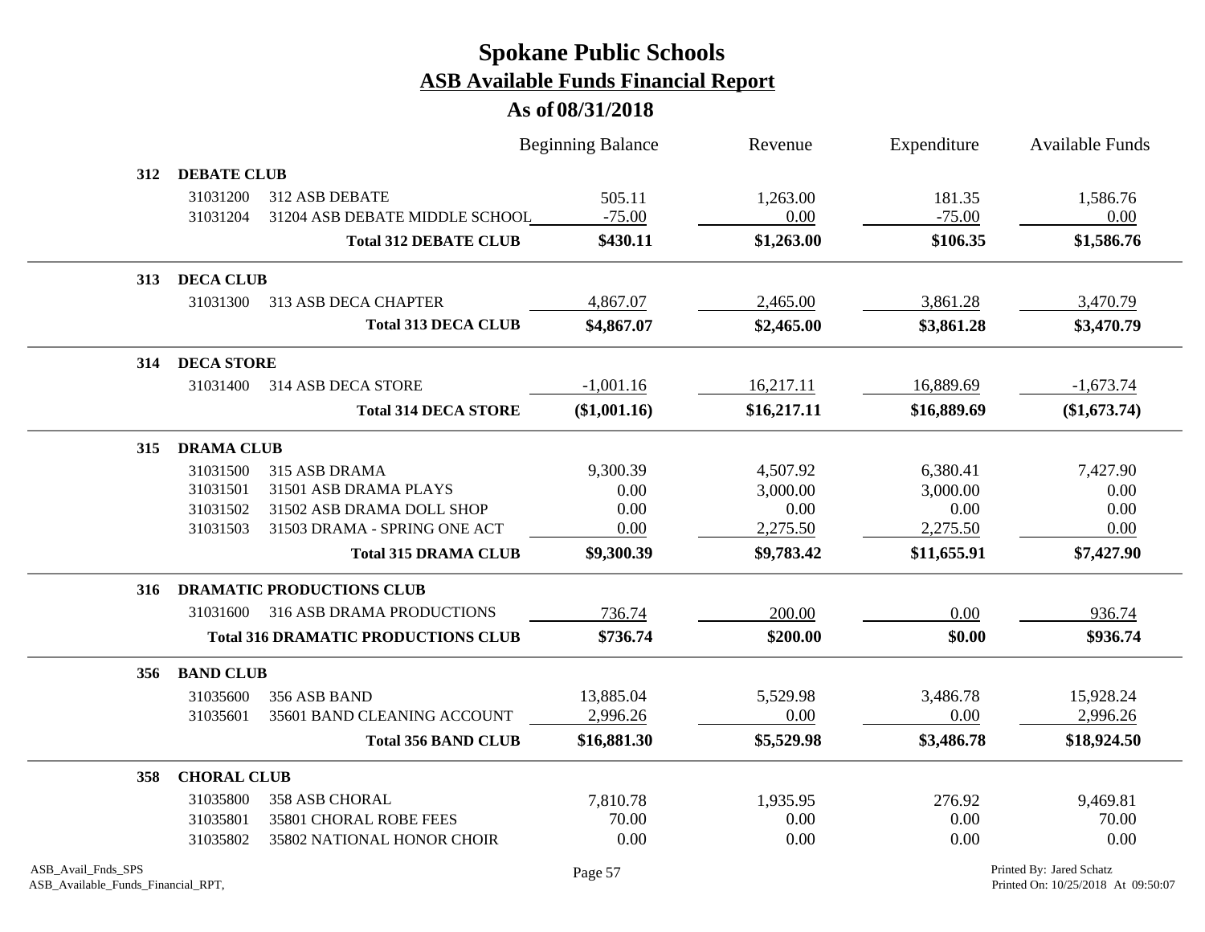# Spokane Public Schools

## ASB Available Funds Financial Report

### As of 08/31/2018

| | | | Beginning Balance | Revenue | Expenditure | Available Funds |
|---|---|---|---|---|---|---|
| **312** | **DEBATE CLUB** | | | | | |
| | 31031200 | 312 ASB DEBATE | 505.11 | 1,263.00 | 181.35 | 1,586.76 |
| | 31031204 | 31204 ASB DEBATE MIDDLE SCHOOL | -75.00 | 0.00 | -75.00 | 0.00 |
| | | **Total 312 DEBATE CLUB** | **$430.11** | **$1,263.00** | **$106.35** | **$1,586.76** |
| **313** | **DECA CLUB** | | | | | |
| | 31031300 | 313 ASB DECA CHAPTER | 4,867.07 | 2,465.00 | 3,861.28 | 3,470.79 |
| | | **Total 313 DECA CLUB** | **$4,867.07** | **$2,465.00** | **$3,861.28** | **$3,470.79** |
| **314** | **DECA STORE** | | | | | |
| | 31031400 | 314 ASB DECA STORE | -1,001.16 | 16,217.11 | 16,889.69 | -1,673.74 |
| | | **Total 314 DECA STORE** | **($1,001.16)** | **$16,217.11** | **$16,889.69** | **($1,673.74)** |
| **315** | **DRAMA CLUB** | | | | | |
| | 31031500 | 315 ASB DRAMA | 9,300.39 | 4,507.92 | 6,380.41 | 7,427.90 |
| | 31031501 | 31501 ASB DRAMA PLAYS | 0.00 | 3,000.00 | 3,000.00 | 0.00 |
| | 31031502 | 31502 ASB DRAMA DOLL SHOP | 0.00 | 0.00 | 0.00 | 0.00 |
| | 31031503 | 31503 DRAMA - SPRING ONE ACT | 0.00 | 2,275.50 | 2,275.50 | 0.00 |
| | | **Total 315 DRAMA CLUB** | **$9,300.39** | **$9,783.42** | **$11,655.91** | **$7,427.90** |
| **316** | **DRAMATIC PRODUCTIONS CLUB** | | | | | |
| | 31031600 | 316 ASB DRAMA PRODUCTIONS | 736.74 | 200.00 | 0.00 | 936.74 |
| | | **Total 316 DRAMATIC PRODUCTIONS CLUB** | **$736.74** | **$200.00** | **$0.00** | **$936.74** |
| **356** | **BAND CLUB** | | | | | |
| | 31035600 | 356 ASB BAND | 13,885.04 | 5,529.98 | 3,486.78 | 15,928.24 |
| | 31035601 | 35601 BAND CLEANING ACCOUNT | 2,996.26 | 0.00 | 0.00 | 2,996.26 |
| | | **Total 356 BAND CLUB** | **$16,881.30** | **$5,529.98** | **$3,486.78** | **$18,924.50** |
| **358** | **CHORAL CLUB** | | | | | |
| | 31035800 | 358 ASB CHORAL | 7,810.78 | 1,935.95 | 276.92 | 9,469.81 |
| | 31035801 | 35801 CHORAL ROBE FEES | 70.00 | 0.00 | 0.00 | 70.00 |
| | 31035802 | 35802 NATIONAL HONOR CHOIR | 0.00 | 0.00 | 0.00 | 0.00 |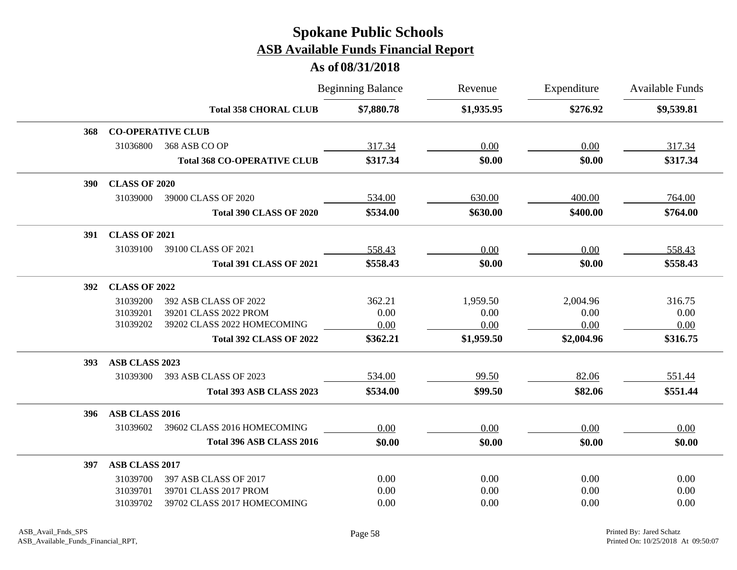# Spokane Public Schools

## ASB Available Funds Financial Report

### As of 08/31/2018

| | | | Beginning Balance | Revenue | Expenditure | Available Funds |
|---|---|---|---|---|---|---|
| | | **Total 358 CHORAL CLUB** | **$7,880.78** | **$1,935.95** | **$276.92** | **$9,539.81** |
| **368** | **CO-OPERATIVE CLUB** | | | | | |
| | 31036800 | 368 ASB CO OP | 317.34 | 0.00 | 0.00 | 317.34 |
| | | **Total 368 CO-OPERATIVE CLUB** | **$317.34** | **$0.00** | **$0.00** | **$317.34** |
| **390** | **CLASS OF 2020** | | | | | |
| | 31039000 | 39000 CLASS OF 2020 | 534.00 | 630.00 | 400.00 | 764.00 |
| | | **Total 390 CLASS OF 2020** | **$534.00** | **$630.00** | **$400.00** | **$764.00** |
| **391** | **CLASS OF 2021** | | | | | |
| | 31039100 | 39100 CLASS OF 2021 | 558.43 | 0.00 | 0.00 | 558.43 |
| | | **Total 391 CLASS OF 2021** | **$558.43** | **$0.00** | **$0.00** | **$558.43** |
| **392** | **CLASS OF 2022** | | | | | |
| | 31039200 | 392 ASB CLASS OF 2022 | 362.21 | 1,959.50 | 2,004.96 | 316.75 |
| | 31039201 | 39201 CLASS 2022 PROM | 0.00 | 0.00 | 0.00 | 0.00 |
| | 31039202 | 39202 CLASS 2022 HOMECOMING | 0.00 | 0.00 | 0.00 | 0.00 |
| | | **Total 392 CLASS OF 2022** | **$362.21** | **$1,959.50** | **$2,004.96** | **$316.75** |
| **393** | **ASB CLASS 2023** | | | | | |
| | 31039300 | 393 ASB CLASS OF 2023 | 534.00 | 99.50 | 82.06 | 551.44 |
| | | **Total 393 ASB CLASS 2023** | **$534.00** | **$99.50** | **$82.06** | **$551.44** |
| **396** | **ASB CLASS 2016** | | | | | |
| | 31039602 | 39602 CLASS 2016 HOMECOMING | 0.00 | 0.00 | 0.00 | 0.00 |
| | | **Total 396 ASB CLASS 2016** | **$0.00** | **$0.00** | **$0.00** | **$0.00** |
| **397** | **ASB CLASS 2017** | | | | | |
| | 31039700 | 397 ASB CLASS OF 2017 | 0.00 | 0.00 | 0.00 | 0.00 |
| | 31039701 | 39701 CLASS 2017 PROM | 0.00 | 0.00 | 0.00 | 0.00 |
| | 31039702 | 39702 CLASS 2017 HOMECOMING | 0.00 | 0.00 | 0.00 | 0.00 |

ASB_Avail_Fnds_SPS
ASB_Available_Funds_Financial_RPT,

Printed By: Jared Schatz
Printed On: 10/25/2018 At 09:50:07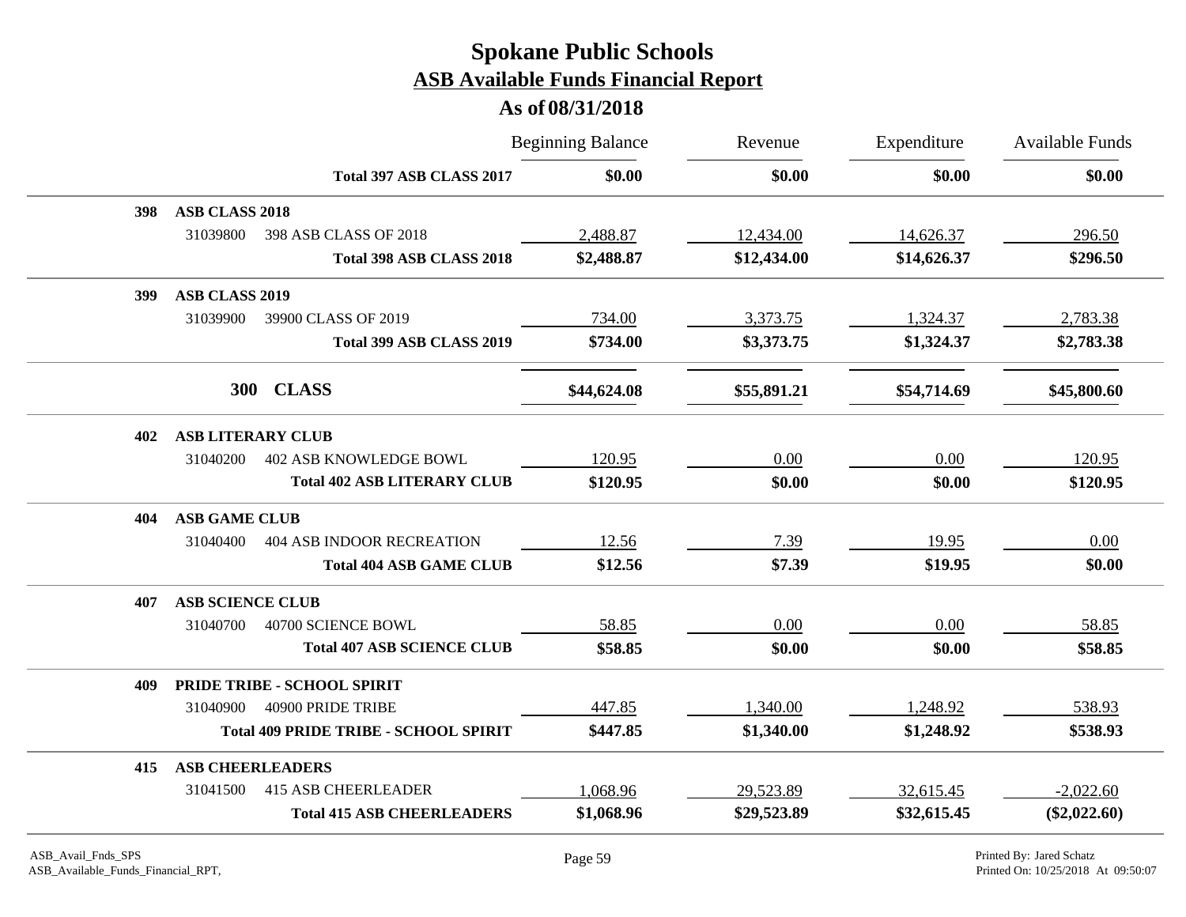# Spokane Public Schools
## ASB Available Funds Financial Report
### As of 08/31/2018

| | | Beginning Balance | Revenue | Expenditure | Available Funds |
|---|---|---|---|---|---|
| | **Total 397 ASB CLASS 2017** | **$0.00** | **$0.00** | **$0.00** | **$0.00** |
| **398** | **ASB CLASS 2018** | | | | |
| 31039800 | 398 ASB CLASS OF 2018 | 2,488.87 | 12,434.00 | 14,626.37 | 296.50 |
| | **Total 398 ASB CLASS 2018** | **$2,488.87** | **$12,434.00** | **$14,626.37** | **$296.50** |
| **399** | **ASB CLASS 2019** | | | | |
| 31039900 | 39900 CLASS OF 2019 | 734.00 | 3,373.75 | 1,324.37 | 2,783.38 |
| | **Total 399 ASB CLASS 2019** | **$734.00** | **$3,373.75** | **$1,324.37** | **$2,783.38** |
| **300** | **CLASS** | **$44,624.08** | **$55,891.21** | **$54,714.69** | **$45,800.60** |
| **402** | **ASB LITERARY CLUB** | | | | |
| 31040200 | 402 ASB KNOWLEDGE BOWL | 120.95 | 0.00 | 0.00 | 120.95 |
| | **Total 402 ASB LITERARY CLUB** | **$120.95** | **$0.00** | **$0.00** | **$120.95** |
| **404** | **ASB GAME CLUB** | | | | |
| 31040400 | 404 ASB INDOOR RECREATION | 12.56 | 7.39 | 19.95 | 0.00 |
| | **Total 404 ASB GAME CLUB** | **$12.56** | **$7.39** | **$19.95** | **$0.00** |
| **407** | **ASB SCIENCE CLUB** | | | | |
| 31040700 | 40700 SCIENCE BOWL | 58.85 | 0.00 | 0.00 | 58.85 |
| | **Total 407 ASB SCIENCE CLUB** | **$58.85** | **$0.00** | **$0.00** | **$58.85** |
| **409** | **PRIDE TRIBE - SCHOOL SPIRIT** | | | | |
| 31040900 | 40900 PRIDE TRIBE | 447.85 | 1,340.00 | 1,248.92 | 538.93 |
| | **Total 409 PRIDE TRIBE - SCHOOL SPIRIT** | **$447.85** | **$1,340.00** | **$1,248.92** | **$538.93** |
| **415** | **ASB CHEERLEADERS** | | | | |
| 31041500 | 415 ASB CHEERLEADER | 1,068.96 | 29,523.89 | 32,615.45 | -2,022.60 |
| | **Total 415 ASB CHEERLEADERS** | **$1,068.96** | **$29,523.89** | **$32,615.45** | **($2,022.60)** |

ASB_Avail_Fnds_SPS
ASB_Available_Funds_Financial_RPT,

Printed By: Jared Schatz
Printed On: 10/25/2018 At 09:50:07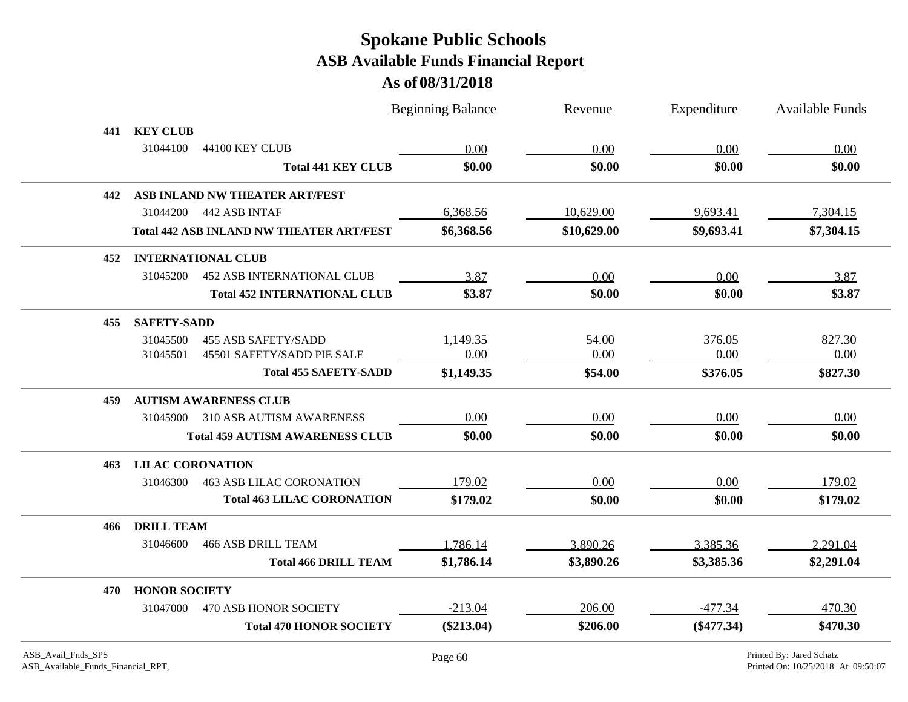# Spokane Public Schools
## ASB Available Funds Financial Report
### As of 08/31/2018

| | | Beginning Balance | Revenue | Expenditure | Available Funds |
|---|---|---|---|---|---|
| **441** | **KEY CLUB** | | | | |
| 31044100 | 44100 KEY CLUB | 0.00 | 0.00 | 0.00 | 0.00 |
| | **Total 441 KEY CLUB** | **$0.00** | **$0.00** | **$0.00** | **$0.00** |
| **442** | **ASB INLAND NW THEATER ART/FEST** | | | | |
| 31044200 | 442 ASB INTAF | 6,368.56 | 10,629.00 | 9,693.41 | 7,304.15 |
| | **Total 442 ASB INLAND NW THEATER ART/FEST** | **$6,368.56** | **$10,629.00** | **$9,693.41** | **$7,304.15** |
| **452** | **INTERNATIONAL CLUB** | | | | |
| 31045200 | 452 ASB INTERNATIONAL CLUB | 3.87 | 0.00 | 0.00 | 3.87 |
| | **Total 452 INTERNATIONAL CLUB** | **$3.87** | **$0.00** | **$0.00** | **$3.87** |
| **455** | **SAFETY-SADD** | | | | |
| 31045500 | 455 ASB SAFETY/SADD | 1,149.35 | 54.00 | 376.05 | 827.30 |
| 31045501 | 45501 SAFETY/SADD PIE SALE | 0.00 | 0.00 | 0.00 | 0.00 |
| | **Total 455 SAFETY-SADD** | **$1,149.35** | **$54.00** | **$376.05** | **$827.30** |
| **459** | **AUTISM AWARENESS CLUB** | | | | |
| 31045900 | 310 ASB AUTISM AWARENESS | 0.00 | 0.00 | 0.00 | 0.00 |
| | **Total 459 AUTISM AWARENESS CLUB** | **$0.00** | **$0.00** | **$0.00** | **$0.00** |
| **463** | **LILAC CORONATION** | | | | |
| 31046300 | 463 ASB LILAC CORONATION | 179.02 | 0.00 | 0.00 | 179.02 |
| | **Total 463 LILAC CORONATION** | **$179.02** | **$0.00** | **$0.00** | **$179.02** |
| **466** | **DRILL TEAM** | | | | |
| 31046600 | 466 ASB DRILL TEAM | 1,786.14 | 3,890.26 | 3,385.36 | 2,291.04 |
| | **Total 466 DRILL TEAM** | **$1,786.14** | **$3,890.26** | **$3,385.36** | **$2,291.04** |
| **470** | **HONOR SOCIETY** | | | | |
| 31047000 | 470 ASB HONOR SOCIETY | -213.04 | 206.00 | -477.34 | 470.30 |
| | **Total 470 HONOR SOCIETY** | **($213.04)** | **$206.00** | **($477.34)** | **$470.30** |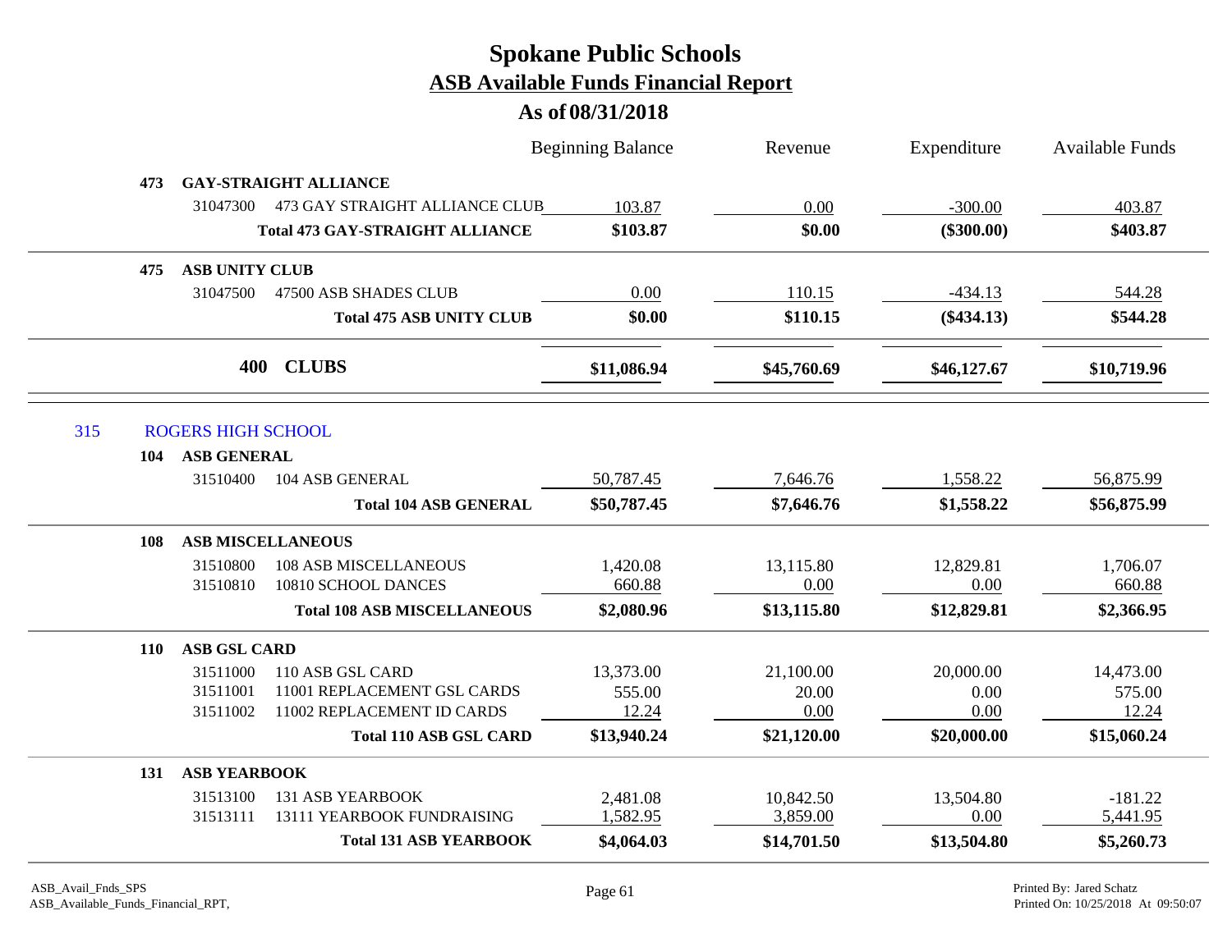# Spokane Public Schools
## ASB Available Funds Financial Report
### As of 08/31/2018

| | | | Beginning Balance | Revenue | Expenditure | Available Funds |
|---|---|---|---|---|---|---|
| **473** | **GAY-STRAIGHT ALLIANCE** | | | | | |
| | 31047300 | 473 GAY STRAIGHT ALLIANCE CLUB | 103.87 | 0.00 | -300.00 | 403.87 |
| | | **Total 473 GAY-STRAIGHT ALLIANCE** | **$103.87** | **$0.00** | **($300.00)** | **$403.87** |
| **475** | **ASB UNITY CLUB** | | | | | |
| | 31047500 | 47500 ASB SHADES CLUB | 0.00 | 110.15 | -434.13 | 544.28 |
| | | **Total 475 ASB UNITY CLUB** | **$0.00** | **$110.15** | **($434.13)** | **$544.28** |
| | **400** | **CLUBS** | **$11,086.94** | **$45,760.69** | **$46,127.67** | **$10,719.96** |
| 315 | ROGERS HIGH SCHOOL | | | | | |
| **104** | **ASB GENERAL** | | | | | |
| | 31510400 | 104 ASB GENERAL | 50,787.45 | 7,646.76 | 1,558.22 | 56,875.99 |
| | | **Total 104 ASB GENERAL** | **$50,787.45** | **$7,646.76** | **$1,558.22** | **$56,875.99** |
| **108** | **ASB MISCELLANEOUS** | | | | | |
| | 31510800 | 108 ASB MISCELLANEOUS | 1,420.08 | 13,115.80 | 12,829.81 | 1,706.07 |
| | 31510810 | 10810 SCHOOL DANCES | 660.88 | 0.00 | 0.00 | 660.88 |
| | | **Total 108 ASB MISCELLANEOUS** | **$2,080.96** | **$13,115.80** | **$12,829.81** | **$2,366.95** |
| **110** | **ASB GSL CARD** | | | | | |
| | 31511000 | 110 ASB GSL CARD | 13,373.00 | 21,100.00 | 20,000.00 | 14,473.00 |
| | 31511001 | 11001 REPLACEMENT GSL CARDS | 555.00 | 20.00 | 0.00 | 575.00 |
| | 31511002 | 11002 REPLACEMENT ID CARDS | 12.24 | 0.00 | 0.00 | 12.24 |
| | | **Total 110 ASB GSL CARD** | **$13,940.24** | **$21,120.00** | **$20,000.00** | **$15,060.24** |
| **131** | **ASB YEARBOOK** | | | | | |
| | 31513100 | 131 ASB YEARBOOK | 2,481.08 | 10,842.50 | 13,504.80 | -181.22 |
| | 31513111 | 13111 YEARBOOK FUNDRAISING | 1,582.95 | 3,859.00 | 0.00 | 5,441.95 |
| | | **Total 131 ASB YEARBOOK** | **$4,064.03** | **$14,701.50** | **$13,504.80** | **$5,260.73** |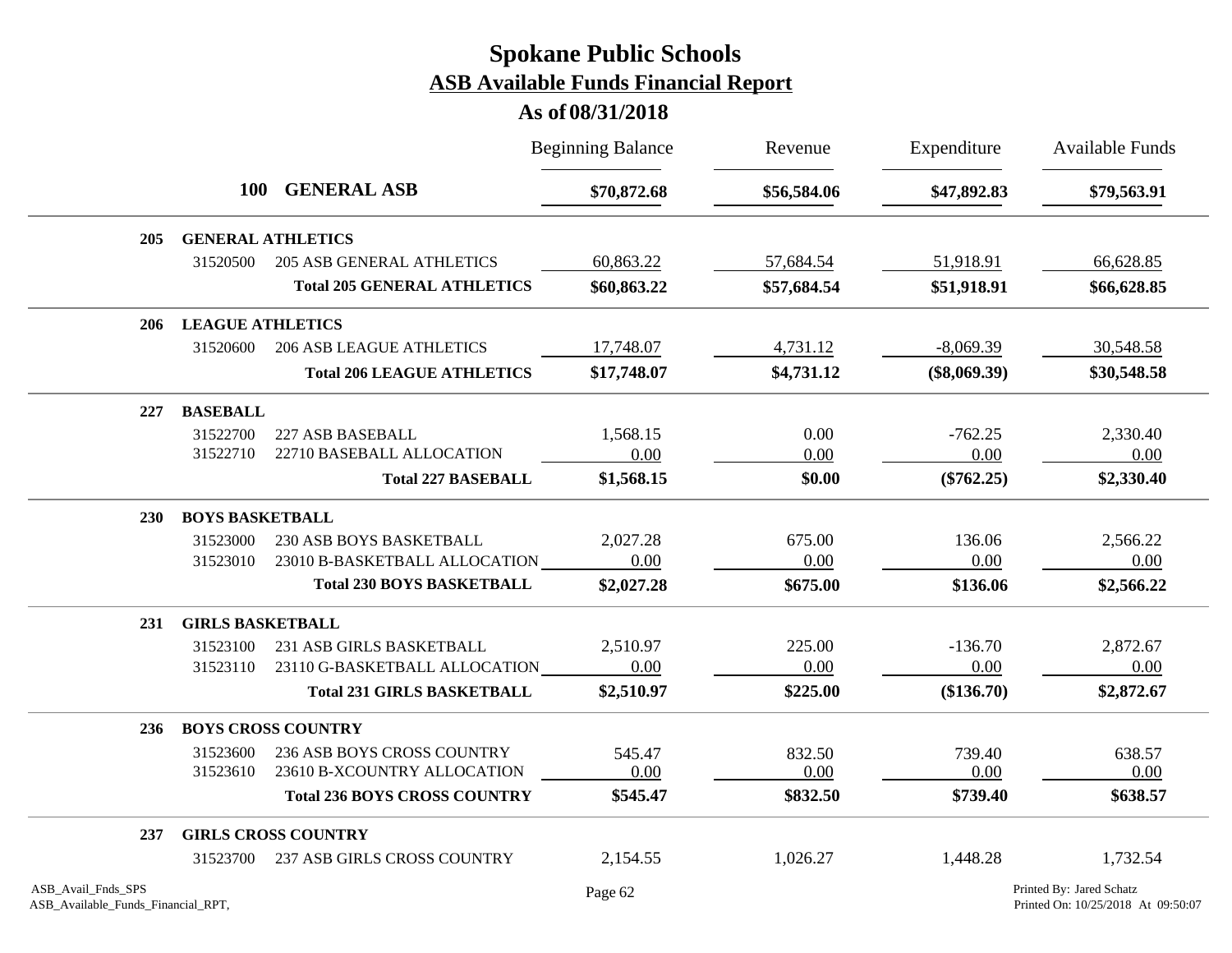# Spokane Public Schools

## ASB Available Funds Financial Report

### As of 08/31/2018

| | | | Beginning Balance | Revenue | Expenditure | Available Funds |
|---|---|---|---|---|---|---|
| **100** | | **GENERAL ASB** | **$70,872.68** | **$56,584.06** | **$47,892.83** | **$79,563.91** |
| **205** | **GENERAL ATHLETICS** | | | | | |
| | 31520500 | 205 ASB GENERAL ATHLETICS | 60,863.22 | 57,684.54 | 51,918.91 | 66,628.85 |
| | | **Total 205 GENERAL ATHLETICS** | **$60,863.22** | **$57,684.54** | **$51,918.91** | **$66,628.85** |
| **206** | **LEAGUE ATHLETICS** | | | | | |
| | 31520600 | 206 ASB LEAGUE ATHLETICS | 17,748.07 | 4,731.12 | -8,069.39 | 30,548.58 |
| | | **Total 206 LEAGUE ATHLETICS** | **$17,748.07** | **$4,731.12** | **($8,069.39)** | **$30,548.58** |
| **227** | **BASEBALL** | | | | | |
| | 31522700 | 227 ASB BASEBALL | 1,568.15 | 0.00 | -762.25 | 2,330.40 |
| | 31522710 | 22710 BASEBALL ALLOCATION | 0.00 | 0.00 | 0.00 | 0.00 |
| | | **Total 227 BASEBALL** | **$1,568.15** | **$0.00** | **($762.25)** | **$2,330.40** |
| **230** | **BOYS BASKETBALL** | | | | | |
| | 31523000 | 230 ASB BOYS BASKETBALL | 2,027.28 | 675.00 | 136.06 | 2,566.22 |
| | 31523010 | 23010 B-BASKETBALL ALLOCATION | 0.00 | 0.00 | 0.00 | 0.00 |
| | | **Total 230 BOYS BASKETBALL** | **$2,027.28** | **$675.00** | **$136.06** | **$2,566.22** |
| **231** | **GIRLS BASKETBALL** | | | | | |
| | 31523100 | 231 ASB GIRLS BASKETBALL | 2,510.97 | 225.00 | -136.70 | 2,872.67 |
| | 31523110 | 23110 G-BASKETBALL ALLOCATION | 0.00 | 0.00 | 0.00 | 0.00 |
| | | **Total 231 GIRLS BASKETBALL** | **$2,510.97** | **$225.00** | **($136.70)** | **$2,872.67** |
| **236** | **BOYS CROSS COUNTRY** | | | | | |
| | 31523600 | 236 ASB BOYS CROSS COUNTRY | 545.47 | 832.50 | 739.40 | 638.57 |
| | 31523610 | 23610 B-XCOUNTRY ALLOCATION | 0.00 | 0.00 | 0.00 | 0.00 |
| | | **Total 236 BOYS CROSS COUNTRY** | **$545.47** | **$832.50** | **$739.40** | **$638.57** |
| **237** | **GIRLS CROSS COUNTRY** | | | | | |
| | 31523700 | 237 ASB GIRLS CROSS COUNTRY | 2,154.55 | 1,026.27 | 1,448.28 | 1,732.54 |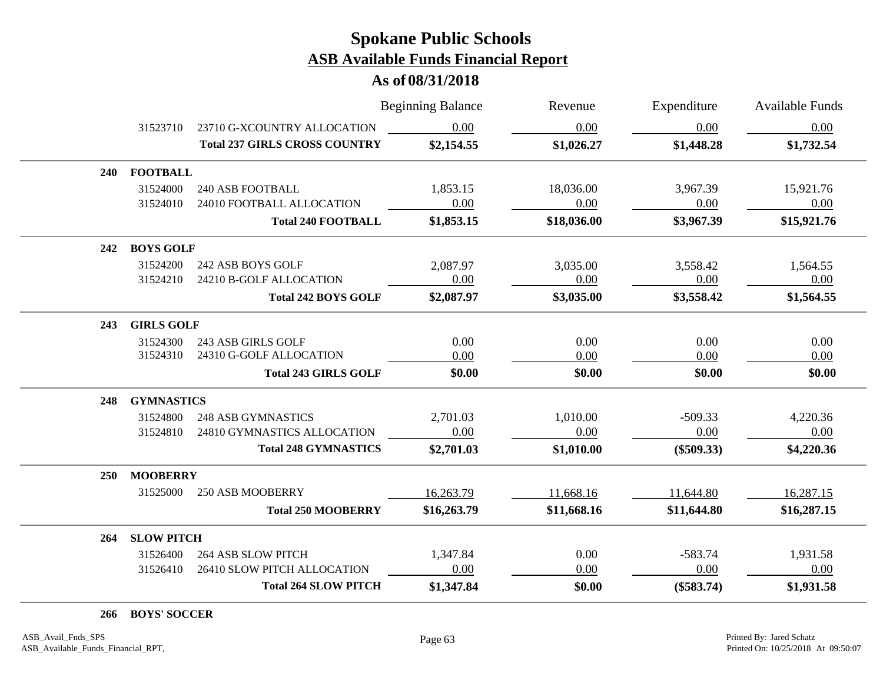# Spokane Public Schools
## ASB Available Funds Financial Report
### As of 08/31/2018

| | | | Beginning Balance | Revenue | Expenditure | Available Funds |
|---|---|---|---|---|---|---|
| | 31523710 | 23710 G-XCOUNTRY ALLOCATION | 0.00 | 0.00 | 0.00 | 0.00 |
| | | **Total 237 GIRLS CROSS COUNTRY** | **$2,154.55** | **$1,026.27** | **$1,448.28** | **$1,732.54** |
| **240** | **FOOTBALL** | | | | | |
| | 31524000 | 240 ASB FOOTBALL | 1,853.15 | 18,036.00 | 3,967.39 | 15,921.76 |
| | 31524010 | 24010 FOOTBALL ALLOCATION | 0.00 | 0.00 | 0.00 | 0.00 |
| | | **Total 240 FOOTBALL** | **$1,853.15** | **$18,036.00** | **$3,967.39** | **$15,921.76** |
| **242** | **BOYS GOLF** | | | | | |
| | 31524200 | 242 ASB BOYS GOLF | 2,087.97 | 3,035.00 | 3,558.42 | 1,564.55 |
| | 31524210 | 24210 B-GOLF ALLOCATION | 0.00 | 0.00 | 0.00 | 0.00 |
| | | **Total 242 BOYS GOLF** | **$2,087.97** | **$3,035.00** | **$3,558.42** | **$1,564.55** |
| **243** | **GIRLS GOLF** | | | | | |
| | 31524300 | 243 ASB GIRLS GOLF | 0.00 | 0.00 | 0.00 | 0.00 |
| | 31524310 | 24310 G-GOLF ALLOCATION | 0.00 | 0.00 | 0.00 | 0.00 |
| | | **Total 243 GIRLS GOLF** | **$0.00** | **$0.00** | **$0.00** | **$0.00** |
| **248** | **GYMNASTICS** | | | | | |
| | 31524800 | 248 ASB GYMNASTICS | 2,701.03 | 1,010.00 | -509.33 | 4,220.36 |
| | 31524810 | 24810 GYMNASTICS ALLOCATION | 0.00 | 0.00 | 0.00 | 0.00 |
| | | **Total 248 GYMNASTICS** | **$2,701.03** | **$1,010.00** | **($509.33)** | **$4,220.36** |
| **250** | **MOOBERRY** | | | | | |
| | 31525000 | 250 ASB MOOBERRY | 16,263.79 | 11,668.16 | 11,644.80 | 16,287.15 |
| | | **Total 250 MOOBERRY** | **$16,263.79** | **$11,668.16** | **$11,644.80** | **$16,287.15** |
| **264** | **SLOW PITCH** | | | | | |
| | 31526400 | 264 ASB SLOW PITCH | 1,347.84 | 0.00 | -583.74 | 1,931.58 |
| | 31526410 | 26410 SLOW PITCH ALLOCATION | 0.00 | 0.00 | 0.00 | 0.00 |
| | | **Total 264 SLOW PITCH** | **$1,347.84** | **$0.00** | **($583.74)** | **$1,931.58** |
| **266** | **BOYS' SOCCER** | | | | | |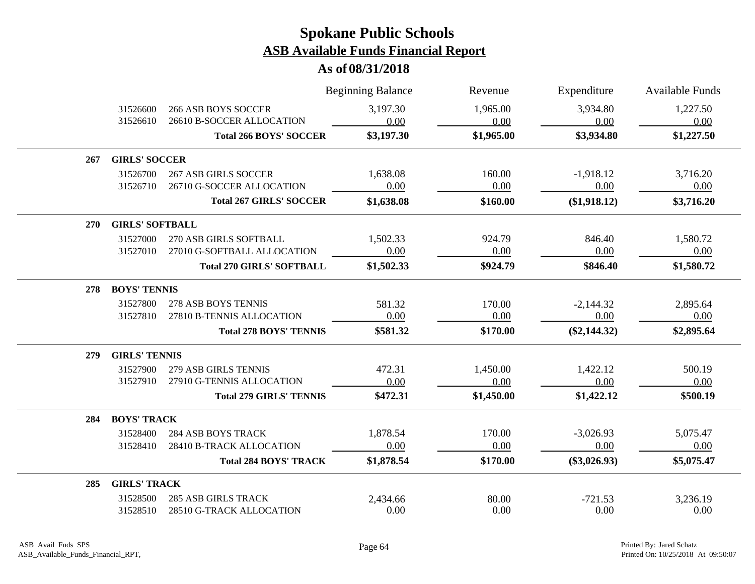# Spokane Public Schools

## ASB Available Funds Financial Report

### As of 08/31/2018

| | | | Beginning Balance | Revenue | Expenditure | Available Funds |
|---|---|---|---|---|---|---|
| | 31526600 | 266 ASB BOYS SOCCER | 3,197.30 | 1,965.00 | 3,934.80 | 1,227.50 |
| | 31526610 | 26610 B-SOCCER ALLOCATION | 0.00 | 0.00 | 0.00 | 0.00 |
| | | **Total 266 BOYS' SOCCER** | **$3,197.30** | **$1,965.00** | **$3,934.80** | **$1,227.50** |
| **267** | **GIRLS' SOCCER** | | | | | |
| | 31526700 | 267 ASB GIRLS SOCCER | 1,638.08 | 160.00 | -1,918.12 | 3,716.20 |
| | 31526710 | 26710 G-SOCCER ALLOCATION | 0.00 | 0.00 | 0.00 | 0.00 |
| | | **Total 267 GIRLS' SOCCER** | **$1,638.08** | **$160.00** | **($1,918.12)** | **$3,716.20** |
| **270** | **GIRLS' SOFTBALL** | | | | | |
| | 31527000 | 270 ASB GIRLS SOFTBALL | 1,502.33 | 924.79 | 846.40 | 1,580.72 |
| | 31527010 | 27010 G-SOFTBALL ALLOCATION | 0.00 | 0.00 | 0.00 | 0.00 |
| | | **Total 270 GIRLS' SOFTBALL** | **$1,502.33** | **$924.79** | **$846.40** | **$1,580.72** |
| **278** | **BOYS' TENNIS** | | | | | |
| | 31527800 | 278 ASB BOYS TENNIS | 581.32 | 170.00 | -2,144.32 | 2,895.64 |
| | 31527810 | 27810 B-TENNIS ALLOCATION | 0.00 | 0.00 | 0.00 | 0.00 |
| | | **Total 278 BOYS' TENNIS** | **$581.32** | **$170.00** | **($2,144.32)** | **$2,895.64** |
| **279** | **GIRLS' TENNIS** | | | | | |
| | 31527900 | 279 ASB GIRLS TENNIS | 472.31 | 1,450.00 | 1,422.12 | 500.19 |
| | 31527910 | 27910 G-TENNIS ALLOCATION | 0.00 | 0.00 | 0.00 | 0.00 |
| | | **Total 279 GIRLS' TENNIS** | **$472.31** | **$1,450.00** | **$1,422.12** | **$500.19** |
| **284** | **BOYS' TRACK** | | | | | |
| | 31528400 | 284 ASB BOYS TRACK | 1,878.54 | 170.00 | -3,026.93 | 5,075.47 |
| | 31528410 | 28410 B-TRACK ALLOCATION | 0.00 | 0.00 | 0.00 | 0.00 |
| | | **Total 284 BOYS' TRACK** | **$1,878.54** | **$170.00** | **($3,026.93)** | **$5,075.47** |
| **285** | **GIRLS' TRACK** | | | | | |
| | 31528500 | 285 ASB GIRLS TRACK | 2,434.66 | 80.00 | -721.53 | 3,236.19 |
| | 31528510 | 28510 G-TRACK ALLOCATION | 0.00 | 0.00 | 0.00 | 0.00 |

ASB_Avail_Fnds_SPS
ASB_Available_Funds_Financial_RPT,

Printed By: Jared Schatz
Printed On: 10/25/2018 At 09:50:07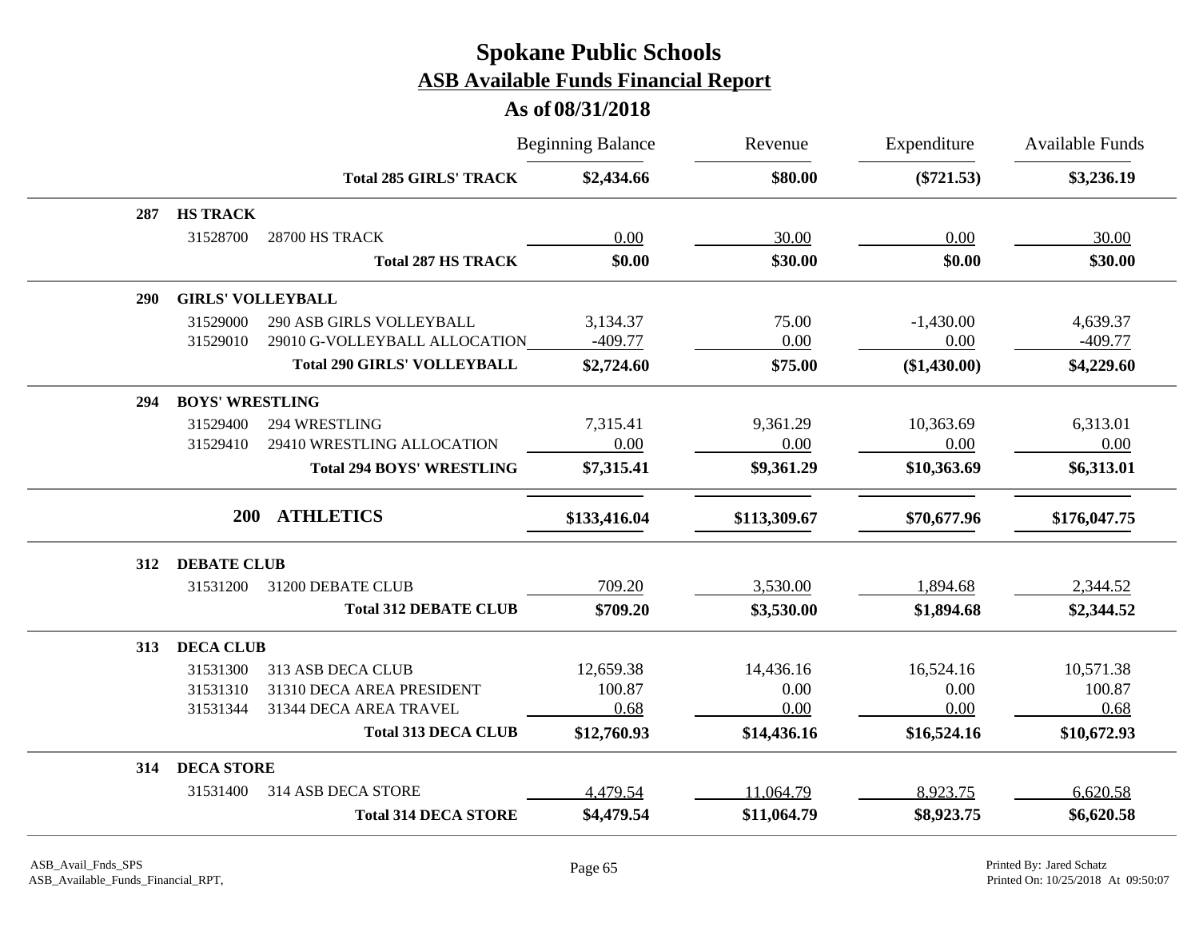# Spokane Public Schools
## ASB Available Funds Financial Report
### As of 08/31/2018

| | | | Beginning Balance | Revenue | Expenditure | Available Funds |
|---|---|---|---|---|---|---|
| | | **Total 285 GIRLS' TRACK** | **$2,434.66** | **$80.00** | **($721.53)** | **$3,236.19** |
| **287** | **HS TRACK** | | | | | |
| | 31528700 | 28700 HS TRACK | 0.00 | 30.00 | 0.00 | 30.00 |
| | | **Total 287 HS TRACK** | **$0.00** | **$30.00** | **$0.00** | **$30.00** |
| **290** | **GIRLS' VOLLEYBALL** | | | | | |
| | 31529000 | 290 ASB GIRLS VOLLEYBALL | 3,134.37 | 75.00 | -1,430.00 | 4,639.37 |
| | 31529010 | 29010 G-VOLLEYBALL ALLOCATION | -409.77 | 0.00 | 0.00 | -409.77 |
| | | **Total 290 GIRLS' VOLLEYBALL** | **$2,724.60** | **$75.00** | **($1,430.00)** | **$4,229.60** |
| **294** | **BOYS' WRESTLING** | | | | | |
| | 31529400 | 294 WRESTLING | 7,315.41 | 9,361.29 | 10,363.69 | 6,313.01 |
| | 31529410 | 29410 WRESTLING ALLOCATION | 0.00 | 0.00 | 0.00 | 0.00 |
| | | **Total 294 BOYS' WRESTLING** | **$7,315.41** | **$9,361.29** | **$10,363.69** | **$6,313.01** |
| | **200** | **ATHLETICS** | **$133,416.04** | **$113,309.67** | **$70,677.96** | **$176,047.75** |
| **312** | **DEBATE CLUB** | | | | | |
| | 31531200 | 31200 DEBATE CLUB | 709.20 | 3,530.00 | 1,894.68 | 2,344.52 |
| | | **Total 312 DEBATE CLUB** | **$709.20** | **$3,530.00** | **$1,894.68** | **$2,344.52** |
| **313** | **DECA CLUB** | | | | | |
| | 31531300 | 313 ASB DECA CLUB | 12,659.38 | 14,436.16 | 16,524.16 | 10,571.38 |
| | 31531310 | 31310 DECA AREA PRESIDENT | 100.87 | 0.00 | 0.00 | 100.87 |
| | 31531344 | 31344 DECA AREA TRAVEL | 0.68 | 0.00 | 0.00 | 0.68 |
| | | **Total 313 DECA CLUB** | **$12,760.93** | **$14,436.16** | **$16,524.16** | **$10,672.93** |
| **314** | **DECA STORE** | | | | | |
| | 31531400 | 314 ASB DECA STORE | 4,479.54 | 11,064.79 | 8,923.75 | 6,620.58 |
| | | **Total 314 DECA STORE** | **$4,479.54** | **$11,064.79** | **$8,923.75** | **$6,620.58** |

ASB_Avail_Fnds_SPS
ASB_Available_Funds_Financial_RPT,

Printed By: Jared Schatz
Printed On: 10/25/2018 At 09:50:07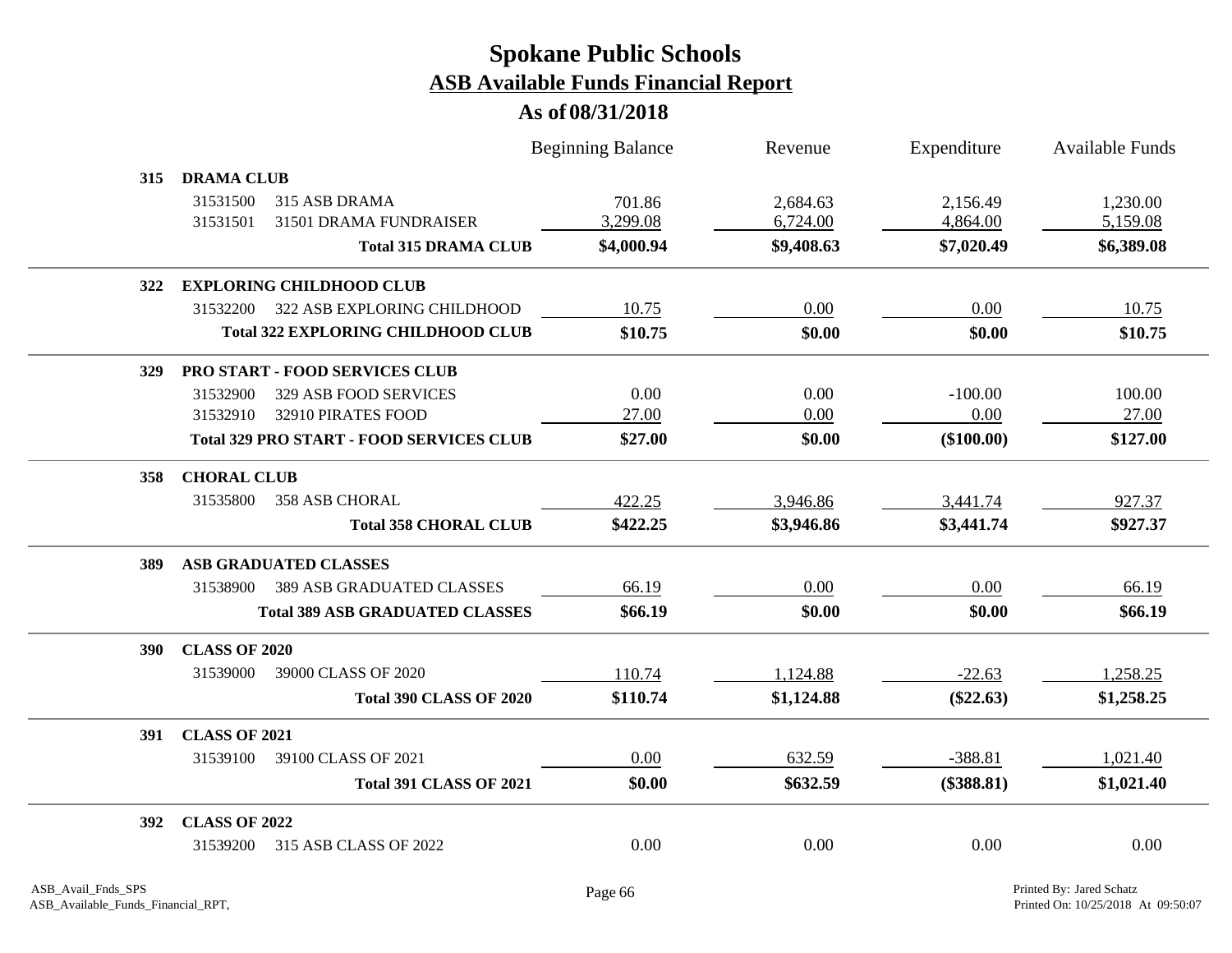# Spokane Public Schools

## ASB Available Funds Financial Report

### As of 08/31/2018

| | | Beginning Balance | Revenue | Expenditure | Available Funds |
|---|---|---|---|---|---|
| **315** | **DRAMA CLUB** | | | | |
| 31531500 | 315 ASB DRAMA | 701.86 | 2,684.63 | 2,156.49 | 1,230.00 |
| 31531501 | 31501 DRAMA FUNDRAISER | 3,299.08 | 6,724.00 | 4,864.00 | 5,159.08 |
| | **Total 315 DRAMA CLUB** | **$4,000.94** | **$9,408.63** | **$7,020.49** | **$6,389.08** |
| **322** | **EXPLORING CHILDHOOD CLUB** | | | | |
| 31532200 | 322 ASB EXPLORING CHILDHOOD | 10.75 | 0.00 | 0.00 | 10.75 |
| | **Total 322 EXPLORING CHILDHOOD CLUB** | **$10.75** | **$0.00** | **$0.00** | **$10.75** |
| **329** | **PRO START - FOOD SERVICES CLUB** | | | | |
| 31532900 | 329 ASB FOOD SERVICES | 0.00 | 0.00 | -100.00 | 100.00 |
| 31532910 | 32910 PIRATES FOOD | 27.00 | 0.00 | 0.00 | 27.00 |
| | **Total 329 PRO START - FOOD SERVICES CLUB** | **$27.00** | **$0.00** | **($100.00)** | **$127.00** |
| **358** | **CHORAL CLUB** | | | | |
| 31535800 | 358 ASB CHORAL | 422.25 | 3,946.86 | 3,441.74 | 927.37 |
| | **Total 358 CHORAL CLUB** | **$422.25** | **$3,946.86** | **$3,441.74** | **$927.37** |
| **389** | **ASB GRADUATED CLASSES** | | | | |
| 31538900 | 389 ASB GRADUATED CLASSES | 66.19 | 0.00 | 0.00 | 66.19 |
| | **Total 389 ASB GRADUATED CLASSES** | **$66.19** | **$0.00** | **$0.00** | **$66.19** |
| **390** | **CLASS OF 2020** | | | | |
| 31539000 | 39000 CLASS OF 2020 | 110.74 | 1,124.88 | -22.63 | 1,258.25 |
| | **Total 390 CLASS OF 2020** | **$110.74** | **$1,124.88** | **($22.63)** | **$1,258.25** |
| **391** | **CLASS OF 2021** | | | | |
| 31539100 | 39100 CLASS OF 2021 | 0.00 | 632.59 | -388.81 | 1,021.40 |
| | **Total 391 CLASS OF 2021** | **$0.00** | **$632.59** | **($388.81)** | **$1,021.40** |
| **392** | **CLASS OF 2022** | | | | |
| 31539200 | 315 ASB CLASS OF 2022 | 0.00 | 0.00 | 0.00 | 0.00 |

ASB_Avail_Fnds_SPS
ASB_Available_Funds_Financial_RPT,

Printed By: Jared Schatz
Printed On: 10/25/2018 At 09:50:07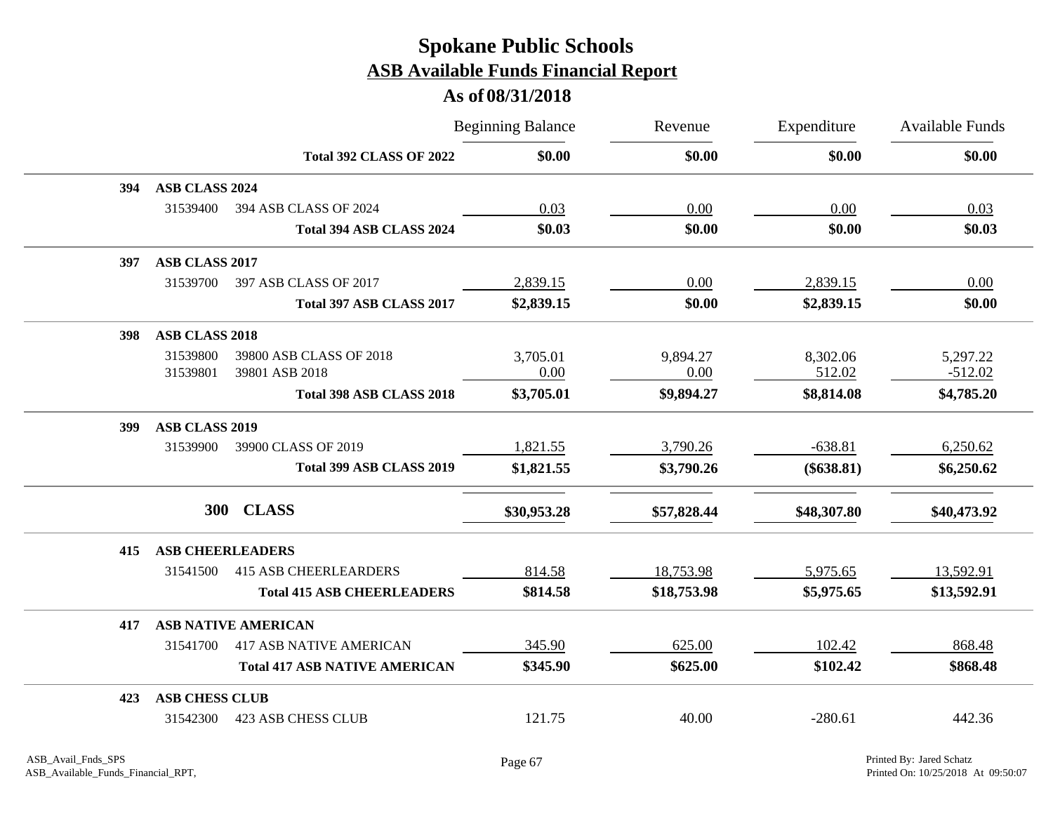# Spokane Public Schools

## ASB Available Funds Financial Report

### As of 08/31/2018

| | | | Beginning Balance | Revenue | Expenditure | Available Funds |
|---|---|---|---|---|---|---|
| | | **Total 392 CLASS OF 2022** | **$0.00** | **$0.00** | **$0.00** | **$0.00** |
| **394** | **ASB CLASS 2024** | | | | | |
| | 31539400 | 394 ASB CLASS OF 2024 | 0.03 | 0.00 | 0.00 | 0.03 |
| | | **Total 394 ASB CLASS 2024** | **$0.03** | **$0.00** | **$0.00** | **$0.03** |
| **397** | **ASB CLASS 2017** | | | | | |
| | 31539700 | 397 ASB CLASS OF 2017 | 2,839.15 | 0.00 | 2,839.15 | 0.00 |
| | | **Total 397 ASB CLASS 2017** | **$2,839.15** | **$0.00** | **$2,839.15** | **$0.00** |
| **398** | **ASB CLASS 2018** | | | | | |
| | 31539800 | 39800 ASB CLASS OF 2018 | 3,705.01 | 9,894.27 | 8,302.06 | 5,297.22 |
| | 31539801 | 39801 ASB 2018 | 0.00 | 0.00 | 512.02 | -512.02 |
| | | **Total 398 ASB CLASS 2018** | **$3,705.01** | **$9,894.27** | **$8,814.08** | **$4,785.20** |
| **399** | **ASB CLASS 2019** | | | | | |
| | 31539900 | 39900 CLASS OF 2019 | 1,821.55 | 3,790.26 | -638.81 | 6,250.62 |
| | | **Total 399 ASB CLASS 2019** | **$1,821.55** | **$3,790.26** | **($638.81)** | **$6,250.62** |
| | **300 CLASS** | | **$30,953.28** | **$57,828.44** | **$48,307.80** | **$40,473.92** |
| **415** | **ASB CHEERLEADERS** | | | | | |
| | 31541500 | 415 ASB CHEERLEARDERS | 814.58 | 18,753.98 | 5,975.65 | 13,592.91 |
| | | **Total 415 ASB CHEERLEADERS** | **$814.58** | **$18,753.98** | **$5,975.65** | **$13,592.91** |
| **417** | **ASB NATIVE AMERICAN** | | | | | |
| | 31541700 | 417 ASB NATIVE AMERICAN | 345.90 | 625.00 | 102.42 | 868.48 |
| | | **Total 417 ASB NATIVE AMERICAN** | **$345.90** | **$625.00** | **$102.42** | **$868.48** |
| **423** | **ASB CHESS CLUB** | | | | | |
| | 31542300 | 423 ASB CHESS CLUB | 121.75 | 40.00 | -280.61 | 442.36 |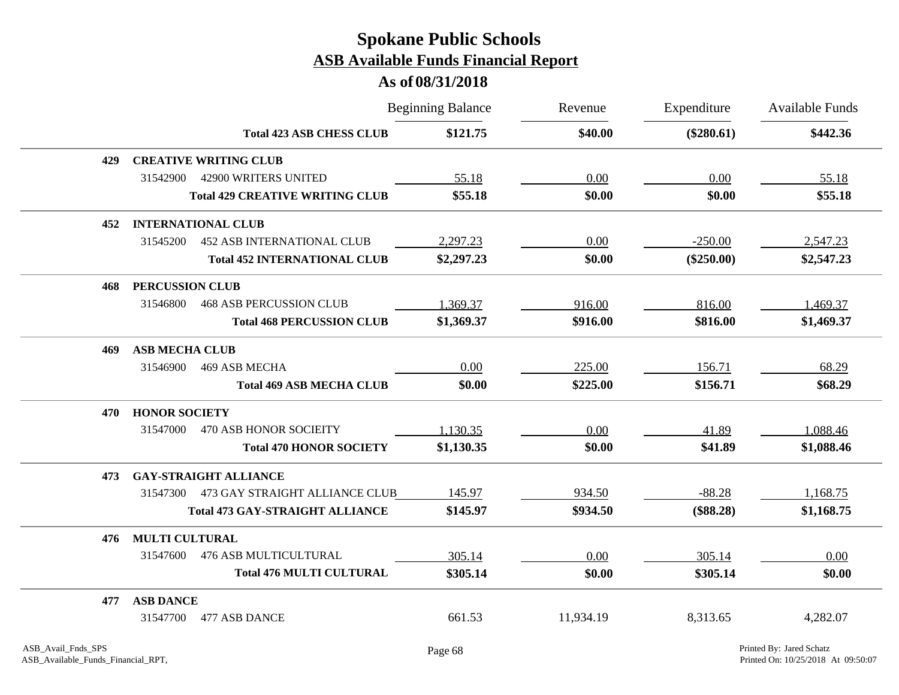# Spokane Public Schools

## ASB Available Funds Financial Report

### As of 08/31/2018

| | | Beginning Balance | Revenue | Expenditure | Available Funds |
|---|---|---|---|---|---|
| | **Total 423 ASB CHESS CLUB** | **$121.75** | **$40.00** | **($280.61)** | **$442.36** |
| **429** | **CREATIVE WRITING CLUB** | | | | |
| 31542900 | 42900 WRITERS UNITED | 55.18 | 0.00 | 0.00 | 55.18 |
| | **Total 429 CREATIVE WRITING CLUB** | **$55.18** | **$0.00** | **$0.00** | **$55.18** |
| **452** | **INTERNATIONAL CLUB** | | | | |
| 31545200 | 452 ASB INTERNATIONAL CLUB | 2,297.23 | 0.00 | -250.00 | 2,547.23 |
| | **Total 452 INTERNATIONAL CLUB** | **$2,297.23** | **$0.00** | **($250.00)** | **$2,547.23** |
| **468** | **PERCUSSION CLUB** | | | | |
| 31546800 | 468 ASB PERCUSSION CLUB | 1,369.37 | 916.00 | 816.00 | 1,469.37 |
| | **Total 468 PERCUSSION CLUB** | **$1,369.37** | **$916.00** | **$816.00** | **$1,469.37** |
| **469** | **ASB MECHA CLUB** | | | | |
| 31546900 | 469 ASB MECHA | 0.00 | 225.00 | 156.71 | 68.29 |
| | **Total 469 ASB MECHA CLUB** | **$0.00** | **$225.00** | **$156.71** | **$68.29** |
| **470** | **HONOR SOCIETY** | | | | |
| 31547000 | 470 ASB HONOR SOCIEITY | 1,130.35 | 0.00 | 41.89 | 1,088.46 |
| | **Total 470 HONOR SOCIETY** | **$1,130.35** | **$0.00** | **$41.89** | **$1,088.46** |
| **473** | **GAY-STRAIGHT ALLIANCE** | | | | |
| 31547300 | 473 GAY STRAIGHT ALLIANCE CLUB | 145.97 | 934.50 | -88.28 | 1,168.75 |
| | **Total 473 GAY-STRAIGHT ALLIANCE** | **$145.97** | **$934.50** | **($88.28)** | **$1,168.75** |
| **476** | **MULTI CULTURAL** | | | | |
| 31547600 | 476 ASB MULTICULTURAL | 305.14 | 0.00 | 305.14 | 0.00 |
| | **Total 476 MULTI CULTURAL** | **$305.14** | **$0.00** | **$305.14** | **$0.00** |
| **477** | **ASB DANCE** | | | | |
| 31547700 | 477 ASB DANCE | 661.53 | 11,934.19 | 8,313.65 | 4,282.07 |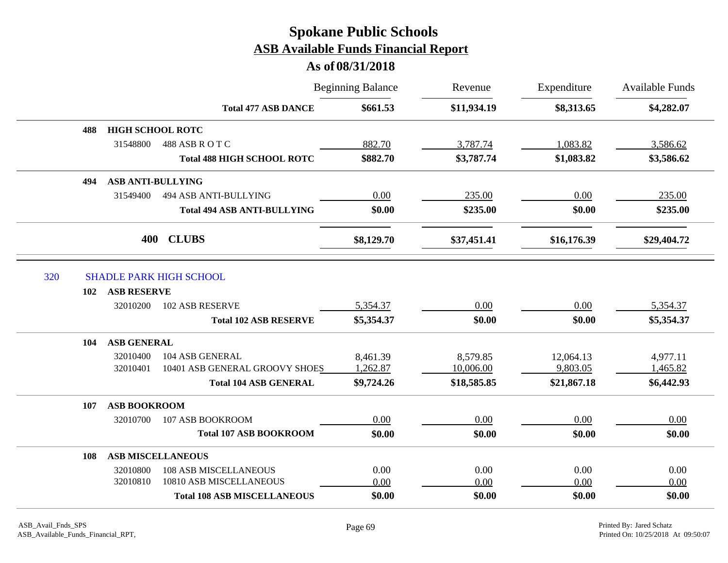# Spokane Public Schools
## ASB Available Funds Financial Report
### As of 08/31/2018

| | | | Beginning Balance | Revenue | Expenditure | Available Funds |
|---|---|---|---|---|---|---|
| | | **Total 477 ASB DANCE** | **$661.53** | **$11,934.19** | **$8,313.65** | **$4,282.07** |
| **488** | **HIGH SCHOOL ROTC** | | | | | |
| | 31548800 | 488 ASB R O T C | 882.70 | 3,787.74 | 1,083.82 | 3,586.62 |
| | | **Total 488 HIGH SCHOOL ROTC** | **$882.70** | **$3,787.74** | **$1,083.82** | **$3,586.62** |
| **494** | **ASB ANTI-BULLYING** | | | | | |
| | 31549400 | 494 ASB ANTI-BULLYING | 0.00 | 235.00 | 0.00 | 235.00 |
| | | **Total 494 ASB ANTI-BULLYING** | **$0.00** | **$235.00** | **$0.00** | **$235.00** |
| | **400** | **CLUBS** | **$8,129.70** | **$37,451.41** | **$16,176.39** | **$29,404.72** |
| 320 | SHADLE PARK HIGH SCHOOL | | | | | |
| **102** | **ASB RESERVE** | | | | | |
| | 32010200 | 102 ASB RESERVE | 5,354.37 | 0.00 | 0.00 | 5,354.37 |
| | | **Total 102 ASB RESERVE** | **$5,354.37** | **$0.00** | **$0.00** | **$5,354.37** |
| **104** | **ASB GENERAL** | | | | | |
| | 32010400 | 104 ASB GENERAL | 8,461.39 | 8,579.85 | 12,064.13 | 4,977.11 |
| | 32010401 | 10401 ASB GENERAL GROOVY SHOES | 1,262.87 | 10,006.00 | 9,803.05 | 1,465.82 |
| | | **Total 104 ASB GENERAL** | **$9,724.26** | **$18,585.85** | **$21,867.18** | **$6,442.93** |
| **107** | **ASB BOOKROOM** | | | | | |
| | 32010700 | 107 ASB BOOKROOM | 0.00 | 0.00 | 0.00 | 0.00 |
| | | **Total 107 ASB BOOKROOM** | **$0.00** | **$0.00** | **$0.00** | **$0.00** |
| **108** | **ASB MISCELLANEOUS** | | | | | |
| | 32010800 | 108 ASB MISCELLANEOUS | 0.00 | 0.00 | 0.00 | 0.00 |
| | 32010810 | 10810 ASB MISCELLANEOUS | 0.00 | 0.00 | 0.00 | 0.00 |
| | | **Total 108 ASB MISCELLANEOUS** | **$0.00** | **$0.00** | **$0.00** | **$0.00** |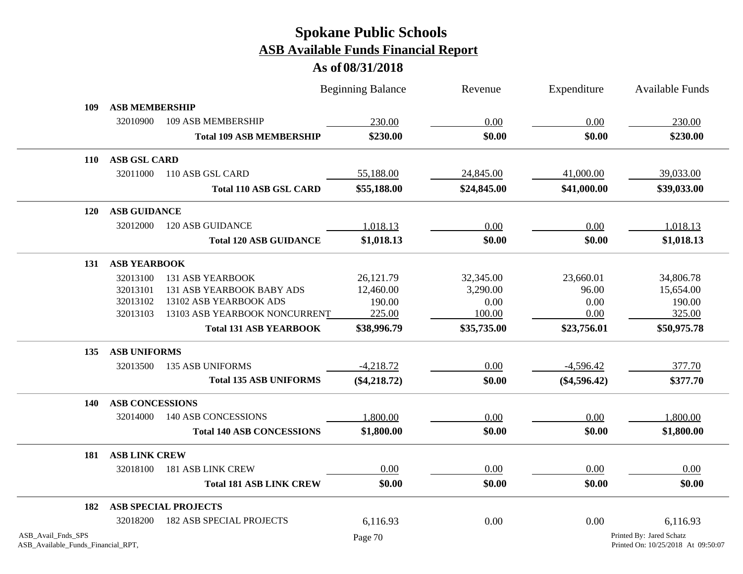# Spokane Public Schools

## ASB Available Funds Financial Report

### As of 08/31/2018

| | | | Beginning Balance | Revenue | Expenditure | Available Funds |
|---|---|---|---|---|---|---|
| **109** | **ASB MEMBERSHIP** | | | | | |
| | 32010900 | 109 ASB MEMBERSHIP | 230.00 | 0.00 | 0.00 | 230.00 |
| | | **Total 109 ASB MEMBERSHIP** | **$230.00** | **$0.00** | **$0.00** | **$230.00** |
| **110** | **ASB GSL CARD** | | | | | |
| | 32011000 | 110 ASB GSL CARD | 55,188.00 | 24,845.00 | 41,000.00 | 39,033.00 |
| | | **Total 110 ASB GSL CARD** | **$55,188.00** | **$24,845.00** | **$41,000.00** | **$39,033.00** |
| **120** | **ASB GUIDANCE** | | | | | |
| | 32012000 | 120 ASB GUIDANCE | 1,018.13 | 0.00 | 0.00 | 1,018.13 |
| | | **Total 120 ASB GUIDANCE** | **$1,018.13** | **$0.00** | **$0.00** | **$1,018.13** |
| **131** | **ASB YEARBOOK** | | | | | |
| | 32013100 | 131 ASB YEARBOOK | 26,121.79 | 32,345.00 | 23,660.01 | 34,806.78 |
| | 32013101 | 131 ASB YEARBOOK BABY ADS | 12,460.00 | 3,290.00 | 96.00 | 15,654.00 |
| | 32013102 | 13102 ASB YEARBOOK ADS | 190.00 | 0.00 | 0.00 | 190.00 |
| | 32013103 | 13103 ASB YEARBOOK NONCURRENT | 225.00 | 100.00 | 0.00 | 325.00 |
| | | **Total 131 ASB YEARBOOK** | **$38,996.79** | **$35,735.00** | **$23,756.01** | **$50,975.78** |
| **135** | **ASB UNIFORMS** | | | | | |
| | 32013500 | 135 ASB UNIFORMS | -4,218.72 | 0.00 | -4,596.42 | 377.70 |
| | | **Total 135 ASB UNIFORMS** | **($4,218.72)** | **$0.00** | **($4,596.42)** | **$377.70** |
| **140** | **ASB CONCESSIONS** | | | | | |
| | 32014000 | 140 ASB CONCESSIONS | 1,800.00 | 0.00 | 0.00 | 1,800.00 |
| | | **Total 140 ASB CONCESSIONS** | **$1,800.00** | **$0.00** | **$0.00** | **$1,800.00** |
| **181** | **ASB LINK CREW** | | | | | |
| | 32018100 | 181 ASB LINK CREW | 0.00 | 0.00 | 0.00 | 0.00 |
| | | **Total 181 ASB LINK CREW** | **$0.00** | **$0.00** | **$0.00** | **$0.00** |
| **182** | **ASB SPECIAL PROJECTS** | | | | | |
| | 32018200 | 182 ASB SPECIAL PROJECTS | 6,116.93 | 0.00 | 0.00 | 6,116.93 |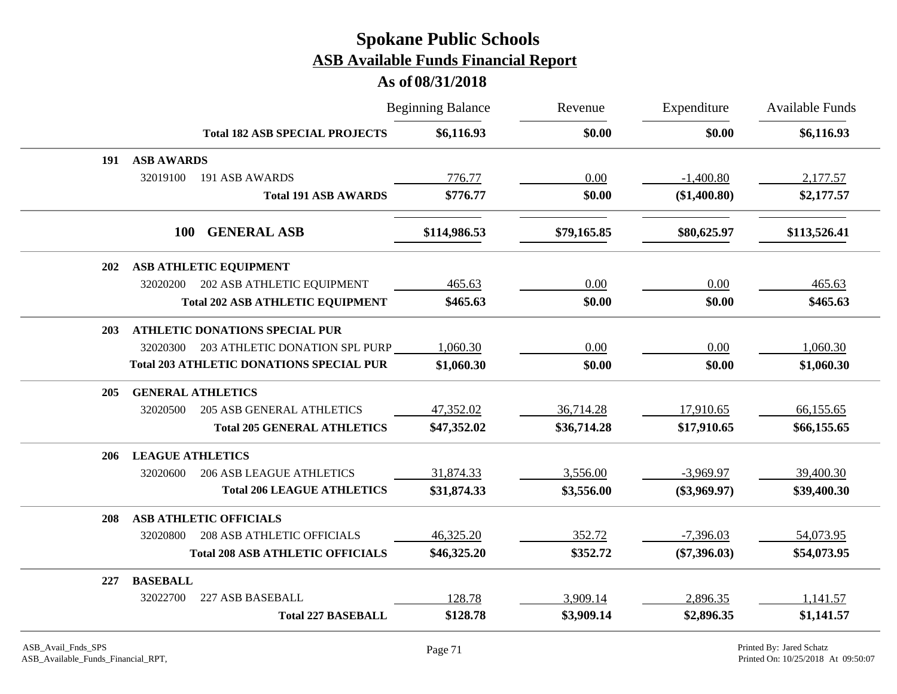# Spokane Public Schools

## ASB Available Funds Financial Report

### As of 08/31/2018

| | | Beginning Balance | Revenue | Expenditure | Available Funds |
|---|---|---|---|---|---|
| | **Total 182 ASB SPECIAL PROJECTS** | **$6,116.93** | **$0.00** | **$0.00** | **$6,116.93** |
| **191** | **ASB AWARDS** | | | | |
| 32019100 | 191 ASB AWARDS | 776.77 | 0.00 | -1,400.80 | 2,177.57 |
| | **Total 191 ASB AWARDS** | **$776.77** | **$0.00** | **($1,400.80)** | **$2,177.57** |
| **100** | **GENERAL ASB** | **$114,986.53** | **$79,165.85** | **$80,625.97** | **$113,526.41** |
| **202** | **ASB ATHLETIC EQUIPMENT** | | | | |
| 32020200 | 202 ASB ATHLETIC EQUIPMENT | 465.63 | 0.00 | 0.00 | 465.63 |
| | **Total 202 ASB ATHLETIC EQUIPMENT** | **$465.63** | **$0.00** | **$0.00** | **$465.63** |
| **203** | **ATHLETIC DONATIONS SPECIAL PUR** | | | | |
| 32020300 | 203 ATHLETIC DONATION SPL PURP | 1,060.30 | 0.00 | 0.00 | 1,060.30 |
| | **Total 203 ATHLETIC DONATIONS SPECIAL PUR** | **$1,060.30** | **$0.00** | **$0.00** | **$1,060.30** |
| **205** | **GENERAL ATHLETICS** | | | | |
| 32020500 | 205 ASB GENERAL ATHLETICS | 47,352.02 | 36,714.28 | 17,910.65 | 66,155.65 |
| | **Total 205 GENERAL ATHLETICS** | **$47,352.02** | **$36,714.28** | **$17,910.65** | **$66,155.65** |
| **206** | **LEAGUE ATHLETICS** | | | | |
| 32020600 | 206 ASB LEAGUE ATHLETICS | 31,874.33 | 3,556.00 | -3,969.97 | 39,400.30 |
| | **Total 206 LEAGUE ATHLETICS** | **$31,874.33** | **$3,556.00** | **($3,969.97)** | **$39,400.30** |
| **208** | **ASB ATHLETIC OFFICIALS** | | | | |
| 32020800 | 208 ASB ATHLETIC OFFICIALS | 46,325.20 | 352.72 | -7,396.03 | 54,073.95 |
| | **Total 208 ASB ATHLETIC OFFICIALS** | **$46,325.20** | **$352.72** | **($7,396.03)** | **$54,073.95** |
| **227** | **BASEBALL** | | | | |
| 32022700 | 227 ASB BASEBALL | 128.78 | 3,909.14 | 2,896.35 | 1,141.57 |
| | **Total 227 BASEBALL** | **$128.78** | **$3,909.14** | **$2,896.35** | **$1,141.57** |

ASB_Avail_Fnds_SPS
ASB_Available_Funds_Financial_RPT,

Printed By: Jared Schatz
Printed On: 10/25/2018 At 09:50:07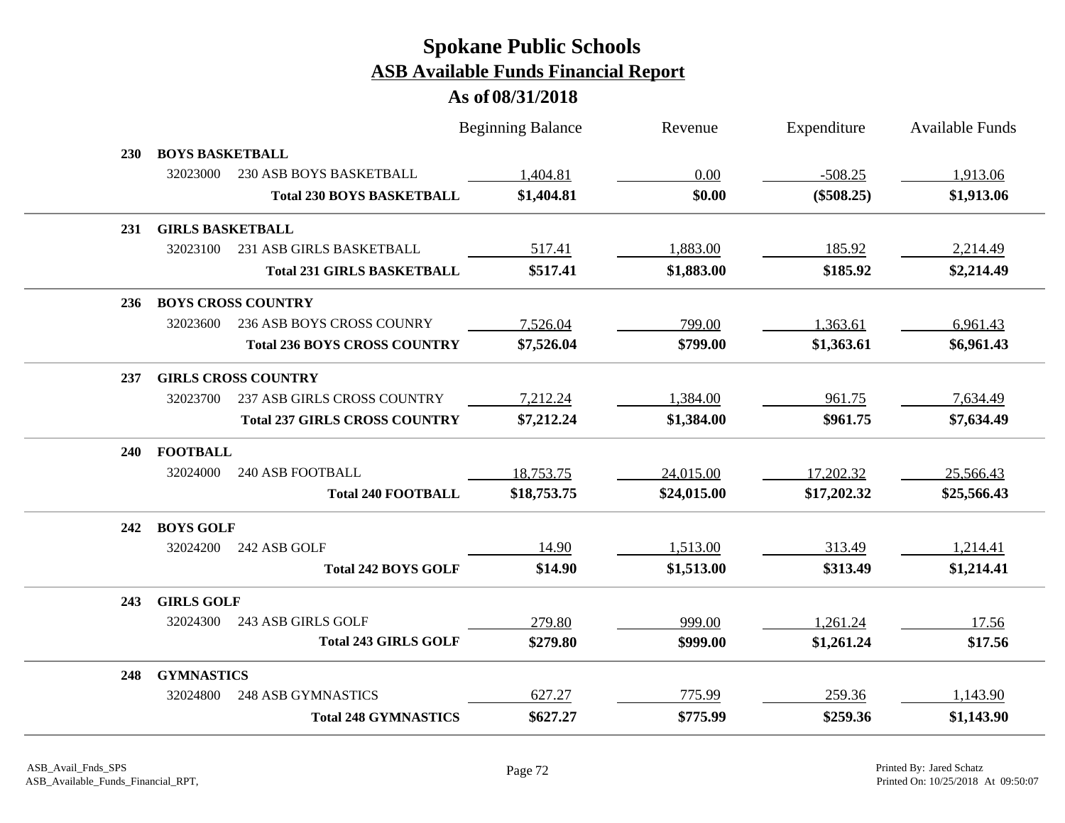# Spokane Public Schools

## ASB Available Funds Financial Report

### As of 08/31/2018

| | | | Beginning Balance | Revenue | Expenditure | Available Funds |
|---|---|---|---|---|---|---|
| **230** | **BOYS BASKETBALL** | | | | | |
| | 32023000 | 230 ASB BOYS BASKETBALL | 1,404.81 | 0.00 | -508.25 | 1,913.06 |
| | | **Total 230 BOYS BASKETBALL** | **$1,404.81** | **$0.00** | **($508.25)** | **$1,913.06** |
| **231** | **GIRLS BASKETBALL** | | | | | |
| | 32023100 | 231 ASB GIRLS BASKETBALL | 517.41 | 1,883.00 | 185.92 | 2,214.49 |
| | | **Total 231 GIRLS BASKETBALL** | **$517.41** | **$1,883.00** | **$185.92** | **$2,214.49** |
| **236** | **BOYS CROSS COUNTRY** | | | | | |
| | 32023600 | 236 ASB BOYS CROSS COUNRY | 7,526.04 | 799.00 | 1,363.61 | 6,961.43 |
| | | **Total 236 BOYS CROSS COUNTRY** | **$7,526.04** | **$799.00** | **$1,363.61** | **$6,961.43** |
| **237** | **GIRLS CROSS COUNTRY** | | | | | |
| | 32023700 | 237 ASB GIRLS CROSS COUNTRY | 7,212.24 | 1,384.00 | 961.75 | 7,634.49 |
| | | **Total 237 GIRLS CROSS COUNTRY** | **$7,212.24** | **$1,384.00** | **$961.75** | **$7,634.49** |
| **240** | **FOOTBALL** | | | | | |
| | 32024000 | 240 ASB FOOTBALL | 18,753.75 | 24,015.00 | 17,202.32 | 25,566.43 |
| | | **Total 240 FOOTBALL** | **$18,753.75** | **$24,015.00** | **$17,202.32** | **$25,566.43** |
| **242** | **BOYS GOLF** | | | | | |
| | 32024200 | 242 ASB GOLF | 14.90 | 1,513.00 | 313.49 | 1,214.41 |
| | | **Total 242 BOYS GOLF** | **$14.90** | **$1,513.00** | **$313.49** | **$1,214.41** |
| **243** | **GIRLS GOLF** | | | | | |
| | 32024300 | 243 ASB GIRLS GOLF | 279.80 | 999.00 | 1,261.24 | 17.56 |
| | | **Total 243 GIRLS GOLF** | **$279.80** | **$999.00** | **$1,261.24** | **$17.56** |
| **248** | **GYMNASTICS** | | | | | |
| | 32024800 | 248 ASB GYMNASTICS | 627.27 | 775.99 | 259.36 | 1,143.90 |
| | | **Total 248 GYMNASTICS** | **$627.27** | **$775.99** | **$259.36** | **$1,143.90** |

ASB_Avail_Fnds_SPS
ASB_Available_Funds_Financial_RPT,

Printed By: Jared Schatz
Printed On: 10/25/2018 At 09:50:07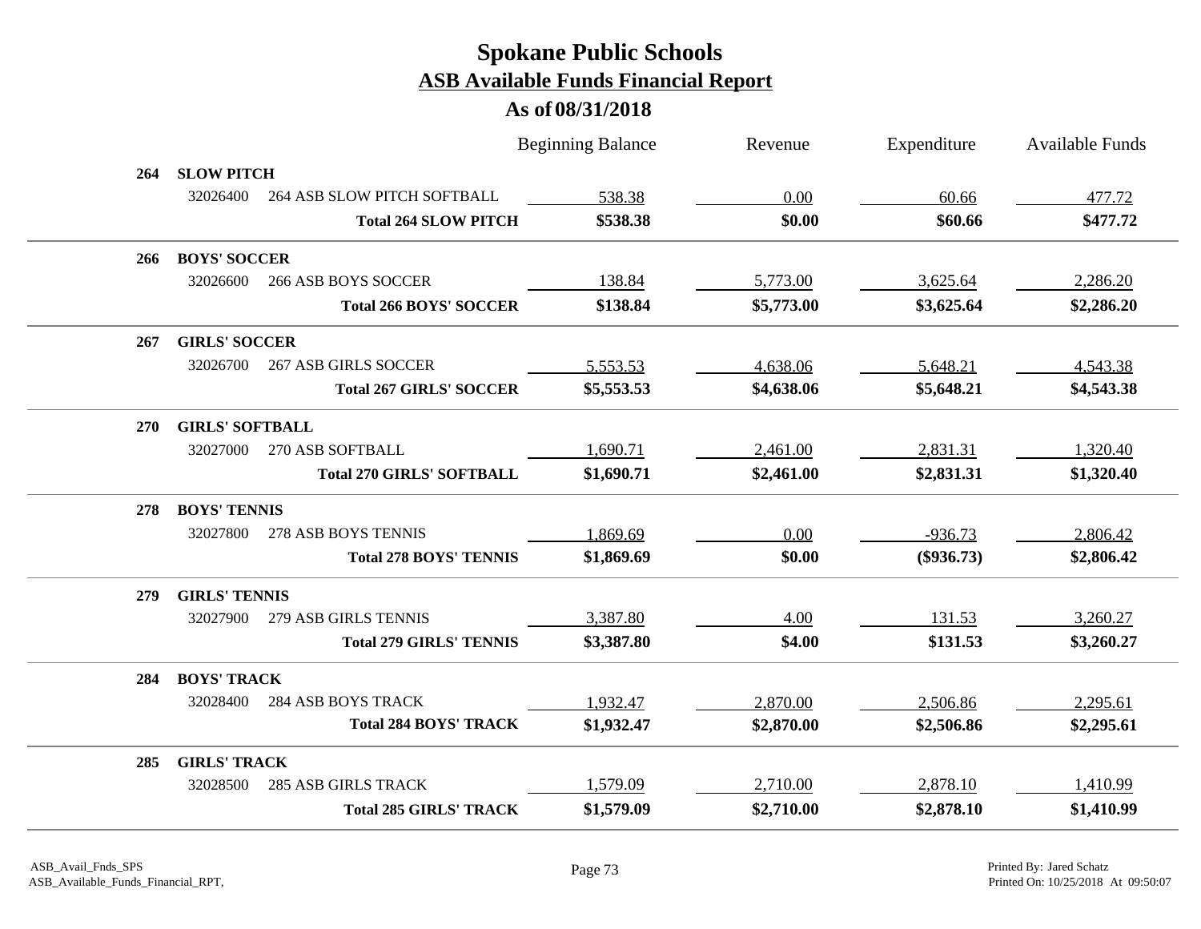# Spokane Public Schools
## ASB Available Funds Financial Report
### As of 08/31/2018

| | | Beginning Balance | Revenue | Expenditure | Available Funds |
|---|---|---|---|---|---|
| **264** | **SLOW PITCH** | | | | |
| 32026400 | 264 ASB SLOW PITCH SOFTBALL | 538.38 | 0.00 | 60.66 | 477.72 |
| | **Total 264 SLOW PITCH** | **$538.38** | **$0.00** | **$60.66** | **$477.72** |
| **266** | **BOYS' SOCCER** | | | | |
| 32026600 | 266 ASB BOYS SOCCER | 138.84 | 5,773.00 | 3,625.64 | 2,286.20 |
| | **Total 266 BOYS' SOCCER** | **$138.84** | **$5,773.00** | **$3,625.64** | **$2,286.20** |
| **267** | **GIRLS' SOCCER** | | | | |
| 32026700 | 267 ASB GIRLS SOCCER | 5,553.53 | 4,638.06 | 5,648.21 | 4,543.38 |
| | **Total 267 GIRLS' SOCCER** | **$5,553.53** | **$4,638.06** | **$5,648.21** | **$4,543.38** |
| **270** | **GIRLS' SOFTBALL** | | | | |
| 32027000 | 270 ASB SOFTBALL | 1,690.71 | 2,461.00 | 2,831.31 | 1,320.40 |
| | **Total 270 GIRLS' SOFTBALL** | **$1,690.71** | **$2,461.00** | **$2,831.31** | **$1,320.40** |
| **278** | **BOYS' TENNIS** | | | | |
| 32027800 | 278 ASB BOYS TENNIS | 1,869.69 | 0.00 | -936.73 | 2,806.42 |
| | **Total 278 BOYS' TENNIS** | **$1,869.69** | **$0.00** | **($936.73)** | **$2,806.42** |
| **279** | **GIRLS' TENNIS** | | | | |
| 32027900 | 279 ASB GIRLS TENNIS | 3,387.80 | 4.00 | 131.53 | 3,260.27 |
| | **Total 279 GIRLS' TENNIS** | **$3,387.80** | **$4.00** | **$131.53** | **$3,260.27** |
| **284** | **BOYS' TRACK** | | | | |
| 32028400 | 284 ASB BOYS TRACK | 1,932.47 | 2,870.00 | 2,506.86 | 2,295.61 |
| | **Total 284 BOYS' TRACK** | **$1,932.47** | **$2,870.00** | **$2,506.86** | **$2,295.61** |
| **285** | **GIRLS' TRACK** | | | | |
| 32028500 | 285 ASB GIRLS TRACK | 1,579.09 | 2,710.00 | 2,878.10 | 1,410.99 |
| | **Total 285 GIRLS' TRACK** | **$1,579.09** | **$2,710.00** | **$2,878.10** | **$1,410.99** |

ASB_Avail_Fnds_SPS
ASB_Available_Funds_Financial_RPT,

Printed By: Jared Schatz
Printed On: 10/25/2018 At 09:50:07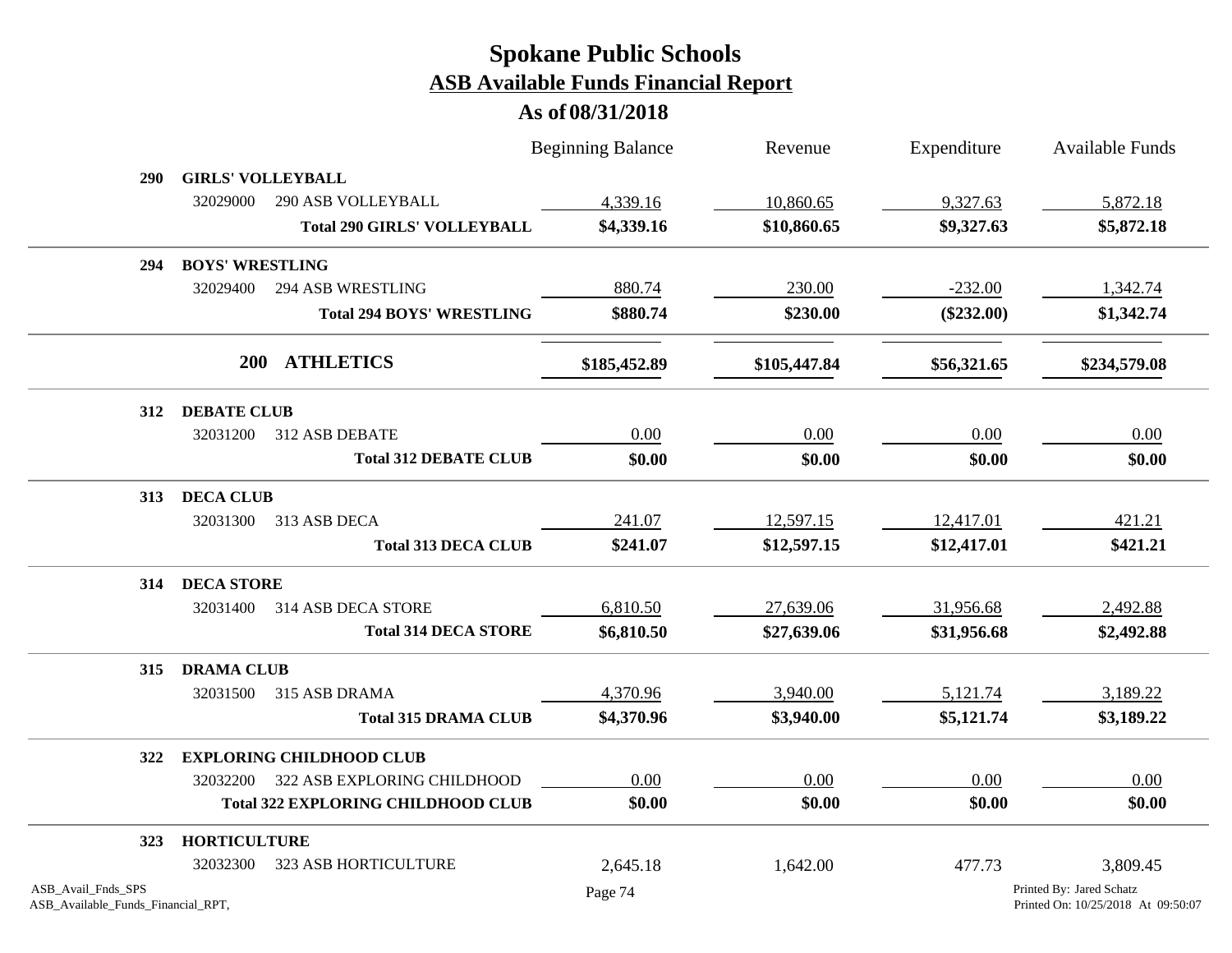# Spokane Public Schools
## ASB Available Funds Financial Report
### As of 08/31/2018

| | | Beginning Balance | Revenue | Expenditure | Available Funds |
|---|---|---|---|---|---|
| **290** | **GIRLS' VOLLEYBALL** | | | | |
| 32029000 | 290 ASB VOLLEYBALL | 4,339.16 | 10,860.65 | 9,327.63 | 5,872.18 |
| | **Total 290 GIRLS' VOLLEYBALL** | **$4,339.16** | **$10,860.65** | **$9,327.63** | **$5,872.18** |
| **294** | **BOYS' WRESTLING** | | | | |
| 32029400 | 294 ASB WRESTLING | 880.74 | 230.00 | -232.00 | 1,342.74 |
| | **Total 294 BOYS' WRESTLING** | **$880.74** | **$230.00** | **($232.00)** | **$1,342.74** |
| **200** | **ATHLETICS** | **$185,452.89** | **$105,447.84** | **$56,321.65** | **$234,579.08** |
| **312** | **DEBATE CLUB** | | | | |
| 32031200 | 312 ASB DEBATE | 0.00 | 0.00 | 0.00 | 0.00 |
| | **Total 312 DEBATE CLUB** | **$0.00** | **$0.00** | **$0.00** | **$0.00** |
| **313** | **DECA CLUB** | | | | |
| 32031300 | 313 ASB DECA | 241.07 | 12,597.15 | 12,417.01 | 421.21 |
| | **Total 313 DECA CLUB** | **$241.07** | **$12,597.15** | **$12,417.01** | **$421.21** |
| **314** | **DECA STORE** | | | | |
| 32031400 | 314 ASB DECA STORE | 6,810.50 | 27,639.06 | 31,956.68 | 2,492.88 |
| | **Total 314 DECA STORE** | **$6,810.50** | **$27,639.06** | **$31,956.68** | **$2,492.88** |
| **315** | **DRAMA CLUB** | | | | |
| 32031500 | 315 ASB DRAMA | 4,370.96 | 3,940.00 | 5,121.74 | 3,189.22 |
| | **Total 315 DRAMA CLUB** | **$4,370.96** | **$3,940.00** | **$5,121.74** | **$3,189.22** |
| **322** | **EXPLORING CHILDHOOD CLUB** | | | | |
| 32032200 | 322 ASB EXPLORING CHILDHOOD | 0.00 | 0.00 | 0.00 | 0.00 |
| | **Total 322 EXPLORING CHILDHOOD CLUB** | **$0.00** | **$0.00** | **$0.00** | **$0.00** |
| **323** | **HORTICULTURE** | | | | |
| 32032300 | 323 ASB HORTICULTURE | 2,645.18 | 1,642.00 | 477.73 | 3,809.45 |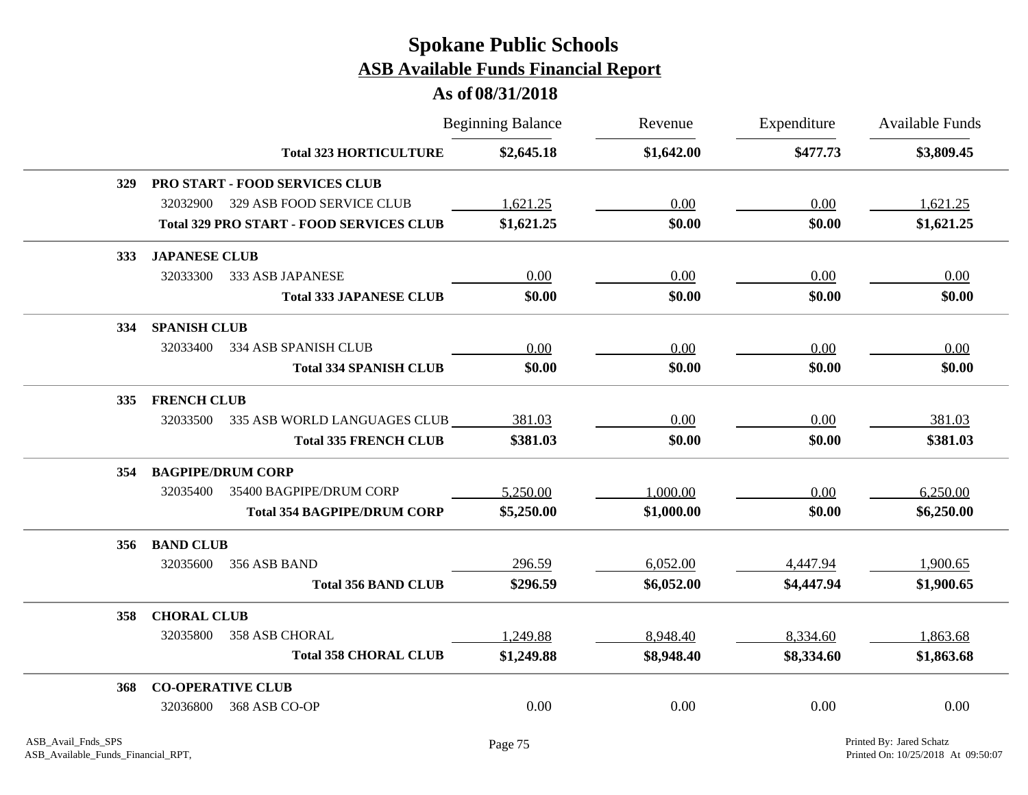# Spokane Public Schools
## ASB Available Funds Financial Report
### As of 08/31/2018

| | | Beginning Balance | Revenue | Expenditure | Available Funds |
|---|---|---|---|---|---|
| | **Total 323 HORTICULTURE** | **$2,645.18** | **$1,642.00** | **$477.73** | **$3,809.45** |
| **329** | **PRO START - FOOD SERVICES CLUB** | | | | |
| 32032900 | 329 ASB FOOD SERVICE CLUB | 1,621.25 | 0.00 | 0.00 | 1,621.25 |
| | **Total 329 PRO START - FOOD SERVICES CLUB** | **$1,621.25** | **$0.00** | **$0.00** | **$1,621.25** |
| **333** | **JAPANESE CLUB** | | | | |
| 32033300 | 333 ASB JAPANESE | 0.00 | 0.00 | 0.00 | 0.00 |
| | **Total 333 JAPANESE CLUB** | **$0.00** | **$0.00** | **$0.00** | **$0.00** |
| **334** | **SPANISH CLUB** | | | | |
| 32033400 | 334 ASB SPANISH CLUB | 0.00 | 0.00 | 0.00 | 0.00 |
| | **Total 334 SPANISH CLUB** | **$0.00** | **$0.00** | **$0.00** | **$0.00** |
| **335** | **FRENCH CLUB** | | | | |
| 32033500 | 335 ASB WORLD LANGUAGES CLUB | 381.03 | 0.00 | 0.00 | 381.03 |
| | **Total 335 FRENCH CLUB** | **$381.03** | **$0.00** | **$0.00** | **$381.03** |
| **354** | **BAGPIPE/DRUM CORP** | | | | |
| 32035400 | 35400 BAGPIPE/DRUM CORP | 5,250.00 | 1,000.00 | 0.00 | 6,250.00 |
| | **Total 354 BAGPIPE/DRUM CORP** | **$5,250.00** | **$1,000.00** | **$0.00** | **$6,250.00** |
| **356** | **BAND CLUB** | | | | |
| 32035600 | 356 ASB BAND | 296.59 | 6,052.00 | 4,447.94 | 1,900.65 |
| | **Total 356 BAND CLUB** | **$296.59** | **$6,052.00** | **$4,447.94** | **$1,900.65** |
| **358** | **CHORAL CLUB** | | | | |
| 32035800 | 358 ASB CHORAL | 1,249.88 | 8,948.40 | 8,334.60 | 1,863.68 |
| | **Total 358 CHORAL CLUB** | **$1,249.88** | **$8,948.40** | **$8,334.60** | **$1,863.68** |
| **368** | **CO-OPERATIVE CLUB** | | | | |
| 32036800 | 368 ASB CO-OP | 0.00 | 0.00 | 0.00 | 0.00 |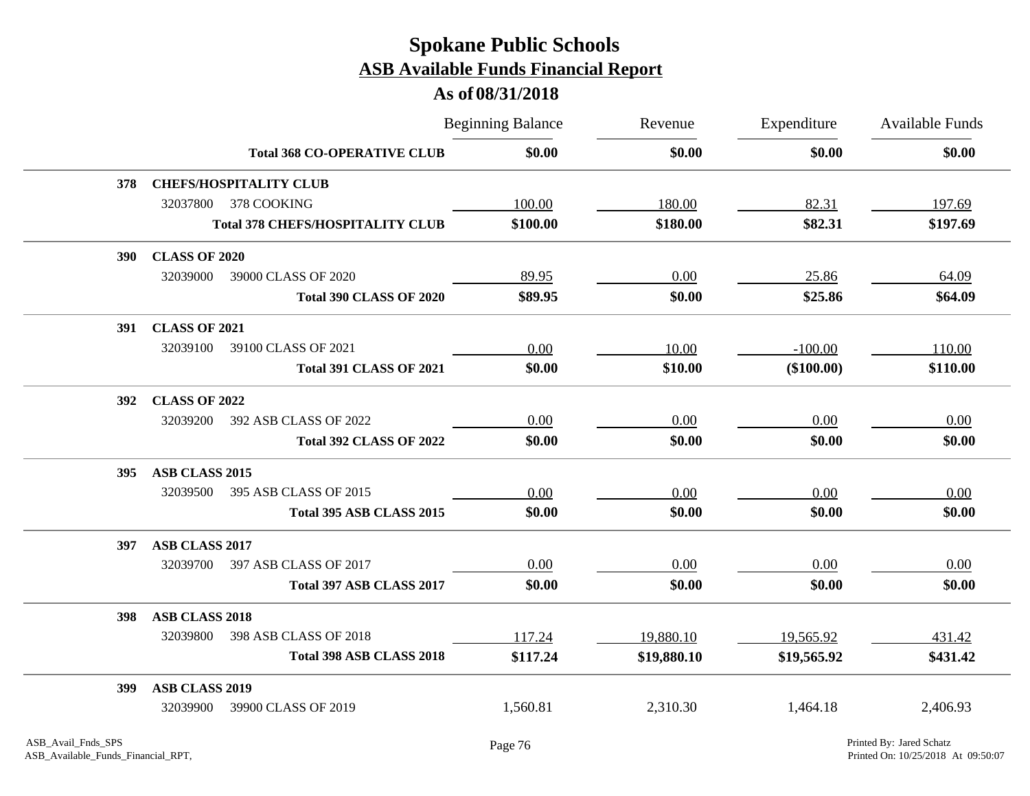# Spokane Public Schools

## ASB Available Funds Financial Report

### As of 08/31/2018

| | | Beginning Balance | Revenue | Expenditure | Available Funds |
|---|---|---|---|---|---|
| | **Total 368 CO-OPERATIVE CLUB** | **$0.00** | **$0.00** | **$0.00** | **$0.00** |
| **378** | **CHEFS/HOSPITALITY CLUB** | | | | |
| 32037800 | 378 COOKING | 100.00 | 180.00 | 82.31 | 197.69 |
| | **Total 378 CHEFS/HOSPITALITY CLUB** | **$100.00** | **$180.00** | **$82.31** | **$197.69** |
| **390** | **CLASS OF 2020** | | | | |
| 32039000 | 39000 CLASS OF 2020 | 89.95 | 0.00 | 25.86 | 64.09 |
| | **Total 390 CLASS OF 2020** | **$89.95** | **$0.00** | **$25.86** | **$64.09** |
| **391** | **CLASS OF 2021** | | | | |
| 32039100 | 39100 CLASS OF 2021 | 0.00 | 10.00 | -100.00 | 110.00 |
| | **Total 391 CLASS OF 2021** | **$0.00** | **$10.00** | **($100.00)** | **$110.00** |
| **392** | **CLASS OF 2022** | | | | |
| 32039200 | 392 ASB CLASS OF 2022 | 0.00 | 0.00 | 0.00 | 0.00 |
| | **Total 392 CLASS OF 2022** | **$0.00** | **$0.00** | **$0.00** | **$0.00** |
| **395** | **ASB CLASS 2015** | | | | |
| 32039500 | 395 ASB CLASS OF 2015 | 0.00 | 0.00 | 0.00 | 0.00 |
| | **Total 395 ASB CLASS 2015** | **$0.00** | **$0.00** | **$0.00** | **$0.00** |
| **397** | **ASB CLASS 2017** | | | | |
| 32039700 | 397 ASB CLASS OF 2017 | 0.00 | 0.00 | 0.00 | 0.00 |
| | **Total 397 ASB CLASS 2017** | **$0.00** | **$0.00** | **$0.00** | **$0.00** |
| **398** | **ASB CLASS 2018** | | | | |
| 32039800 | 398 ASB CLASS OF 2018 | 117.24 | 19,880.10 | 19,565.92 | 431.42 |
| | **Total 398 ASB CLASS 2018** | **$117.24** | **$19,880.10** | **$19,565.92** | **$431.42** |
| **399** | **ASB CLASS 2019** | | | | |
| 32039900 | 39900 CLASS OF 2019 | 1,560.81 | 2,310.30 | 1,464.18 | 2,406.93 |

ASB_Avail_Fnds_SPS
ASB_Available_Funds_Financial_RPT,

Printed By: Jared Schatz
Printed On: 10/25/2018 At 09:50:07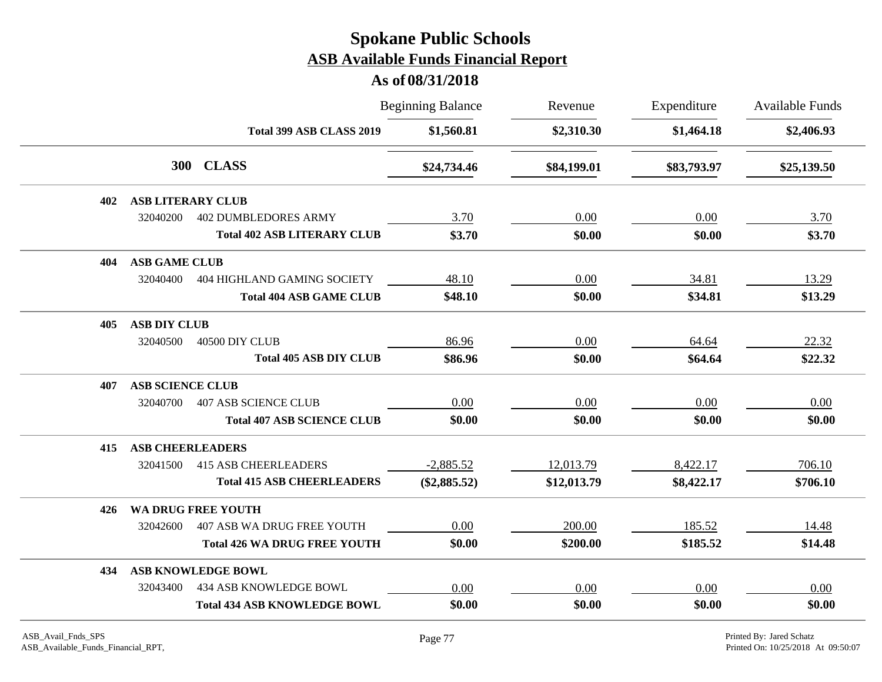# Spokane Public Schools
## ASB Available Funds Financial Report
### As of 08/31/2018

| | | Beginning Balance | Revenue | Expenditure | Available Funds |
|---|---|---|---|---|---|
| | **Total 399 ASB CLASS 2019** | **$1,560.81** | **$2,310.30** | **$1,464.18** | **$2,406.93** |
| **300** | **CLASS** | **$24,734.46** | **$84,199.01** | **$83,793.97** | **$25,139.50** |
| **402** | **ASB LITERARY CLUB** | | | | |
| 32040200 | 402 DUMBLEDORES ARMY | 3.70 | 0.00 | 0.00 | 3.70 |
| | **Total 402 ASB LITERARY CLUB** | **$3.70** | **$0.00** | **$0.00** | **$3.70** |
| **404** | **ASB GAME CLUB** | | | | |
| 32040400 | 404 HIGHLAND GAMING SOCIETY | 48.10 | 0.00 | 34.81 | 13.29 |
| | **Total 404 ASB GAME CLUB** | **$48.10** | **$0.00** | **$34.81** | **$13.29** |
| **405** | **ASB DIY CLUB** | | | | |
| 32040500 | 40500 DIY CLUB | 86.96 | 0.00 | 64.64 | 22.32 |
| | **Total 405 ASB DIY CLUB** | **$86.96** | **$0.00** | **$64.64** | **$22.32** |
| **407** | **ASB SCIENCE CLUB** | | | | |
| 32040700 | 407 ASB SCIENCE CLUB | 0.00 | 0.00 | 0.00 | 0.00 |
| | **Total 407 ASB SCIENCE CLUB** | **$0.00** | **$0.00** | **$0.00** | **$0.00** |
| **415** | **ASB CHEERLEADERS** | | | | |
| 32041500 | 415 ASB CHEERLEADERS | -2,885.52 | 12,013.79 | 8,422.17 | 706.10 |
| | **Total 415 ASB CHEERLEADERS** | **($2,885.52)** | **$12,013.79** | **$8,422.17** | **$706.10** |
| **426** | **WA DRUG FREE YOUTH** | | | | |
| 32042600 | 407 ASB WA DRUG FREE YOUTH | 0.00 | 200.00 | 185.52 | 14.48 |
| | **Total 426 WA DRUG FREE YOUTH** | **$0.00** | **$200.00** | **$185.52** | **$14.48** |
| **434** | **ASB KNOWLEDGE BOWL** | | | | |
| 32043400 | 434 ASB KNOWLEDGE BOWL | 0.00 | 0.00 | 0.00 | 0.00 |
| | **Total 434 ASB KNOWLEDGE BOWL** | **$0.00** | **$0.00** | **$0.00** | **$0.00** |

ASB_Avail_Fnds_SPS
ASB_Available_Funds_Financial_RPT,

Printed By: Jared Schatz
Printed On: 10/25/2018 At 09:50:07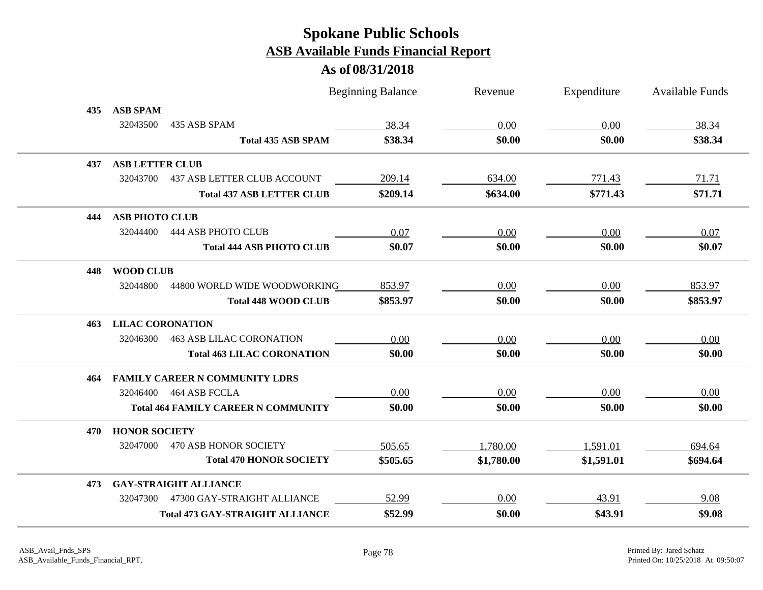# Spokane Public Schools
## ASB Available Funds Financial Report
### As of 08/31/2018

| | | Beginning Balance | Revenue | Expenditure | Available Funds |
|---|---|---|---|---|---|
| **435** | **ASB SPAM** | | | | |
| 32043500 | 435 ASB SPAM | 38.34 | 0.00 | 0.00 | 38.34 |
| | **Total 435 ASB SPAM** | **$38.34** | **$0.00** | **$0.00** | **$38.34** |
| **437** | **ASB LETTER CLUB** | | | | |
| 32043700 | 437 ASB LETTER CLUB ACCOUNT | 209.14 | 634.00 | 771.43 | 71.71 |
| | **Total 437 ASB LETTER CLUB** | **$209.14** | **$634.00** | **$771.43** | **$71.71** |
| **444** | **ASB PHOTO CLUB** | | | | |
| 32044400 | 444 ASB PHOTO CLUB | 0.07 | 0.00 | 0.00 | 0.07 |
| | **Total 444 ASB PHOTO CLUB** | **$0.07** | **$0.00** | **$0.00** | **$0.07** |
| **448** | **WOOD CLUB** | | | | |
| 32044800 | 44800 WORLD WIDE WOODWORKING | 853.97 | 0.00 | 0.00 | 853.97 |
| | **Total 448 WOOD CLUB** | **$853.97** | **$0.00** | **$0.00** | **$853.97** |
| **463** | **LILAC CORONATION** | | | | |
| 32046300 | 463 ASB LILAC CORONATION | 0.00 | 0.00 | 0.00 | 0.00 |
| | **Total 463 LILAC CORONATION** | **$0.00** | **$0.00** | **$0.00** | **$0.00** |
| **464** | **FAMILY CAREER N COMMUNITY LDRS** | | | | |
| 32046400 | 464 ASB FCCLA | 0.00 | 0.00 | 0.00 | 0.00 |
| | **Total 464 FAMILY CAREER N COMMUNITY** | **$0.00** | **$0.00** | **$0.00** | **$0.00** |
| **470** | **HONOR SOCIETY** | | | | |
| 32047000 | 470 ASB HONOR SOCIETY | 505.65 | 1,780.00 | 1,591.01 | 694.64 |
| | **Total 470 HONOR SOCIETY** | **$505.65** | **$1,780.00** | **$1,591.01** | **$694.64** |
| **473** | **GAY-STRAIGHT ALLIANCE** | | | | |
| 32047300 | 47300 GAY-STRAIGHT ALLIANCE | 52.99 | 0.00 | 43.91 | 9.08 |
| | **Total 473 GAY-STRAIGHT ALLIANCE** | **$52.99** | **$0.00** | **$43.91** | **$9.08** |

ASB_Avail_Fnds_SPS
ASB_Available_Funds_Financial_RPT,

Printed By: Jared Schatz
Printed On: 10/25/2018 At 09:50:07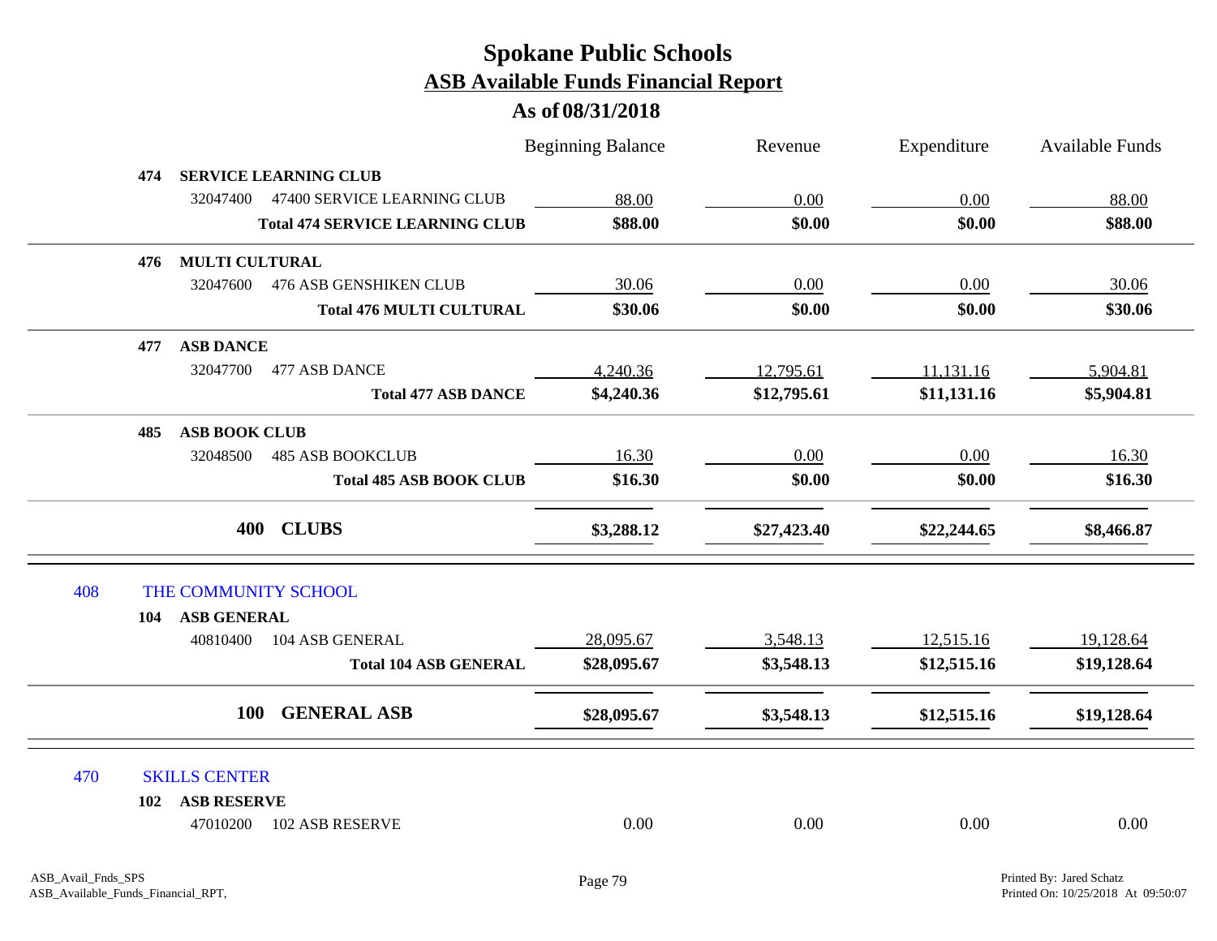# Spokane Public Schools
## ASB Available Funds Financial Report
### As of 08/31/2018

| | | Beginning Balance | Revenue | Expenditure | Available Funds |
|---|---|---|---|---|---|
| **474** | **SERVICE LEARNING CLUB** | | | | |
| 32047400 | 47400 SERVICE LEARNING CLUB | 88.00 | 0.00 | 0.00 | 88.00 |
| | **Total 474 SERVICE LEARNING CLUB** | **$88.00** | **$0.00** | **$0.00** | **$88.00** |
| **476** | **MULTI CULTURAL** | | | | |
| 32047600 | 476 ASB GENSHIKEN CLUB | 30.06 | 0.00 | 0.00 | 30.06 |
| | **Total 476 MULTI CULTURAL** | **$30.06** | **$0.00** | **$0.00** | **$30.06** |
| **477** | **ASB DANCE** | | | | |
| 32047700 | 477 ASB DANCE | 4,240.36 | 12,795.61 | 11,131.16 | 5,904.81 |
| | **Total 477 ASB DANCE** | **$4,240.36** | **$12,795.61** | **$11,131.16** | **$5,904.81** |
| **485** | **ASB BOOK CLUB** | | | | |
| 32048500 | 485 ASB BOOKCLUB | 16.30 | 0.00 | 0.00 | 16.30 |
| | **Total 485 ASB BOOK CLUB** | **$16.30** | **$0.00** | **$0.00** | **$16.30** |
| **400** | **CLUBS** | **$3,288.12** | **$27,423.40** | **$22,244.65** | **$8,466.87** |
| 408 | THE COMMUNITY SCHOOL | | | | |
| **104** | **ASB GENERAL** | | | | |
| 40810400 | 104 ASB GENERAL | 28,095.67 | 3,548.13 | 12,515.16 | 19,128.64 |
| | **Total 104 ASB GENERAL** | **$28,095.67** | **$3,548.13** | **$12,515.16** | **$19,128.64** |
| **100** | **GENERAL ASB** | **$28,095.67** | **$3,548.13** | **$12,515.16** | **$19,128.64** |
| 470 | SKILLS CENTER | | | | |
| **102** | **ASB RESERVE** | | | | |
| 47010200 | 102 ASB RESERVE | 0.00 | 0.00 | 0.00 | 0.00 |

ASB_Avail_Fnds_SPS
ASB_Available_Funds_Financial_RPT,

Printed By: Jared Schatz
Printed On: 10/25/2018 At 09:50:07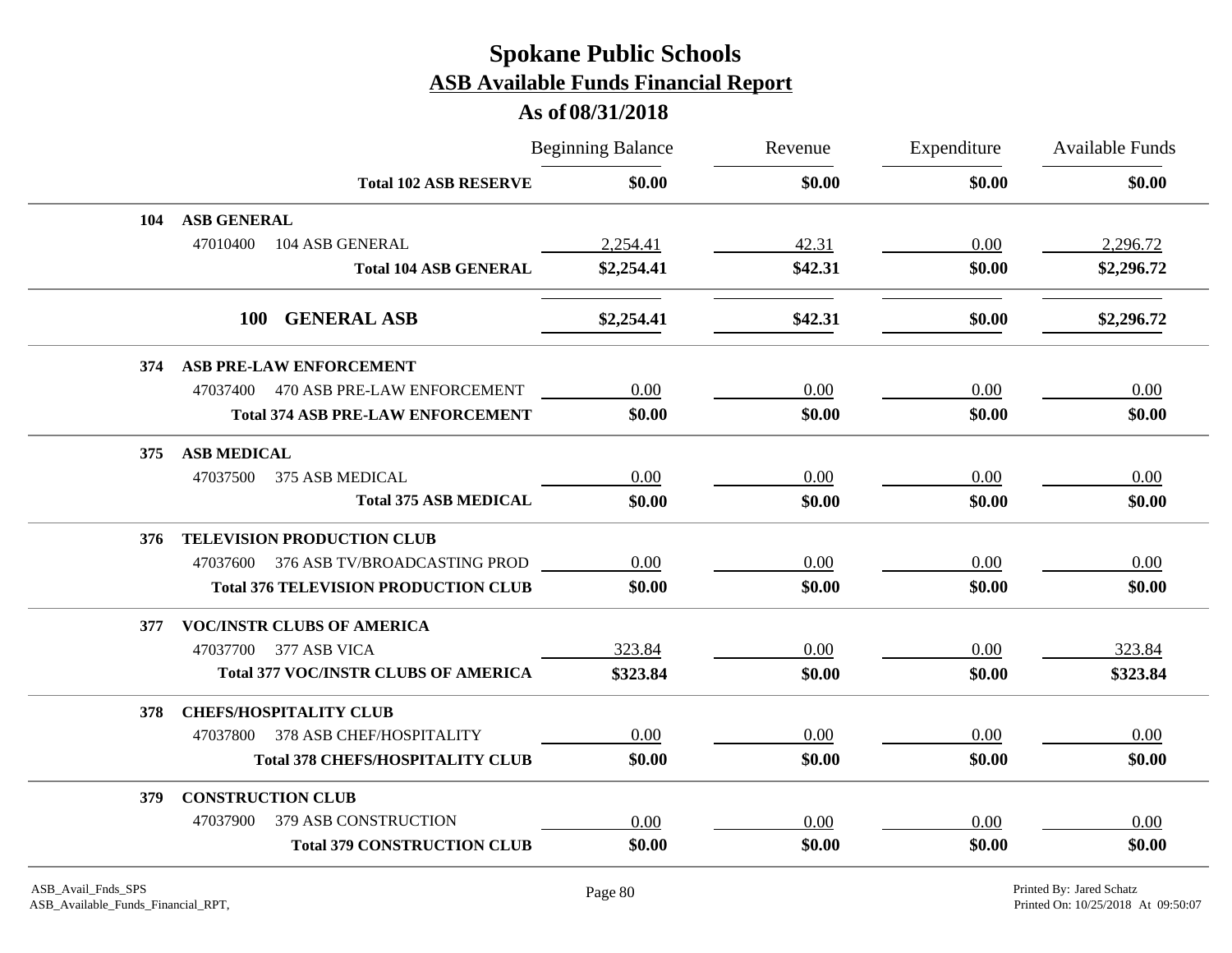# Spokane Public Schools

## ASB Available Funds Financial Report

### As of 08/31/2018

| | | Beginning Balance | Revenue | Expenditure | Available Funds |
|---|---|---|---|---|---|
| | **Total 102 ASB RESERVE** | **$0.00** | **$0.00** | **$0.00** | **$0.00** |
| **104** | **ASB GENERAL** | | | | |
| | 47010400 104 ASB GENERAL | 2,254.41 | 42.31 | 0.00 | 2,296.72 |
| | **Total 104 ASB GENERAL** | **$2,254.41** | **$42.31** | **$0.00** | **$2,296.72** |
| | **100 GENERAL ASB** | **$2,254.41** | **$42.31** | **$0.00** | **$2,296.72** |
| **374** | **ASB PRE-LAW ENFORCEMENT** | | | | |
| | 47037400 470 ASB PRE-LAW ENFORCEMENT | 0.00 | 0.00 | 0.00 | 0.00 |
| | **Total 374 ASB PRE-LAW ENFORCEMENT** | **$0.00** | **$0.00** | **$0.00** | **$0.00** |
| **375** | **ASB MEDICAL** | | | | |
| | 47037500 375 ASB MEDICAL | 0.00 | 0.00 | 0.00 | 0.00 |
| | **Total 375 ASB MEDICAL** | **$0.00** | **$0.00** | **$0.00** | **$0.00** |
| **376** | **TELEVISION PRODUCTION CLUB** | | | | |
| | 47037600 376 ASB TV/BROADCASTING PROD | 0.00 | 0.00 | 0.00 | 0.00 |
| | **Total 376 TELEVISION PRODUCTION CLUB** | **$0.00** | **$0.00** | **$0.00** | **$0.00** |
| **377** | **VOC/INSTR CLUBS OF AMERICA** | | | | |
| | 47037700 377 ASB VICA | 323.84 | 0.00 | 0.00 | 323.84 |
| | **Total 377 VOC/INSTR CLUBS OF AMERICA** | **$323.84** | **$0.00** | **$0.00** | **$323.84** |
| **378** | **CHEFS/HOSPITALITY CLUB** | | | | |
| | 47037800 378 ASB CHEF/HOSPITALITY | 0.00 | 0.00 | 0.00 | 0.00 |
| | **Total 378 CHEFS/HOSPITALITY CLUB** | **$0.00** | **$0.00** | **$0.00** | **$0.00** |
| **379** | **CONSTRUCTION CLUB** | | | | |
| | 47037900 379 ASB CONSTRUCTION | 0.00 | 0.00 | 0.00 | 0.00 |
| | **Total 379 CONSTRUCTION CLUB** | **$0.00** | **$0.00** | **$0.00** | **$0.00** |

ASB_Avail_Fnds_SPS
ASB_Available_Funds_Financial_RPT,

Printed By: Jared Schatz
Printed On: 10/25/2018 At 09:50:07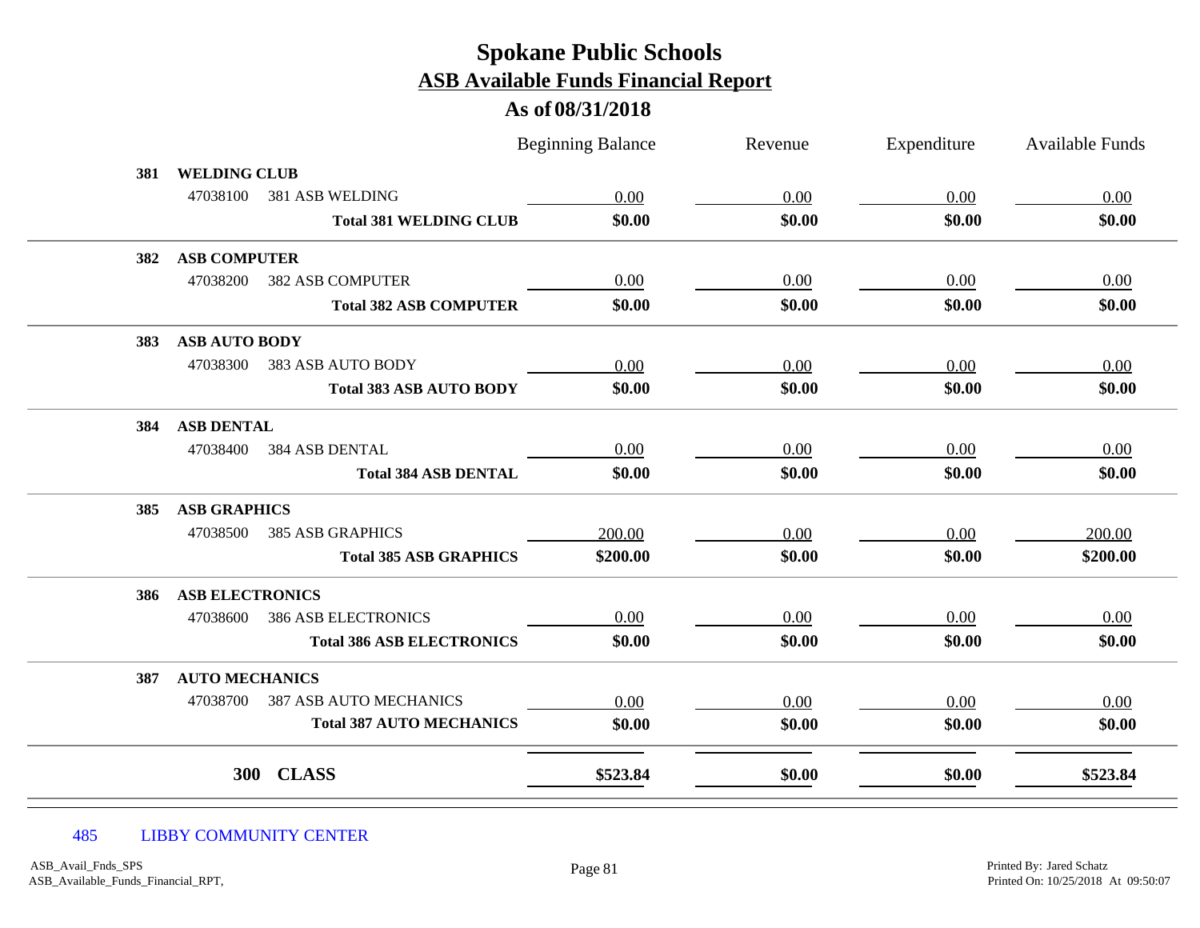# Spokane Public Schools

## ASB Available Funds Financial Report

### As of 08/31/2018

| | | Beginning Balance | Revenue | Expenditure | Available Funds |
|---|---|---|---|---|---|
| **381** | **WELDING CLUB** | | | | |
| 47038100 | 381 ASB WELDING | 0.00 | 0.00 | 0.00 | 0.00 |
| | **Total 381 WELDING CLUB** | **$0.00** | **$0.00** | **$0.00** | **$0.00** |
| **382** | **ASB COMPUTER** | | | | |
| 47038200 | 382 ASB COMPUTER | 0.00 | 0.00 | 0.00 | 0.00 |
| | **Total 382 ASB COMPUTER** | **$0.00** | **$0.00** | **$0.00** | **$0.00** |
| **383** | **ASB AUTO BODY** | | | | |
| 47038300 | 383 ASB AUTO BODY | 0.00 | 0.00 | 0.00 | 0.00 |
| | **Total 383 ASB AUTO BODY** | **$0.00** | **$0.00** | **$0.00** | **$0.00** |
| **384** | **ASB DENTAL** | | | | |
| 47038400 | 384 ASB DENTAL | 0.00 | 0.00 | 0.00 | 0.00 |
| | **Total 384 ASB DENTAL** | **$0.00** | **$0.00** | **$0.00** | **$0.00** |
| **385** | **ASB GRAPHICS** | | | | |
| 47038500 | 385 ASB GRAPHICS | 200.00 | 0.00 | 0.00 | 200.00 |
| | **Total 385 ASB GRAPHICS** | **$200.00** | **$0.00** | **$0.00** | **$200.00** |
| **386** | **ASB ELECTRONICS** | | | | |
| 47038600 | 386 ASB ELECTRONICS | 0.00 | 0.00 | 0.00 | 0.00 |
| | **Total 386 ASB ELECTRONICS** | **$0.00** | **$0.00** | **$0.00** | **$0.00** |
| **387** | **AUTO MECHANICS** | | | | |
| 47038700 | 387 ASB AUTO MECHANICS | 0.00 | 0.00 | 0.00 | 0.00 |
| | **Total 387 AUTO MECHANICS** | **$0.00** | **$0.00** | **$0.00** | **$0.00** |
| **300** | **CLASS** | **$523.84** | **$0.00** | **$0.00** | **$523.84** |

485 LIBBY COMMUNITY CENTER

ASB_Avail_Fnds_SPS
ASB_Available_Funds_Financial_RPT,

Printed By: Jared Schatz
Printed On: 10/25/2018 At 09:50:07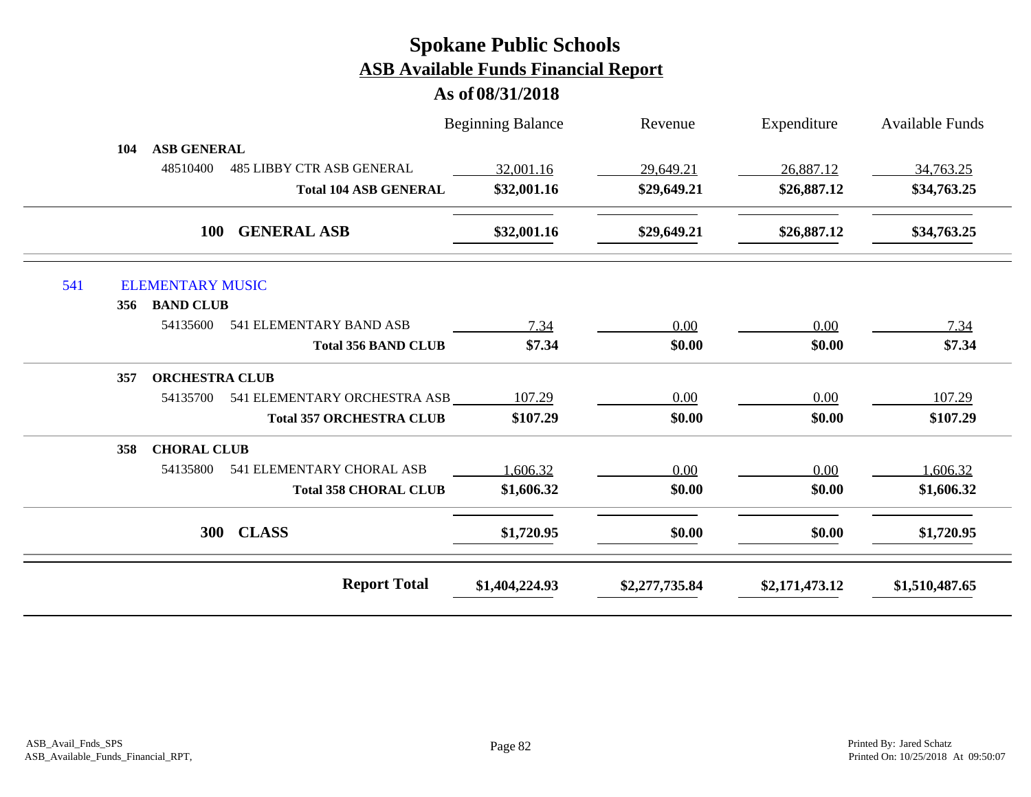# Spokane Public Schools

## ASB Available Funds Financial Report

### As of 08/31/2018

| | | Beginning Balance | Revenue | Expenditure | Available Funds |
|---|---|---|---|---|---|
| **104 ASB GENERAL** | | | | | |
| 48510400 | 485 LIBBY CTR ASB GENERAL | 32,001.16 | 29,649.21 | 26,887.12 | 34,763.25 |
| | **Total 104 ASB GENERAL** | **$32,001.16** | **$29,649.21** | **$26,887.12** | **$34,763.25** |
| **100 GENERAL ASB** | | **$32,001.16** | **$29,649.21** | **$26,887.12** | **$34,763.25** |
| 541 ELEMENTARY MUSIC | | | | | |
| **356 BAND CLUB** | | | | | |
| 54135600 | 541 ELEMENTARY BAND ASB | 7.34 | 0.00 | 0.00 | 7.34 |
| | **Total 356 BAND CLUB** | **$7.34** | **$0.00** | **$0.00** | **$7.34** |
| **357 ORCHESTRA CLUB** | | | | | |
| 54135700 | 541 ELEMENTARY ORCHESTRA ASB | 107.29 | 0.00 | 0.00 | 107.29 |
| | **Total 357 ORCHESTRA CLUB** | **$107.29** | **$0.00** | **$0.00** | **$107.29** |
| **358 CHORAL CLUB** | | | | | |
| 54135800 | 541 ELEMENTARY CHORAL ASB | 1,606.32 | 0.00 | 0.00 | 1,606.32 |
| | **Total 358 CHORAL CLUB** | **$1,606.32** | **$0.00** | **$0.00** | **$1,606.32** |
| **300 CLASS** | | **$1,720.95** | **$0.00** | **$0.00** | **$1,720.95** |
| | **Report Total** | **$1,404,224.93** | **$2,277,735.84** | **$2,171,473.12** | **$1,510,487.65** |

ASB_Avail_Fnds_SPS
ASB_Available_Funds_Financial_RPT,

Printed By: Jared Schatz
Printed On: 10/25/2018 At 09:50:07